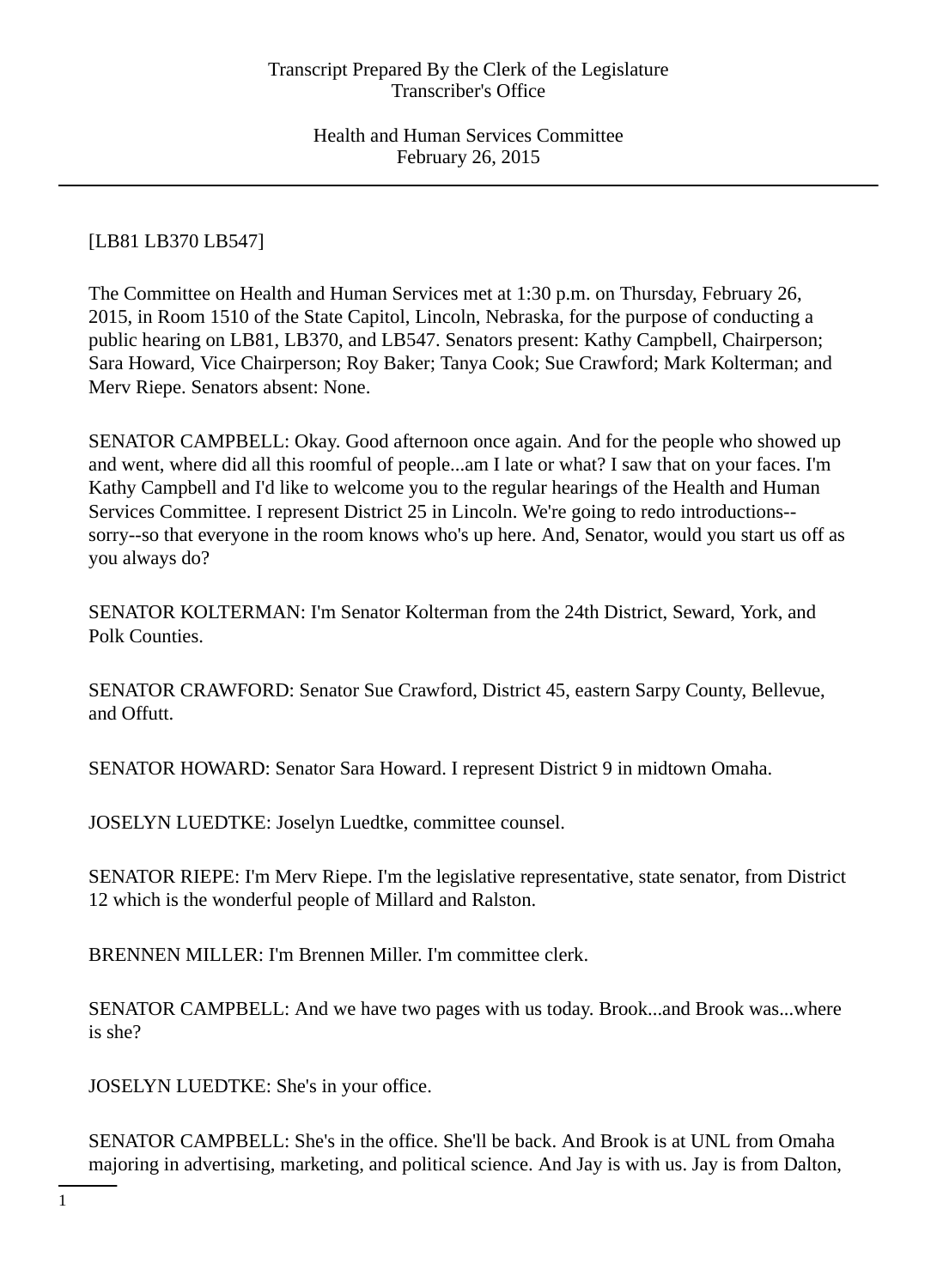[LB81 LB370 LB547]

The Committee on Health and Human Services met at 1:30 p.m. on Thursday, February 26, 2015, in Room 1510 of the State Capitol, Lincoln, Nebraska, for the purpose of conducting a public hearing on LB81, LB370, and LB547. Senators present: Kathy Campbell, Chairperson; Sara Howard, Vice Chairperson; Roy Baker; Tanya Cook; Sue Crawford; Mark Kolterman; and Merv Riepe. Senators absent: None.

SENATOR CAMPBELL: Okay. Good afternoon once again. And for the people who showed up and went, where did all this roomful of people...am I late or what? I saw that on your faces. I'm Kathy Campbell and I'd like to welcome you to the regular hearings of the Health and Human Services Committee. I represent District 25 in Lincoln. We're going to redo introductions--sorry--so that everyone in the room knows who's up here. And, Senator, would you start us off as you always do?

SENATOR KOLTERMAN: I'm Senator Kolterman from the 24th District, Seward, York, and Polk Counties.

SENATOR CRAWFORD: Senator Sue Crawford, District 45, eastern Sarpy County, Bellevue, and Offutt.

SENATOR HOWARD: Senator Sara Howard. I represent District 9 in midtown Omaha.

JOSELYN LUEDTKE: Joselyn Luedtke, committee counsel.

SENATOR RIEPE: I'm Merv Riepe. I'm the legislative representative, state senator, from District 12 which is the wonderful people of Millard and Ralston.

BRENNEN MILLER: I'm Brennen Miller. I'm committee clerk.

SENATOR CAMPBELL: And we have two pages with us today. Brook...and Brook was...where is she?

JOSELYN LUEDTKE: She's in your office.

SENATOR CAMPBELL: She's in the office. She'll be back. And Brook is at UNL from Omaha majoring in advertising, marketing, and political science. And Jay is with us. Jay is from Dalton,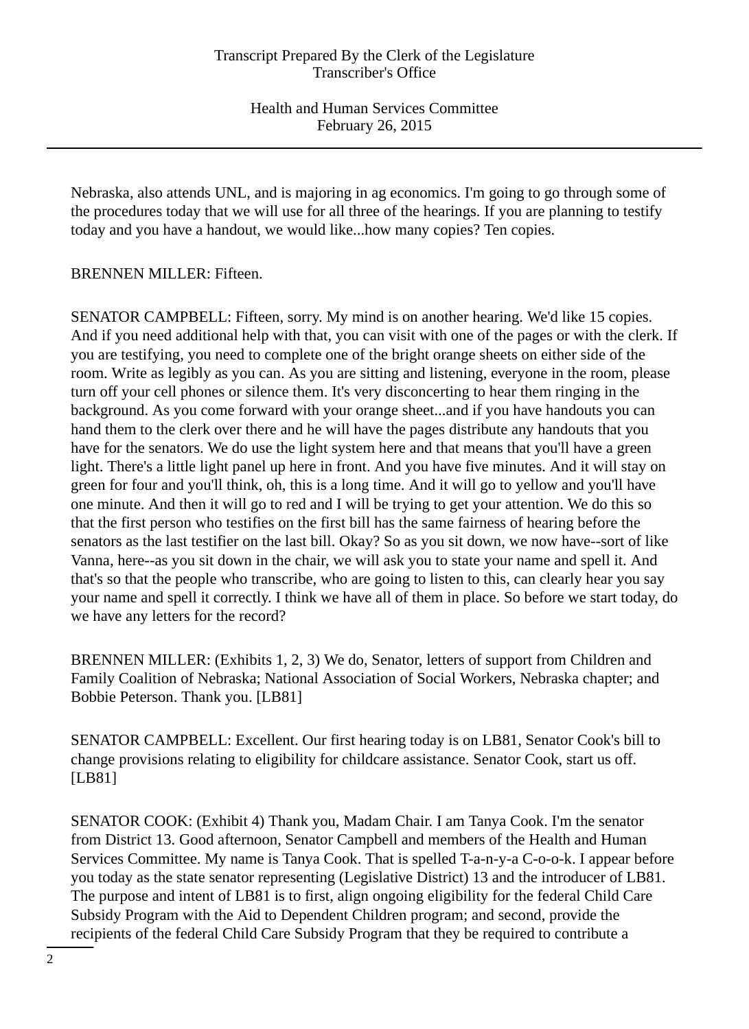Nebraska, also attends UNL, and is majoring in ag economics. I'm going to go through some of the procedures today that we will use for all three of the hearings. If you are planning to testify today and you have a handout, we would like...how many copies? Ten copies.

BRENNEN MILLER: Fifteen.

SENATOR CAMPBELL: Fifteen, sorry. My mind is on another hearing. We'd like 15 copies. And if you need additional help with that, you can visit with one of the pages or with the clerk. If you are testifying, you need to complete one of the bright orange sheets on either side of the room. Write as legibly as you can. As you are sitting and listening, everyone in the room, please turn off your cell phones or silence them. It's very disconcerting to hear them ringing in the background. As you come forward with your orange sheet...and if you have handouts you can hand them to the clerk over there and he will have the pages distribute any handouts that you have for the senators. We do use the light system here and that means that you'll have a green light. There's a little light panel up here in front. And you have five minutes. And it will stay on green for four and you'll think, oh, this is a long time. And it will go to yellow and you'll have one minute. And then it will go to red and I will be trying to get your attention. We do this so that the first person who testifies on the first bill has the same fairness of hearing before the senators as the last testifier on the last bill. Okay? So as you sit down, we now have--sort of like Vanna, here--as you sit down in the chair, we will ask you to state your name and spell it. And that's so that the people who transcribe, who are going to listen to this, can clearly hear you say your name and spell it correctly. I think we have all of them in place. So before we start today, do we have any letters for the record?

BRENNEN MILLER: (Exhibits 1, 2, 3) We do, Senator, letters of support from Children and Family Coalition of Nebraska; National Association of Social Workers, Nebraska chapter; and Bobbie Peterson. Thank you. [LB81]

SENATOR CAMPBELL: Excellent. Our first hearing today is on LB81, Senator Cook's bill to change provisions relating to eligibility for childcare assistance. Senator Cook, start us off. [LB81]

SENATOR COOK: (Exhibit 4) Thank you, Madam Chair. I am Tanya Cook. I'm the senator from District 13. Good afternoon, Senator Campbell and members of the Health and Human Services Committee. My name is Tanya Cook. That is spelled T-a-n-y-a C-o-o-k. I appear before you today as the state senator representing (Legislative District) 13 and the introducer of LB81. The purpose and intent of LB81 is to first, align ongoing eligibility for the federal Child Care Subsidy Program with the Aid to Dependent Children program; and second, provide the recipients of the federal Child Care Subsidy Program that they be required to contribute a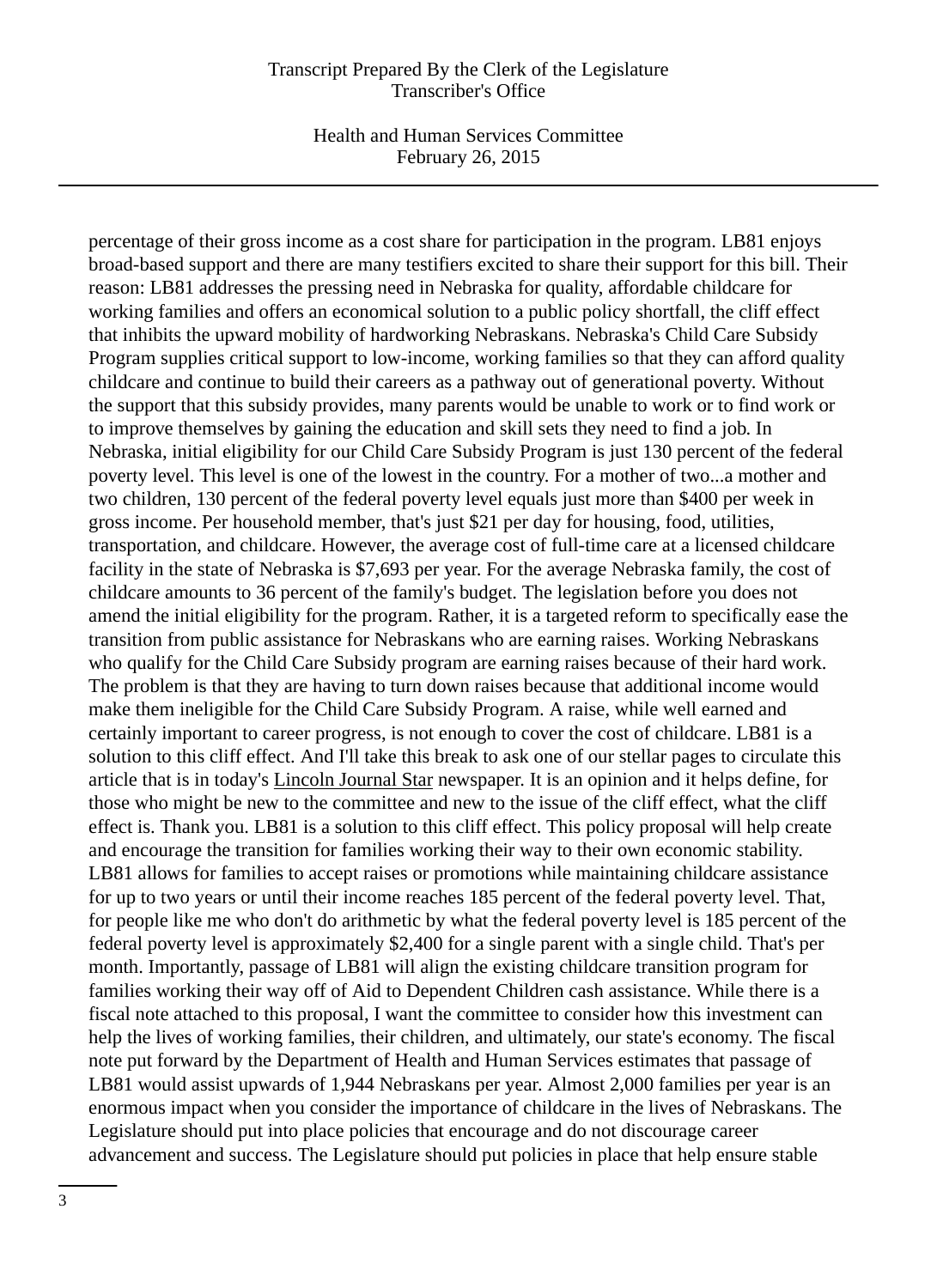percentage of their gross income as a cost share for participation in the program. LB81 enjoys broad-based support and there are many testifiers excited to share their support for this bill. Their reason: LB81 addresses the pressing need in Nebraska for quality, affordable childcare for working families and offers an economical solution to a public policy shortfall, the cliff effect that inhibits the upward mobility of hardworking Nebraskans. Nebraska's Child Care Subsidy Program supplies critical support to low-income, working families so that they can afford quality childcare and continue to build their careers as a pathway out of generational poverty. Without the support that this subsidy provides, many parents would be unable to work or to find work or to improve themselves by gaining the education and skill sets they need to find a job. In Nebraska, initial eligibility for our Child Care Subsidy Program is just 130 percent of the federal poverty level. This level is one of the lowest in the country. For a mother of two...a mother and two children, 130 percent of the federal poverty level equals just more than $400 per week in gross income. Per household member, that's just $21 per day for housing, food, utilities, transportation, and childcare. However, the average cost of full-time care at a licensed childcare facility in the state of Nebraska is $7,693 per year. For the average Nebraska family, the cost of childcare amounts to 36 percent of the family's budget. The legislation before you does not amend the initial eligibility for the program. Rather, it is a targeted reform to specifically ease the transition from public assistance for Nebraskans who are earning raises. Working Nebraskans who qualify for the Child Care Subsidy program are earning raises because of their hard work. The problem is that they are having to turn down raises because that additional income would make them ineligible for the Child Care Subsidy Program. A raise, while well earned and certainly important to career progress, is not enough to cover the cost of childcare. LB81 is a solution to this cliff effect. And I'll take this break to ask one of our stellar pages to circulate this article that is in today's Lincoln Journal Star newspaper. It is an opinion and it helps define, for those who might be new to the committee and new to the issue of the cliff effect, what the cliff effect is. Thank you. LB81 is a solution to this cliff effect. This policy proposal will help create and encourage the transition for families working their way to their own economic stability. LB81 allows for families to accept raises or promotions while maintaining childcare assistance for up to two years or until their income reaches 185 percent of the federal poverty level. That, for people like me who don't do arithmetic by what the federal poverty level is 185 percent of the federal poverty level is approximately $2,400 for a single parent with a single child. That's per month. Importantly, passage of LB81 will align the existing childcare transition program for families working their way off of Aid to Dependent Children cash assistance. While there is a fiscal note attached to this proposal, I want the committee to consider how this investment can help the lives of working families, their children, and ultimately, our state's economy. The fiscal note put forward by the Department of Health and Human Services estimates that passage of LB81 would assist upwards of 1,944 Nebraskans per year. Almost 2,000 families per year is an enormous impact when you consider the importance of childcare in the lives of Nebraskans. The Legislature should put into place policies that encourage and do not discourage career advancement and success. The Legislature should put policies in place that help ensure stable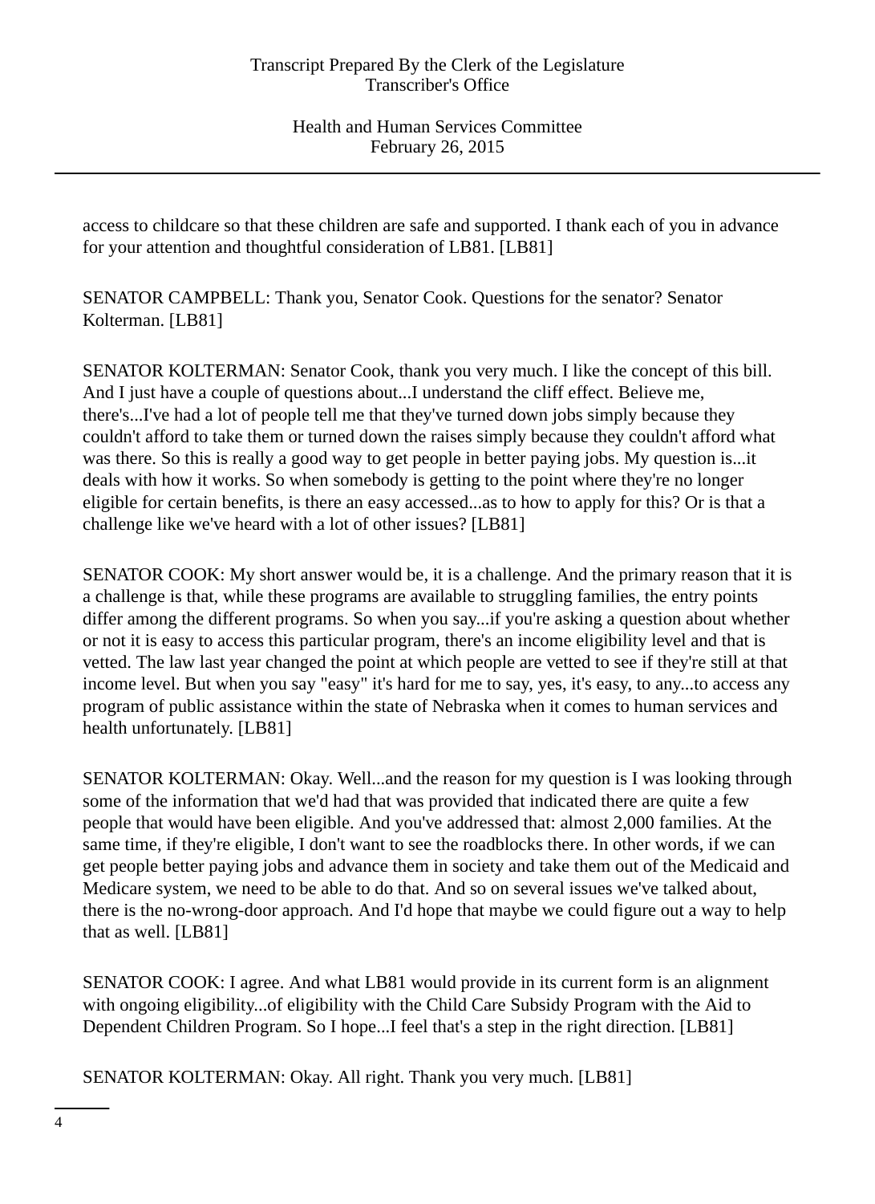access to childcare so that these children are safe and supported. I thank each of you in advance for your attention and thoughtful consideration of LB81. [LB81]

SENATOR CAMPBELL: Thank you, Senator Cook. Questions for the senator? Senator Kolterman. [LB81]

SENATOR KOLTERMAN: Senator Cook, thank you very much. I like the concept of this bill. And I just have a couple of questions about...I understand the cliff effect. Believe me, there's...I've had a lot of people tell me that they've turned down jobs simply because they couldn't afford to take them or turned down the raises simply because they couldn't afford what was there. So this is really a good way to get people in better paying jobs. My question is...it deals with how it works. So when somebody is getting to the point where they're no longer eligible for certain benefits, is there an easy accessed...as to how to apply for this? Or is that a challenge like we've heard with a lot of other issues? [LB81]

SENATOR COOK: My short answer would be, it is a challenge. And the primary reason that it is a challenge is that, while these programs are available to struggling families, the entry points differ among the different programs. So when you say...if you're asking a question about whether or not it is easy to access this particular program, there's an income eligibility level and that is vetted. The law last year changed the point at which people are vetted to see if they're still at that income level. But when you say "easy" it's hard for me to say, yes, it's easy, to any...to access any program of public assistance within the state of Nebraska when it comes to human services and health unfortunately. [LB81]

SENATOR KOLTERMAN: Okay. Well...and the reason for my question is I was looking through some of the information that we'd had that was provided that indicated there are quite a few people that would have been eligible. And you've addressed that: almost 2,000 families. At the same time, if they're eligible, I don't want to see the roadblocks there. In other words, if we can get people better paying jobs and advance them in society and take them out of the Medicaid and Medicare system, we need to be able to do that. And so on several issues we've talked about, there is the no-wrong-door approach. And I'd hope that maybe we could figure out a way to help that as well. [LB81]

SENATOR COOK: I agree. And what LB81 would provide in its current form is an alignment with ongoing eligibility...of eligibility with the Child Care Subsidy Program with the Aid to Dependent Children Program. So I hope...I feel that's a step in the right direction. [LB81]

SENATOR KOLTERMAN: Okay. All right. Thank you very much. [LB81]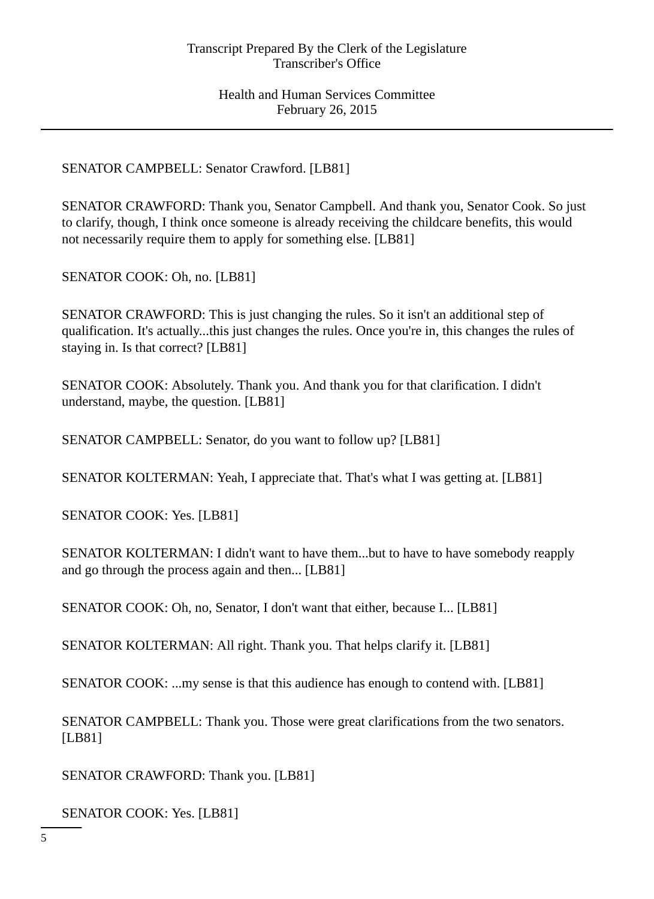SENATOR CAMPBELL: Senator Crawford. [LB81]

SENATOR CRAWFORD: Thank you, Senator Campbell. And thank you, Senator Cook. So just to clarify, though, I think once someone is already receiving the childcare benefits, this would not necessarily require them to apply for something else. [LB81]

SENATOR COOK: Oh, no. [LB81]

SENATOR CRAWFORD: This is just changing the rules. So it isn't an additional step of qualification. It's actually...this just changes the rules. Once you're in, this changes the rules of staying in. Is that correct? [LB81]

SENATOR COOK: Absolutely. Thank you. And thank you for that clarification. I didn't understand, maybe, the question. [LB81]

SENATOR CAMPBELL: Senator, do you want to follow up? [LB81]

SENATOR KOLTERMAN: Yeah, I appreciate that. That's what I was getting at. [LB81]

SENATOR COOK: Yes. [LB81]

SENATOR KOLTERMAN: I didn't want to have them...but to have to have somebody reapply and go through the process again and then... [LB81]

SENATOR COOK: Oh, no, Senator, I don't want that either, because I... [LB81]

SENATOR KOLTERMAN: All right. Thank you. That helps clarify it. [LB81]

SENATOR COOK: ...my sense is that this audience has enough to contend with. [LB81]

SENATOR CAMPBELL: Thank you. Those were great clarifications from the two senators. [LB81]

SENATOR CRAWFORD: Thank you. [LB81]

SENATOR COOK: Yes. [LB81]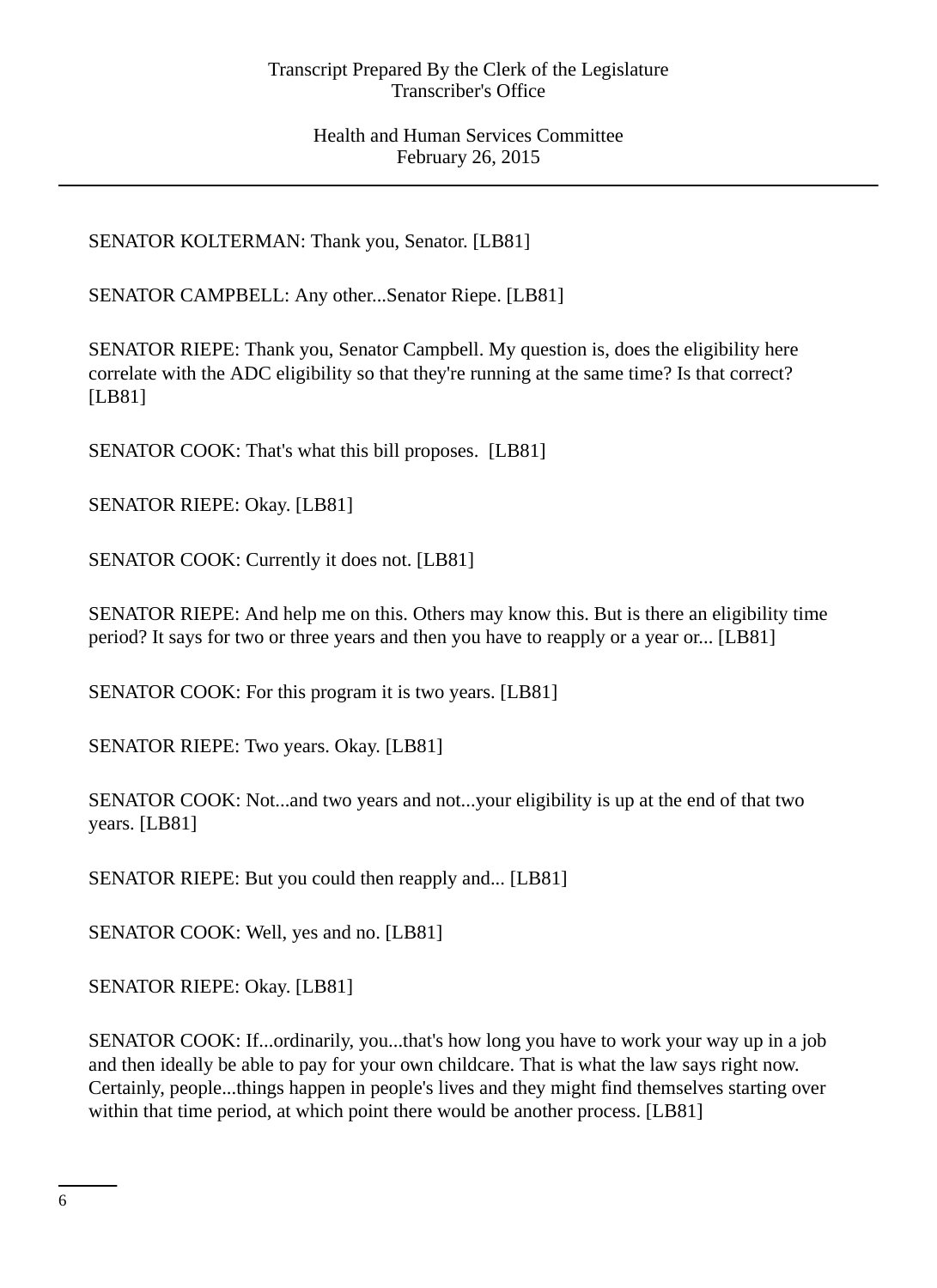SENATOR KOLTERMAN: Thank you, Senator. [LB81]

SENATOR CAMPBELL: Any other...Senator Riepe. [LB81]

SENATOR RIEPE: Thank you, Senator Campbell. My question is, does the eligibility here correlate with the ADC eligibility so that they're running at the same time? Is that correct? [LB81]

SENATOR COOK: That's what this bill proposes. [LB81]

SENATOR RIEPE: Okay. [LB81]

SENATOR COOK: Currently it does not. [LB81]

SENATOR RIEPE: And help me on this. Others may know this. But is there an eligibility time period? It says for two or three years and then you have to reapply or a year or... [LB81]

SENATOR COOK: For this program it is two years. [LB81]

SENATOR RIEPE: Two years. Okay. [LB81]

SENATOR COOK: Not...and two years and not...your eligibility is up at the end of that two years. [LB81]

SENATOR RIEPE: But you could then reapply and... [LB81]

SENATOR COOK: Well, yes and no. [LB81]

SENATOR RIEPE: Okay. [LB81]

SENATOR COOK: If...ordinarily, you...that's how long you have to work your way up in a job and then ideally be able to pay for your own childcare. That is what the law says right now. Certainly, people...things happen in people's lives and they might find themselves starting over within that time period, at which point there would be another process. [LB81]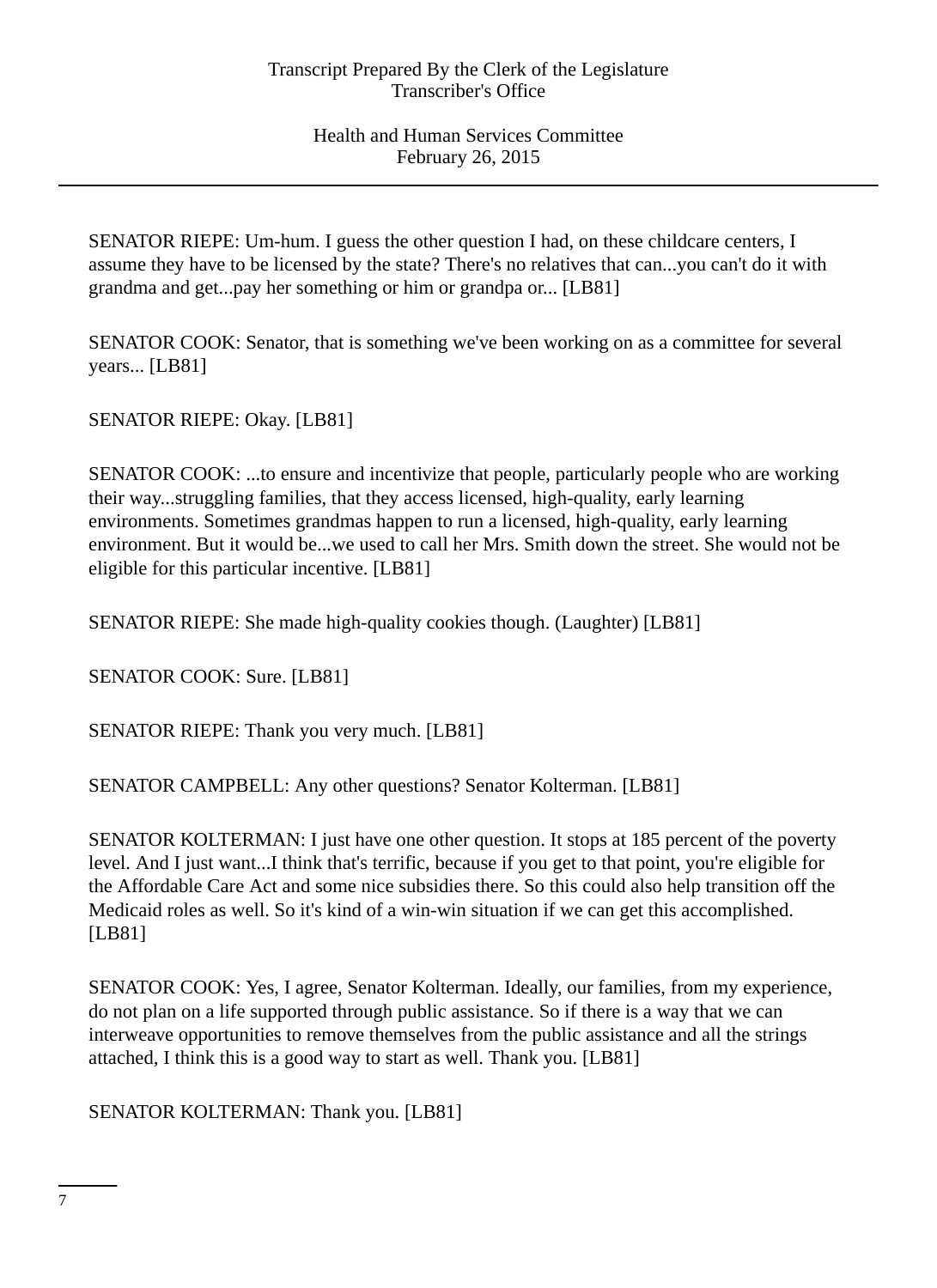SENATOR RIEPE: Um-hum. I guess the other question I had, on these childcare centers, I assume they have to be licensed by the state? There's no relatives that can...you can't do it with grandma and get...pay her something or him or grandpa or... [LB81]

SENATOR COOK: Senator, that is something we've been working on as a committee for several years... [LB81]

SENATOR RIEPE: Okay. [LB81]

SENATOR COOK: ...to ensure and incentivize that people, particularly people who are working their way...struggling families, that they access licensed, high-quality, early learning environments. Sometimes grandmas happen to run a licensed, high-quality, early learning environment. But it would be...we used to call her Mrs. Smith down the street. She would not be eligible for this particular incentive. [LB81]

SENATOR RIEPE: She made high-quality cookies though. (Laughter) [LB81]

SENATOR COOK: Sure. [LB81]

SENATOR RIEPE: Thank you very much. [LB81]

SENATOR CAMPBELL: Any other questions? Senator Kolterman. [LB81]

SENATOR KOLTERMAN: I just have one other question. It stops at 185 percent of the poverty level. And I just want...I think that's terrific, because if you get to that point, you're eligible for the Affordable Care Act and some nice subsidies there. So this could also help transition off the Medicaid roles as well. So it's kind of a win-win situation if we can get this accomplished. [LB81]

SENATOR COOK: Yes, I agree, Senator Kolterman. Ideally, our families, from my experience, do not plan on a life supported through public assistance. So if there is a way that we can interweave opportunities to remove themselves from the public assistance and all the strings attached, I think this is a good way to start as well. Thank you. [LB81]

SENATOR KOLTERMAN: Thank you. [LB81]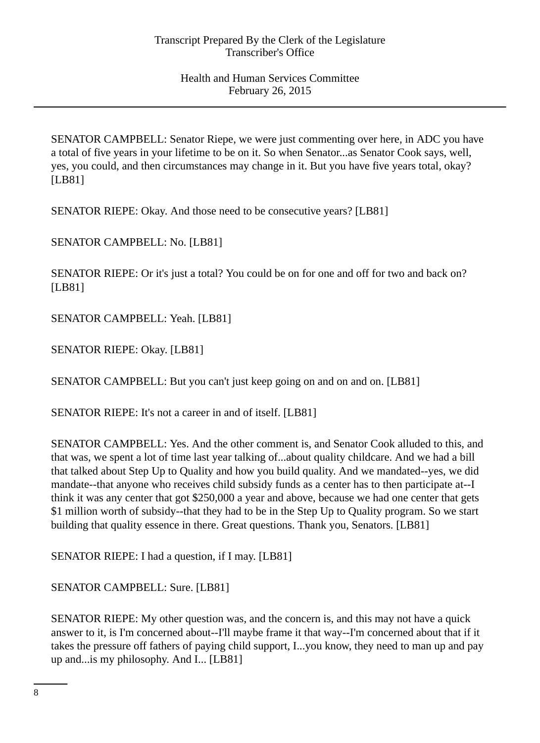SENATOR CAMPBELL: Senator Riepe, we were just commenting over here, in ADC you have a total of five years in your lifetime to be on it. So when Senator...as Senator Cook says, well, yes, you could, and then circumstances may change in it. But you have five years total, okay? [LB81]

SENATOR RIEPE: Okay. And those need to be consecutive years? [LB81]

SENATOR CAMPBELL: No. [LB81]

SENATOR RIEPE: Or it's just a total? You could be on for one and off for two and back on? [LB81]

SENATOR CAMPBELL: Yeah. [LB81]

SENATOR RIEPE: Okay. [LB81]

SENATOR CAMPBELL: But you can't just keep going on and on and on. [LB81]

SENATOR RIEPE: It's not a career in and of itself. [LB81]

SENATOR CAMPBELL: Yes. And the other comment is, and Senator Cook alluded to this, and that was, we spent a lot of time last year talking of...about quality childcare. And we had a bill that talked about Step Up to Quality and how you build quality. And we mandated--yes, we did mandate--that anyone who receives child subsidy funds as a center has to then participate at--I think it was any center that got $250,000 a year and above, because we had one center that gets $1 million worth of subsidy--that they had to be in the Step Up to Quality program. So we start building that quality essence in there. Great questions. Thank you, Senators. [LB81]

SENATOR RIEPE: I had a question, if I may. [LB81]

SENATOR CAMPBELL: Sure. [LB81]

SENATOR RIEPE: My other question was, and the concern is, and this may not have a quick answer to it, is I'm concerned about--I'll maybe frame it that way--I'm concerned about that if it takes the pressure off fathers of paying child support, I...you know, they need to man up and pay up and...is my philosophy. And I... [LB81]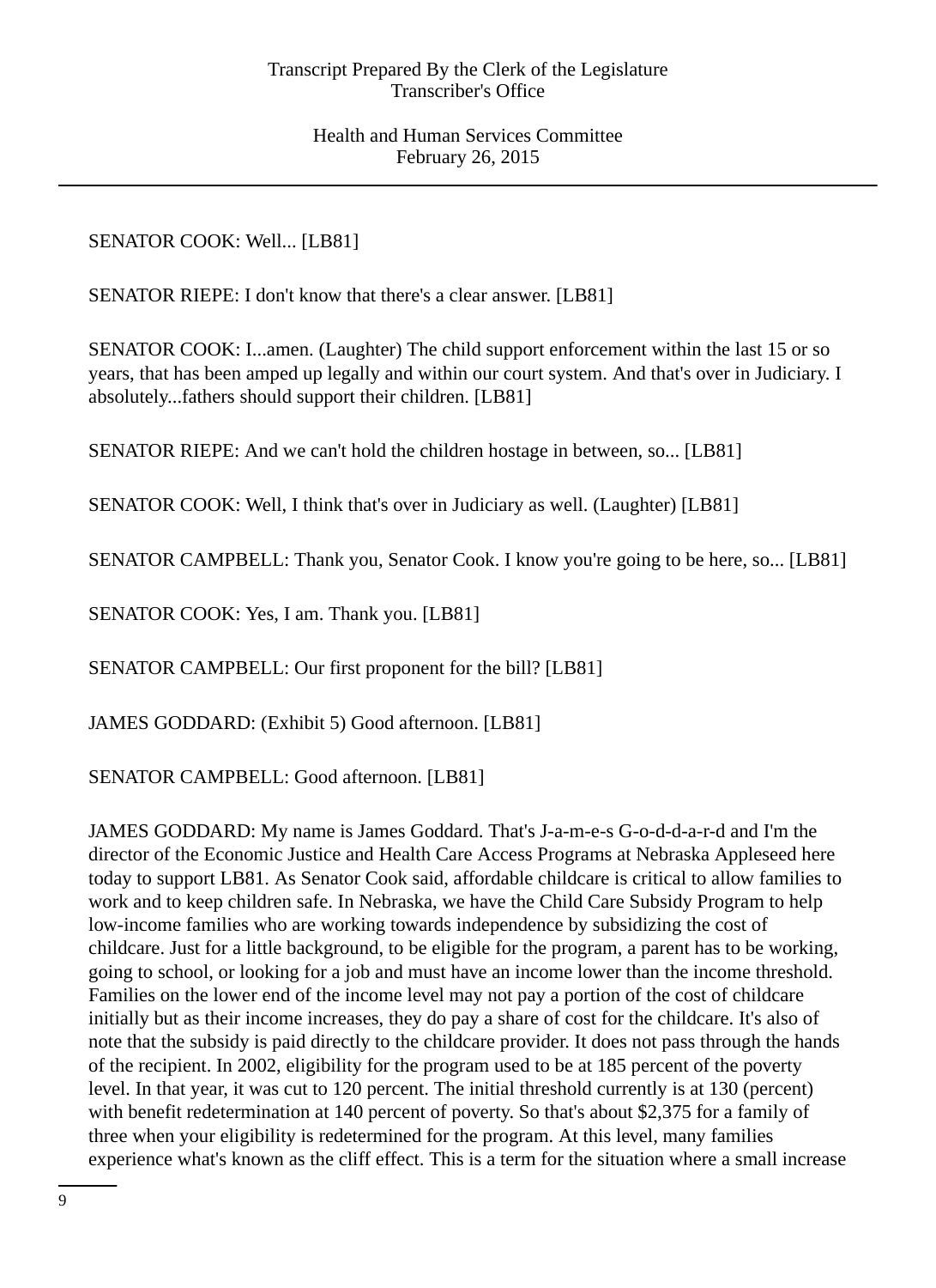SENATOR COOK: Well... [LB81]

SENATOR RIEPE: I don't know that there's a clear answer. [LB81]

SENATOR COOK: I...amen. (Laughter) The child support enforcement within the last 15 or so years, that has been amped up legally and within our court system. And that's over in Judiciary. I absolutely...fathers should support their children. [LB81]

SENATOR RIEPE: And we can't hold the children hostage in between, so... [LB81]

SENATOR COOK: Well, I think that's over in Judiciary as well. (Laughter) [LB81]

SENATOR CAMPBELL: Thank you, Senator Cook. I know you're going to be here, so... [LB81]

SENATOR COOK: Yes, I am. Thank you. [LB81]

SENATOR CAMPBELL: Our first proponent for the bill? [LB81]

JAMES GODDARD: (Exhibit 5) Good afternoon. [LB81]

SENATOR CAMPBELL: Good afternoon. [LB81]

JAMES GODDARD: My name is James Goddard. That's J-a-m-e-s G-o-d-d-a-r-d and I'm the director of the Economic Justice and Health Care Access Programs at Nebraska Appleseed here today to support LB81. As Senator Cook said, affordable childcare is critical to allow families to work and to keep children safe. In Nebraska, we have the Child Care Subsidy Program to help low-income families who are working towards independence by subsidizing the cost of childcare. Just for a little background, to be eligible for the program, a parent has to be working, going to school, or looking for a job and must have an income lower than the income threshold. Families on the lower end of the income level may not pay a portion of the cost of childcare initially but as their income increases, they do pay a share of cost for the childcare. It's also of note that the subsidy is paid directly to the childcare provider. It does not pass through the hands of the recipient. In 2002, eligibility for the program used to be at 185 percent of the poverty level. In that year, it was cut to 120 percent. The initial threshold currently is at 130 (percent) with benefit redetermination at 140 percent of poverty. So that's about $2,375 for a family of three when your eligibility is redetermined for the program. At this level, many families experience what's known as the cliff effect. This is a term for the situation where a small increase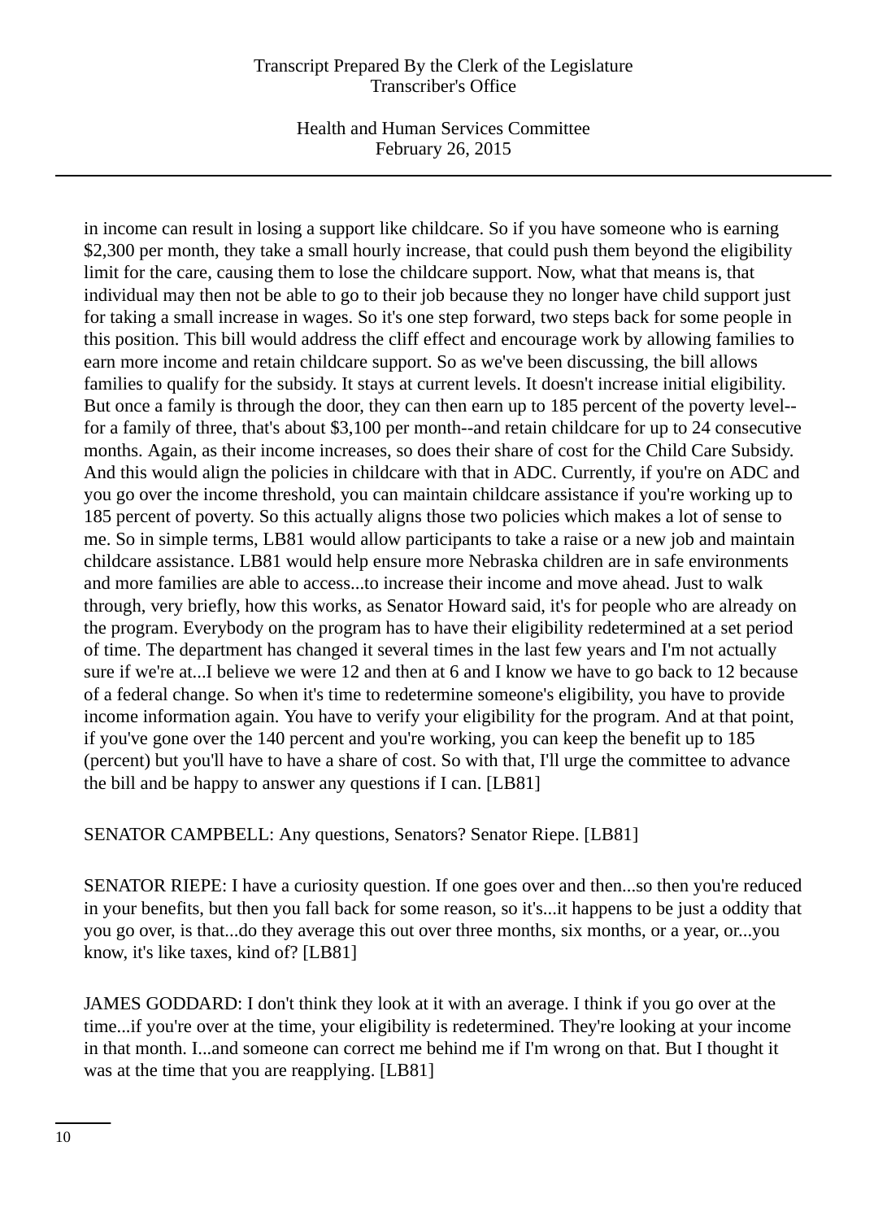in income can result in losing a support like childcare. So if you have someone who is earning $2,300 per month, they take a small hourly increase, that could push them beyond the eligibility limit for the care, causing them to lose the childcare support. Now, what that means is, that individual may then not be able to go to their job because they no longer have child support just for taking a small increase in wages. So it's one step forward, two steps back for some people in this position. This bill would address the cliff effect and encourage work by allowing families to earn more income and retain childcare support. So as we've been discussing, the bill allows families to qualify for the subsidy. It stays at current levels. It doesn't increase initial eligibility. But once a family is through the door, they can then earn up to 185 percent of the poverty level--for a family of three, that's about $3,100 per month--and retain childcare for up to 24 consecutive months. Again, as their income increases, so does their share of cost for the Child Care Subsidy. And this would align the policies in childcare with that in ADC. Currently, if you're on ADC and you go over the income threshold, you can maintain childcare assistance if you're working up to 185 percent of poverty. So this actually aligns those two policies which makes a lot of sense to me. So in simple terms, LB81 would allow participants to take a raise or a new job and maintain childcare assistance. LB81 would help ensure more Nebraska children are in safe environments and more families are able to access...to increase their income and move ahead. Just to walk through, very briefly, how this works, as Senator Howard said, it's for people who are already on the program. Everybody on the program has to have their eligibility redetermined at a set period of time. The department has changed it several times in the last few years and I'm not actually sure if we're at...I believe we were 12 and then at 6 and I know we have to go back to 12 because of a federal change. So when it's time to redetermine someone's eligibility, you have to provide income information again. You have to verify your eligibility for the program. And at that point, if you've gone over the 140 percent and you're working, you can keep the benefit up to 185 (percent) but you'll have to have a share of cost. So with that, I'll urge the committee to advance the bill and be happy to answer any questions if I can. [LB81]

SENATOR CAMPBELL: Any questions, Senators? Senator Riepe. [LB81]

SENATOR RIEPE: I have a curiosity question. If one goes over and then...so then you're reduced in your benefits, but then you fall back for some reason, so it's...it happens to be just a oddity that you go over, is that...do they average this out over three months, six months, or a year, or...you know, it's like taxes, kind of? [LB81]

JAMES GODDARD: I don't think they look at it with an average. I think if you go over at the time...if you're over at the time, your eligibility is redetermined. They're looking at your income in that month. I...and someone can correct me behind me if I'm wrong on that. But I thought it was at the time that you are reapplying. [LB81]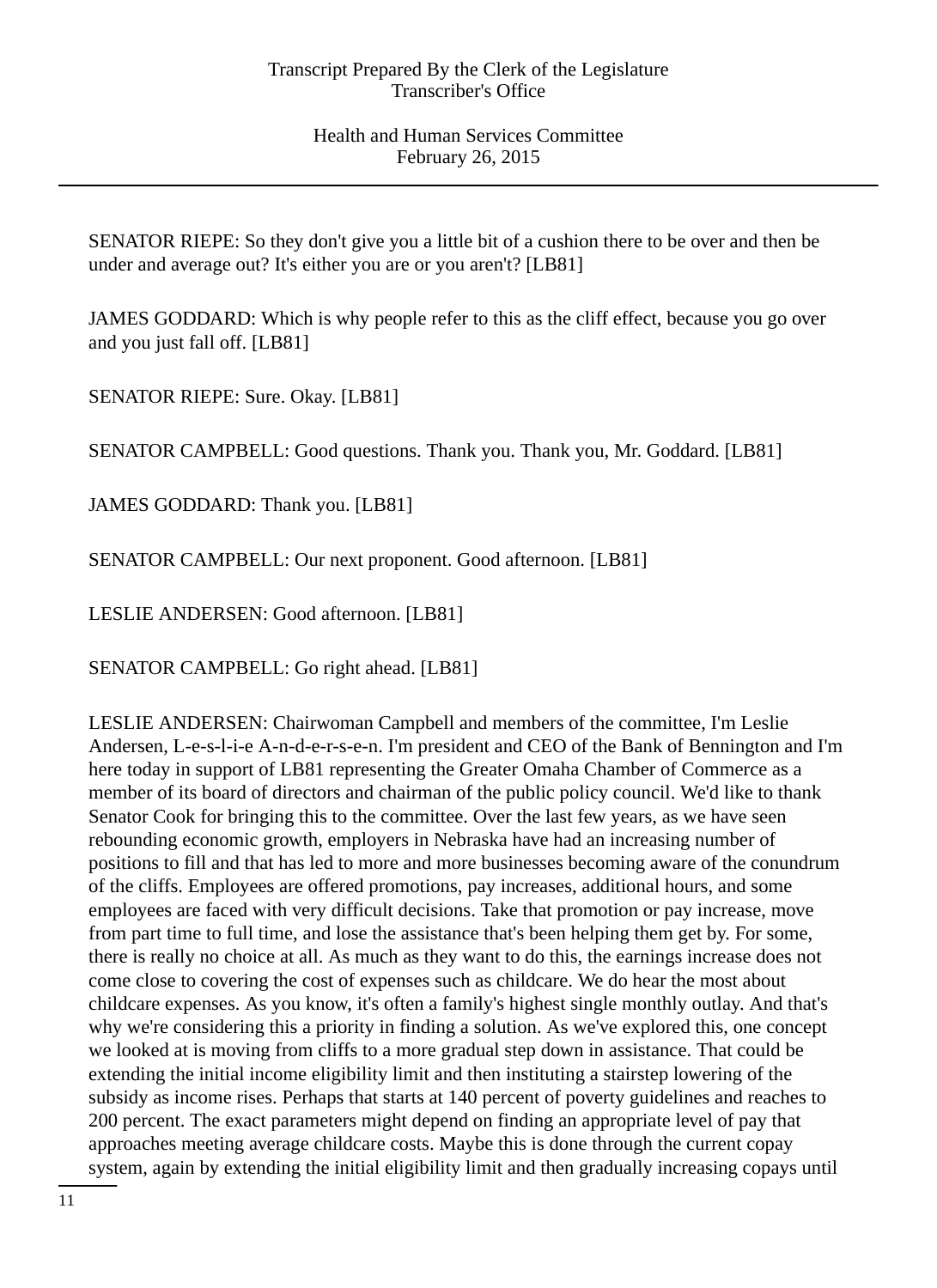SENATOR RIEPE: So they don't give you a little bit of a cushion there to be over and then be under and average out? It's either you are or you aren't? [LB81]

JAMES GODDARD: Which is why people refer to this as the cliff effect, because you go over and you just fall off. [LB81]

SENATOR RIEPE: Sure. Okay. [LB81]

SENATOR CAMPBELL: Good questions. Thank you. Thank you, Mr. Goddard. [LB81]

JAMES GODDARD: Thank you. [LB81]

SENATOR CAMPBELL: Our next proponent. Good afternoon. [LB81]

LESLIE ANDERSEN: Good afternoon. [LB81]

SENATOR CAMPBELL: Go right ahead. [LB81]

LESLIE ANDERSEN: Chairwoman Campbell and members of the committee, I'm Leslie Andersen, L-e-s-l-i-e A-n-d-e-r-s-e-n. I'm president and CEO of the Bank of Bennington and I'm here today in support of LB81 representing the Greater Omaha Chamber of Commerce as a member of its board of directors and chairman of the public policy council. We'd like to thank Senator Cook for bringing this to the committee. Over the last few years, as we have seen rebounding economic growth, employers in Nebraska have had an increasing number of positions to fill and that has led to more and more businesses becoming aware of the conundrum of the cliffs. Employees are offered promotions, pay increases, additional hours, and some employees are faced with very difficult decisions. Take that promotion or pay increase, move from part time to full time, and lose the assistance that's been helping them get by. For some, there is really no choice at all. As much as they want to do this, the earnings increase does not come close to covering the cost of expenses such as childcare. We do hear the most about childcare expenses. As you know, it's often a family's highest single monthly outlay. And that's why we're considering this a priority in finding a solution. As we've explored this, one concept we looked at is moving from cliffs to a more gradual step down in assistance. That could be extending the initial income eligibility limit and then instituting a stairstep lowering of the subsidy as income rises. Perhaps that starts at 140 percent of poverty guidelines and reaches to 200 percent. The exact parameters might depend on finding an appropriate level of pay that approaches meeting average childcare costs. Maybe this is done through the current copay system, again by extending the initial eligibility limit and then gradually increasing copays until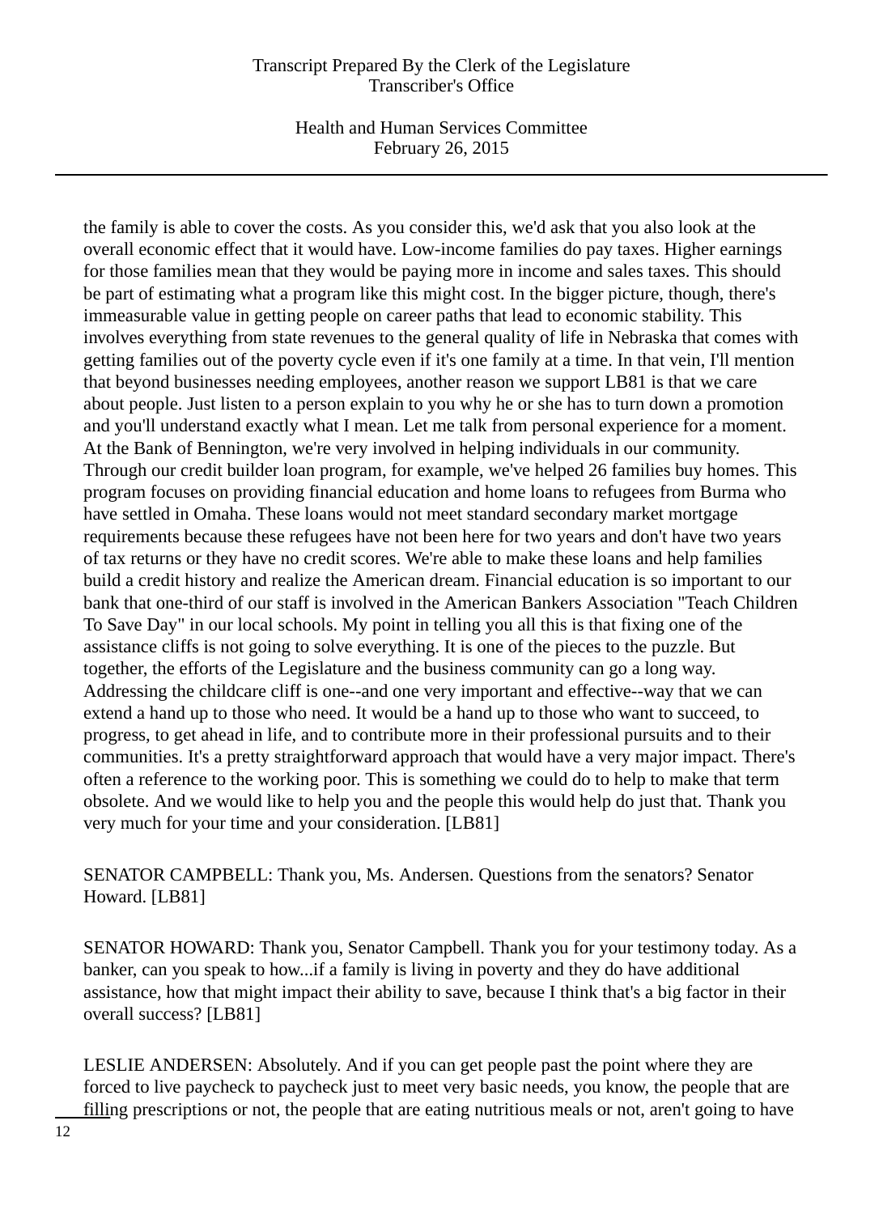the family is able to cover the costs. As you consider this, we'd ask that you also look at the overall economic effect that it would have. Low-income families do pay taxes. Higher earnings for those families mean that they would be paying more in income and sales taxes. This should be part of estimating what a program like this might cost. In the bigger picture, though, there's immeasurable value in getting people on career paths that lead to economic stability. This involves everything from state revenues to the general quality of life in Nebraska that comes with getting families out of the poverty cycle even if it's one family at a time. In that vein, I'll mention that beyond businesses needing employees, another reason we support LB81 is that we care about people. Just listen to a person explain to you why he or she has to turn down a promotion and you'll understand exactly what I mean. Let me talk from personal experience for a moment. At the Bank of Bennington, we're very involved in helping individuals in our community. Through our credit builder loan program, for example, we've helped 26 families buy homes. This program focuses on providing financial education and home loans to refugees from Burma who have settled in Omaha. These loans would not meet standard secondary market mortgage requirements because these refugees have not been here for two years and don't have two years of tax returns or they have no credit scores. We're able to make these loans and help families build a credit history and realize the American dream. Financial education is so important to our bank that one-third of our staff is involved in the American Bankers Association "Teach Children To Save Day" in our local schools. My point in telling you all this is that fixing one of the assistance cliffs is not going to solve everything. It is one of the pieces to the puzzle. But together, the efforts of the Legislature and the business community can go a long way. Addressing the childcare cliff is one--and one very important and effective--way that we can extend a hand up to those who need. It would be a hand up to those who want to succeed, to progress, to get ahead in life, and to contribute more in their professional pursuits and to their communities. It's a pretty straightforward approach that would have a very major impact. There's often a reference to the working poor. This is something we could do to help to make that term obsolete. And we would like to help you and the people this would help do just that. Thank you very much for your time and your consideration. [LB81]

SENATOR CAMPBELL: Thank you, Ms. Andersen. Questions from the senators? Senator Howard. [LB81]

SENATOR HOWARD: Thank you, Senator Campbell. Thank you for your testimony today. As a banker, can you speak to how...if a family is living in poverty and they do have additional assistance, how that might impact their ability to save, because I think that's a big factor in their overall success? [LB81]

LESLIE ANDERSEN: Absolutely. And if you can get people past the point where they are forced to live paycheck to paycheck just to meet very basic needs, you know, the people that are filling prescriptions or not, the people that are eating nutritious meals or not, aren't going to have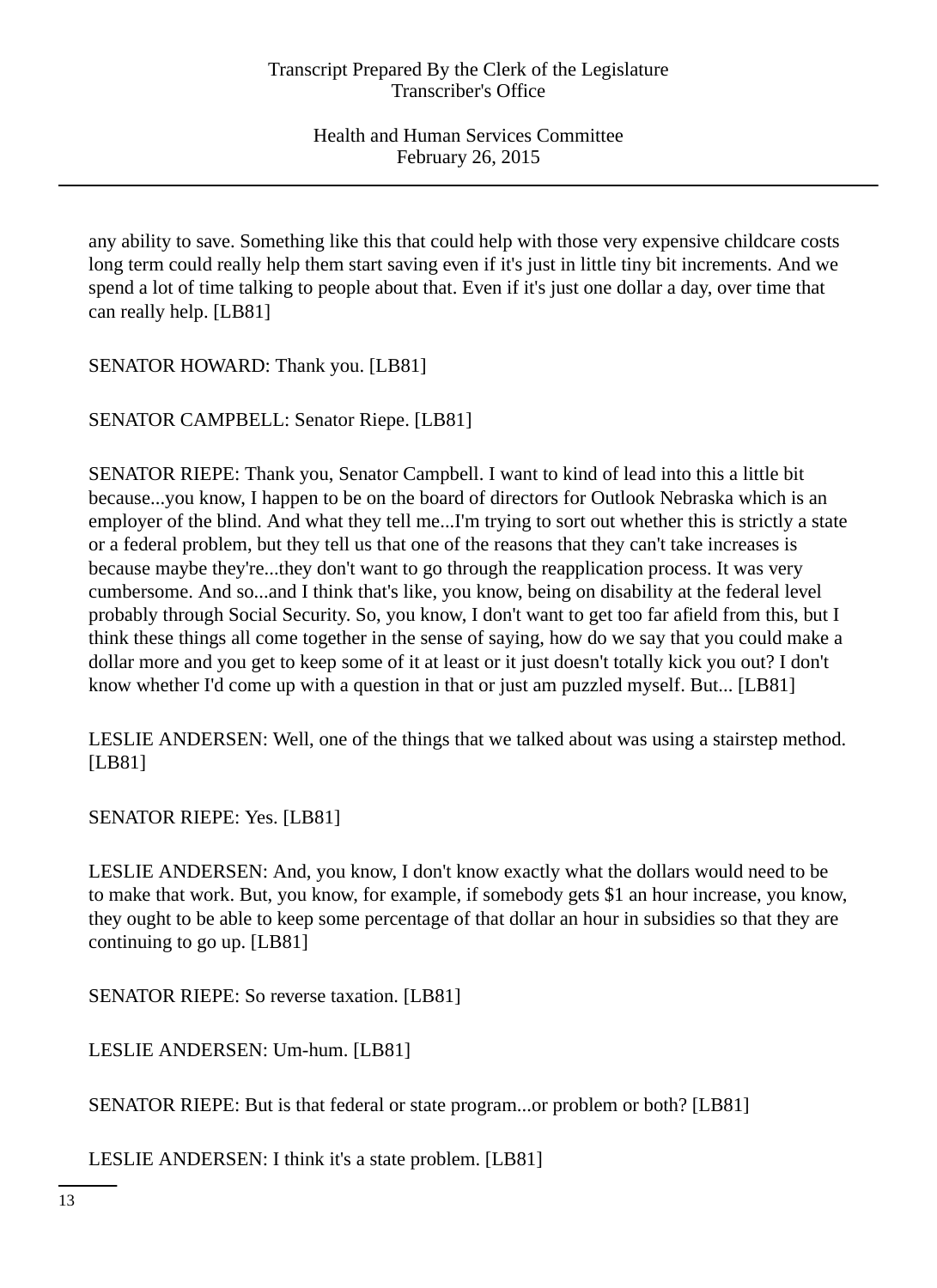any ability to save. Something like this that could help with those very expensive childcare costs long term could really help them start saving even if it's just in little tiny bit increments. And we spend a lot of time talking to people about that. Even if it's just one dollar a day, over time that can really help. [LB81]

SENATOR HOWARD: Thank you. [LB81]

SENATOR CAMPBELL: Senator Riepe. [LB81]

SENATOR RIEPE: Thank you, Senator Campbell. I want to kind of lead into this a little bit because...you know, I happen to be on the board of directors for Outlook Nebraska which is an employer of the blind. And what they tell me...I'm trying to sort out whether this is strictly a state or a federal problem, but they tell us that one of the reasons that they can't take increases is because maybe they're...they don't want to go through the reapplication process. It was very cumbersome. And so...and I think that's like, you know, being on disability at the federal level probably through Social Security. So, you know, I don't want to get too far afield from this, but I think these things all come together in the sense of saying, how do we say that you could make a dollar more and you get to keep some of it at least or it just doesn't totally kick you out? I don't know whether I'd come up with a question in that or just am puzzled myself. But... [LB81]

LESLIE ANDERSEN: Well, one of the things that we talked about was using a stairstep method. [LB81]

SENATOR RIEPE: Yes. [LB81]

LESLIE ANDERSEN: And, you know, I don't know exactly what the dollars would need to be to make that work. But, you know, for example, if somebody gets $1 an hour increase, you know, they ought to be able to keep some percentage of that dollar an hour in subsidies so that they are continuing to go up. [LB81]

SENATOR RIEPE: So reverse taxation. [LB81]

LESLIE ANDERSEN: Um-hum. [LB81]

SENATOR RIEPE: But is that federal or state program...or problem or both? [LB81]

LESLIE ANDERSEN: I think it's a state problem. [LB81]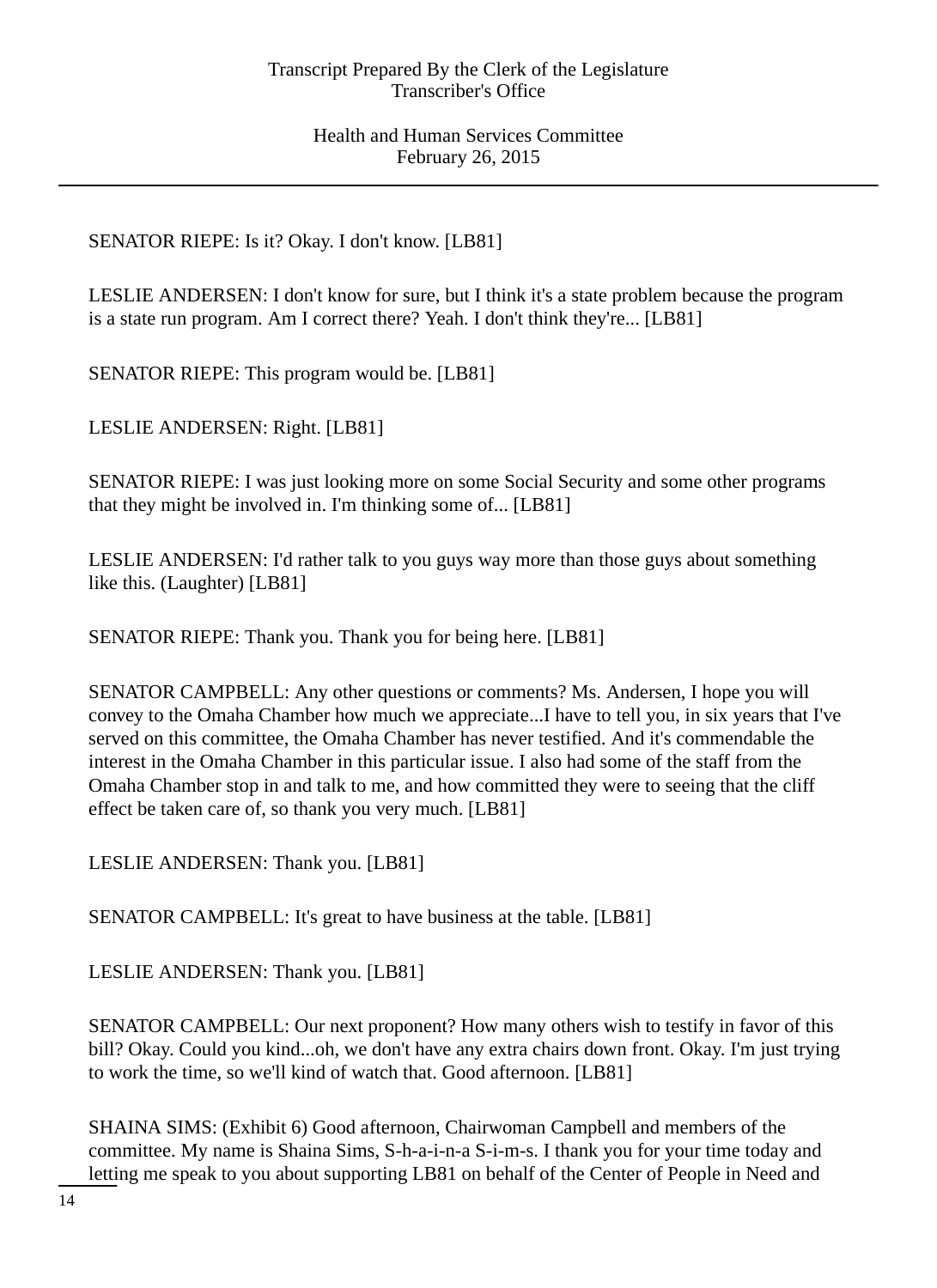SENATOR RIEPE: Is it? Okay. I don't know. [LB81]

LESLIE ANDERSEN: I don't know for sure, but I think it's a state problem because the program is a state run program. Am I correct there? Yeah. I don't think they're... [LB81]

SENATOR RIEPE: This program would be. [LB81]

LESLIE ANDERSEN: Right. [LB81]

SENATOR RIEPE: I was just looking more on some Social Security and some other programs that they might be involved in. I'm thinking some of... [LB81]

LESLIE ANDERSEN: I'd rather talk to you guys way more than those guys about something like this. (Laughter) [LB81]

SENATOR RIEPE: Thank you. Thank you for being here. [LB81]

SENATOR CAMPBELL: Any other questions or comments? Ms. Andersen, I hope you will convey to the Omaha Chamber how much we appreciate...I have to tell you, in six years that I've served on this committee, the Omaha Chamber has never testified. And it's commendable the interest in the Omaha Chamber in this particular issue. I also had some of the staff from the Omaha Chamber stop in and talk to me, and how committed they were to seeing that the cliff effect be taken care of, so thank you very much. [LB81]

LESLIE ANDERSEN: Thank you. [LB81]

SENATOR CAMPBELL: It's great to have business at the table. [LB81]

LESLIE ANDERSEN: Thank you. [LB81]

SENATOR CAMPBELL: Our next proponent? How many others wish to testify in favor of this bill? Okay. Could you kind...oh, we don't have any extra chairs down front. Okay. I'm just trying to work the time, so we'll kind of watch that. Good afternoon. [LB81]

SHAINA SIMS: (Exhibit 6) Good afternoon, Chairwoman Campbell and members of the committee. My name is Shaina Sims, S-h-a-i-n-a S-i-m-s. I thank you for your time today and letting me speak to you about supporting LB81 on behalf of the Center of People in Need and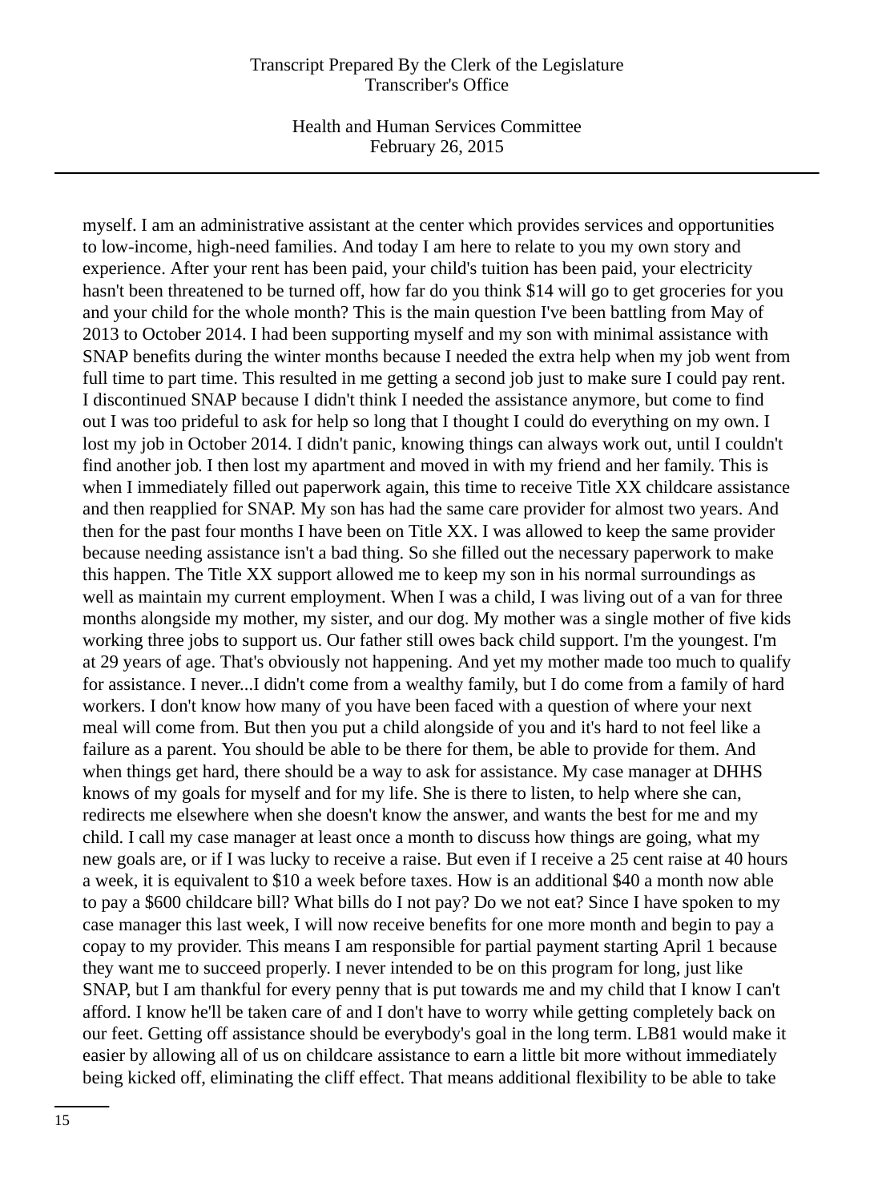myself. I am an administrative assistant at the center which provides services and opportunities to low-income, high-need families. And today I am here to relate to you my own story and experience. After your rent has been paid, your child's tuition has been paid, your electricity hasn't been threatened to be turned off, how far do you think $14 will go to get groceries for you and your child for the whole month? This is the main question I've been battling from May of 2013 to October 2014. I had been supporting myself and my son with minimal assistance with SNAP benefits during the winter months because I needed the extra help when my job went from full time to part time. This resulted in me getting a second job just to make sure I could pay rent. I discontinued SNAP because I didn't think I needed the assistance anymore, but come to find out I was too prideful to ask for help so long that I thought I could do everything on my own. I lost my job in October 2014. I didn't panic, knowing things can always work out, until I couldn't find another job. I then lost my apartment and moved in with my friend and her family. This is when I immediately filled out paperwork again, this time to receive Title XX childcare assistance and then reapplied for SNAP. My son has had the same care provider for almost two years. And then for the past four months I have been on Title XX. I was allowed to keep the same provider because needing assistance isn't a bad thing. So she filled out the necessary paperwork to make this happen. The Title XX support allowed me to keep my son in his normal surroundings as well as maintain my current employment. When I was a child, I was living out of a van for three months alongside my mother, my sister, and our dog. My mother was a single mother of five kids working three jobs to support us. Our father still owes back child support. I'm the youngest. I'm at 29 years of age. That's obviously not happening. And yet my mother made too much to qualify for assistance. I never...I didn't come from a wealthy family, but I do come from a family of hard workers. I don't know how many of you have been faced with a question of where your next meal will come from. But then you put a child alongside of you and it's hard to not feel like a failure as a parent. You should be able to be there for them, be able to provide for them. And when things get hard, there should be a way to ask for assistance. My case manager at DHHS knows of my goals for myself and for my life. She is there to listen, to help where she can, redirects me elsewhere when she doesn't know the answer, and wants the best for me and my child. I call my case manager at least once a month to discuss how things are going, what my new goals are, or if I was lucky to receive a raise. But even if I receive a 25 cent raise at 40 hours a week, it is equivalent to $10 a week before taxes. How is an additional $40 a month now able to pay a $600 childcare bill? What bills do I not pay? Do we not eat? Since I have spoken to my case manager this last week, I will now receive benefits for one more month and begin to pay a copay to my provider. This means I am responsible for partial payment starting April 1 because they want me to succeed properly. I never intended to be on this program for long, just like SNAP, but I am thankful for every penny that is put towards me and my child that I know I can't afford. I know he'll be taken care of and I don't have to worry while getting completely back on our feet. Getting off assistance should be everybody's goal in the long term. LB81 would make it easier by allowing all of us on childcare assistance to earn a little bit more without immediately being kicked off, eliminating the cliff effect. That means additional flexibility to be able to take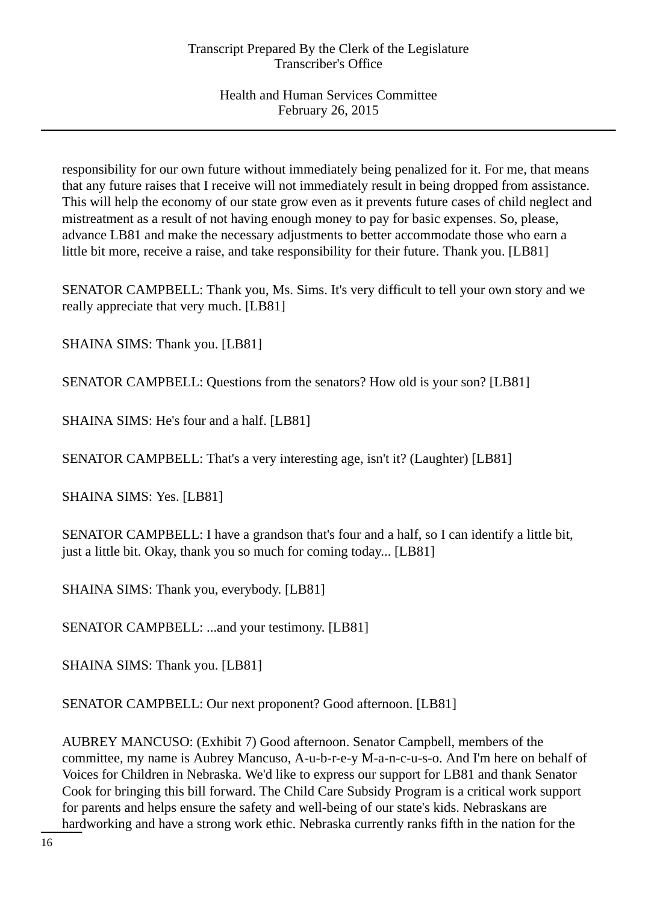responsibility for our own future without immediately being penalized for it. For me, that means that any future raises that I receive will not immediately result in being dropped from assistance. This will help the economy of our state grow even as it prevents future cases of child neglect and mistreatment as a result of not having enough money to pay for basic expenses. So, please, advance LB81 and make the necessary adjustments to better accommodate those who earn a little bit more, receive a raise, and take responsibility for their future. Thank you. [LB81]

SENATOR CAMPBELL: Thank you, Ms. Sims. It's very difficult to tell your own story and we really appreciate that very much. [LB81]

SHAINA SIMS: Thank you. [LB81]

SENATOR CAMPBELL: Questions from the senators? How old is your son? [LB81]

SHAINA SIMS: He's four and a half. [LB81]

SENATOR CAMPBELL: That's a very interesting age, isn't it? (Laughter) [LB81]

SHAINA SIMS: Yes. [LB81]

SENATOR CAMPBELL: I have a grandson that's four and a half, so I can identify a little bit, just a little bit. Okay, thank you so much for coming today... [LB81]

SHAINA SIMS: Thank you, everybody. [LB81]

SENATOR CAMPBELL: ...and your testimony. [LB81]

SHAINA SIMS: Thank you. [LB81]

SENATOR CAMPBELL: Our next proponent? Good afternoon. [LB81]

AUBREY MANCUSO: (Exhibit 7) Good afternoon. Senator Campbell, members of the committee, my name is Aubrey Mancuso, A-u-b-r-e-y M-a-n-c-u-s-o. And I'm here on behalf of Voices for Children in Nebraska. We'd like to express our support for LB81 and thank Senator Cook for bringing this bill forward. The Child Care Subsidy Program is a critical work support for parents and helps ensure the safety and well-being of our state's kids. Nebraskans are hardworking and have a strong work ethic. Nebraska currently ranks fifth in the nation for the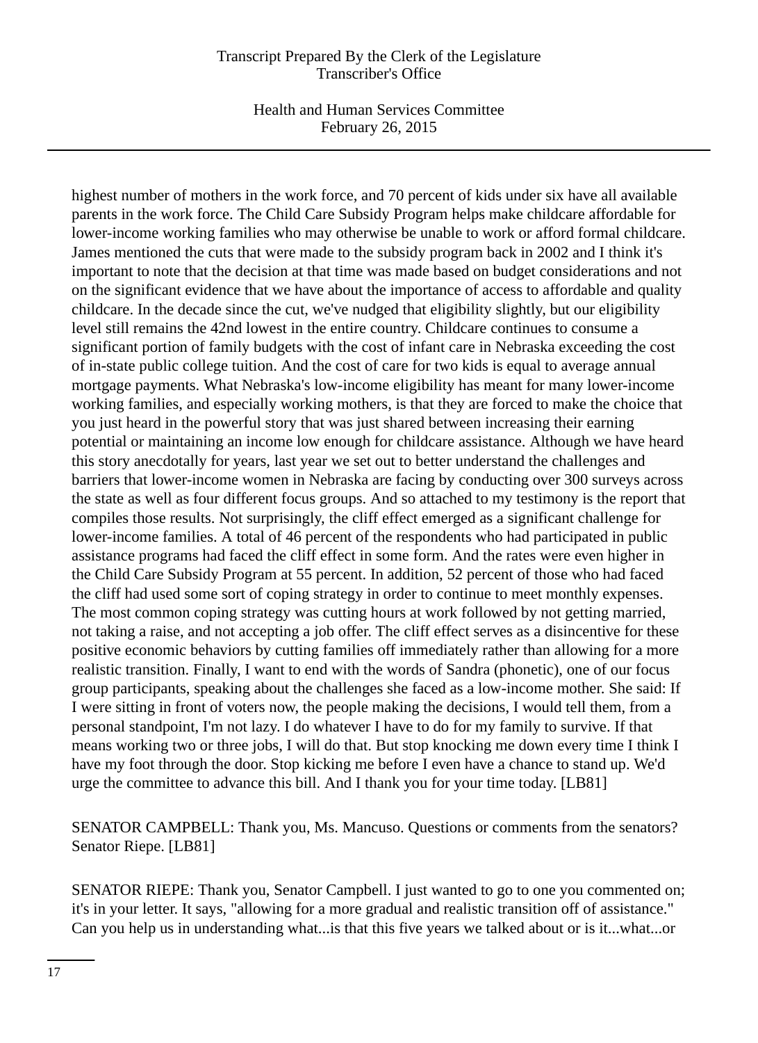highest number of mothers in the work force, and 70 percent of kids under six have all available parents in the work force. The Child Care Subsidy Program helps make childcare affordable for lower-income working families who may otherwise be unable to work or afford formal childcare. James mentioned the cuts that were made to the subsidy program back in 2002 and I think it's important to note that the decision at that time was made based on budget considerations and not on the significant evidence that we have about the importance of access to affordable and quality childcare. In the decade since the cut, we've nudged that eligibility slightly, but our eligibility level still remains the 42nd lowest in the entire country. Childcare continues to consume a significant portion of family budgets with the cost of infant care in Nebraska exceeding the cost of in-state public college tuition. And the cost of care for two kids is equal to average annual mortgage payments. What Nebraska's low-income eligibility has meant for many lower-income working families, and especially working mothers, is that they are forced to make the choice that you just heard in the powerful story that was just shared between increasing their earning potential or maintaining an income low enough for childcare assistance. Although we have heard this story anecdotally for years, last year we set out to better understand the challenges and barriers that lower-income women in Nebraska are facing by conducting over 300 surveys across the state as well as four different focus groups. And so attached to my testimony is the report that compiles those results. Not surprisingly, the cliff effect emerged as a significant challenge for lower-income families. A total of 46 percent of the respondents who had participated in public assistance programs had faced the cliff effect in some form. And the rates were even higher in the Child Care Subsidy Program at 55 percent. In addition, 52 percent of those who had faced the cliff had used some sort of coping strategy in order to continue to meet monthly expenses. The most common coping strategy was cutting hours at work followed by not getting married, not taking a raise, and not accepting a job offer. The cliff effect serves as a disincentive for these positive economic behaviors by cutting families off immediately rather than allowing for a more realistic transition. Finally, I want to end with the words of Sandra (phonetic), one of our focus group participants, speaking about the challenges she faced as a low-income mother. She said: If I were sitting in front of voters now, the people making the decisions, I would tell them, from a personal standpoint, I'm not lazy. I do whatever I have to do for my family to survive. If that means working two or three jobs, I will do that. But stop knocking me down every time I think I have my foot through the door. Stop kicking me before I even have a chance to stand up. We'd urge the committee to advance this bill. And I thank you for your time today. [LB81]

SENATOR CAMPBELL: Thank you, Ms. Mancuso. Questions or comments from the senators? Senator Riepe. [LB81]

SENATOR RIEPE: Thank you, Senator Campbell. I just wanted to go to one you commented on; it's in your letter. It says, "allowing for a more gradual and realistic transition off of assistance." Can you help us in understanding what...is that this five years we talked about or is it...what...or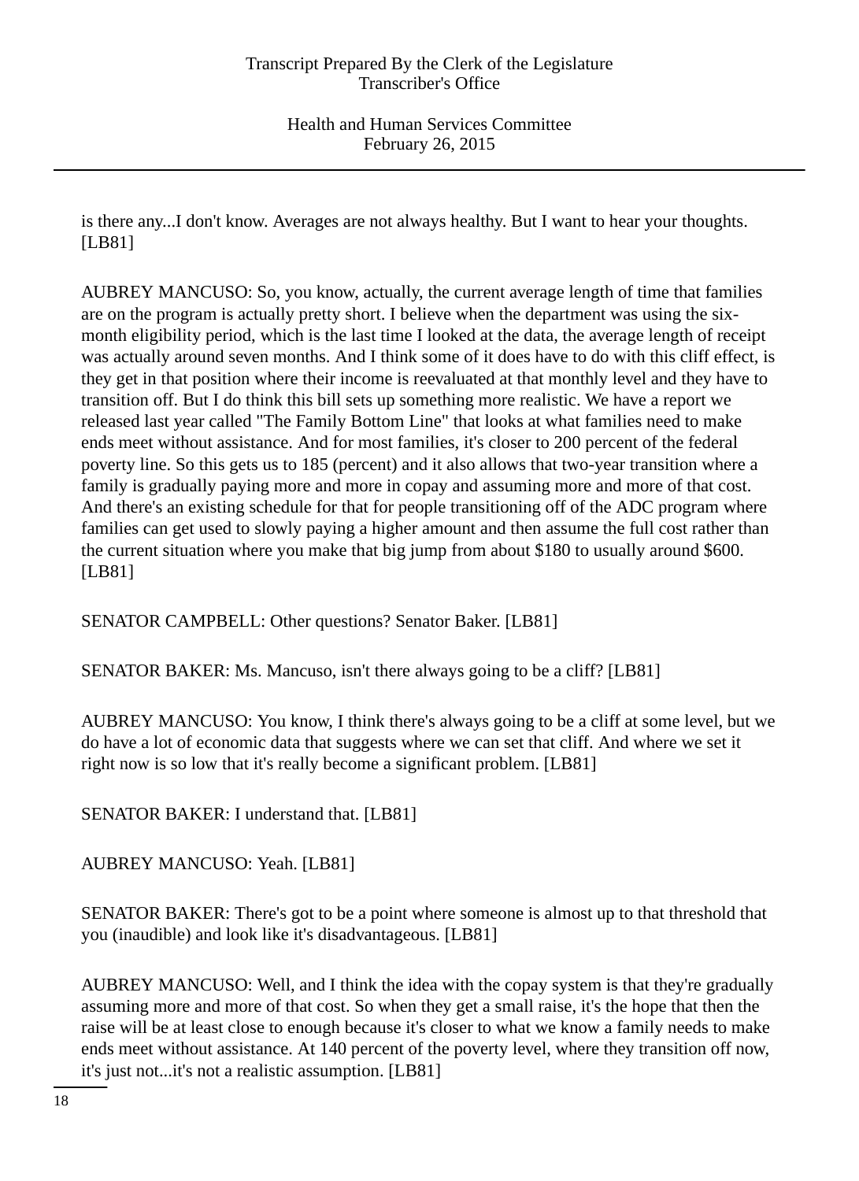is there any...I don't know. Averages are not always healthy. But I want to hear your thoughts. [LB81]

AUBREY MANCUSO: So, you know, actually, the current average length of time that families are on the program is actually pretty short. I believe when the department was using the six-month eligibility period, which is the last time I looked at the data, the average length of receipt was actually around seven months. And I think some of it does have to do with this cliff effect, is they get in that position where their income is reevaluated at that monthly level and they have to transition off. But I do think this bill sets up something more realistic. We have a report we released last year called "The Family Bottom Line" that looks at what families need to make ends meet without assistance. And for most families, it's closer to 200 percent of the federal poverty line. So this gets us to 185 (percent) and it also allows that two-year transition where a family is gradually paying more and more in copay and assuming more and more of that cost. And there's an existing schedule for that for people transitioning off of the ADC program where families can get used to slowly paying a higher amount and then assume the full cost rather than the current situation where you make that big jump from about $180 to usually around $600. [LB81]

SENATOR CAMPBELL: Other questions? Senator Baker. [LB81]

SENATOR BAKER: Ms. Mancuso, isn't there always going to be a cliff? [LB81]

AUBREY MANCUSO: You know, I think there's always going to be a cliff at some level, but we do have a lot of economic data that suggests where we can set that cliff. And where we set it right now is so low that it's really become a significant problem. [LB81]

SENATOR BAKER: I understand that. [LB81]

AUBREY MANCUSO: Yeah. [LB81]

SENATOR BAKER: There's got to be a point where someone is almost up to that threshold that you (inaudible) and look like it's disadvantageous. [LB81]

AUBREY MANCUSO: Well, and I think the idea with the copay system is that they're gradually assuming more and more of that cost. So when they get a small raise, it's the hope that then the raise will be at least close to enough because it's closer to what we know a family needs to make ends meet without assistance. At 140 percent of the poverty level, where they transition off now, it's just not...it's not a realistic assumption. [LB81]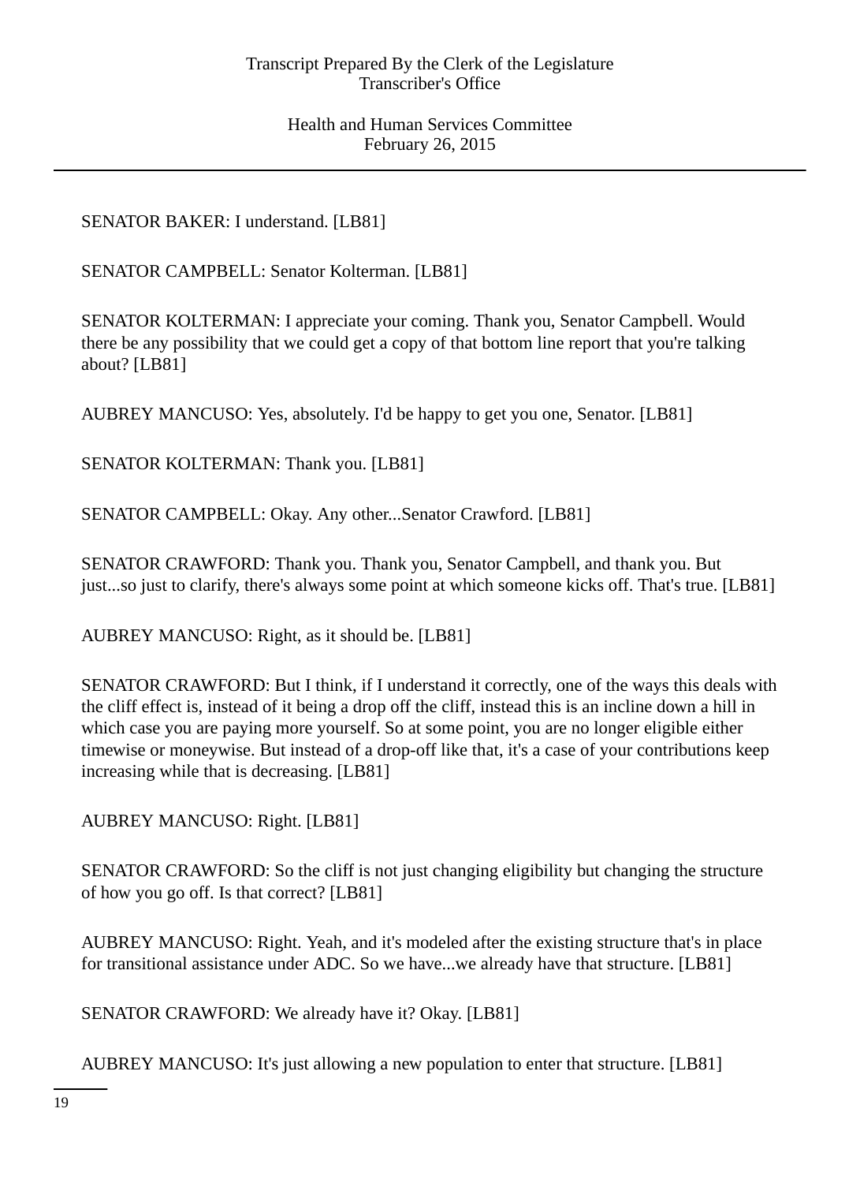SENATOR BAKER: I understand. [LB81]

SENATOR CAMPBELL: Senator Kolterman. [LB81]

SENATOR KOLTERMAN: I appreciate your coming. Thank you, Senator Campbell. Would there be any possibility that we could get a copy of that bottom line report that you're talking about? [LB81]

AUBREY MANCUSO: Yes, absolutely. I'd be happy to get you one, Senator. [LB81]

SENATOR KOLTERMAN: Thank you. [LB81]

SENATOR CAMPBELL: Okay. Any other...Senator Crawford. [LB81]

SENATOR CRAWFORD: Thank you. Thank you, Senator Campbell, and thank you. But just...so just to clarify, there's always some point at which someone kicks off. That's true. [LB81]

AUBREY MANCUSO: Right, as it should be. [LB81]

SENATOR CRAWFORD: But I think, if I understand it correctly, one of the ways this deals with the cliff effect is, instead of it being a drop off the cliff, instead this is an incline down a hill in which case you are paying more yourself. So at some point, you are no longer eligible either timewise or moneywise. But instead of a drop-off like that, it's a case of your contributions keep increasing while that is decreasing. [LB81]

AUBREY MANCUSO: Right. [LB81]

SENATOR CRAWFORD: So the cliff is not just changing eligibility but changing the structure of how you go off. Is that correct? [LB81]

AUBREY MANCUSO: Right. Yeah, and it's modeled after the existing structure that's in place for transitional assistance under ADC. So we have...we already have that structure. [LB81]

SENATOR CRAWFORD: We already have it? Okay. [LB81]

AUBREY MANCUSO: It's just allowing a new population to enter that structure. [LB81]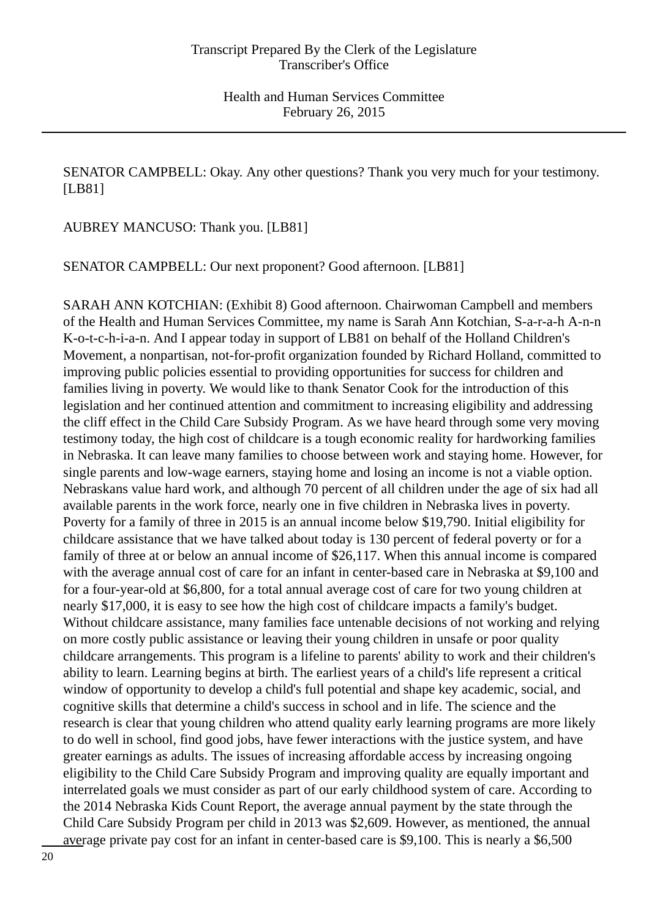SENATOR CAMPBELL: Okay. Any other questions? Thank you very much for your testimony. [LB81]

AUBREY MANCUSO: Thank you. [LB81]

SENATOR CAMPBELL: Our next proponent? Good afternoon. [LB81]

SARAH ANN KOTCHIAN: (Exhibit 8) Good afternoon. Chairwoman Campbell and members of the Health and Human Services Committee, my name is Sarah Ann Kotchian, S-a-r-a-h A-n-n K-o-t-c-h-i-a-n. And I appear today in support of LB81 on behalf of the Holland Children's Movement, a nonpartisan, not-for-profit organization founded by Richard Holland, committed to improving public policies essential to providing opportunities for success for children and families living in poverty. We would like to thank Senator Cook for the introduction of this legislation and her continued attention and commitment to increasing eligibility and addressing the cliff effect in the Child Care Subsidy Program. As we have heard through some very moving testimony today, the high cost of childcare is a tough economic reality for hardworking families in Nebraska. It can leave many families to choose between work and staying home. However, for single parents and low-wage earners, staying home and losing an income is not a viable option. Nebraskans value hard work, and although 70 percent of all children under the age of six had all available parents in the work force, nearly one in five children in Nebraska lives in poverty. Poverty for a family of three in 2015 is an annual income below $19,790. Initial eligibility for childcare assistance that we have talked about today is 130 percent of federal poverty or for a family of three at or below an annual income of $26,117. When this annual income is compared with the average annual cost of care for an infant in center-based care in Nebraska at $9,100 and for a four-year-old at $6,800, for a total annual average cost of care for two young children at nearly $17,000, it is easy to see how the high cost of childcare impacts a family's budget. Without childcare assistance, many families face untenable decisions of not working and relying on more costly public assistance or leaving their young children in unsafe or poor quality childcare arrangements. This program is a lifeline to parents' ability to work and their children's ability to learn. Learning begins at birth. The earliest years of a child's life represent a critical window of opportunity to develop a child's full potential and shape key academic, social, and cognitive skills that determine a child's success in school and in life. The science and the research is clear that young children who attend quality early learning programs are more likely to do well in school, find good jobs, have fewer interactions with the justice system, and have greater earnings as adults. The issues of increasing affordable access by increasing ongoing eligibility to the Child Care Subsidy Program and improving quality are equally important and interrelated goals we must consider as part of our early childhood system of care. According to the 2014 Nebraska Kids Count Report, the average annual payment by the state through the Child Care Subsidy Program per child in 2013 was $2,609. However, as mentioned, the annual average private pay cost for an infant in center-based care is $9,100. This is nearly a $6,500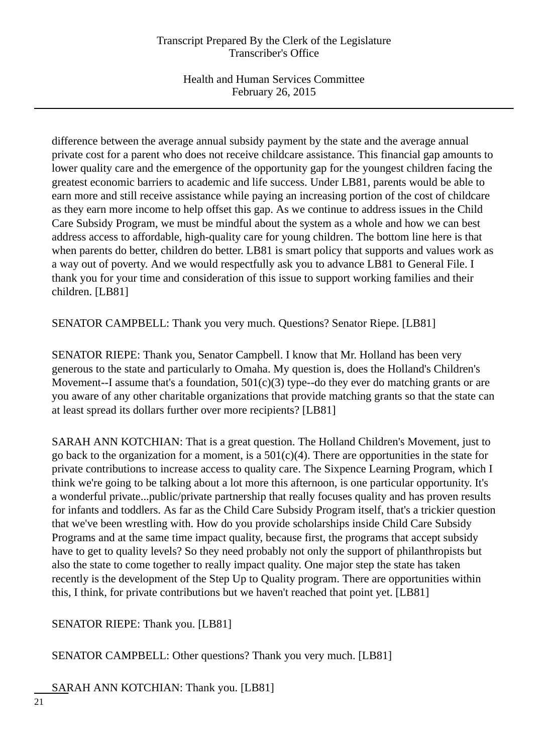difference between the average annual subsidy payment by the state and the average annual private cost for a parent who does not receive childcare assistance. This financial gap amounts to lower quality care and the emergence of the opportunity gap for the youngest children facing the greatest economic barriers to academic and life success. Under LB81, parents would be able to earn more and still receive assistance while paying an increasing portion of the cost of childcare as they earn more income to help offset this gap. As we continue to address issues in the Child Care Subsidy Program, we must be mindful about the system as a whole and how we can best address access to affordable, high-quality care for young children. The bottom line here is that when parents do better, children do better. LB81 is smart policy that supports and values work as a way out of poverty. And we would respectfully ask you to advance LB81 to General File. I thank you for your time and consideration of this issue to support working families and their children. [LB81]

SENATOR CAMPBELL: Thank you very much. Questions? Senator Riepe. [LB81]

SENATOR RIEPE: Thank you, Senator Campbell. I know that Mr. Holland has been very generous to the state and particularly to Omaha. My question is, does the Holland's Children's Movement--I assume that's a foundation, 501(c)(3) type--do they ever do matching grants or are you aware of any other charitable organizations that provide matching grants so that the state can at least spread its dollars further over more recipients? [LB81]

SARAH ANN KOTCHIAN: That is a great question. The Holland Children's Movement, just to go back to the organization for a moment, is a 501(c)(4). There are opportunities in the state for private contributions to increase access to quality care. The Sixpence Learning Program, which I think we're going to be talking about a lot more this afternoon, is one particular opportunity. It's a wonderful private...public/private partnership that really focuses quality and has proven results for infants and toddlers. As far as the Child Care Subsidy Program itself, that's a trickier question that we've been wrestling with. How do you provide scholarships inside Child Care Subsidy Programs and at the same time impact quality, because first, the programs that accept subsidy have to get to quality levels? So they need probably not only the support of philanthropists but also the state to come together to really impact quality. One major step the state has taken recently is the development of the Step Up to Quality program. There are opportunities within this, I think, for private contributions but we haven't reached that point yet. [LB81]

SENATOR RIEPE: Thank you. [LB81]

SENATOR CAMPBELL: Other questions? Thank you very much. [LB81]

SARAH ANN KOTCHIAN: Thank you. [LB81]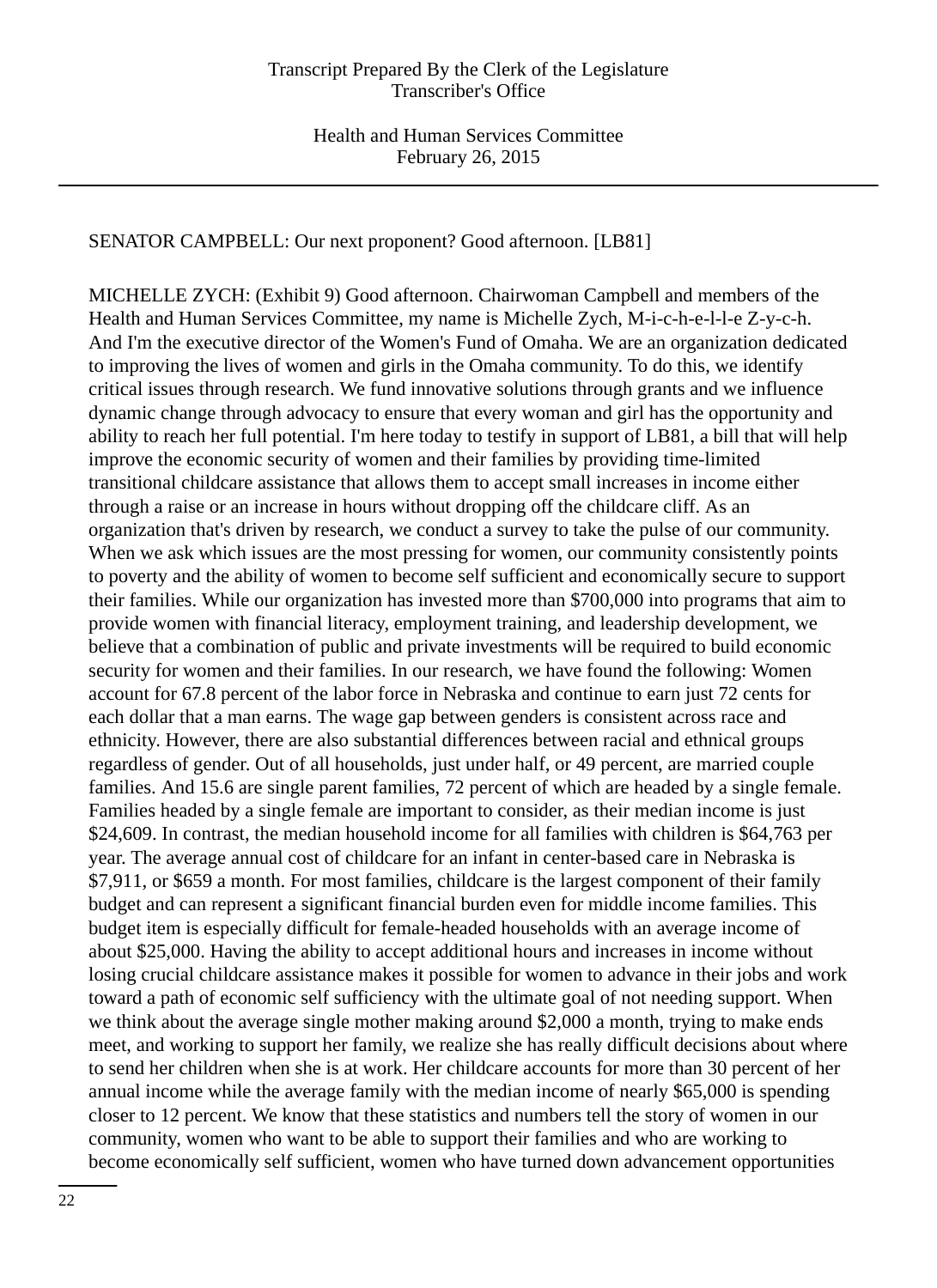SENATOR CAMPBELL: Our next proponent? Good afternoon. [LB81]

MICHELLE ZYCH: (Exhibit 9) Good afternoon. Chairwoman Campbell and members of the Health and Human Services Committee, my name is Michelle Zych, M-i-c-h-e-l-l-e Z-y-c-h. And I'm the executive director of the Women's Fund of Omaha. We are an organization dedicated to improving the lives of women and girls in the Omaha community. To do this, we identify critical issues through research. We fund innovative solutions through grants and we influence dynamic change through advocacy to ensure that every woman and girl has the opportunity and ability to reach her full potential. I'm here today to testify in support of LB81, a bill that will help improve the economic security of women and their families by providing time-limited transitional childcare assistance that allows them to accept small increases in income either through a raise or an increase in hours without dropping off the childcare cliff. As an organization that's driven by research, we conduct a survey to take the pulse of our community. When we ask which issues are the most pressing for women, our community consistently points to poverty and the ability of women to become self sufficient and economically secure to support their families. While our organization has invested more than $700,000 into programs that aim to provide women with financial literacy, employment training, and leadership development, we believe that a combination of public and private investments will be required to build economic security for women and their families. In our research, we have found the following: Women account for 67.8 percent of the labor force in Nebraska and continue to earn just 72 cents for each dollar that a man earns. The wage gap between genders is consistent across race and ethnicity. However, there are also substantial differences between racial and ethnical groups regardless of gender. Out of all households, just under half, or 49 percent, are married couple families. And 15.6 are single parent families, 72 percent of which are headed by a single female. Families headed by a single female are important to consider, as their median income is just $24,609. In contrast, the median household income for all families with children is $64,763 per year. The average annual cost of childcare for an infant in center-based care in Nebraska is $7,911, or $659 a month. For most families, childcare is the largest component of their family budget and can represent a significant financial burden even for middle income families. This budget item is especially difficult for female-headed households with an average income of about $25,000. Having the ability to accept additional hours and increases in income without losing crucial childcare assistance makes it possible for women to advance in their jobs and work toward a path of economic self sufficiency with the ultimate goal of not needing support. When we think about the average single mother making around $2,000 a month, trying to make ends meet, and working to support her family, we realize she has really difficult decisions about where to send her children when she is at work. Her childcare accounts for more than 30 percent of her annual income while the average family with the median income of nearly $65,000 is spending closer to 12 percent. We know that these statistics and numbers tell the story of women in our community, women who want to be able to support their families and who are working to become economically self sufficient, women who have turned down advancement opportunities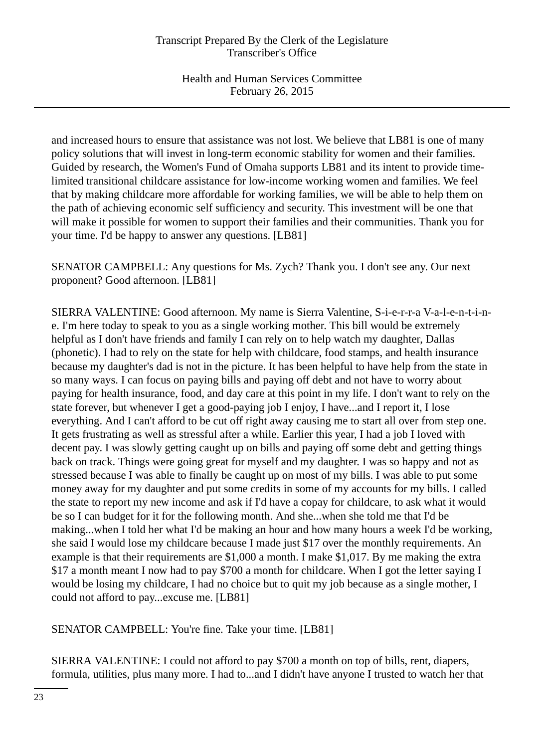and increased hours to ensure that assistance was not lost. We believe that LB81 is one of many policy solutions that will invest in long-term economic stability for women and their families. Guided by research, the Women's Fund of Omaha supports LB81 and its intent to provide time-limited transitional childcare assistance for low-income working women and families. We feel that by making childcare more affordable for working families, we will be able to help them on the path of achieving economic self sufficiency and security. This investment will be one that will make it possible for women to support their families and their communities. Thank you for your time. I'd be happy to answer any questions. [LB81]

SENATOR CAMPBELL: Any questions for Ms. Zych? Thank you. I don't see any. Our next proponent? Good afternoon. [LB81]

SIERRA VALENTINE: Good afternoon. My name is Sierra Valentine, S-i-e-r-r-a V-a-l-e-n-t-i-n-e. I'm here today to speak to you as a single working mother. This bill would be extremely helpful as I don't have friends and family I can rely on to help watch my daughter, Dallas (phonetic). I had to rely on the state for help with childcare, food stamps, and health insurance because my daughter's dad is not in the picture. It has been helpful to have help from the state in so many ways. I can focus on paying bills and paying off debt and not have to worry about paying for health insurance, food, and day care at this point in my life. I don't want to rely on the state forever, but whenever I get a good-paying job I enjoy, I have...and I report it, I lose everything. And I can't afford to be cut off right away causing me to start all over from step one. It gets frustrating as well as stressful after a while. Earlier this year, I had a job I loved with decent pay. I was slowly getting caught up on bills and paying off some debt and getting things back on track. Things were going great for myself and my daughter. I was so happy and not as stressed because I was able to finally be caught up on most of my bills. I was able to put some money away for my daughter and put some credits in some of my accounts for my bills. I called the state to report my new income and ask if I'd have a copay for childcare, to ask what it would be so I can budget for it for the following month. And she...when she told me that I'd be making...when I told her what I'd be making an hour and how many hours a week I'd be working, she said I would lose my childcare because I made just $17 over the monthly requirements. An example is that their requirements are $1,000 a month. I make $1,017. By me making the extra $17 a month meant I now had to pay $700 a month for childcare. When I got the letter saying I would be losing my childcare, I had no choice but to quit my job because as a single mother, I could not afford to pay...excuse me. [LB81]

SENATOR CAMPBELL: You're fine. Take your time. [LB81]

SIERRA VALENTINE: I could not afford to pay $700 a month on top of bills, rent, diapers, formula, utilities, plus many more. I had to...and I didn't have anyone I trusted to watch her that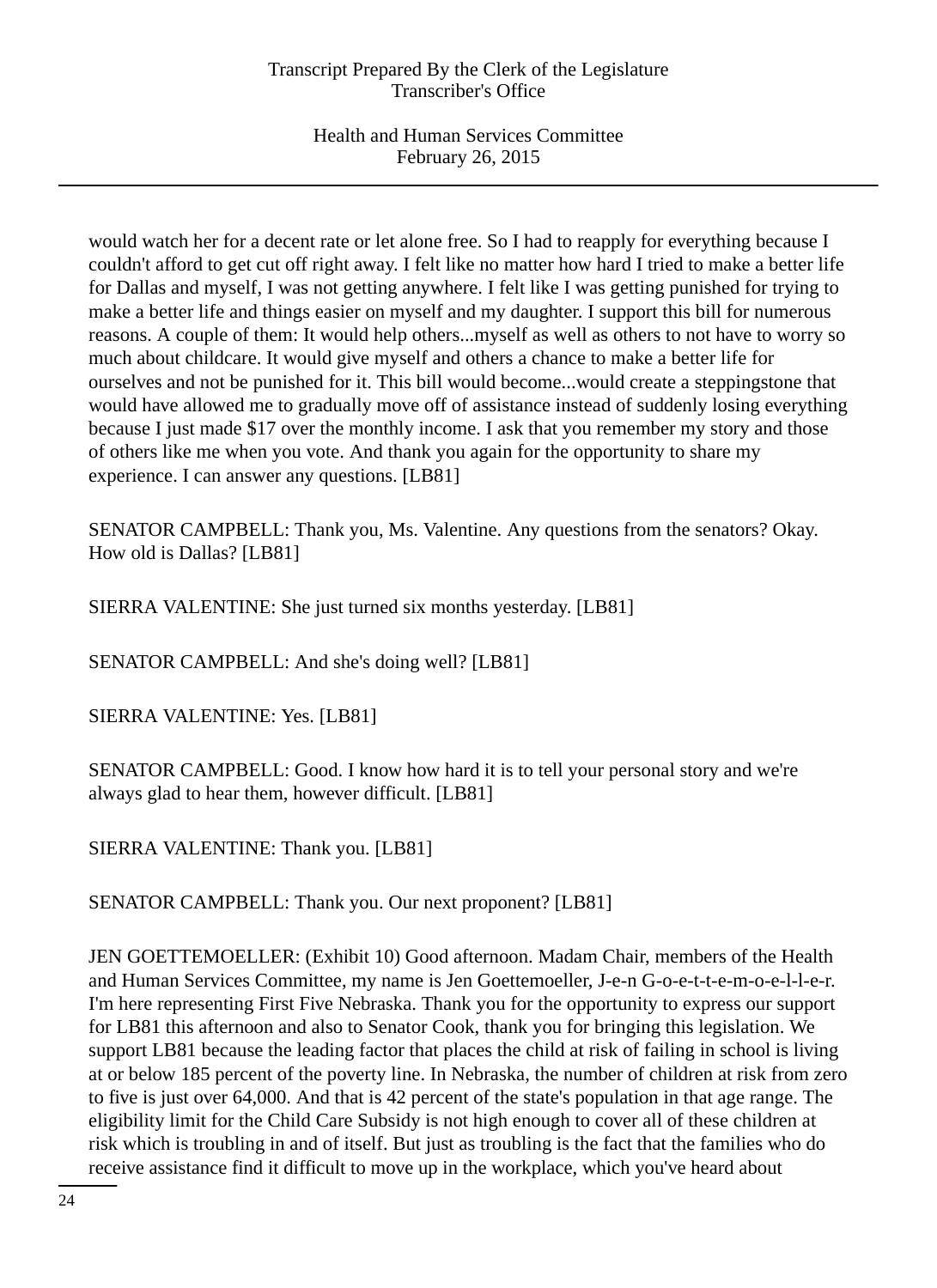would watch her for a decent rate or let alone free. So I had to reapply for everything because I couldn't afford to get cut off right away. I felt like no matter how hard I tried to make a better life for Dallas and myself, I was not getting anywhere. I felt like I was getting punished for trying to make a better life and things easier on myself and my daughter. I support this bill for numerous reasons. A couple of them: It would help others...myself as well as others to not have to worry so much about childcare. It would give myself and others a chance to make a better life for ourselves and not be punished for it. This bill would become...would create a steppingstone that would have allowed me to gradually move off of assistance instead of suddenly losing everything because I just made $17 over the monthly income. I ask that you remember my story and those of others like me when you vote. And thank you again for the opportunity to share my experience. I can answer any questions. [LB81]

SENATOR CAMPBELL: Thank you, Ms. Valentine. Any questions from the senators? Okay. How old is Dallas? [LB81]

SIERRA VALENTINE: She just turned six months yesterday. [LB81]

SENATOR CAMPBELL: And she's doing well? [LB81]

SIERRA VALENTINE: Yes. [LB81]

SENATOR CAMPBELL: Good. I know how hard it is to tell your personal story and we're always glad to hear them, however difficult. [LB81]

SIERRA VALENTINE: Thank you. [LB81]

SENATOR CAMPBELL: Thank you. Our next proponent? [LB81]

JEN GOETTEMOELLER: (Exhibit 10) Good afternoon. Madam Chair, members of the Health and Human Services Committee, my name is Jen Goettemoeller, J-e-n G-o-e-t-t-e-m-o-e-l-l-e-r. I'm here representing First Five Nebraska. Thank you for the opportunity to express our support for LB81 this afternoon and also to Senator Cook, thank you for bringing this legislation. We support LB81 because the leading factor that places the child at risk of failing in school is living at or below 185 percent of the poverty line. In Nebraska, the number of children at risk from zero to five is just over 64,000. And that is 42 percent of the state's population in that age range. The eligibility limit for the Child Care Subsidy is not high enough to cover all of these children at risk which is troubling in and of itself. But just as troubling is the fact that the families who do receive assistance find it difficult to move up in the workplace, which you've heard about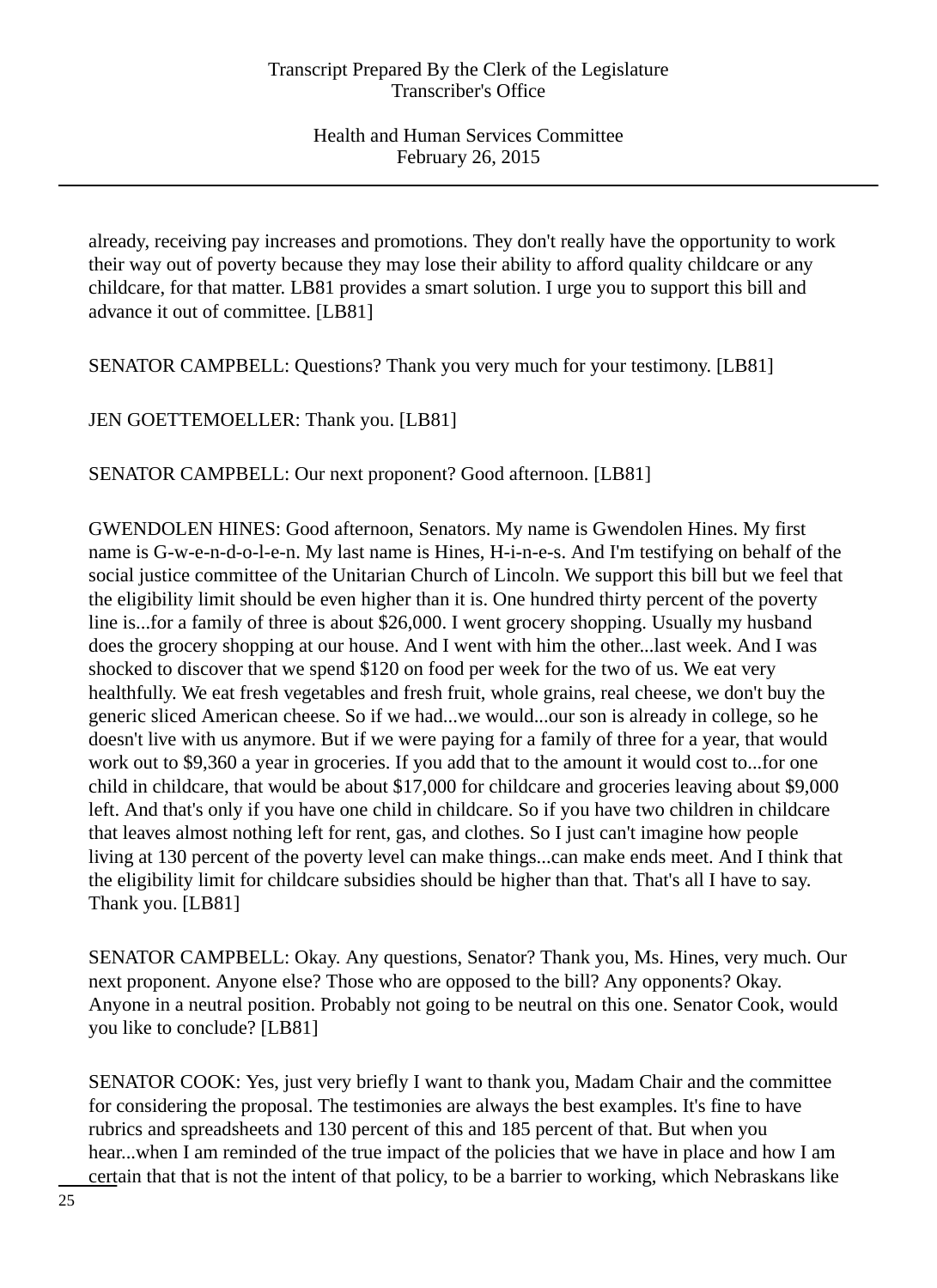already, receiving pay increases and promotions. They don't really have the opportunity to work their way out of poverty because they may lose their ability to afford quality childcare or any childcare, for that matter. LB81 provides a smart solution. I urge you to support this bill and advance it out of committee. [LB81]

SENATOR CAMPBELL: Questions? Thank you very much for your testimony. [LB81]

JEN GOETTEMOELLER: Thank you. [LB81]

SENATOR CAMPBELL: Our next proponent? Good afternoon. [LB81]

GWENDOLEN HINES: Good afternoon, Senators. My name is Gwendolen Hines. My first name is G-w-e-n-d-o-l-e-n. My last name is Hines, H-i-n-e-s. And I'm testifying on behalf of the social justice committee of the Unitarian Church of Lincoln. We support this bill but we feel that the eligibility limit should be even higher than it is. One hundred thirty percent of the poverty line is...for a family of three is about $26,000. I went grocery shopping. Usually my husband does the grocery shopping at our house. And I went with him the other...last week. And I was shocked to discover that we spend $120 on food per week for the two of us. We eat very healthfully. We eat fresh vegetables and fresh fruit, whole grains, real cheese, we don't buy the generic sliced American cheese. So if we had...we would...our son is already in college, so he doesn't live with us anymore. But if we were paying for a family of three for a year, that would work out to $9,360 a year in groceries. If you add that to the amount it would cost to...for one child in childcare, that would be about $17,000 for childcare and groceries leaving about $9,000 left. And that's only if you have one child in childcare. So if you have two children in childcare that leaves almost nothing left for rent, gas, and clothes. So I just can't imagine how people living at 130 percent of the poverty level can make things...can make ends meet. And I think that the eligibility limit for childcare subsidies should be higher than that. That's all I have to say. Thank you. [LB81]

SENATOR CAMPBELL: Okay. Any questions, Senator? Thank you, Ms. Hines, very much. Our next proponent. Anyone else? Those who are opposed to the bill? Any opponents? Okay. Anyone in a neutral position. Probably not going to be neutral on this one. Senator Cook, would you like to conclude? [LB81]

SENATOR COOK: Yes, just very briefly I want to thank you, Madam Chair and the committee for considering the proposal. The testimonies are always the best examples. It's fine to have rubrics and spreadsheets and 130 percent of this and 185 percent of that. But when you hear...when I am reminded of the true impact of the policies that we have in place and how I am certain that that is not the intent of that policy, to be a barrier to working, which Nebraskans like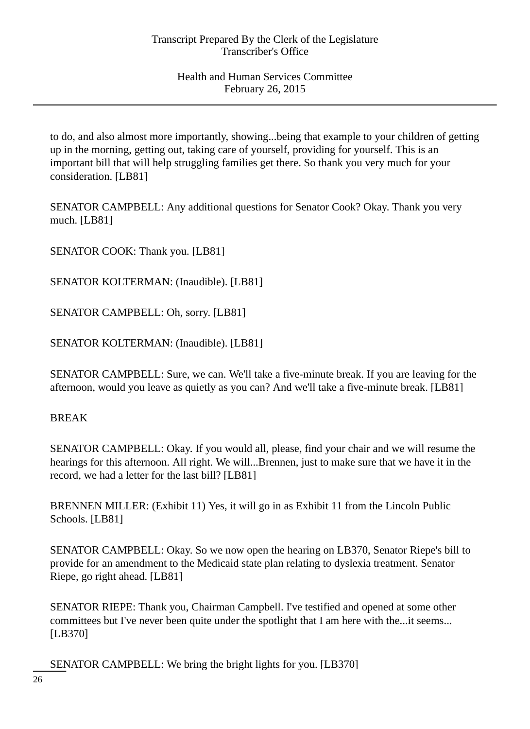to do, and also almost more importantly, showing...being that example to your children of getting up in the morning, getting out, taking care of yourself, providing for yourself. This is an important bill that will help struggling families get there. So thank you very much for your consideration. [LB81]

SENATOR CAMPBELL: Any additional questions for Senator Cook? Okay. Thank you very much. [LB81]

SENATOR COOK: Thank you. [LB81]

SENATOR KOLTERMAN: (Inaudible). [LB81]

SENATOR CAMPBELL: Oh, sorry. [LB81]

SENATOR KOLTERMAN: (Inaudible). [LB81]

SENATOR CAMPBELL: Sure, we can. We'll take a five-minute break. If you are leaving for the afternoon, would you leave as quietly as you can? And we'll take a five-minute break. [LB81]

BREAK

SENATOR CAMPBELL: Okay. If you would all, please, find your chair and we will resume the hearings for this afternoon. All right. We will...Brennen, just to make sure that we have it in the record, we had a letter for the last bill? [LB81]

BRENNEN MILLER: (Exhibit 11) Yes, it will go in as Exhibit 11 from the Lincoln Public Schools. [LB81]

SENATOR CAMPBELL: Okay. So we now open the hearing on LB370, Senator Riepe's bill to provide for an amendment to the Medicaid state plan relating to dyslexia treatment. Senator Riepe, go right ahead. [LB81]

SENATOR RIEPE: Thank you, Chairman Campbell. I've testified and opened at some other committees but I've never been quite under the spotlight that I am here with the...it seems... [LB370]

SENATOR CAMPBELL: We bring the bright lights for you. [LB370]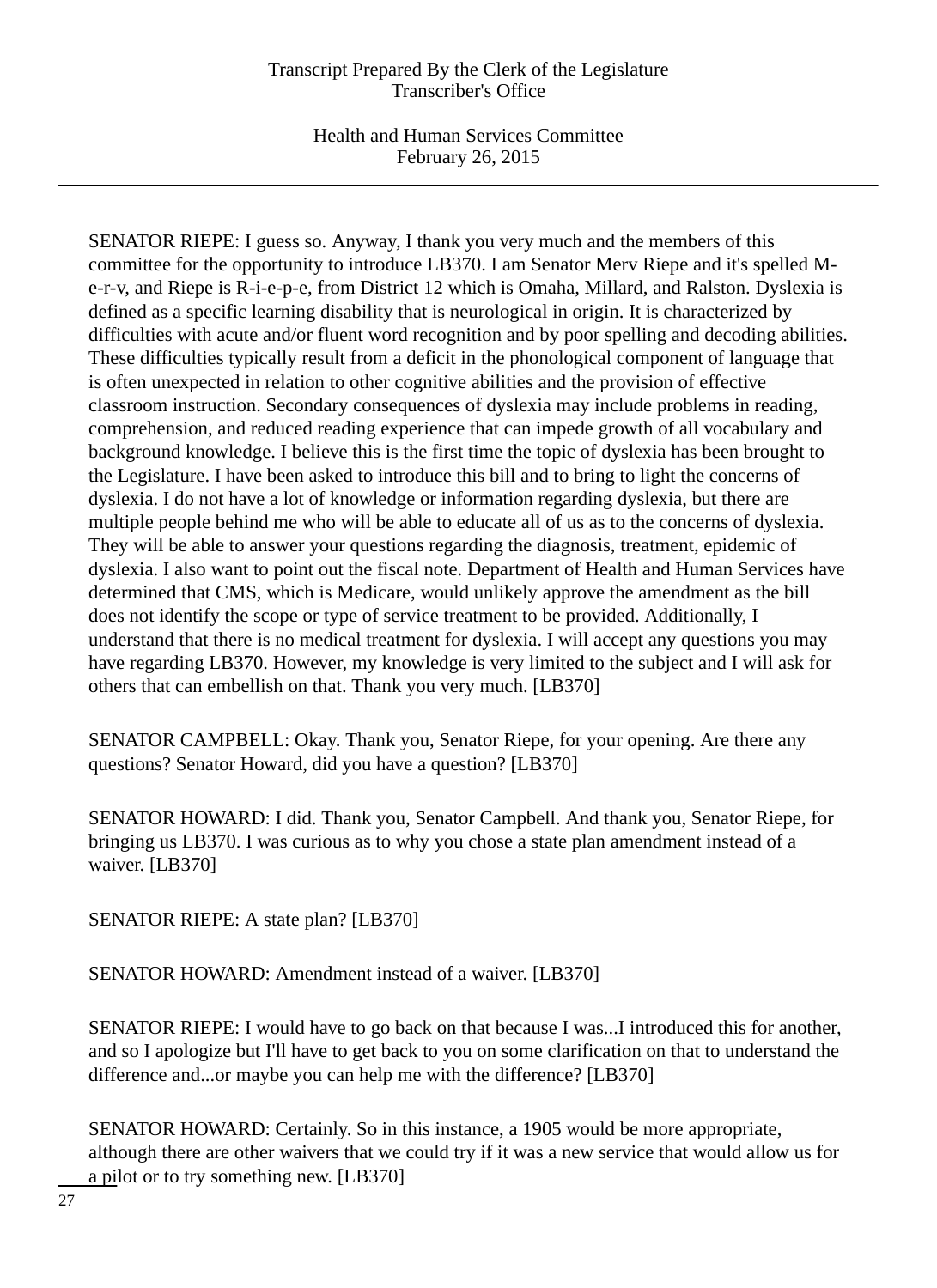SENATOR RIEPE: I guess so. Anyway, I thank you very much and the members of this committee for the opportunity to introduce LB370. I am Senator Merv Riepe and it's spelled M-e-r-v, and Riepe is R-i-e-p-e, from District 12 which is Omaha, Millard, and Ralston. Dyslexia is defined as a specific learning disability that is neurological in origin. It is characterized by difficulties with acute and/or fluent word recognition and by poor spelling and decoding abilities. These difficulties typically result from a deficit in the phonological component of language that is often unexpected in relation to other cognitive abilities and the provision of effective classroom instruction. Secondary consequences of dyslexia may include problems in reading, comprehension, and reduced reading experience that can impede growth of all vocabulary and background knowledge. I believe this is the first time the topic of dyslexia has been brought to the Legislature. I have been asked to introduce this bill and to bring to light the concerns of dyslexia. I do not have a lot of knowledge or information regarding dyslexia, but there are multiple people behind me who will be able to educate all of us as to the concerns of dyslexia. They will be able to answer your questions regarding the diagnosis, treatment, epidemic of dyslexia. I also want to point out the fiscal note. Department of Health and Human Services have determined that CMS, which is Medicare, would unlikely approve the amendment as the bill does not identify the scope or type of service treatment to be provided. Additionally, I understand that there is no medical treatment for dyslexia. I will accept any questions you may have regarding LB370. However, my knowledge is very limited to the subject and I will ask for others that can embellish on that. Thank you very much. [LB370]

SENATOR CAMPBELL: Okay. Thank you, Senator Riepe, for your opening. Are there any questions? Senator Howard, did you have a question? [LB370]

SENATOR HOWARD: I did. Thank you, Senator Campbell. And thank you, Senator Riepe, for bringing us LB370. I was curious as to why you chose a state plan amendment instead of a waiver. [LB370]

SENATOR RIEPE: A state plan? [LB370]

SENATOR HOWARD: Amendment instead of a waiver. [LB370]

SENATOR RIEPE: I would have to go back on that because I was...I introduced this for another, and so I apologize but I'll have to get back to you on some clarification on that to understand the difference and...or maybe you can help me with the difference? [LB370]

SENATOR HOWARD: Certainly. So in this instance, a 1905 would be more appropriate, although there are other waivers that we could try if it was a new service that would allow us for a pilot or to try something new. [LB370]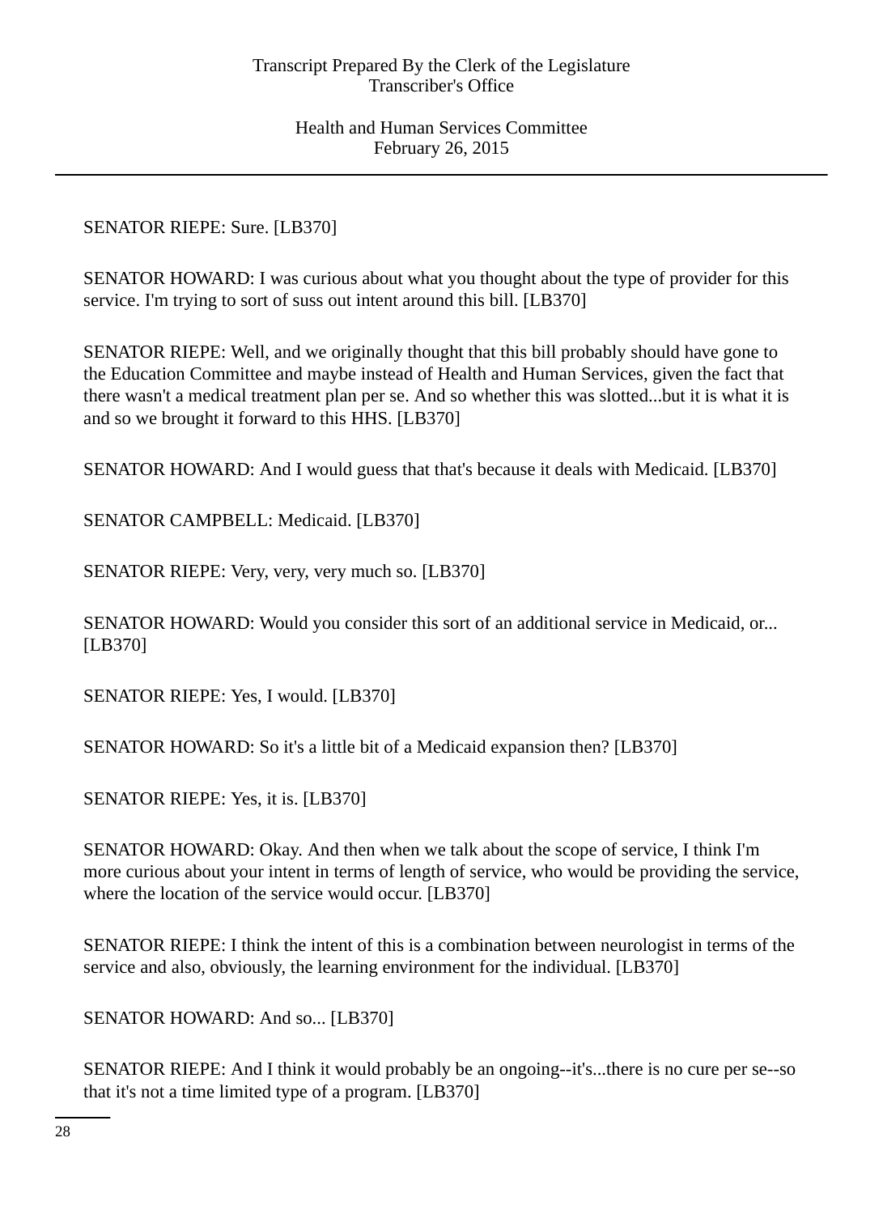SENATOR RIEPE: Sure. [LB370]

SENATOR HOWARD: I was curious about what you thought about the type of provider for this service. I'm trying to sort of suss out intent around this bill. [LB370]

SENATOR RIEPE: Well, and we originally thought that this bill probably should have gone to the Education Committee and maybe instead of Health and Human Services, given the fact that there wasn't a medical treatment plan per se. And so whether this was slotted...but it is what it is and so we brought it forward to this HHS. [LB370]

SENATOR HOWARD: And I would guess that that's because it deals with Medicaid. [LB370]

SENATOR CAMPBELL: Medicaid. [LB370]

SENATOR RIEPE: Very, very, very much so. [LB370]

SENATOR HOWARD: Would you consider this sort of an additional service in Medicaid, or... [LB370]

SENATOR RIEPE: Yes, I would. [LB370]

SENATOR HOWARD: So it's a little bit of a Medicaid expansion then? [LB370]

SENATOR RIEPE: Yes, it is. [LB370]

SENATOR HOWARD: Okay. And then when we talk about the scope of service, I think I'm more curious about your intent in terms of length of service, who would be providing the service, where the location of the service would occur. [LB370]

SENATOR RIEPE: I think the intent of this is a combination between neurologist in terms of the service and also, obviously, the learning environment for the individual. [LB370]

SENATOR HOWARD: And so... [LB370]

SENATOR RIEPE: And I think it would probably be an ongoing--it's...there is no cure per se--so that it's not a time limited type of a program. [LB370]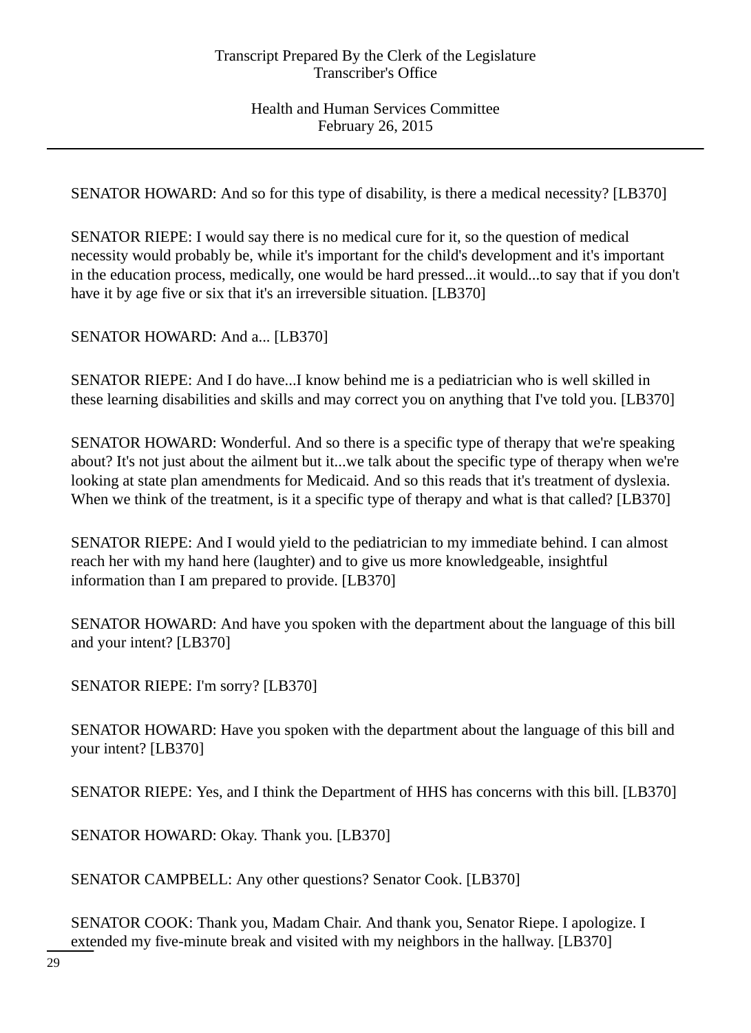SENATOR HOWARD: And so for this type of disability, is there a medical necessity? [LB370]

SENATOR RIEPE: I would say there is no medical cure for it, so the question of medical necessity would probably be, while it's important for the child's development and it's important in the education process, medically, one would be hard pressed...it would...to say that if you don't have it by age five or six that it's an irreversible situation. [LB370]

SENATOR HOWARD: And a... [LB370]

SENATOR RIEPE: And I do have...I know behind me is a pediatrician who is well skilled in these learning disabilities and skills and may correct you on anything that I've told you. [LB370]

SENATOR HOWARD: Wonderful. And so there is a specific type of therapy that we're speaking about? It's not just about the ailment but it...we talk about the specific type of therapy when we're looking at state plan amendments for Medicaid. And so this reads that it's treatment of dyslexia. When we think of the treatment, is it a specific type of therapy and what is that called? [LB370]

SENATOR RIEPE: And I would yield to the pediatrician to my immediate behind. I can almost reach her with my hand here (laughter) and to give us more knowledgeable, insightful information than I am prepared to provide. [LB370]

SENATOR HOWARD: And have you spoken with the department about the language of this bill and your intent? [LB370]

SENATOR RIEPE: I'm sorry? [LB370]

SENATOR HOWARD: Have you spoken with the department about the language of this bill and your intent? [LB370]

SENATOR RIEPE: Yes, and I think the Department of HHS has concerns with this bill. [LB370]

SENATOR HOWARD: Okay. Thank you. [LB370]

SENATOR CAMPBELL: Any other questions? Senator Cook. [LB370]

SENATOR COOK: Thank you, Madam Chair. And thank you, Senator Riepe. I apologize. I extended my five-minute break and visited with my neighbors in the hallway. [LB370]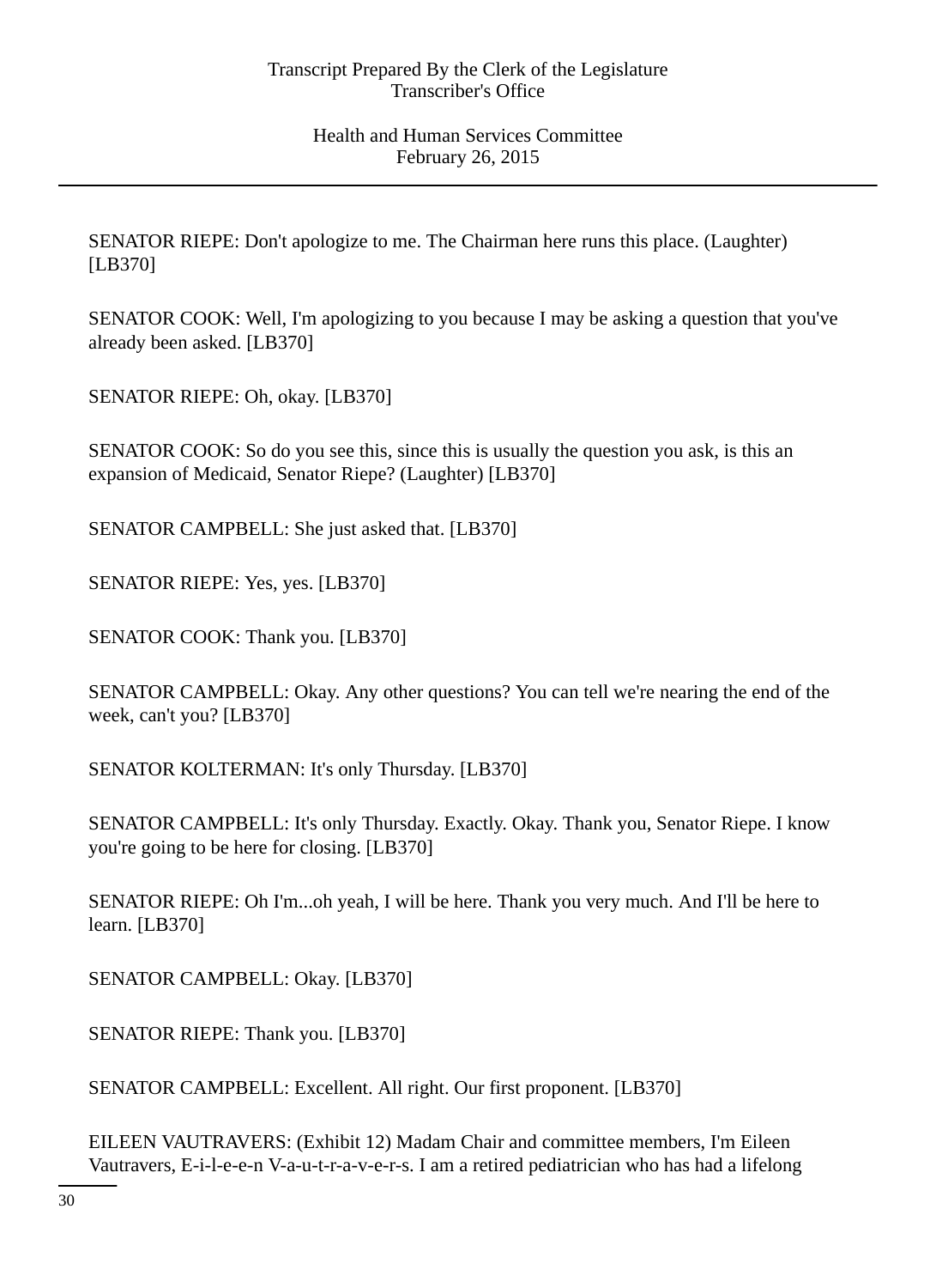SENATOR RIEPE: Don't apologize to me. The Chairman here runs this place. (Laughter) [LB370]

SENATOR COOK: Well, I'm apologizing to you because I may be asking a question that you've already been asked. [LB370]

SENATOR RIEPE: Oh, okay. [LB370]

SENATOR COOK: So do you see this, since this is usually the question you ask, is this an expansion of Medicaid, Senator Riepe? (Laughter) [LB370]

SENATOR CAMPBELL: She just asked that. [LB370]

SENATOR RIEPE: Yes, yes. [LB370]

SENATOR COOK: Thank you. [LB370]

SENATOR CAMPBELL: Okay. Any other questions? You can tell we're nearing the end of the week, can't you? [LB370]

SENATOR KOLTERMAN: It's only Thursday. [LB370]

SENATOR CAMPBELL: It's only Thursday. Exactly. Okay. Thank you, Senator Riepe. I know you're going to be here for closing. [LB370]

SENATOR RIEPE: Oh I'm...oh yeah, I will be here. Thank you very much. And I'll be here to learn. [LB370]

SENATOR CAMPBELL: Okay. [LB370]

SENATOR RIEPE: Thank you. [LB370]

SENATOR CAMPBELL: Excellent. All right. Our first proponent. [LB370]

EILEEN VAUTRAVERS: (Exhibit 12) Madam Chair and committee members, I'm Eileen Vautravers, E-i-l-e-e-n V-a-u-t-r-a-v-e-r-s. I am a retired pediatrician who has had a lifelong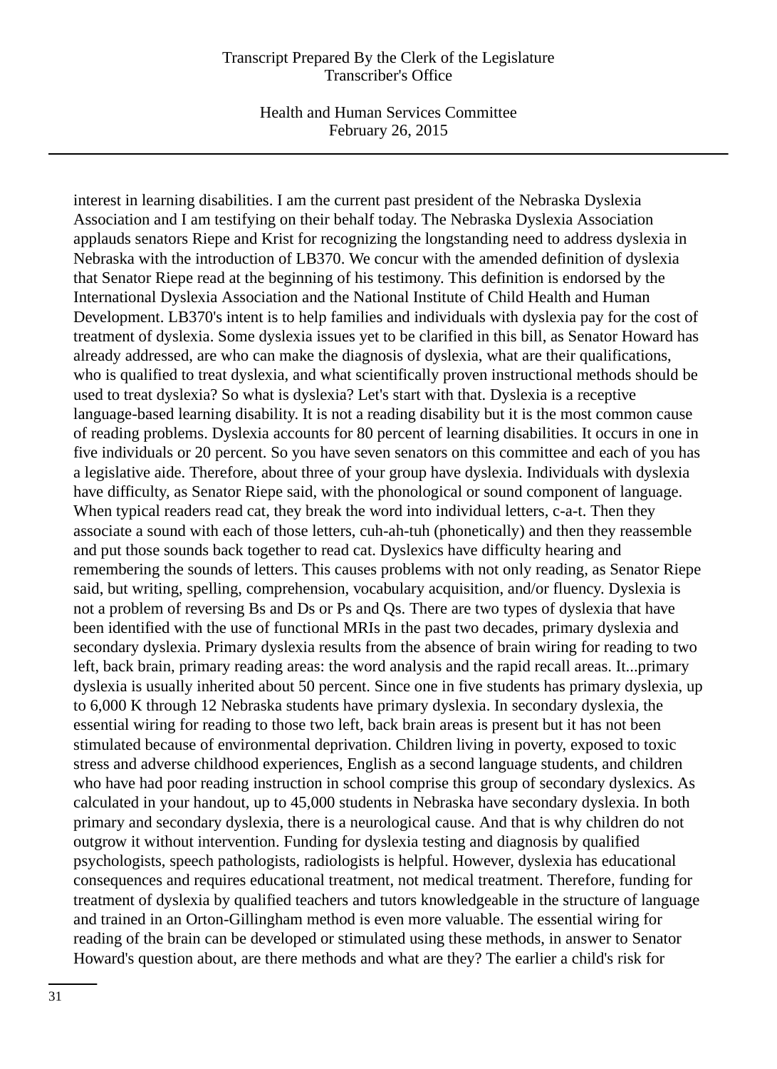interest in learning disabilities. I am the current past president of the Nebraska Dyslexia Association and I am testifying on their behalf today. The Nebraska Dyslexia Association applauds senators Riepe and Krist for recognizing the longstanding need to address dyslexia in Nebraska with the introduction of LB370. We concur with the amended definition of dyslexia that Senator Riepe read at the beginning of his testimony. This definition is endorsed by the International Dyslexia Association and the National Institute of Child Health and Human Development. LB370's intent is to help families and individuals with dyslexia pay for the cost of treatment of dyslexia. Some dyslexia issues yet to be clarified in this bill, as Senator Howard has already addressed, are who can make the diagnosis of dyslexia, what are their qualifications, who is qualified to treat dyslexia, and what scientifically proven instructional methods should be used to treat dyslexia? So what is dyslexia? Let's start with that. Dyslexia is a receptive language-based learning disability. It is not a reading disability but it is the most common cause of reading problems. Dyslexia accounts for 80 percent of learning disabilities. It occurs in one in five individuals or 20 percent. So you have seven senators on this committee and each of you has a legislative aide. Therefore, about three of your group have dyslexia. Individuals with dyslexia have difficulty, as Senator Riepe said, with the phonological or sound component of language. When typical readers read cat, they break the word into individual letters, c-a-t. Then they associate a sound with each of those letters, cuh-ah-tuh (phonetically) and then they reassemble and put those sounds back together to read cat. Dyslexics have difficulty hearing and remembering the sounds of letters. This causes problems with not only reading, as Senator Riepe said, but writing, spelling, comprehension, vocabulary acquisition, and/or fluency. Dyslexia is not a problem of reversing Bs and Ds or Ps and Qs. There are two types of dyslexia that have been identified with the use of functional MRIs in the past two decades, primary dyslexia and secondary dyslexia. Primary dyslexia results from the absence of brain wiring for reading to two left, back brain, primary reading areas: the word analysis and the rapid recall areas. It...primary dyslexia is usually inherited about 50 percent. Since one in five students has primary dyslexia, up to 6,000 K through 12 Nebraska students have primary dyslexia. In secondary dyslexia, the essential wiring for reading to those two left, back brain areas is present but it has not been stimulated because of environmental deprivation. Children living in poverty, exposed to toxic stress and adverse childhood experiences, English as a second language students, and children who have had poor reading instruction in school comprise this group of secondary dyslexics. As calculated in your handout, up to 45,000 students in Nebraska have secondary dyslexia. In both primary and secondary dyslexia, there is a neurological cause. And that is why children do not outgrow it without intervention. Funding for dyslexia testing and diagnosis by qualified psychologists, speech pathologists, radiologists is helpful. However, dyslexia has educational consequences and requires educational treatment, not medical treatment. Therefore, funding for treatment of dyslexia by qualified teachers and tutors knowledgeable in the structure of language and trained in an Orton-Gillingham method is even more valuable. The essential wiring for reading of the brain can be developed or stimulated using these methods, in answer to Senator Howard's question about, are there methods and what are they? The earlier a child's risk for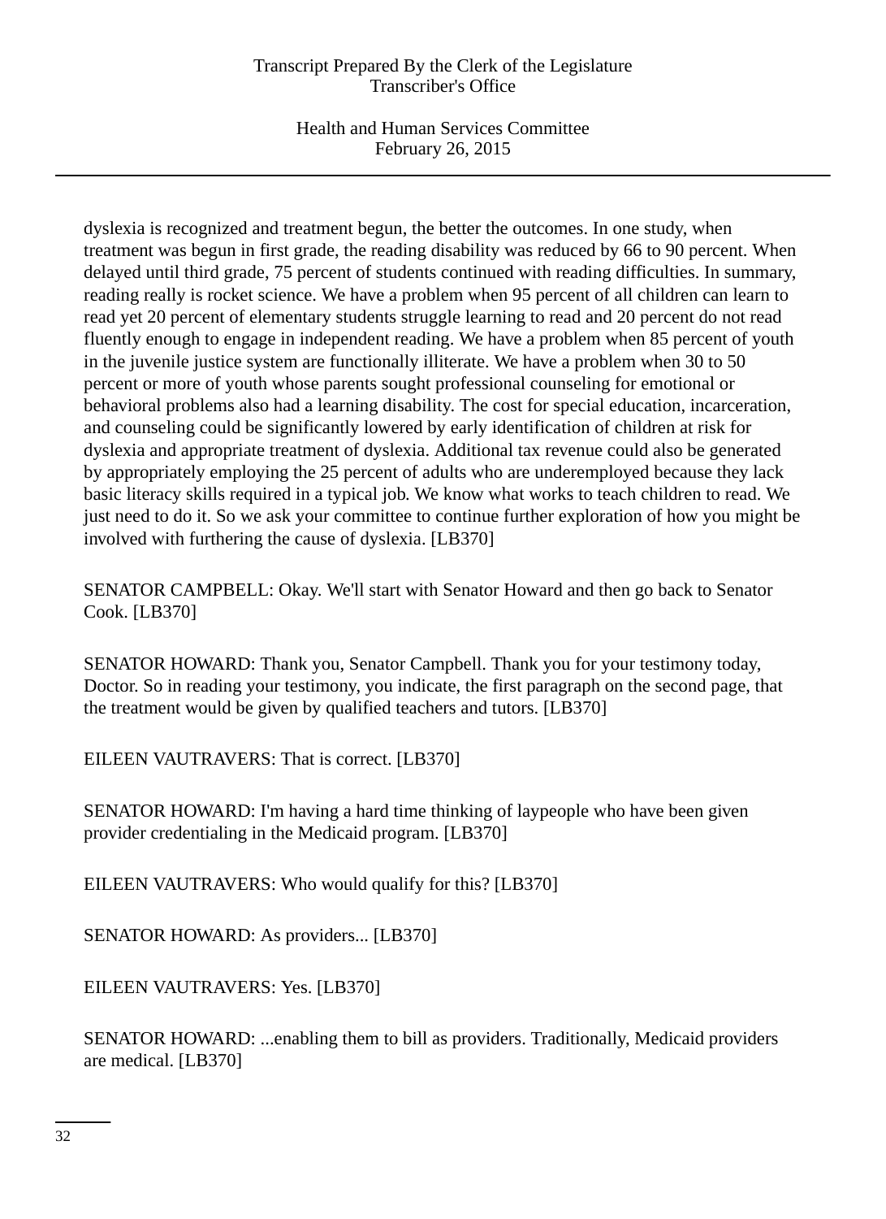dyslexia is recognized and treatment begun, the better the outcomes. In one study, when treatment was begun in first grade, the reading disability was reduced by 66 to 90 percent. When delayed until third grade, 75 percent of students continued with reading difficulties. In summary, reading really is rocket science. We have a problem when 95 percent of all children can learn to read yet 20 percent of elementary students struggle learning to read and 20 percent do not read fluently enough to engage in independent reading. We have a problem when 85 percent of youth in the juvenile justice system are functionally illiterate. We have a problem when 30 to 50 percent or more of youth whose parents sought professional counseling for emotional or behavioral problems also had a learning disability. The cost for special education, incarceration, and counseling could be significantly lowered by early identification of children at risk for dyslexia and appropriate treatment of dyslexia. Additional tax revenue could also be generated by appropriately employing the 25 percent of adults who are underemployed because they lack basic literacy skills required in a typical job. We know what works to teach children to read. We just need to do it. So we ask your committee to continue further exploration of how you might be involved with furthering the cause of dyslexia. [LB370]

SENATOR CAMPBELL: Okay. We'll start with Senator Howard and then go back to Senator Cook. [LB370]

SENATOR HOWARD: Thank you, Senator Campbell. Thank you for your testimony today, Doctor. So in reading your testimony, you indicate, the first paragraph on the second page, that the treatment would be given by qualified teachers and tutors. [LB370]

EILEEN VAUTRAVERS: That is correct. [LB370]

SENATOR HOWARD: I'm having a hard time thinking of laypeople who have been given provider credentialing in the Medicaid program. [LB370]

EILEEN VAUTRAVERS: Who would qualify for this? [LB370]

SENATOR HOWARD: As providers... [LB370]

EILEEN VAUTRAVERS: Yes. [LB370]

SENATOR HOWARD: ...enabling them to bill as providers. Traditionally, Medicaid providers are medical. [LB370]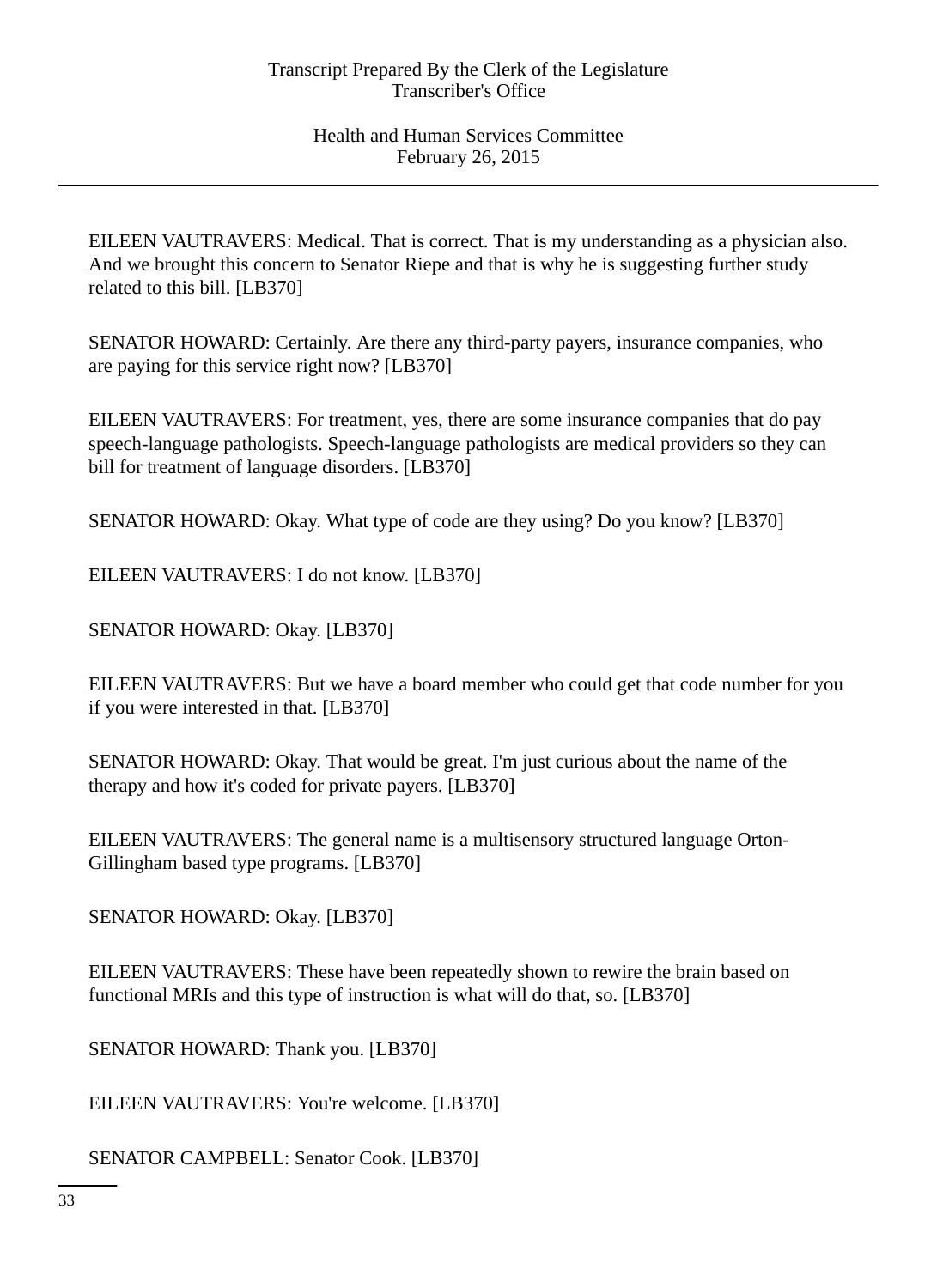EILEEN VAUTRAVERS: Medical. That is correct. That is my understanding as a physician also. And we brought this concern to Senator Riepe and that is why he is suggesting further study related to this bill. [LB370]

SENATOR HOWARD: Certainly. Are there any third-party payers, insurance companies, who are paying for this service right now? [LB370]

EILEEN VAUTRAVERS: For treatment, yes, there are some insurance companies that do pay speech-language pathologists. Speech-language pathologists are medical providers so they can bill for treatment of language disorders. [LB370]

SENATOR HOWARD: Okay. What type of code are they using? Do you know? [LB370]

EILEEN VAUTRAVERS: I do not know. [LB370]

SENATOR HOWARD: Okay. [LB370]

EILEEN VAUTRAVERS: But we have a board member who could get that code number for you if you were interested in that. [LB370]

SENATOR HOWARD: Okay. That would be great. I'm just curious about the name of the therapy and how it's coded for private payers. [LB370]

EILEEN VAUTRAVERS: The general name is a multisensory structured language Orton-Gillingham based type programs. [LB370]

SENATOR HOWARD: Okay. [LB370]

EILEEN VAUTRAVERS: These have been repeatedly shown to rewire the brain based on functional MRIs and this type of instruction is what will do that, so. [LB370]

SENATOR HOWARD: Thank you. [LB370]

EILEEN VAUTRAVERS: You're welcome. [LB370]

SENATOR CAMPBELL: Senator Cook. [LB370]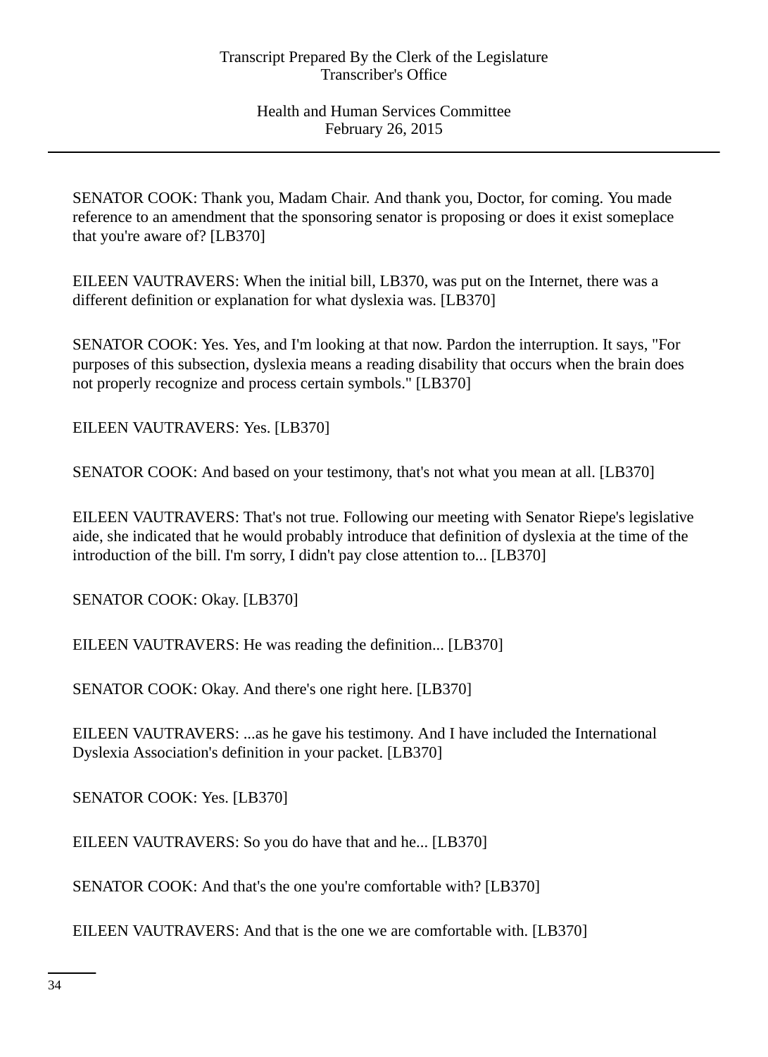SENATOR COOK: Thank you, Madam Chair. And thank you, Doctor, for coming. You made reference to an amendment that the sponsoring senator is proposing or does it exist someplace that you're aware of? [LB370]

EILEEN VAUTRAVERS: When the initial bill, LB370, was put on the Internet, there was a different definition or explanation for what dyslexia was. [LB370]

SENATOR COOK: Yes. Yes, and I'm looking at that now. Pardon the interruption. It says, "For purposes of this subsection, dyslexia means a reading disability that occurs when the brain does not properly recognize and process certain symbols." [LB370]

EILEEN VAUTRAVERS: Yes. [LB370]

SENATOR COOK: And based on your testimony, that's not what you mean at all. [LB370]

EILEEN VAUTRAVERS: That's not true. Following our meeting with Senator Riepe's legislative aide, she indicated that he would probably introduce that definition of dyslexia at the time of the introduction of the bill. I'm sorry, I didn't pay close attention to... [LB370]

SENATOR COOK: Okay. [LB370]

EILEEN VAUTRAVERS: He was reading the definition... [LB370]

SENATOR COOK: Okay. And there's one right here. [LB370]

EILEEN VAUTRAVERS: ...as he gave his testimony. And I have included the International Dyslexia Association's definition in your packet. [LB370]

SENATOR COOK: Yes. [LB370]

EILEEN VAUTRAVERS: So you do have that and he... [LB370]

SENATOR COOK: And that's the one you're comfortable with? [LB370]

EILEEN VAUTRAVERS: And that is the one we are comfortable with. [LB370]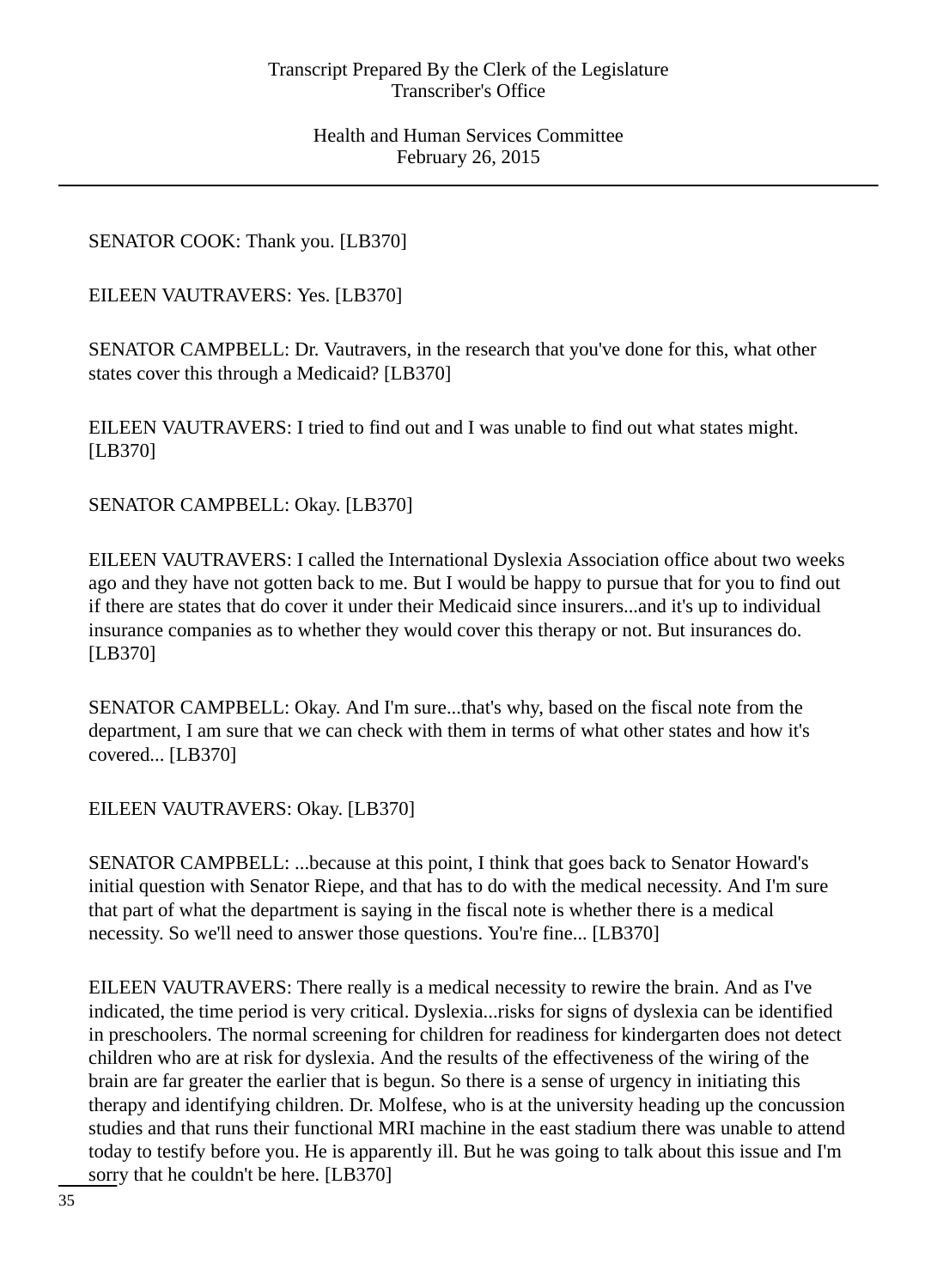SENATOR COOK: Thank you. [LB370]

EILEEN VAUTRAVERS: Yes. [LB370]

SENATOR CAMPBELL: Dr. Vautravers, in the research that you've done for this, what other states cover this through a Medicaid? [LB370]

EILEEN VAUTRAVERS: I tried to find out and I was unable to find out what states might. [LB370]

SENATOR CAMPBELL: Okay. [LB370]

EILEEN VAUTRAVERS: I called the International Dyslexia Association office about two weeks ago and they have not gotten back to me. But I would be happy to pursue that for you to find out if there are states that do cover it under their Medicaid since insurers...and it's up to individual insurance companies as to whether they would cover this therapy or not. But insurances do. [LB370]

SENATOR CAMPBELL: Okay. And I'm sure...that's why, based on the fiscal note from the department, I am sure that we can check with them in terms of what other states and how it's covered... [LB370]

EILEEN VAUTRAVERS: Okay. [LB370]

SENATOR CAMPBELL: ...because at this point, I think that goes back to Senator Howard's initial question with Senator Riepe, and that has to do with the medical necessity. And I'm sure that part of what the department is saying in the fiscal note is whether there is a medical necessity. So we'll need to answer those questions. You're fine... [LB370]

EILEEN VAUTRAVERS: There really is a medical necessity to rewire the brain. And as I've indicated, the time period is very critical. Dyslexia...risks for signs of dyslexia can be identified in preschoolers. The normal screening for children for readiness for kindergarten does not detect children who are at risk for dyslexia. And the results of the effectiveness of the wiring of the brain are far greater the earlier that is begun. So there is a sense of urgency in initiating this therapy and identifying children. Dr. Molfese, who is at the university heading up the concussion studies and that runs their functional MRI machine in the east stadium there was unable to attend today to testify before you. He is apparently ill. But he was going to talk about this issue and I'm sorry that he couldn't be here. [LB370]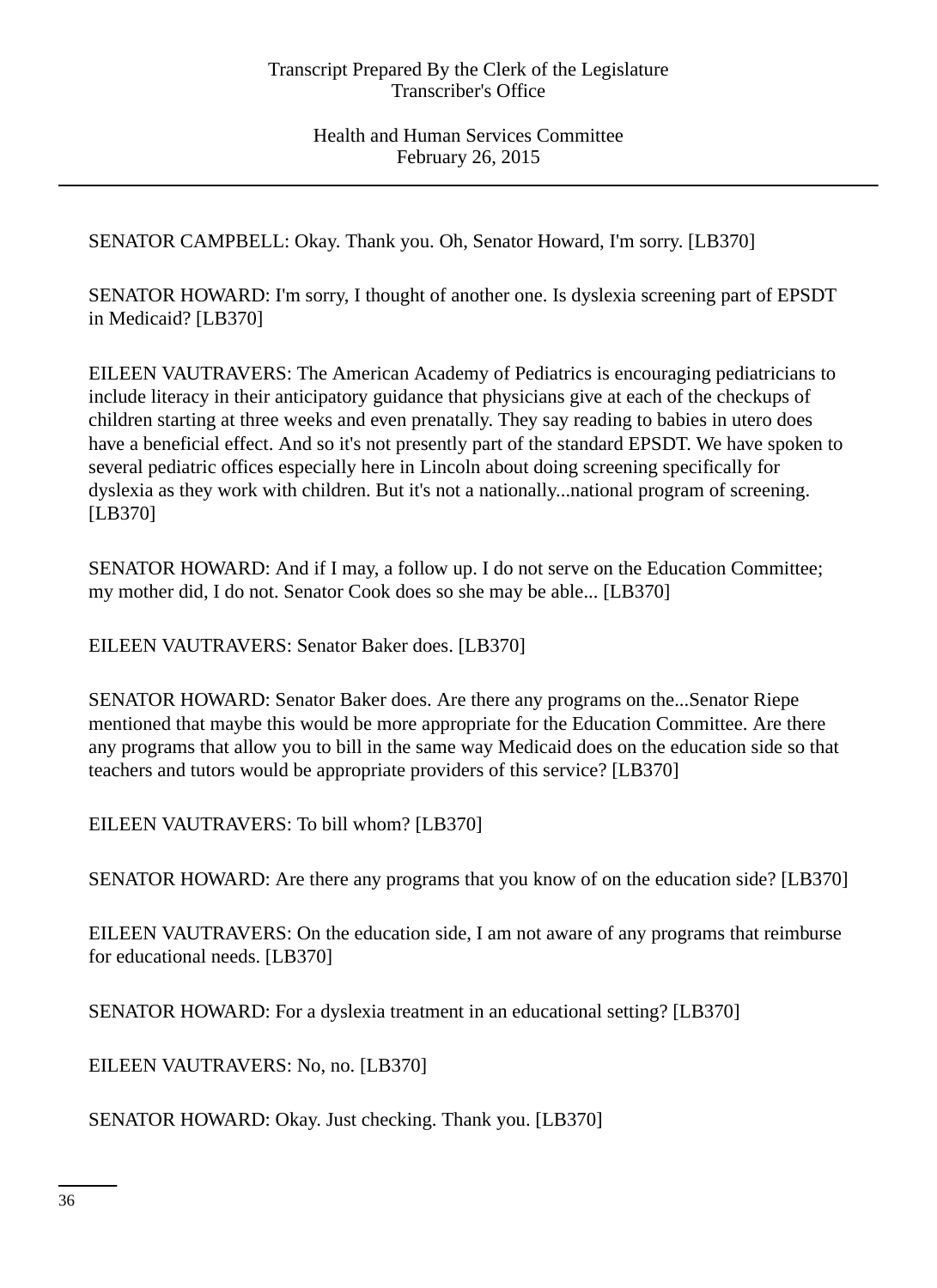SENATOR CAMPBELL: Okay. Thank you. Oh, Senator Howard, I'm sorry. [LB370]

SENATOR HOWARD: I'm sorry, I thought of another one. Is dyslexia screening part of EPSDT in Medicaid? [LB370]

EILEEN VAUTRAVERS: The American Academy of Pediatrics is encouraging pediatricians to include literacy in their anticipatory guidance that physicians give at each of the checkups of children starting at three weeks and even prenatally. They say reading to babies in utero does have a beneficial effect. And so it's not presently part of the standard EPSDT. We have spoken to several pediatric offices especially here in Lincoln about doing screening specifically for dyslexia as they work with children. But it's not a nationally...national program of screening. [LB370]

SENATOR HOWARD: And if I may, a follow up. I do not serve on the Education Committee; my mother did, I do not. Senator Cook does so she may be able... [LB370]

EILEEN VAUTRAVERS: Senator Baker does. [LB370]

SENATOR HOWARD: Senator Baker does. Are there any programs on the...Senator Riepe mentioned that maybe this would be more appropriate for the Education Committee. Are there any programs that allow you to bill in the same way Medicaid does on the education side so that teachers and tutors would be appropriate providers of this service? [LB370]

EILEEN VAUTRAVERS: To bill whom? [LB370]

SENATOR HOWARD: Are there any programs that you know of on the education side? [LB370]

EILEEN VAUTRAVERS: On the education side, I am not aware of any programs that reimburse for educational needs. [LB370]

SENATOR HOWARD: For a dyslexia treatment in an educational setting? [LB370]

EILEEN VAUTRAVERS: No, no. [LB370]

SENATOR HOWARD: Okay. Just checking. Thank you. [LB370]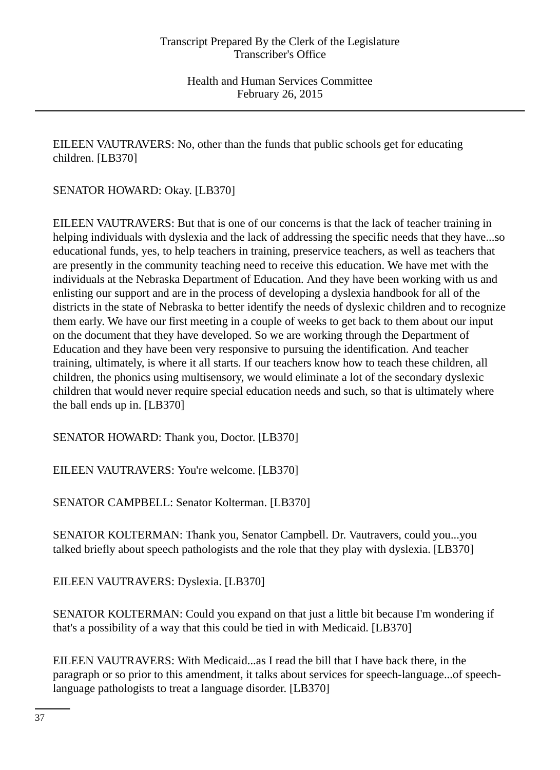EILEEN VAUTRAVERS: No, other than the funds that public schools get for educating children. [LB370]

SENATOR HOWARD: Okay. [LB370]

EILEEN VAUTRAVERS: But that is one of our concerns is that the lack of teacher training in helping individuals with dyslexia and the lack of addressing the specific needs that they have...so educational funds, yes, to help teachers in training, preservice teachers, as well as teachers that are presently in the community teaching need to receive this education. We have met with the individuals at the Nebraska Department of Education. And they have been working with us and enlisting our support and are in the process of developing a dyslexia handbook for all of the districts in the state of Nebraska to better identify the needs of dyslexic children and to recognize them early. We have our first meeting in a couple of weeks to get back to them about our input on the document that they have developed. So we are working through the Department of Education and they have been very responsive to pursuing the identification. And teacher training, ultimately, is where it all starts. If our teachers know how to teach these children, all children, the phonics using multisensory, we would eliminate a lot of the secondary dyslexic children that would never require special education needs and such, so that is ultimately where the ball ends up in. [LB370]

SENATOR HOWARD: Thank you, Doctor. [LB370]

EILEEN VAUTRAVERS: You're welcome. [LB370]

SENATOR CAMPBELL: Senator Kolterman. [LB370]

SENATOR KOLTERMAN: Thank you, Senator Campbell. Dr. Vautravers, could you...you talked briefly about speech pathologists and the role that they play with dyslexia. [LB370]

EILEEN VAUTRAVERS: Dyslexia. [LB370]

SENATOR KOLTERMAN: Could you expand on that just a little bit because I'm wondering if that's a possibility of a way that this could be tied in with Medicaid. [LB370]

EILEEN VAUTRAVERS: With Medicaid...as I read the bill that I have back there, in the paragraph or so prior to this amendment, it talks about services for speech-language...of speech-language pathologists to treat a language disorder. [LB370]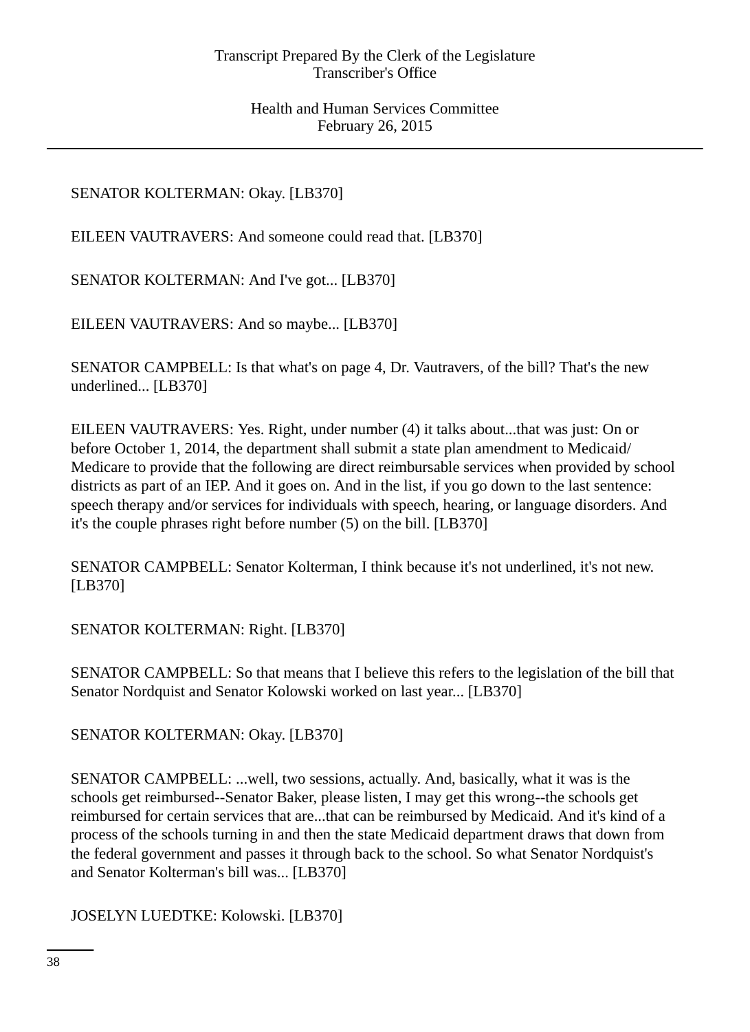SENATOR KOLTERMAN: Okay. [LB370]

EILEEN VAUTRAVERS: And someone could read that. [LB370]

SENATOR KOLTERMAN: And I've got... [LB370]

EILEEN VAUTRAVERS: And so maybe... [LB370]

SENATOR CAMPBELL: Is that what's on page 4, Dr. Vautravers, of the bill? That's the new underlined... [LB370]

EILEEN VAUTRAVERS: Yes. Right, under number (4) it talks about...that was just: On or before October 1, 2014, the department shall submit a state plan amendment to Medicaid/ Medicare to provide that the following are direct reimbursable services when provided by school districts as part of an IEP. And it goes on. And in the list, if you go down to the last sentence: speech therapy and/or services for individuals with speech, hearing, or language disorders. And it's the couple phrases right before number (5) on the bill. [LB370]

SENATOR CAMPBELL: Senator Kolterman, I think because it's not underlined, it's not new. [LB370]

SENATOR KOLTERMAN: Right. [LB370]

SENATOR CAMPBELL: So that means that I believe this refers to the legislation of the bill that Senator Nordquist and Senator Kolowski worked on last year... [LB370]

SENATOR KOLTERMAN: Okay. [LB370]

SENATOR CAMPBELL: ...well, two sessions, actually. And, basically, what it was is the schools get reimbursed--Senator Baker, please listen, I may get this wrong--the schools get reimbursed for certain services that are...that can be reimbursed by Medicaid. And it's kind of a process of the schools turning in and then the state Medicaid department draws that down from the federal government and passes it through back to the school. So what Senator Nordquist's and Senator Kolterman's bill was... [LB370]

JOSELYN LUEDTKE: Kolowski. [LB370]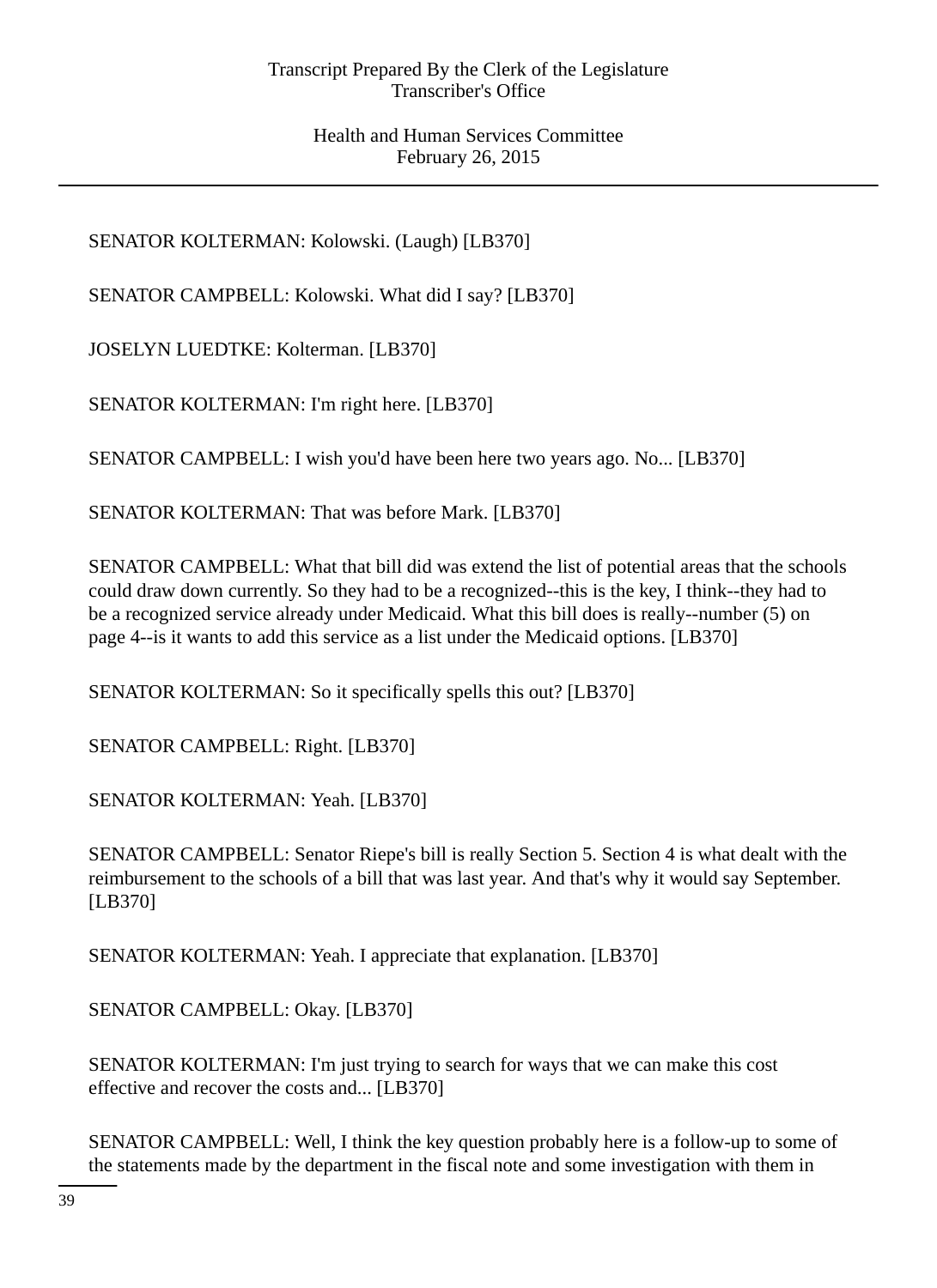SENATOR KOLTERMAN: Kolowski. (Laugh) [LB370]

SENATOR CAMPBELL: Kolowski. What did I say? [LB370]

JOSELYN LUEDTKE: Kolterman. [LB370]

SENATOR KOLTERMAN: I'm right here. [LB370]

SENATOR CAMPBELL: I wish you'd have been here two years ago. No... [LB370]

SENATOR KOLTERMAN: That was before Mark. [LB370]

SENATOR CAMPBELL: What that bill did was extend the list of potential areas that the schools could draw down currently. So they had to be a recognized--this is the key, I think--they had to be a recognized service already under Medicaid. What this bill does is really--number (5) on page 4--is it wants to add this service as a list under the Medicaid options. [LB370]

SENATOR KOLTERMAN: So it specifically spells this out? [LB370]

SENATOR CAMPBELL: Right. [LB370]

SENATOR KOLTERMAN: Yeah. [LB370]

SENATOR CAMPBELL: Senator Riepe's bill is really Section 5. Section 4 is what dealt with the reimbursement to the schools of a bill that was last year. And that's why it would say September. [LB370]

SENATOR KOLTERMAN: Yeah. I appreciate that explanation. [LB370]

SENATOR CAMPBELL: Okay. [LB370]

SENATOR KOLTERMAN: I'm just trying to search for ways that we can make this cost effective and recover the costs and... [LB370]

SENATOR CAMPBELL: Well, I think the key question probably here is a follow-up to some of the statements made by the department in the fiscal note and some investigation with them in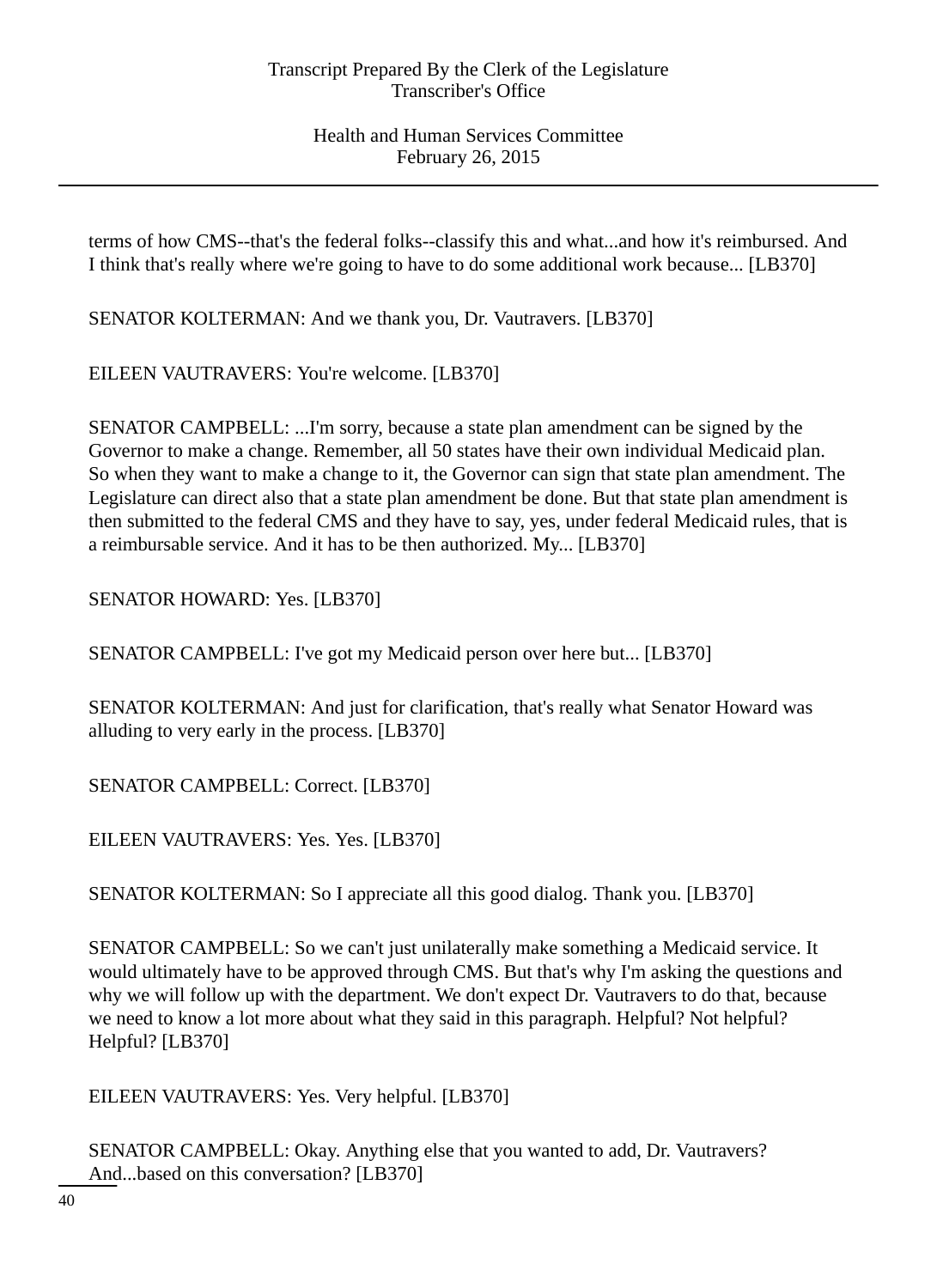terms of how CMS--that's the federal folks--classify this and what...and how it's reimbursed. And I think that's really where we're going to have to do some additional work because... [LB370]

SENATOR KOLTERMAN: And we thank you, Dr. Vautravers. [LB370]

EILEEN VAUTRAVERS: You're welcome. [LB370]

SENATOR CAMPBELL: ...I'm sorry, because a state plan amendment can be signed by the Governor to make a change. Remember, all 50 states have their own individual Medicaid plan. So when they want to make a change to it, the Governor can sign that state plan amendment. The Legislature can direct also that a state plan amendment be done. But that state plan amendment is then submitted to the federal CMS and they have to say, yes, under federal Medicaid rules, that is a reimbursable service. And it has to be then authorized. My... [LB370]

SENATOR HOWARD: Yes. [LB370]

SENATOR CAMPBELL: I've got my Medicaid person over here but... [LB370]

SENATOR KOLTERMAN: And just for clarification, that's really what Senator Howard was alluding to very early in the process. [LB370]

SENATOR CAMPBELL: Correct. [LB370]

EILEEN VAUTRAVERS: Yes. Yes. [LB370]

SENATOR KOLTERMAN: So I appreciate all this good dialog. Thank you. [LB370]

SENATOR CAMPBELL: So we can't just unilaterally make something a Medicaid service. It would ultimately have to be approved through CMS. But that's why I'm asking the questions and why we will follow up with the department. We don't expect Dr. Vautravers to do that, because we need to know a lot more about what they said in this paragraph. Helpful? Not helpful? Helpful? [LB370]

EILEEN VAUTRAVERS: Yes. Very helpful. [LB370]

SENATOR CAMPBELL: Okay. Anything else that you wanted to add, Dr. Vautravers? And...based on this conversation? [LB370]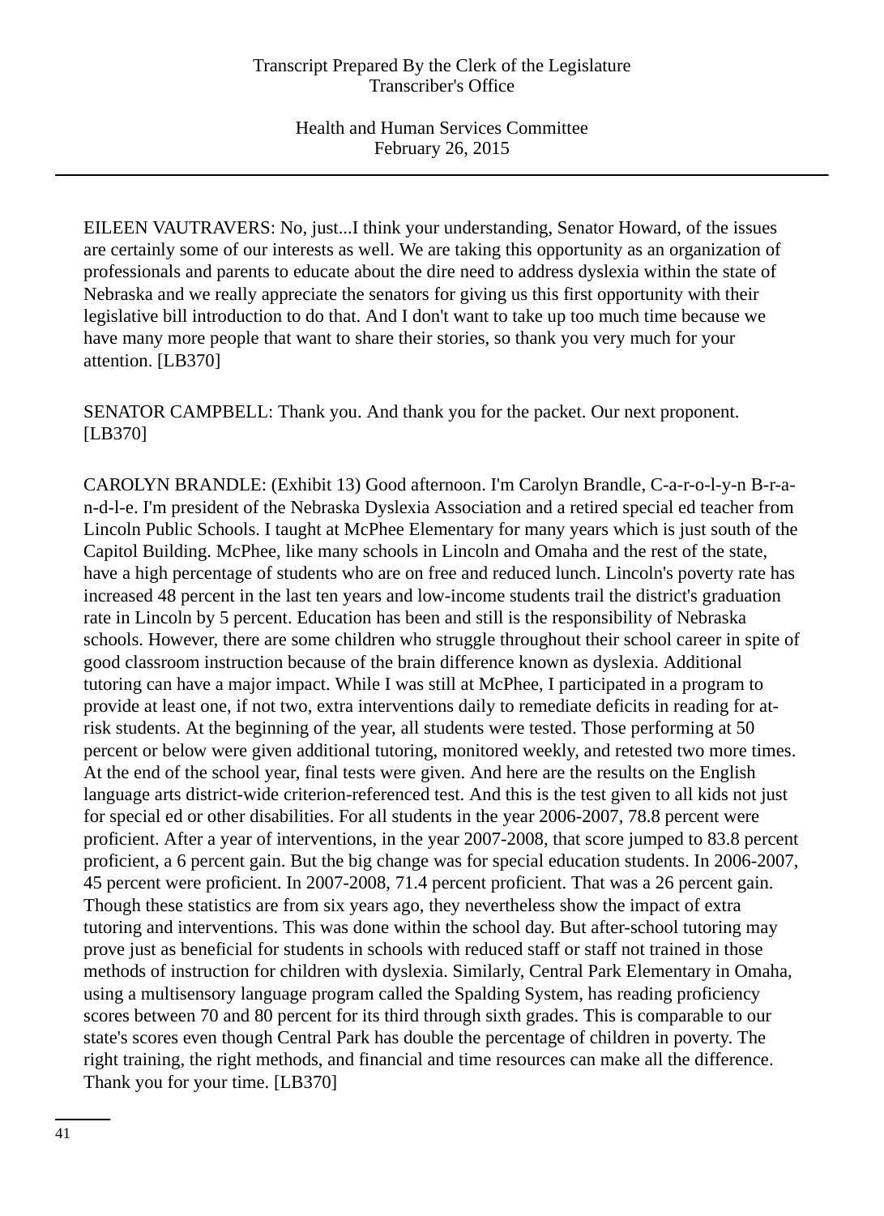EILEEN VAUTRAVERS: No, just...I think your understanding, Senator Howard, of the issues are certainly some of our interests as well. We are taking this opportunity as an organization of professionals and parents to educate about the dire need to address dyslexia within the state of Nebraska and we really appreciate the senators for giving us this first opportunity with their legislative bill introduction to do that. And I don't want to take up too much time because we have many more people that want to share their stories, so thank you very much for your attention. [LB370]

SENATOR CAMPBELL: Thank you. And thank you for the packet. Our next proponent. [LB370]

CAROLYN BRANDLE: (Exhibit 13) Good afternoon. I'm Carolyn Brandle, C-a-r-o-l-y-n B-r-a-n-d-l-e. I'm president of the Nebraska Dyslexia Association and a retired special ed teacher from Lincoln Public Schools. I taught at McPhee Elementary for many years which is just south of the Capitol Building. McPhee, like many schools in Lincoln and Omaha and the rest of the state, have a high percentage of students who are on free and reduced lunch. Lincoln's poverty rate has increased 48 percent in the last ten years and low-income students trail the district's graduation rate in Lincoln by 5 percent. Education has been and still is the responsibility of Nebraska schools. However, there are some children who struggle throughout their school career in spite of good classroom instruction because of the brain difference known as dyslexia. Additional tutoring can have a major impact. While I was still at McPhee, I participated in a program to provide at least one, if not two, extra interventions daily to remediate deficits in reading for at-risk students. At the beginning of the year, all students were tested. Those performing at 50 percent or below were given additional tutoring, monitored weekly, and retested two more times. At the end of the school year, final tests were given. And here are the results on the English language arts district-wide criterion-referenced test. And this is the test given to all kids not just for special ed or other disabilities. For all students in the year 2006-2007, 78.8 percent were proficient. After a year of interventions, in the year 2007-2008, that score jumped to 83.8 percent proficient, a 6 percent gain. But the big change was for special education students. In 2006-2007, 45 percent were proficient. In 2007-2008, 71.4 percent proficient. That was a 26 percent gain. Though these statistics are from six years ago, they nevertheless show the impact of extra tutoring and interventions. This was done within the school day. But after-school tutoring may prove just as beneficial for students in schools with reduced staff or staff not trained in those methods of instruction for children with dyslexia. Similarly, Central Park Elementary in Omaha, using a multisensory language program called the Spalding System, has reading proficiency scores between 70 and 80 percent for its third through sixth grades. This is comparable to our state's scores even though Central Park has double the percentage of children in poverty. The right training, the right methods, and financial and time resources can make all the difference. Thank you for your time. [LB370]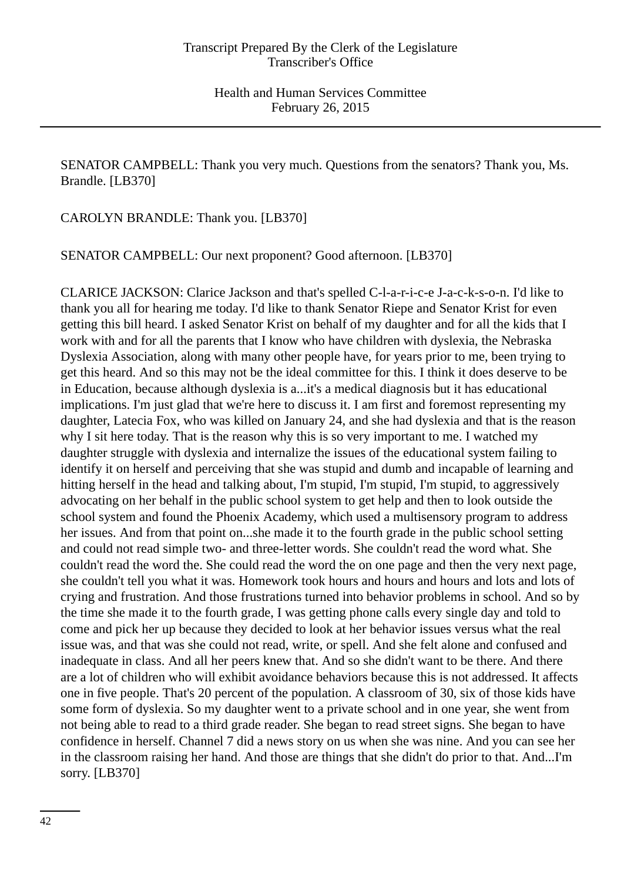SENATOR CAMPBELL: Thank you very much. Questions from the senators? Thank you, Ms. Brandle. [LB370]

CAROLYN BRANDLE: Thank you. [LB370]

SENATOR CAMPBELL: Our next proponent? Good afternoon. [LB370]

CLARICE JACKSON: Clarice Jackson and that's spelled C-l-a-r-i-c-e J-a-c-k-s-o-n. I'd like to thank you all for hearing me today. I'd like to thank Senator Riepe and Senator Krist for even getting this bill heard. I asked Senator Krist on behalf of my daughter and for all the kids that I work with and for all the parents that I know who have children with dyslexia, the Nebraska Dyslexia Association, along with many other people have, for years prior to me, been trying to get this heard. And so this may not be the ideal committee for this. I think it does deserve to be in Education, because although dyslexia is a...it's a medical diagnosis but it has educational implications. I'm just glad that we're here to discuss it. I am first and foremost representing my daughter, Latecia Fox, who was killed on January 24, and she had dyslexia and that is the reason why I sit here today. That is the reason why this is so very important to me. I watched my daughter struggle with dyslexia and internalize the issues of the educational system failing to identify it on herself and perceiving that she was stupid and dumb and incapable of learning and hitting herself in the head and talking about, I'm stupid, I'm stupid, I'm stupid, to aggressively advocating on her behalf in the public school system to get help and then to look outside the school system and found the Phoenix Academy, which used a multisensory program to address her issues. And from that point on...she made it to the fourth grade in the public school setting and could not read simple two- and three-letter words. She couldn't read the word what. She couldn't read the word the. She could read the word the on one page and then the very next page, she couldn't tell you what it was. Homework took hours and hours and hours and lots and lots of crying and frustration. And those frustrations turned into behavior problems in school. And so by the time she made it to the fourth grade, I was getting phone calls every single day and told to come and pick her up because they decided to look at her behavior issues versus what the real issue was, and that was she could not read, write, or spell. And she felt alone and confused and inadequate in class. And all her peers knew that. And so she didn't want to be there. And there are a lot of children who will exhibit avoidance behaviors because this is not addressed. It affects one in five people. That's 20 percent of the population. A classroom of 30, six of those kids have some form of dyslexia. So my daughter went to a private school and in one year, she went from not being able to read to a third grade reader. She began to read street signs. She began to have confidence in herself. Channel 7 did a news story on us when she was nine. And you can see her in the classroom raising her hand. And those are things that she didn't do prior to that. And...I'm sorry. [LB370]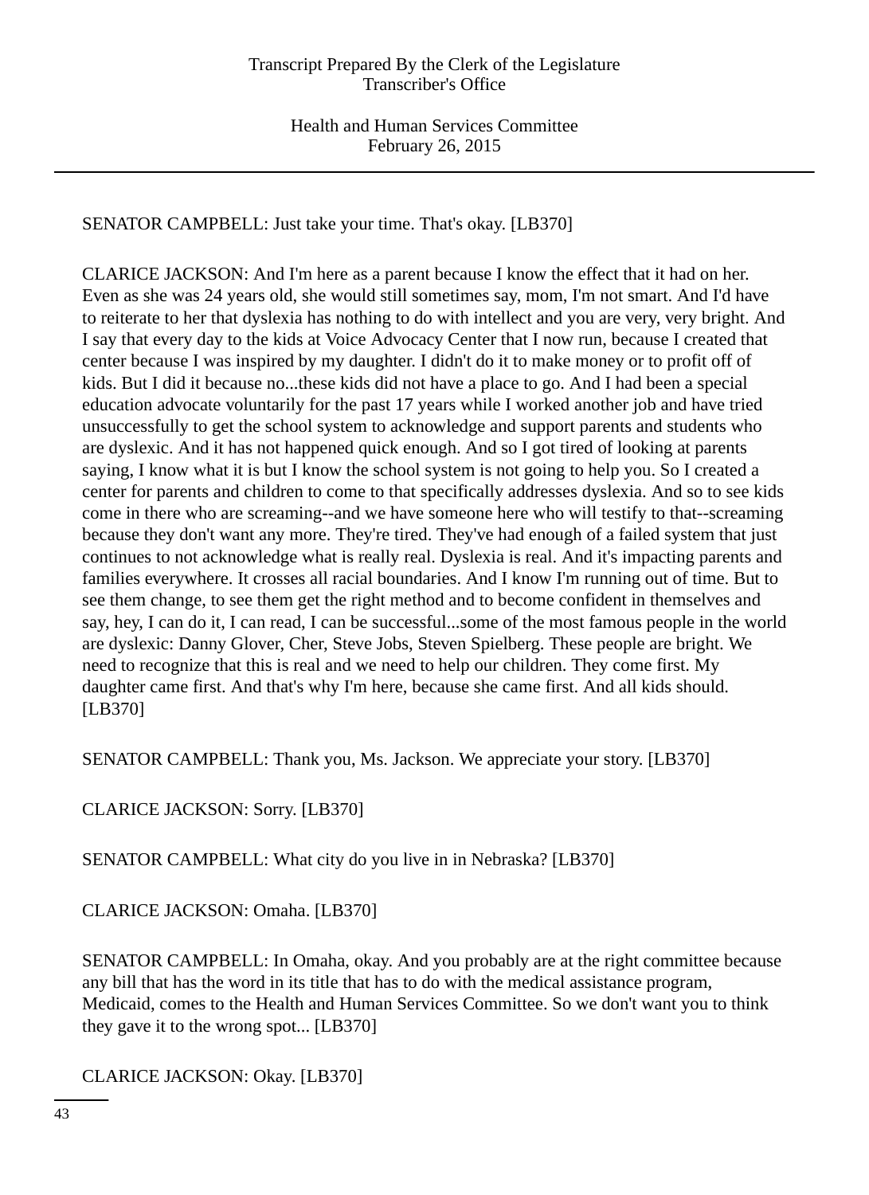SENATOR CAMPBELL: Just take your time. That's okay. [LB370]

CLARICE JACKSON: And I'm here as a parent because I know the effect that it had on her. Even as she was 24 years old, she would still sometimes say, mom, I'm not smart. And I'd have to reiterate to her that dyslexia has nothing to do with intellect and you are very, very bright. And I say that every day to the kids at Voice Advocacy Center that I now run, because I created that center because I was inspired by my daughter. I didn't do it to make money or to profit off of kids. But I did it because no...these kids did not have a place to go. And I had been a special education advocate voluntarily for the past 17 years while I worked another job and have tried unsuccessfully to get the school system to acknowledge and support parents and students who are dyslexic. And it has not happened quick enough. And so I got tired of looking at parents saying, I know what it is but I know the school system is not going to help you. So I created a center for parents and children to come to that specifically addresses dyslexia. And so to see kids come in there who are screaming--and we have someone here who will testify to that--screaming because they don't want any more. They're tired. They've had enough of a failed system that just continues to not acknowledge what is really real. Dyslexia is real. And it's impacting parents and families everywhere. It crosses all racial boundaries. And I know I'm running out of time. But to see them change, to see them get the right method and to become confident in themselves and say, hey, I can do it, I can read, I can be successful...some of the most famous people in the world are dyslexic: Danny Glover, Cher, Steve Jobs, Steven Spielberg. These people are bright. We need to recognize that this is real and we need to help our children. They come first. My daughter came first. And that's why I'm here, because she came first. And all kids should. [LB370]

SENATOR CAMPBELL: Thank you, Ms. Jackson. We appreciate your story. [LB370]

CLARICE JACKSON: Sorry. [LB370]

SENATOR CAMPBELL: What city do you live in in Nebraska? [LB370]

CLARICE JACKSON: Omaha. [LB370]

SENATOR CAMPBELL: In Omaha, okay. And you probably are at the right committee because any bill that has the word in its title that has to do with the medical assistance program, Medicaid, comes to the Health and Human Services Committee. So we don't want you to think they gave it to the wrong spot... [LB370]

CLARICE JACKSON: Okay. [LB370]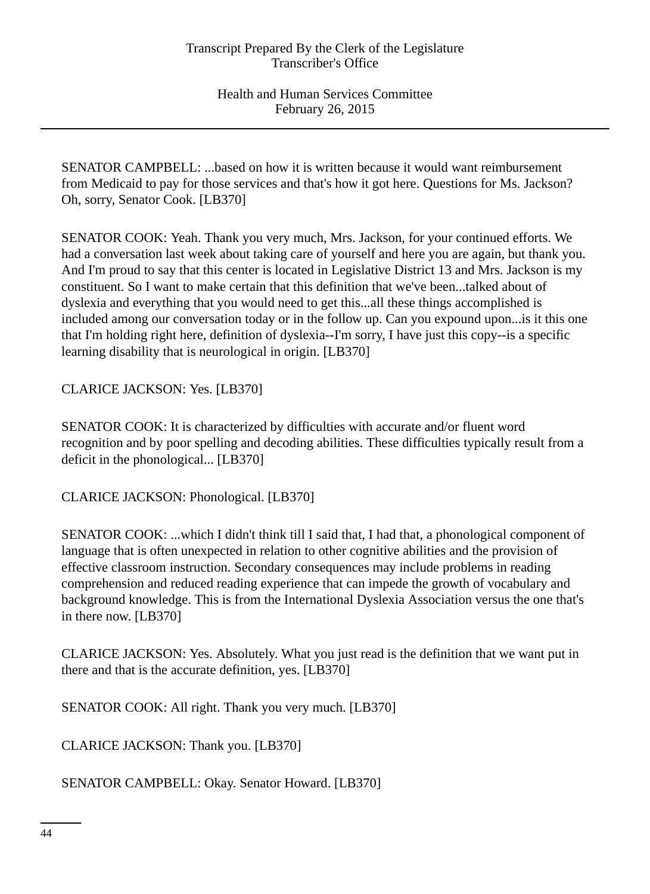SENATOR CAMPBELL: ...based on how it is written because it would want reimbursement from Medicaid to pay for those services and that's how it got here. Questions for Ms. Jackson? Oh, sorry, Senator Cook. [LB370]

SENATOR COOK: Yeah. Thank you very much, Mrs. Jackson, for your continued efforts. We had a conversation last week about taking care of yourself and here you are again, but thank you. And I'm proud to say that this center is located in Legislative District 13 and Mrs. Jackson is my constituent. So I want to make certain that this definition that we've been...talked about of dyslexia and everything that you would need to get this...all these things accomplished is included among our conversation today or in the follow up. Can you expound upon...is it this one that I'm holding right here, definition of dyslexia--I'm sorry, I have just this copy--is a specific learning disability that is neurological in origin. [LB370]

CLARICE JACKSON: Yes. [LB370]

SENATOR COOK: It is characterized by difficulties with accurate and/or fluent word recognition and by poor spelling and decoding abilities. These difficulties typically result from a deficit in the phonological... [LB370]

CLARICE JACKSON: Phonological. [LB370]

SENATOR COOK: ...which I didn't think till I said that, I had that, a phonological component of language that is often unexpected in relation to other cognitive abilities and the provision of effective classroom instruction. Secondary consequences may include problems in reading comprehension and reduced reading experience that can impede the growth of vocabulary and background knowledge. This is from the International Dyslexia Association versus the one that's in there now. [LB370]

CLARICE JACKSON: Yes. Absolutely. What you just read is the definition that we want put in there and that is the accurate definition, yes. [LB370]

SENATOR COOK: All right. Thank you very much. [LB370]

CLARICE JACKSON: Thank you. [LB370]

SENATOR CAMPBELL: Okay. Senator Howard. [LB370]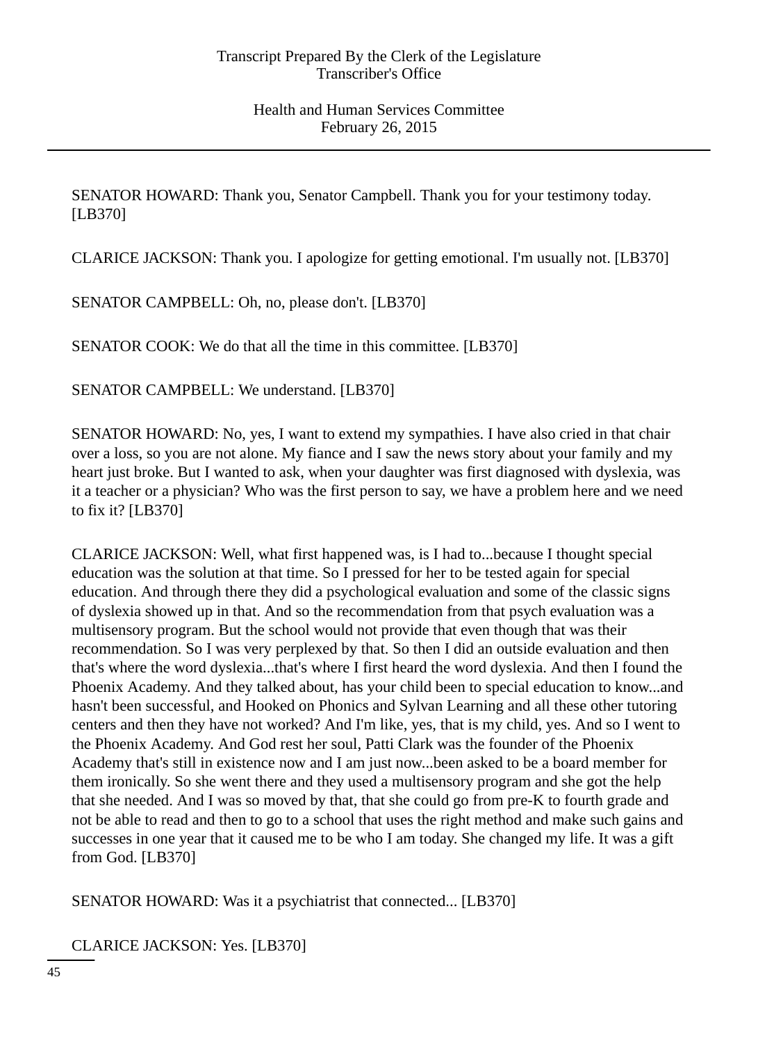SENATOR HOWARD: Thank you, Senator Campbell. Thank you for your testimony today. [LB370]

CLARICE JACKSON: Thank you. I apologize for getting emotional. I'm usually not. [LB370]

SENATOR CAMPBELL: Oh, no, please don't. [LB370]

SENATOR COOK: We do that all the time in this committee. [LB370]

SENATOR CAMPBELL: We understand. [LB370]

SENATOR HOWARD: No, yes, I want to extend my sympathies. I have also cried in that chair over a loss, so you are not alone. My fiance and I saw the news story about your family and my heart just broke. But I wanted to ask, when your daughter was first diagnosed with dyslexia, was it a teacher or a physician? Who was the first person to say, we have a problem here and we need to fix it? [LB370]

CLARICE JACKSON: Well, what first happened was, is I had to...because I thought special education was the solution at that time. So I pressed for her to be tested again for special education. And through there they did a psychological evaluation and some of the classic signs of dyslexia showed up in that. And so the recommendation from that psych evaluation was a multisensory program. But the school would not provide that even though that was their recommendation. So I was very perplexed by that. So then I did an outside evaluation and then that's where the word dyslexia...that's where I first heard the word dyslexia. And then I found the Phoenix Academy. And they talked about, has your child been to special education to know...and hasn't been successful, and Hooked on Phonics and Sylvan Learning and all these other tutoring centers and then they have not worked? And I'm like, yes, that is my child, yes. And so I went to the Phoenix Academy. And God rest her soul, Patti Clark was the founder of the Phoenix Academy that's still in existence now and I am just now...been asked to be a board member for them ironically. So she went there and they used a multisensory program and she got the help that she needed. And I was so moved by that, that she could go from pre-K to fourth grade and not be able to read and then to go to a school that uses the right method and make such gains and successes in one year that it caused me to be who I am today. She changed my life. It was a gift from God. [LB370]

SENATOR HOWARD: Was it a psychiatrist that connected... [LB370]

CLARICE JACKSON: Yes. [LB370]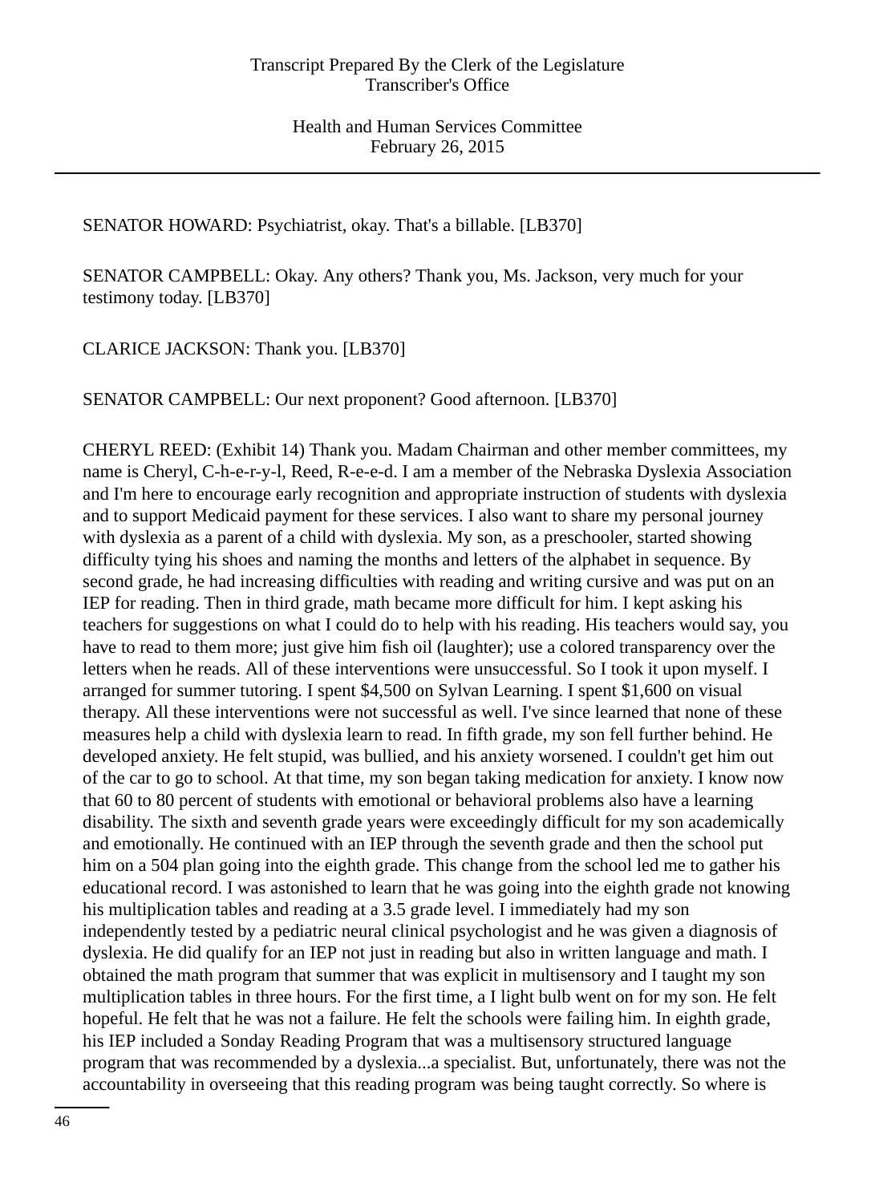SENATOR HOWARD: Psychiatrist, okay. That's a billable. [LB370]

SENATOR CAMPBELL: Okay. Any others? Thank you, Ms. Jackson, very much for your testimony today. [LB370]

CLARICE JACKSON: Thank you. [LB370]

SENATOR CAMPBELL: Our next proponent? Good afternoon. [LB370]

CHERYL REED: (Exhibit 14) Thank you. Madam Chairman and other member committees, my name is Cheryl, C-h-e-r-y-l, Reed, R-e-e-d. I am a member of the Nebraska Dyslexia Association and I'm here to encourage early recognition and appropriate instruction of students with dyslexia and to support Medicaid payment for these services. I also want to share my personal journey with dyslexia as a parent of a child with dyslexia. My son, as a preschooler, started showing difficulty tying his shoes and naming the months and letters of the alphabet in sequence. By second grade, he had increasing difficulties with reading and writing cursive and was put on an IEP for reading. Then in third grade, math became more difficult for him. I kept asking his teachers for suggestions on what I could do to help with his reading. His teachers would say, you have to read to them more; just give him fish oil (laughter); use a colored transparency over the letters when he reads. All of these interventions were unsuccessful. So I took it upon myself. I arranged for summer tutoring. I spent $4,500 on Sylvan Learning. I spent $1,600 on visual therapy. All these interventions were not successful as well. I've since learned that none of these measures help a child with dyslexia learn to read. In fifth grade, my son fell further behind. He developed anxiety. He felt stupid, was bullied, and his anxiety worsened. I couldn't get him out of the car to go to school. At that time, my son began taking medication for anxiety. I know now that 60 to 80 percent of students with emotional or behavioral problems also have a learning disability. The sixth and seventh grade years were exceedingly difficult for my son academically and emotionally. He continued with an IEP through the seventh grade and then the school put him on a 504 plan going into the eighth grade. This change from the school led me to gather his educational record. I was astonished to learn that he was going into the eighth grade not knowing his multiplication tables and reading at a 3.5 grade level. I immediately had my son independently tested by a pediatric neural clinical psychologist and he was given a diagnosis of dyslexia. He did qualify for an IEP not just in reading but also in written language and math. I obtained the math program that summer that was explicit in multisensory and I taught my son multiplication tables in three hours. For the first time, a I light bulb went on for my son. He felt hopeful. He felt that he was not a failure. He felt the schools were failing him. In eighth grade, his IEP included a Sonday Reading Program that was a multisensory structured language program that was recommended by a dyslexia...a specialist. But, unfortunately, there was not the accountability in overseeing that this reading program was being taught correctly. So where is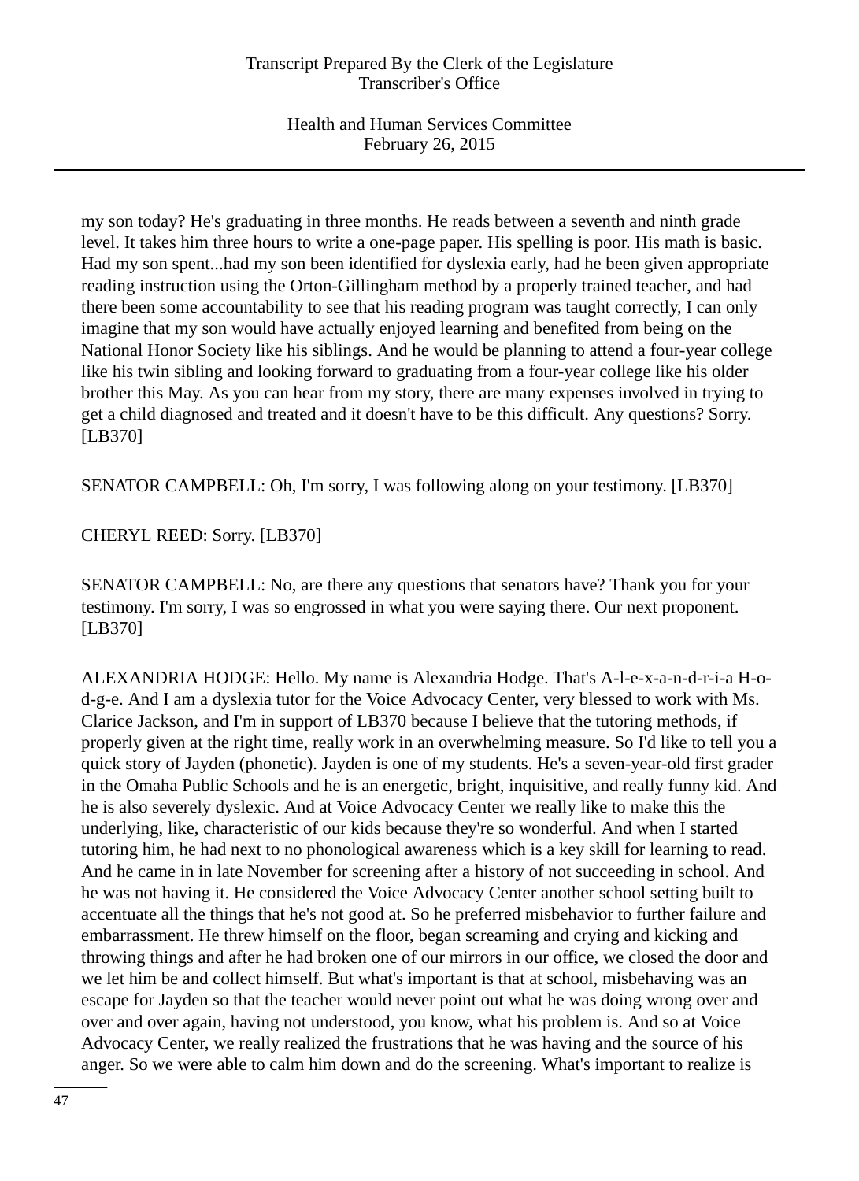my son today? He's graduating in three months. He reads between a seventh and ninth grade level. It takes him three hours to write a one-page paper. His spelling is poor. His math is basic. Had my son spent...had my son been identified for dyslexia early, had he been given appropriate reading instruction using the Orton-Gillingham method by a properly trained teacher, and had there been some accountability to see that his reading program was taught correctly, I can only imagine that my son would have actually enjoyed learning and benefited from being on the National Honor Society like his siblings. And he would be planning to attend a four-year college like his twin sibling and looking forward to graduating from a four-year college like his older brother this May. As you can hear from my story, there are many expenses involved in trying to get a child diagnosed and treated and it doesn't have to be this difficult. Any questions? Sorry. [LB370]

SENATOR CAMPBELL: Oh, I'm sorry, I was following along on your testimony. [LB370]

CHERYL REED: Sorry. [LB370]

SENATOR CAMPBELL: No, are there any questions that senators have? Thank you for your testimony. I'm sorry, I was so engrossed in what you were saying there. Our next proponent. [LB370]

ALEXANDRIA HODGE: Hello. My name is Alexandria Hodge. That's A-l-e-x-a-n-d-r-i-a H-o-d-g-e. And I am a dyslexia tutor for the Voice Advocacy Center, very blessed to work with Ms. Clarice Jackson, and I'm in support of LB370 because I believe that the tutoring methods, if properly given at the right time, really work in an overwhelming measure. So I'd like to tell you a quick story of Jayden (phonetic). Jayden is one of my students. He's a seven-year-old first grader in the Omaha Public Schools and he is an energetic, bright, inquisitive, and really funny kid. And he is also severely dyslexic. And at Voice Advocacy Center we really like to make this the underlying, like, characteristic of our kids because they're so wonderful. And when I started tutoring him, he had next to no phonological awareness which is a key skill for learning to read. And he came in in late November for screening after a history of not succeeding in school. And he was not having it. He considered the Voice Advocacy Center another school setting built to accentuate all the things that he's not good at. So he preferred misbehavior to further failure and embarrassment. He threw himself on the floor, began screaming and crying and kicking and throwing things and after he had broken one of our mirrors in our office, we closed the door and we let him be and collect himself. But what's important is that at school, misbehaving was an escape for Jayden so that the teacher would never point out what he was doing wrong over and over and over again, having not understood, you know, what his problem is. And so at Voice Advocacy Center, we really realized the frustrations that he was having and the source of his anger. So we were able to calm him down and do the screening. What's important to realize is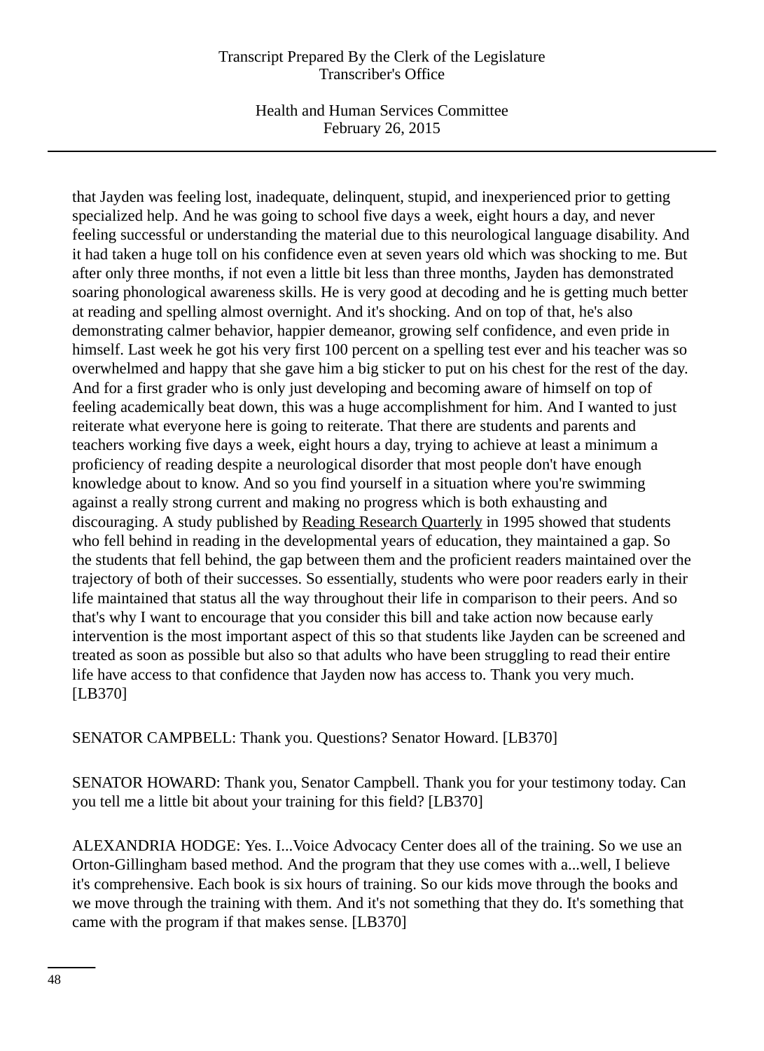that Jayden was feeling lost, inadequate, delinquent, stupid, and inexperienced prior to getting specialized help. And he was going to school five days a week, eight hours a day, and never feeling successful or understanding the material due to this neurological language disability. And it had taken a huge toll on his confidence even at seven years old which was shocking to me. But after only three months, if not even a little bit less than three months, Jayden has demonstrated soaring phonological awareness skills. He is very good at decoding and he is getting much better at reading and spelling almost overnight. And it's shocking. And on top of that, he's also demonstrating calmer behavior, happier demeanor, growing self confidence, and even pride in himself. Last week he got his very first 100 percent on a spelling test ever and his teacher was so overwhelmed and happy that she gave him a big sticker to put on his chest for the rest of the day. And for a first grader who is only just developing and becoming aware of himself on top of feeling academically beat down, this was a huge accomplishment for him. And I wanted to just reiterate what everyone here is going to reiterate. That there are students and parents and teachers working five days a week, eight hours a day, trying to achieve at least a minimum a proficiency of reading despite a neurological disorder that most people don't have enough knowledge about to know. And so you find yourself in a situation where you're swimming against a really strong current and making no progress which is both exhausting and discouraging. A study published by Reading Research Quarterly in 1995 showed that students who fell behind in reading in the developmental years of education, they maintained a gap. So the students that fell behind, the gap between them and the proficient readers maintained over the trajectory of both of their successes. So essentially, students who were poor readers early in their life maintained that status all the way throughout their life in comparison to their peers. And so that's why I want to encourage that you consider this bill and take action now because early intervention is the most important aspect of this so that students like Jayden can be screened and treated as soon as possible but also so that adults who have been struggling to read their entire life have access to that confidence that Jayden now has access to. Thank you very much. [LB370]

SENATOR CAMPBELL: Thank you. Questions? Senator Howard. [LB370]

SENATOR HOWARD: Thank you, Senator Campbell. Thank you for your testimony today. Can you tell me a little bit about your training for this field? [LB370]

ALEXANDRIA HODGE: Yes. I...Voice Advocacy Center does all of the training. So we use an Orton-Gillingham based method. And the program that they use comes with a...well, I believe it's comprehensive. Each book is six hours of training. So our kids move through the books and we move through the training with them. And it's not something that they do. It's something that came with the program if that makes sense. [LB370]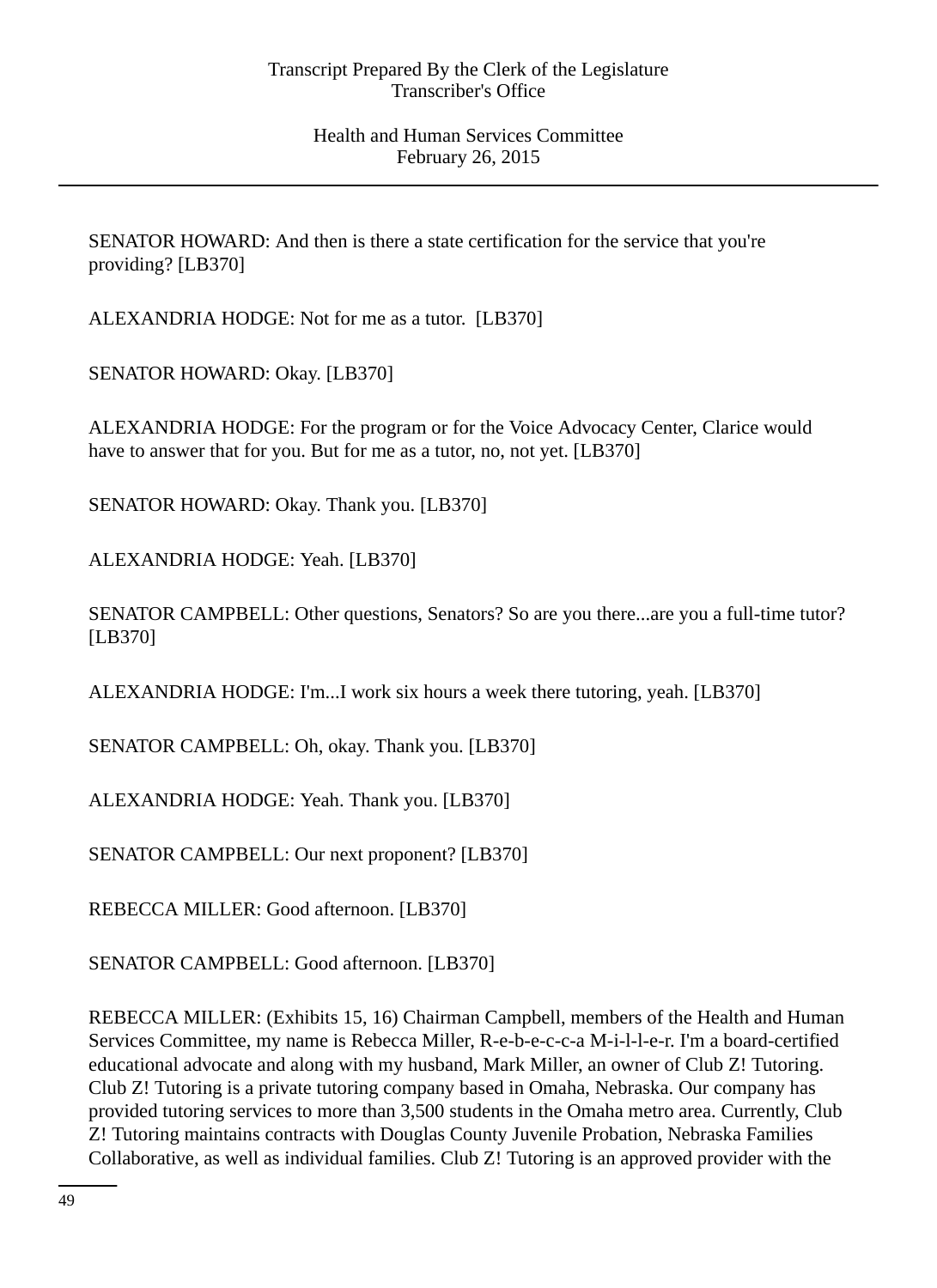SENATOR HOWARD: And then is there a state certification for the service that you're providing? [LB370]

ALEXANDRIA HODGE: Not for me as a tutor. [LB370]

SENATOR HOWARD: Okay. [LB370]

ALEXANDRIA HODGE: For the program or for the Voice Advocacy Center, Clarice would have to answer that for you. But for me as a tutor, no, not yet. [LB370]

SENATOR HOWARD: Okay. Thank you. [LB370]

ALEXANDRIA HODGE: Yeah. [LB370]

SENATOR CAMPBELL: Other questions, Senators? So are you there...are you a full-time tutor? [LB370]

ALEXANDRIA HODGE: I'm...I work six hours a week there tutoring, yeah. [LB370]

SENATOR CAMPBELL: Oh, okay. Thank you. [LB370]

ALEXANDRIA HODGE: Yeah. Thank you. [LB370]

SENATOR CAMPBELL: Our next proponent? [LB370]

REBECCA MILLER: Good afternoon. [LB370]

SENATOR CAMPBELL: Good afternoon. [LB370]

REBECCA MILLER: (Exhibits 15, 16) Chairman Campbell, members of the Health and Human Services Committee, my name is Rebecca Miller, R-e-b-e-c-c-a M-i-l-l-e-r. I'm a board-certified educational advocate and along with my husband, Mark Miller, an owner of Club Z! Tutoring. Club Z! Tutoring is a private tutoring company based in Omaha, Nebraska. Our company has provided tutoring services to more than 3,500 students in the Omaha metro area. Currently, Club Z! Tutoring maintains contracts with Douglas County Juvenile Probation, Nebraska Families Collaborative, as well as individual families. Club Z! Tutoring is an approved provider with the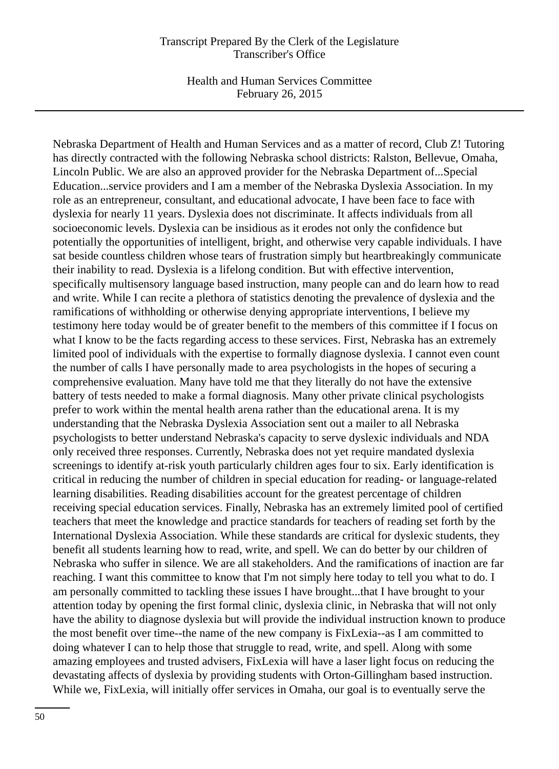Nebraska Department of Health and Human Services and as a matter of record, Club Z! Tutoring has directly contracted with the following Nebraska school districts: Ralston, Bellevue, Omaha, Lincoln Public. We are also an approved provider for the Nebraska Department of...Special Education...service providers and I am a member of the Nebraska Dyslexia Association. In my role as an entrepreneur, consultant, and educational advocate, I have been face to face with dyslexia for nearly 11 years. Dyslexia does not discriminate. It affects individuals from all socioeconomic levels. Dyslexia can be insidious as it erodes not only the confidence but potentially the opportunities of intelligent, bright, and otherwise very capable individuals. I have sat beside countless children whose tears of frustration simply but heartbreakingly communicate their inability to read. Dyslexia is a lifelong condition. But with effective intervention, specifically multisensory language based instruction, many people can and do learn how to read and write. While I can recite a plethora of statistics denoting the prevalence of dyslexia and the ramifications of withholding or otherwise denying appropriate interventions, I believe my testimony here today would be of greater benefit to the members of this committee if I focus on what I know to be the facts regarding access to these services. First, Nebraska has an extremely limited pool of individuals with the expertise to formally diagnose dyslexia. I cannot even count the number of calls I have personally made to area psychologists in the hopes of securing a comprehensive evaluation. Many have told me that they literally do not have the extensive battery of tests needed to make a formal diagnosis. Many other private clinical psychologists prefer to work within the mental health arena rather than the educational arena. It is my understanding that the Nebraska Dyslexia Association sent out a mailer to all Nebraska psychologists to better understand Nebraska's capacity to serve dyslexic individuals and NDA only received three responses. Currently, Nebraska does not yet require mandated dyslexia screenings to identify at-risk youth particularly children ages four to six. Early identification is critical in reducing the number of children in special education for reading- or language-related learning disabilities. Reading disabilities account for the greatest percentage of children receiving special education services. Finally, Nebraska has an extremely limited pool of certified teachers that meet the knowledge and practice standards for teachers of reading set forth by the International Dyslexia Association. While these standards are critical for dyslexic students, they benefit all students learning how to read, write, and spell. We can do better by our children of Nebraska who suffer in silence. We are all stakeholders. And the ramifications of inaction are far reaching. I want this committee to know that I'm not simply here today to tell you what to do. I am personally committed to tackling these issues I have brought...that I have brought to your attention today by opening the first formal clinic, dyslexia clinic, in Nebraska that will not only have the ability to diagnose dyslexia but will provide the individual instruction known to produce the most benefit over time--the name of the new company is FixLexia--as I am committed to doing whatever I can to help those that struggle to read, write, and spell. Along with some amazing employees and trusted advisers, FixLexia will have a laser light focus on reducing the devastating affects of dyslexia by providing students with Orton-Gillingham based instruction. While we, FixLexia, will initially offer services in Omaha, our goal is to eventually serve the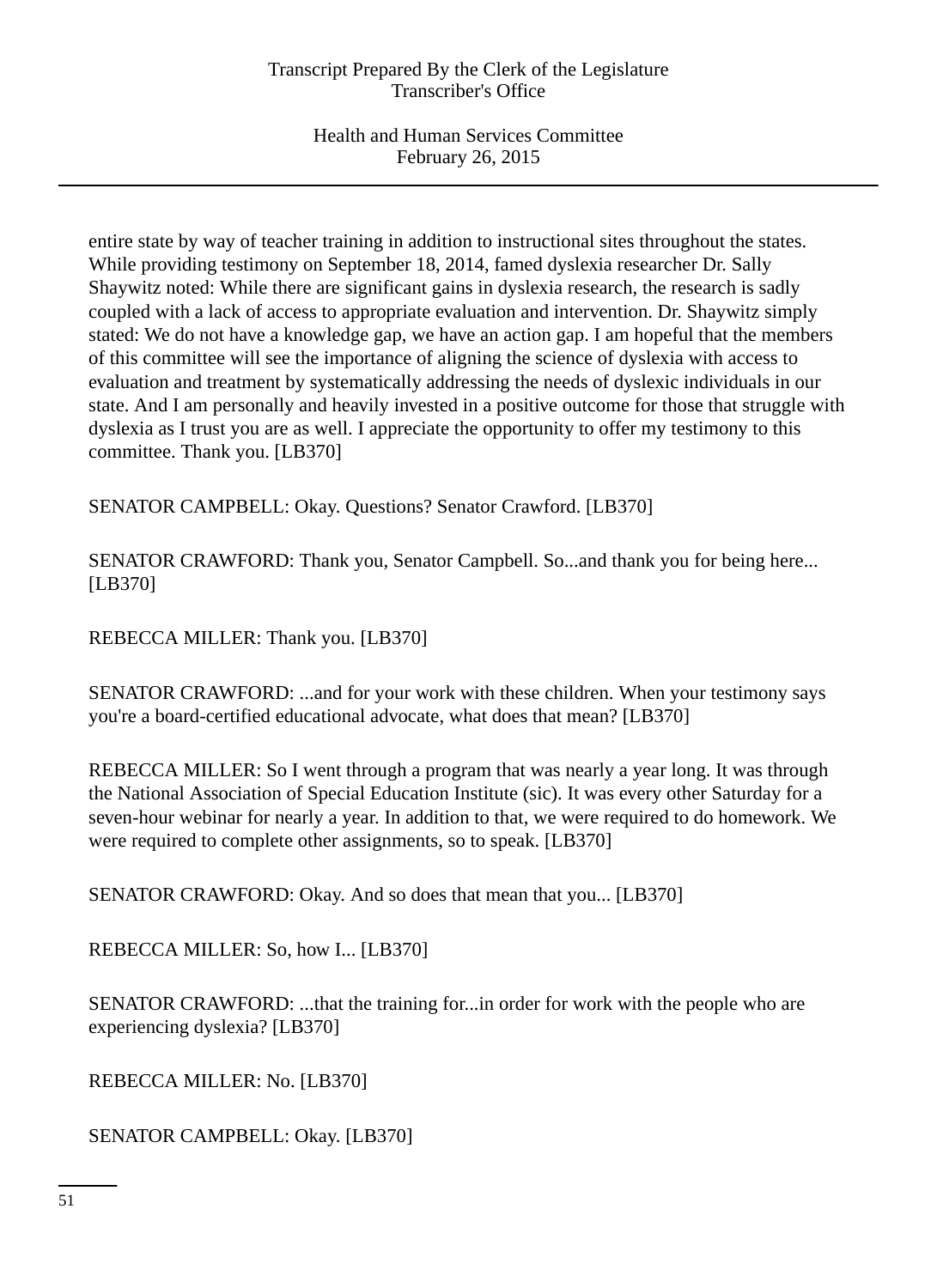entire state by way of teacher training in addition to instructional sites throughout the states. While providing testimony on September 18, 2014, famed dyslexia researcher Dr. Sally Shaywitz noted: While there are significant gains in dyslexia research, the research is sadly coupled with a lack of access to appropriate evaluation and intervention. Dr. Shaywitz simply stated: We do not have a knowledge gap, we have an action gap. I am hopeful that the members of this committee will see the importance of aligning the science of dyslexia with access to evaluation and treatment by systematically addressing the needs of dyslexic individuals in our state. And I am personally and heavily invested in a positive outcome for those that struggle with dyslexia as I trust you are as well. I appreciate the opportunity to offer my testimony to this committee. Thank you. [LB370]

SENATOR CAMPBELL: Okay. Questions? Senator Crawford. [LB370]

SENATOR CRAWFORD: Thank you, Senator Campbell. So...and thank you for being here... [LB370]

REBECCA MILLER: Thank you. [LB370]

SENATOR CRAWFORD: ...and for your work with these children. When your testimony says you're a board-certified educational advocate, what does that mean? [LB370]

REBECCA MILLER: So I went through a program that was nearly a year long. It was through the National Association of Special Education Institute (sic). It was every other Saturday for a seven-hour webinar for nearly a year. In addition to that, we were required to do homework. We were required to complete other assignments, so to speak. [LB370]

SENATOR CRAWFORD: Okay. And so does that mean that you... [LB370]

REBECCA MILLER: So, how I... [LB370]

SENATOR CRAWFORD: ...that the training for...in order for work with the people who are experiencing dyslexia? [LB370]

REBECCA MILLER: No. [LB370]

SENATOR CAMPBELL: Okay. [LB370]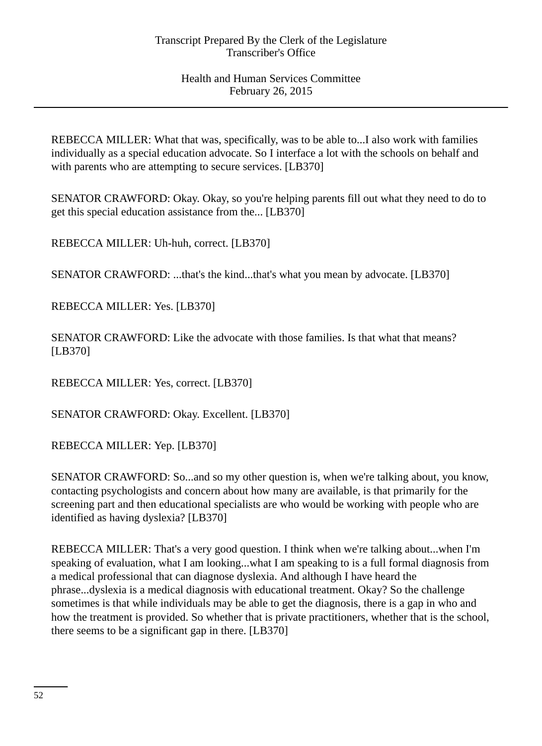REBECCA MILLER: What that was, specifically, was to be able to...I also work with families individually as a special education advocate. So I interface a lot with the schools on behalf and with parents who are attempting to secure services. [LB370]

SENATOR CRAWFORD: Okay. Okay, so you're helping parents fill out what they need to do to get this special education assistance from the... [LB370]

REBECCA MILLER: Uh-huh, correct. [LB370]

SENATOR CRAWFORD: ...that's the kind...that's what you mean by advocate. [LB370]

REBECCA MILLER: Yes. [LB370]

SENATOR CRAWFORD: Like the advocate with those families. Is that what that means? [LB370]

REBECCA MILLER: Yes, correct. [LB370]

SENATOR CRAWFORD: Okay. Excellent. [LB370]

REBECCA MILLER: Yep. [LB370]

SENATOR CRAWFORD: So...and so my other question is, when we're talking about, you know, contacting psychologists and concern about how many are available, is that primarily for the screening part and then educational specialists are who would be working with people who are identified as having dyslexia? [LB370]

REBECCA MILLER: That's a very good question. I think when we're talking about...when I'm speaking of evaluation, what I am looking...what I am speaking to is a full formal diagnosis from a medical professional that can diagnose dyslexia. And although I have heard the phrase...dyslexia is a medical diagnosis with educational treatment. Okay? So the challenge sometimes is that while individuals may be able to get the diagnosis, there is a gap in who and how the treatment is provided. So whether that is private practitioners, whether that is the school, there seems to be a significant gap in there. [LB370]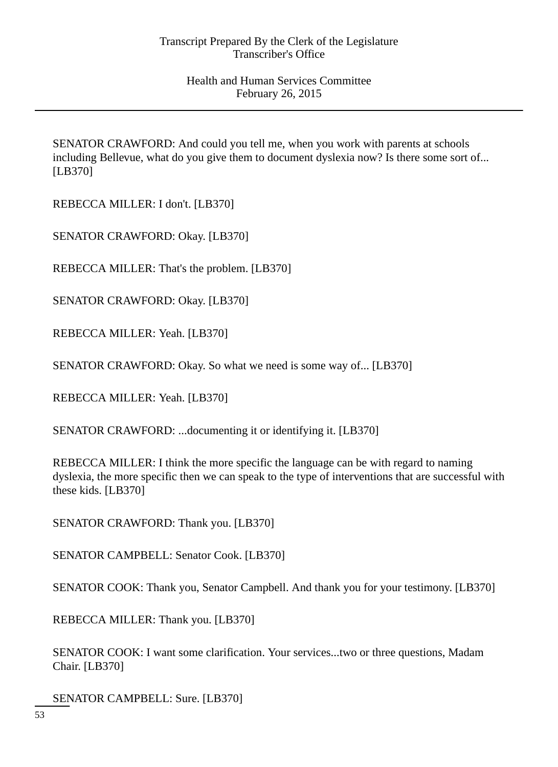SENATOR CRAWFORD: And could you tell me, when you work with parents at schools including Bellevue, what do you give them to document dyslexia now? Is there some sort of... [LB370]

REBECCA MILLER: I don't. [LB370]

SENATOR CRAWFORD: Okay. [LB370]

REBECCA MILLER: That's the problem. [LB370]

SENATOR CRAWFORD: Okay. [LB370]

REBECCA MILLER: Yeah. [LB370]

SENATOR CRAWFORD: Okay. So what we need is some way of... [LB370]

REBECCA MILLER: Yeah. [LB370]

SENATOR CRAWFORD: ...documenting it or identifying it. [LB370]

REBECCA MILLER: I think the more specific the language can be with regard to naming dyslexia, the more specific then we can speak to the type of interventions that are successful with these kids. [LB370]

SENATOR CRAWFORD: Thank you. [LB370]

SENATOR CAMPBELL: Senator Cook. [LB370]

SENATOR COOK: Thank you, Senator Campbell. And thank you for your testimony. [LB370]

REBECCA MILLER: Thank you. [LB370]

SENATOR COOK: I want some clarification. Your services...two or three questions, Madam Chair. [LB370]

SENATOR CAMPBELL: Sure. [LB370]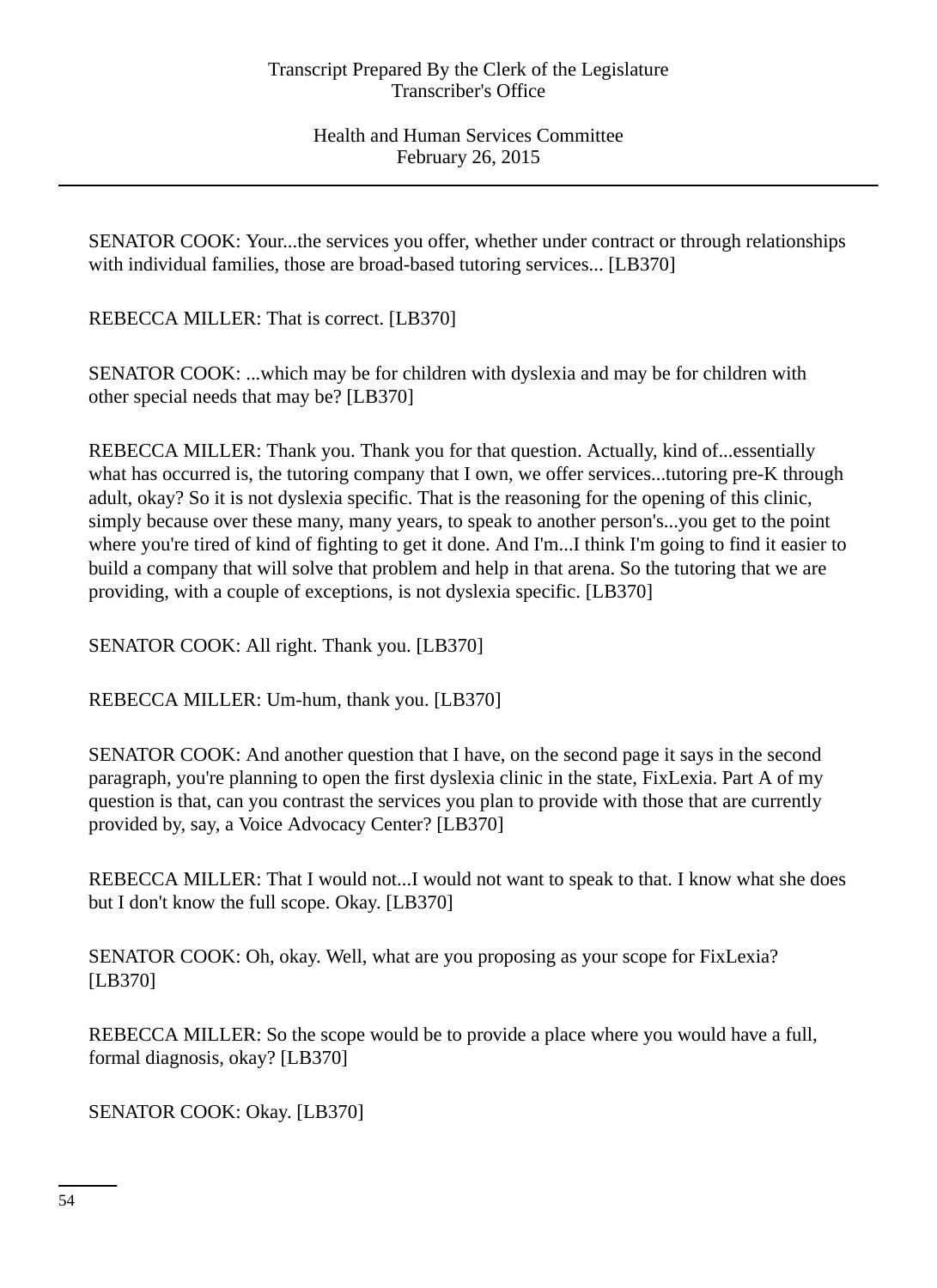SENATOR COOK: Your...the services you offer, whether under contract or through relationships with individual families, those are broad-based tutoring services... [LB370]

REBECCA MILLER: That is correct. [LB370]

SENATOR COOK: ...which may be for children with dyslexia and may be for children with other special needs that may be? [LB370]

REBECCA MILLER: Thank you. Thank you for that question. Actually, kind of...essentially what has occurred is, the tutoring company that I own, we offer services...tutoring pre-K through adult, okay? So it is not dyslexia specific. That is the reasoning for the opening of this clinic, simply because over these many, many years, to speak to another person's...you get to the point where you're tired of kind of fighting to get it done. And I'm...I think I'm going to find it easier to build a company that will solve that problem and help in that arena. So the tutoring that we are providing, with a couple of exceptions, is not dyslexia specific. [LB370]

SENATOR COOK: All right. Thank you. [LB370]

REBECCA MILLER: Um-hum, thank you. [LB370]

SENATOR COOK: And another question that I have, on the second page it says in the second paragraph, you're planning to open the first dyslexia clinic in the state, FixLexia. Part A of my question is that, can you contrast the services you plan to provide with those that are currently provided by, say, a Voice Advocacy Center? [LB370]

REBECCA MILLER: That I would not...I would not want to speak to that. I know what she does but I don't know the full scope. Okay. [LB370]

SENATOR COOK: Oh, okay. Well, what are you proposing as your scope for FixLexia? [LB370]

REBECCA MILLER: So the scope would be to provide a place where you would have a full, formal diagnosis, okay? [LB370]

SENATOR COOK: Okay. [LB370]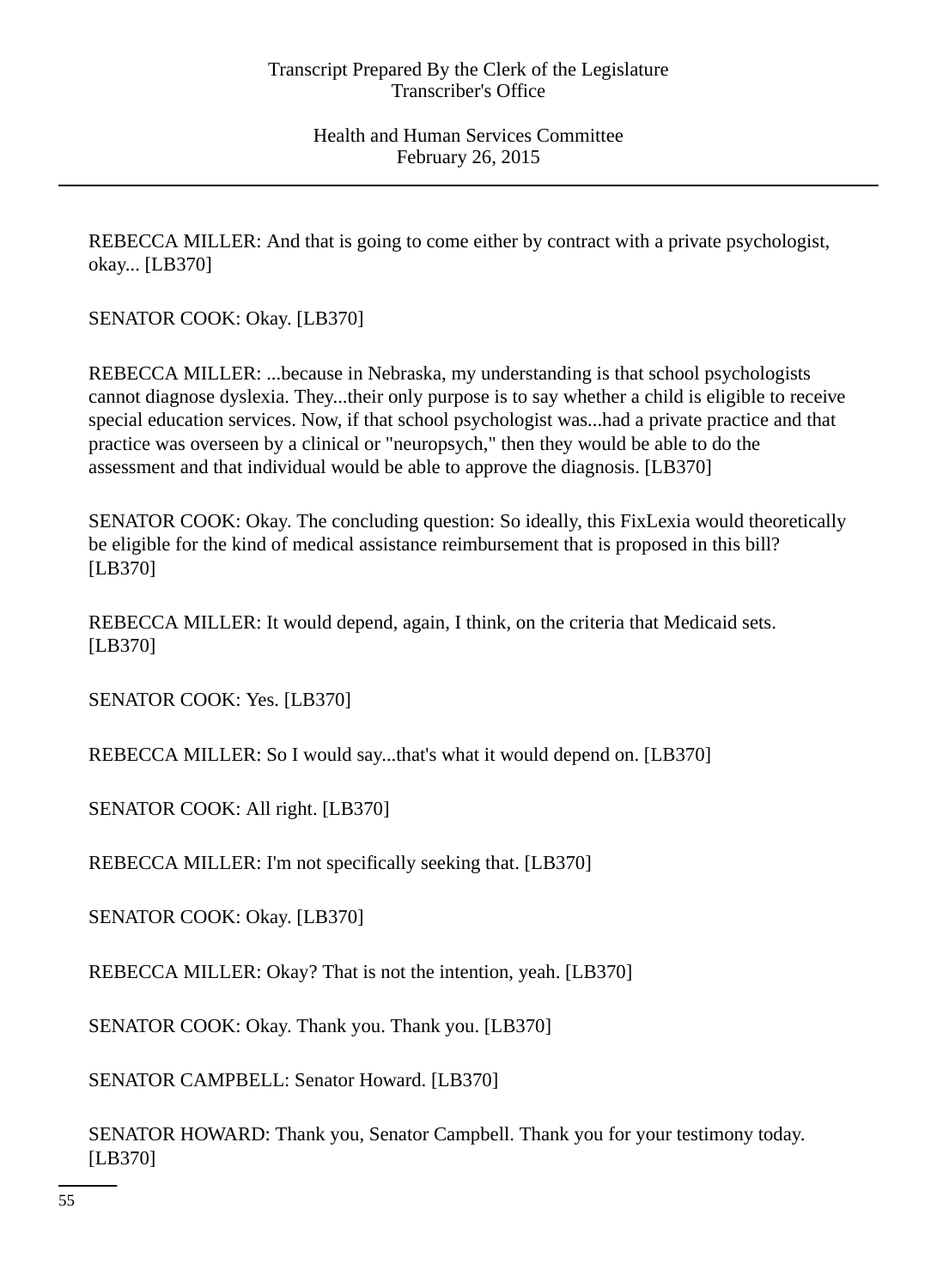REBECCA MILLER: And that is going to come either by contract with a private psychologist, okay... [LB370]

SENATOR COOK: Okay. [LB370]

REBECCA MILLER: ...because in Nebraska, my understanding is that school psychologists cannot diagnose dyslexia. They...their only purpose is to say whether a child is eligible to receive special education services. Now, if that school psychologist was...had a private practice and that practice was overseen by a clinical or "neuropsych," then they would be able to do the assessment and that individual would be able to approve the diagnosis. [LB370]

SENATOR COOK: Okay. The concluding question: So ideally, this FixLexia would theoretically be eligible for the kind of medical assistance reimbursement that is proposed in this bill? [LB370]

REBECCA MILLER: It would depend, again, I think, on the criteria that Medicaid sets. [LB370]

SENATOR COOK: Yes. [LB370]

REBECCA MILLER: So I would say...that's what it would depend on. [LB370]

SENATOR COOK: All right. [LB370]

REBECCA MILLER: I'm not specifically seeking that. [LB370]

SENATOR COOK: Okay. [LB370]

REBECCA MILLER: Okay? That is not the intention, yeah. [LB370]

SENATOR COOK: Okay. Thank you. Thank you. [LB370]

SENATOR CAMPBELL: Senator Howard. [LB370]

SENATOR HOWARD: Thank you, Senator Campbell. Thank you for your testimony today. [LB370]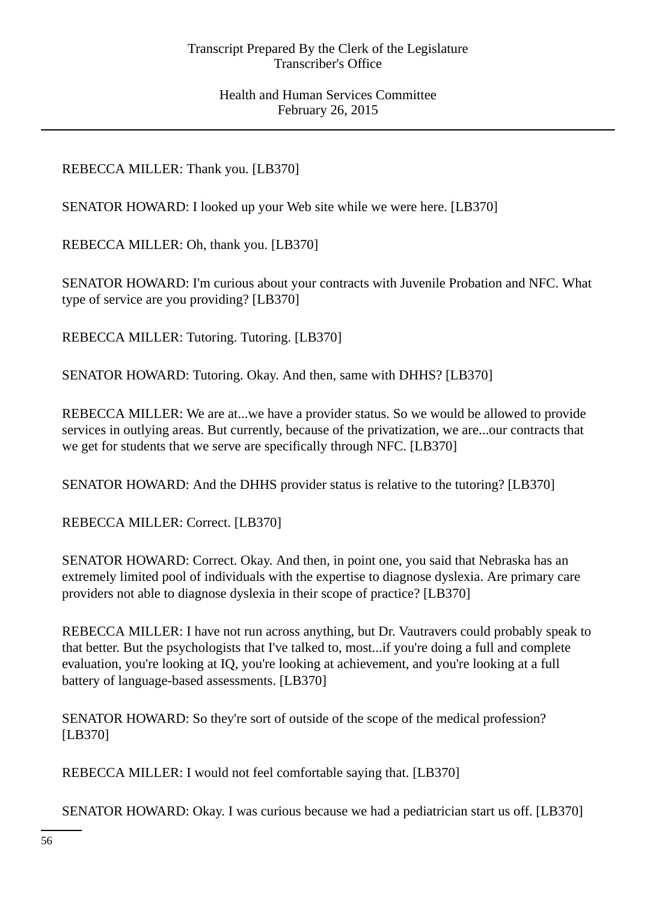REBECCA MILLER: Thank you. [LB370]

SENATOR HOWARD: I looked up your Web site while we were here. [LB370]

REBECCA MILLER: Oh, thank you. [LB370]

SENATOR HOWARD: I'm curious about your contracts with Juvenile Probation and NFC. What type of service are you providing? [LB370]

REBECCA MILLER: Tutoring. Tutoring. [LB370]

SENATOR HOWARD: Tutoring. Okay. And then, same with DHHS? [LB370]

REBECCA MILLER: We are at...we have a provider status. So we would be allowed to provide services in outlying areas. But currently, because of the privatization, we are...our contracts that we get for students that we serve are specifically through NFC. [LB370]

SENATOR HOWARD: And the DHHS provider status is relative to the tutoring? [LB370]

REBECCA MILLER: Correct. [LB370]

SENATOR HOWARD: Correct. Okay. And then, in point one, you said that Nebraska has an extremely limited pool of individuals with the expertise to diagnose dyslexia. Are primary care providers not able to diagnose dyslexia in their scope of practice? [LB370]

REBECCA MILLER: I have not run across anything, but Dr. Vautravers could probably speak to that better. But the psychologists that I've talked to, most...if you're doing a full and complete evaluation, you're looking at IQ, you're looking at achievement, and you're looking at a full battery of language-based assessments. [LB370]

SENATOR HOWARD: So they're sort of outside of the scope of the medical profession? [LB370]

REBECCA MILLER: I would not feel comfortable saying that. [LB370]

SENATOR HOWARD: Okay. I was curious because we had a pediatrician start us off. [LB370]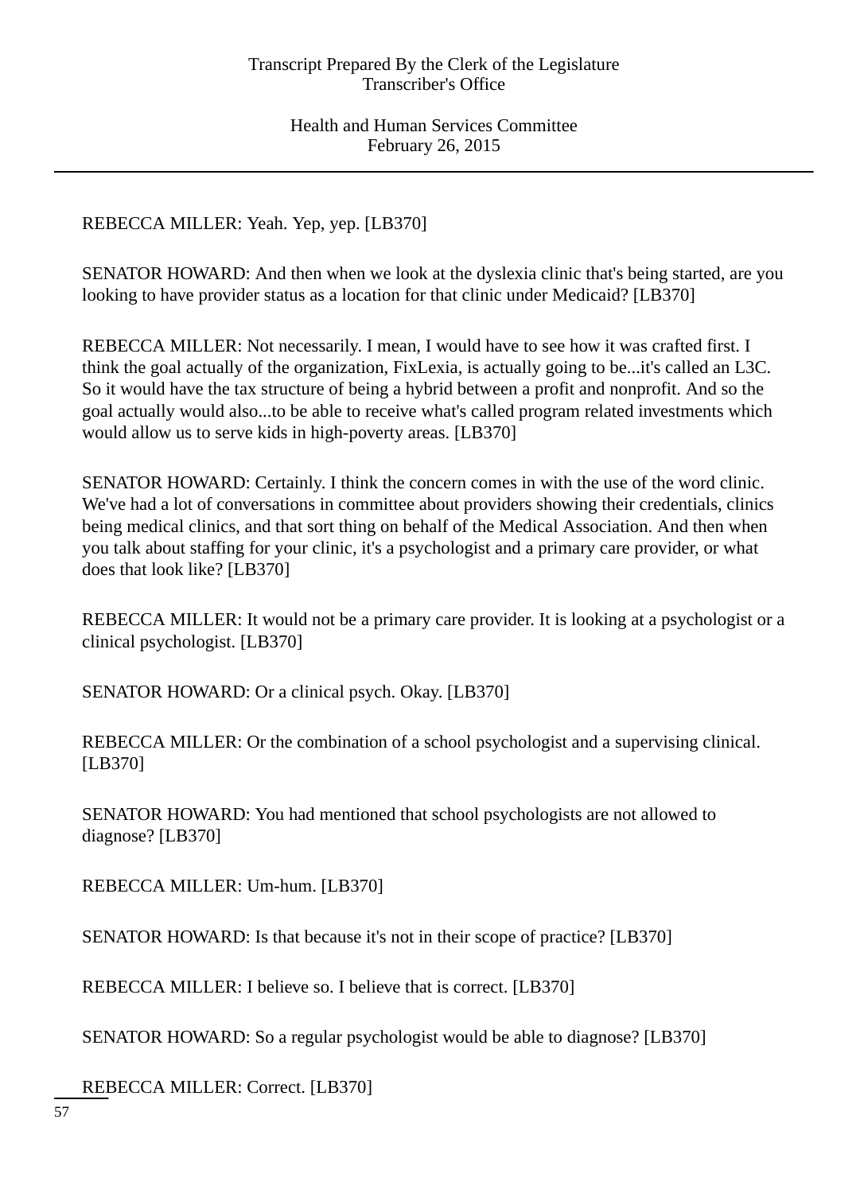REBECCA MILLER: Yeah. Yep, yep. [LB370]

SENATOR HOWARD: And then when we look at the dyslexia clinic that's being started, are you looking to have provider status as a location for that clinic under Medicaid? [LB370]

REBECCA MILLER: Not necessarily. I mean, I would have to see how it was crafted first. I think the goal actually of the organization, FixLexia, is actually going to be...it's called an L3C. So it would have the tax structure of being a hybrid between a profit and nonprofit. And so the goal actually would also...to be able to receive what's called program related investments which would allow us to serve kids in high-poverty areas. [LB370]

SENATOR HOWARD: Certainly. I think the concern comes in with the use of the word clinic. We've had a lot of conversations in committee about providers showing their credentials, clinics being medical clinics, and that sort thing on behalf of the Medical Association. And then when you talk about staffing for your clinic, it's a psychologist and a primary care provider, or what does that look like? [LB370]

REBECCA MILLER: It would not be a primary care provider. It is looking at a psychologist or a clinical psychologist. [LB370]

SENATOR HOWARD: Or a clinical psych. Okay. [LB370]

REBECCA MILLER: Or the combination of a school psychologist and a supervising clinical. [LB370]

SENATOR HOWARD: You had mentioned that school psychologists are not allowed to diagnose? [LB370]

REBECCA MILLER: Um-hum. [LB370]

SENATOR HOWARD: Is that because it's not in their scope of practice? [LB370]

REBECCA MILLER: I believe so. I believe that is correct. [LB370]

SENATOR HOWARD: So a regular psychologist would be able to diagnose? [LB370]

REBECCA MILLER: Correct. [LB370]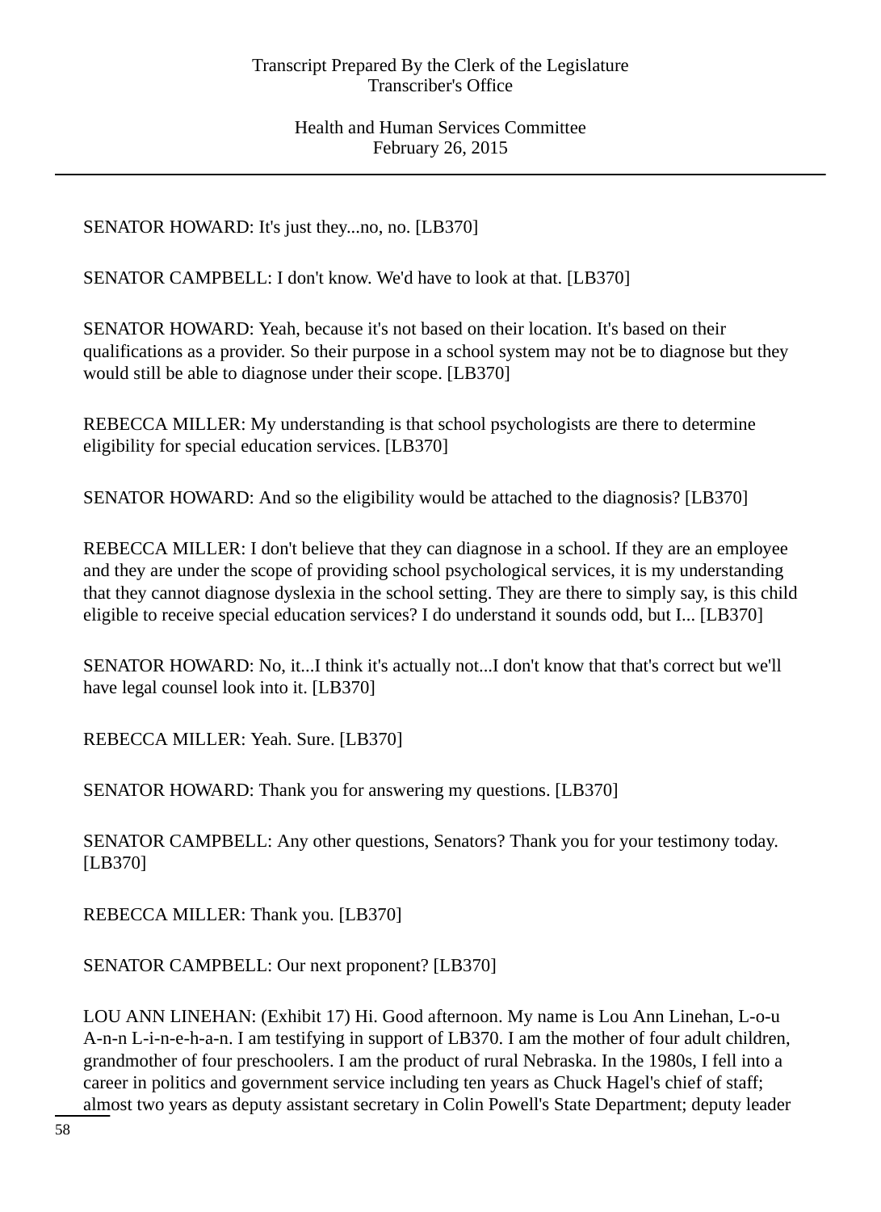SENATOR HOWARD: It's just they...no, no. [LB370]

SENATOR CAMPBELL: I don't know. We'd have to look at that. [LB370]

SENATOR HOWARD: Yeah, because it's not based on their location. It's based on their qualifications as a provider. So their purpose in a school system may not be to diagnose but they would still be able to diagnose under their scope. [LB370]

REBECCA MILLER: My understanding is that school psychologists are there to determine eligibility for special education services. [LB370]

SENATOR HOWARD: And so the eligibility would be attached to the diagnosis? [LB370]

REBECCA MILLER: I don't believe that they can diagnose in a school. If they are an employee and they are under the scope of providing school psychological services, it is my understanding that they cannot diagnose dyslexia in the school setting. They are there to simply say, is this child eligible to receive special education services? I do understand it sounds odd, but I... [LB370]

SENATOR HOWARD: No, it...I think it's actually not...I don't know that that's correct but we'll have legal counsel look into it. [LB370]

REBECCA MILLER: Yeah. Sure. [LB370]

SENATOR HOWARD: Thank you for answering my questions. [LB370]

SENATOR CAMPBELL: Any other questions, Senators? Thank you for your testimony today. [LB370]

REBECCA MILLER: Thank you. [LB370]

SENATOR CAMPBELL: Our next proponent? [LB370]

LOU ANN LINEHAN: (Exhibit 17) Hi. Good afternoon. My name is Lou Ann Linehan, L-o-u A-n-n L-i-n-e-h-a-n. I am testifying in support of LB370. I am the mother of four adult children, grandmother of four preschoolers. I am the product of rural Nebraska. In the 1980s, I fell into a career in politics and government service including ten years as Chuck Hagel's chief of staff; almost two years as deputy assistant secretary in Colin Powell's State Department; deputy leader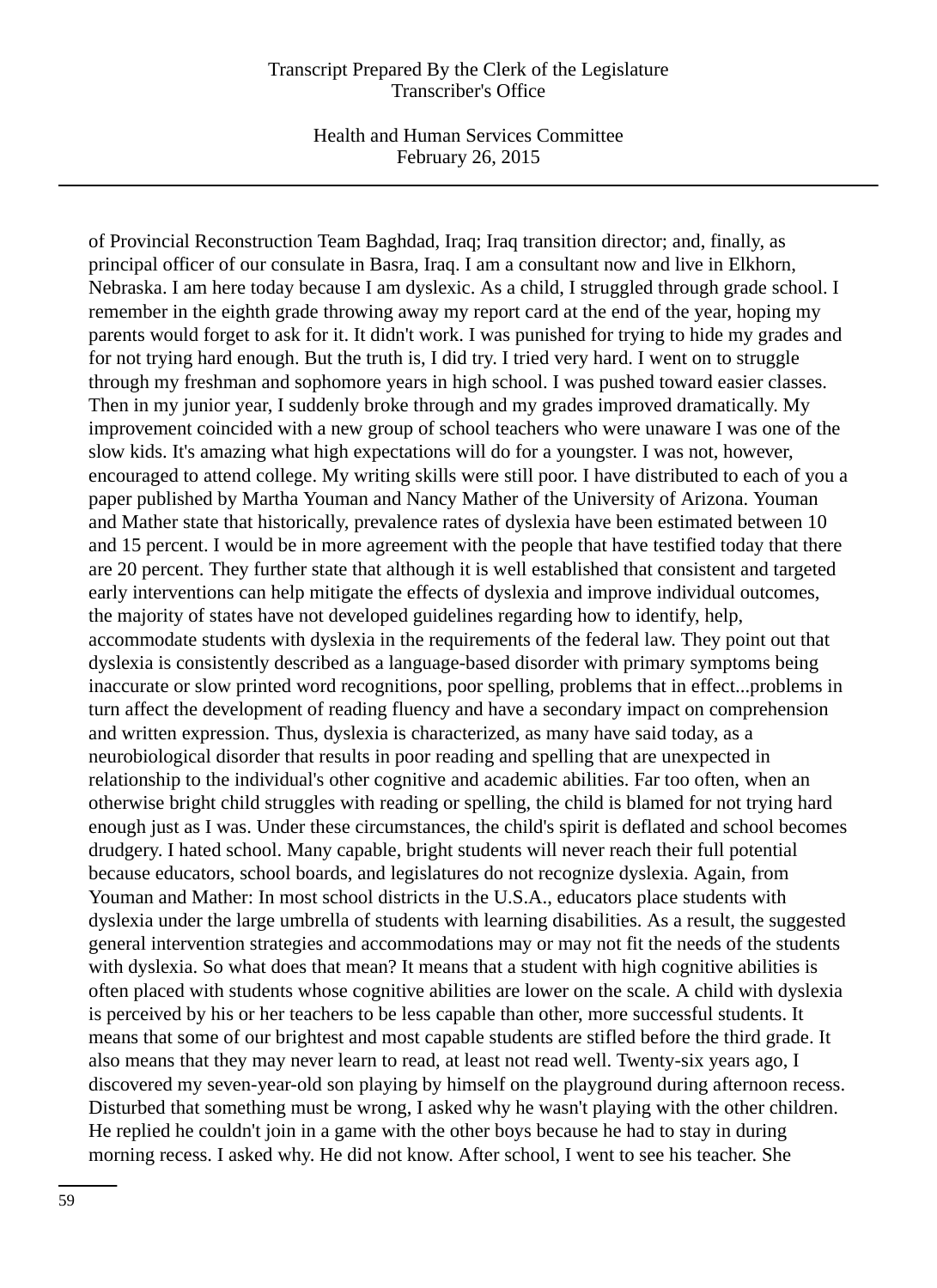of Provincial Reconstruction Team Baghdad, Iraq; Iraq transition director; and, finally, as principal officer of our consulate in Basra, Iraq. I am a consultant now and live in Elkhorn, Nebraska. I am here today because I am dyslexic. As a child, I struggled through grade school. I remember in the eighth grade throwing away my report card at the end of the year, hoping my parents would forget to ask for it. It didn't work. I was punished for trying to hide my grades and for not trying hard enough. But the truth is, I did try. I tried very hard. I went on to struggle through my freshman and sophomore years in high school. I was pushed toward easier classes. Then in my junior year, I suddenly broke through and my grades improved dramatically. My improvement coincided with a new group of school teachers who were unaware I was one of the slow kids. It's amazing what high expectations will do for a youngster. I was not, however, encouraged to attend college. My writing skills were still poor. I have distributed to each of you a paper published by Martha Youman and Nancy Mather of the University of Arizona. Youman and Mather state that historically, prevalence rates of dyslexia have been estimated between 10 and 15 percent. I would be in more agreement with the people that have testified today that there are 20 percent. They further state that although it is well established that consistent and targeted early interventions can help mitigate the effects of dyslexia and improve individual outcomes, the majority of states have not developed guidelines regarding how to identify, help, accommodate students with dyslexia in the requirements of the federal law. They point out that dyslexia is consistently described as a language-based disorder with primary symptoms being inaccurate or slow printed word recognitions, poor spelling, problems that in effect...problems in turn affect the development of reading fluency and have a secondary impact on comprehension and written expression. Thus, dyslexia is characterized, as many have said today, as a neurobiological disorder that results in poor reading and spelling that are unexpected in relationship to the individual's other cognitive and academic abilities. Far too often, when an otherwise bright child struggles with reading or spelling, the child is blamed for not trying hard enough just as I was. Under these circumstances, the child's spirit is deflated and school becomes drudgery. I hated school. Many capable, bright students will never reach their full potential because educators, school boards, and legislatures do not recognize dyslexia. Again, from Youman and Mather: In most school districts in the U.S.A., educators place students with dyslexia under the large umbrella of students with learning disabilities. As a result, the suggested general intervention strategies and accommodations may or may not fit the needs of the students with dyslexia. So what does that mean? It means that a student with high cognitive abilities is often placed with students whose cognitive abilities are lower on the scale. A child with dyslexia is perceived by his or her teachers to be less capable than other, more successful students. It means that some of our brightest and most capable students are stifled before the third grade. It also means that they may never learn to read, at least not read well. Twenty-six years ago, I discovered my seven-year-old son playing by himself on the playground during afternoon recess. Disturbed that something must be wrong, I asked why he wasn't playing with the other children. He replied he couldn't join in a game with the other boys because he had to stay in during morning recess. I asked why. He did not know. After school, I went to see his teacher. She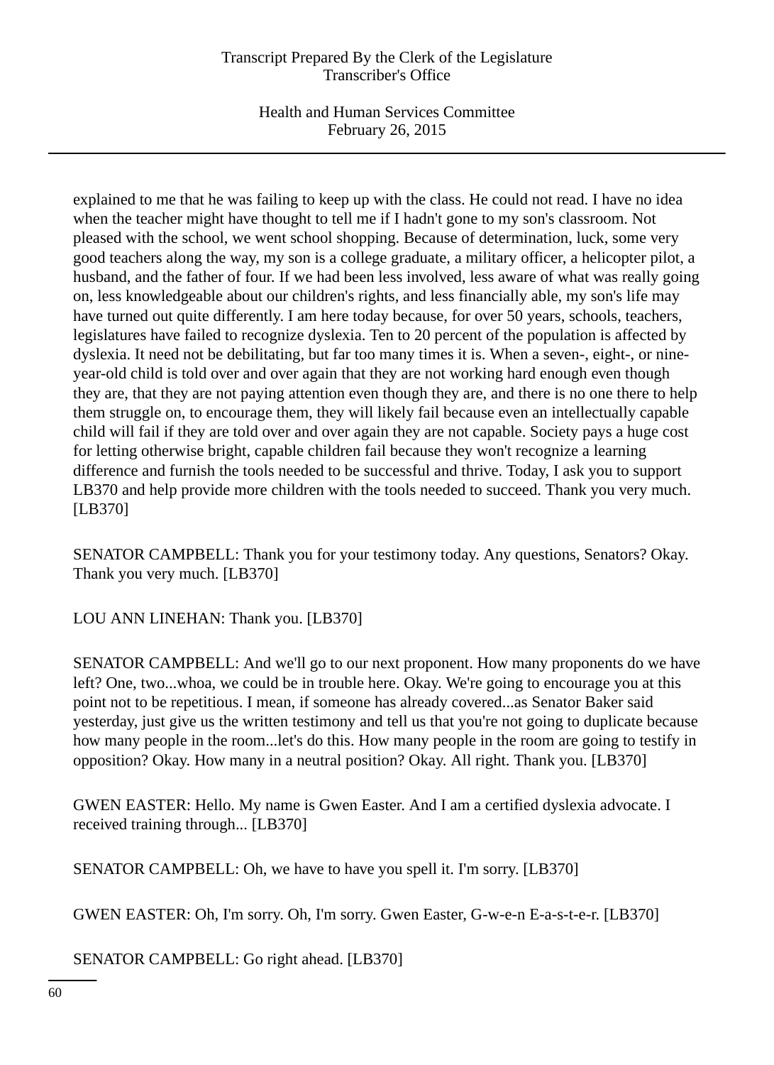explained to me that he was failing to keep up with the class. He could not read. I have no idea when the teacher might have thought to tell me if I hadn't gone to my son's classroom. Not pleased with the school, we went school shopping. Because of determination, luck, some very good teachers along the way, my son is a college graduate, a military officer, a helicopter pilot, a husband, and the father of four. If we had been less involved, less aware of what was really going on, less knowledgeable about our children's rights, and less financially able, my son's life may have turned out quite differently. I am here today because, for over 50 years, schools, teachers, legislatures have failed to recognize dyslexia. Ten to 20 percent of the population is affected by dyslexia. It need not be debilitating, but far too many times it is. When a seven-, eight-, or nine-year-old child is told over and over again that they are not working hard enough even though they are, that they are not paying attention even though they are, and there is no one there to help them struggle on, to encourage them, they will likely fail because even an intellectually capable child will fail if they are told over and over again they are not capable. Society pays a huge cost for letting otherwise bright, capable children fail because they won't recognize a learning difference and furnish the tools needed to be successful and thrive. Today, I ask you to support LB370 and help provide more children with the tools needed to succeed. Thank you very much. [LB370]

SENATOR CAMPBELL: Thank you for your testimony today. Any questions, Senators? Okay. Thank you very much. [LB370]

LOU ANN LINEHAN: Thank you. [LB370]

SENATOR CAMPBELL: And we'll go to our next proponent. How many proponents do we have left? One, two...whoa, we could be in trouble here. Okay. We're going to encourage you at this point not to be repetitious. I mean, if someone has already covered...as Senator Baker said yesterday, just give us the written testimony and tell us that you're not going to duplicate because how many people in the room...let's do this. How many people in the room are going to testify in opposition? Okay. How many in a neutral position? Okay. All right. Thank you. [LB370]

GWEN EASTER: Hello. My name is Gwen Easter. And I am a certified dyslexia advocate. I received training through... [LB370]

SENATOR CAMPBELL: Oh, we have to have you spell it. I'm sorry. [LB370]

GWEN EASTER: Oh, I'm sorry. Oh, I'm sorry. Gwen Easter, G-w-e-n E-a-s-t-e-r. [LB370]

SENATOR CAMPBELL: Go right ahead. [LB370]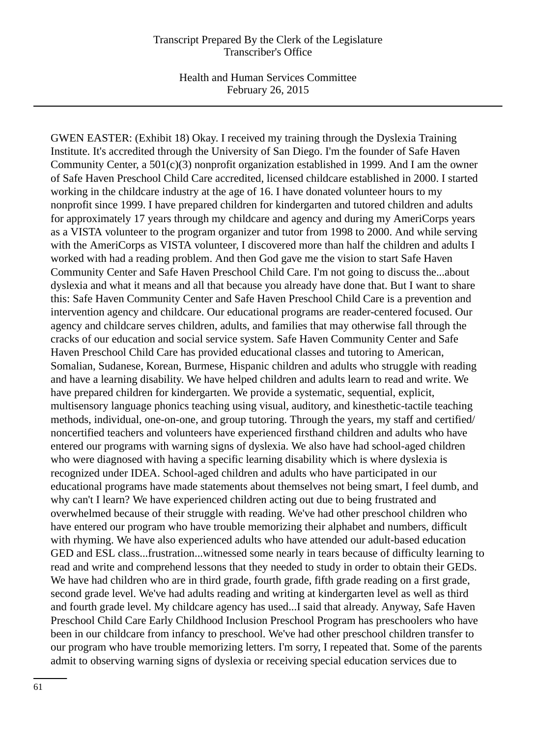GWEN EASTER: (Exhibit 18) Okay. I received my training through the Dyslexia Training Institute. It's accredited through the University of San Diego. I'm the founder of Safe Haven Community Center, a 501(c)(3) nonprofit organization established in 1999. And I am the owner of Safe Haven Preschool Child Care accredited, licensed childcare established in 2000. I started working in the childcare industry at the age of 16. I have donated volunteer hours to my nonprofit since 1999. I have prepared children for kindergarten and tutored children and adults for approximately 17 years through my childcare and agency and during my AmeriCorps years as a VISTA volunteer to the program organizer and tutor from 1998 to 2000. And while serving with the AmeriCorps as VISTA volunteer, I discovered more than half the children and adults I worked with had a reading problem. And then God gave me the vision to start Safe Haven Community Center and Safe Haven Preschool Child Care. I'm not going to discuss the...about dyslexia and what it means and all that because you already have done that. But I want to share this: Safe Haven Community Center and Safe Haven Preschool Child Care is a prevention and intervention agency and childcare. Our educational programs are reader-centered focused. Our agency and childcare serves children, adults, and families that may otherwise fall through the cracks of our education and social service system. Safe Haven Community Center and Safe Haven Preschool Child Care has provided educational classes and tutoring to American, Somalian, Sudanese, Korean, Burmese, Hispanic children and adults who struggle with reading and have a learning disability. We have helped children and adults learn to read and write. We have prepared children for kindergarten. We provide a systematic, sequential, explicit, multisensory language phonics teaching using visual, auditory, and kinesthetic-tactile teaching methods, individual, one-on-one, and group tutoring. Through the years, my staff and certified/ noncertified teachers and volunteers have experienced firsthand children and adults who have entered our programs with warning signs of dyslexia. We also have had school-aged children who were diagnosed with having a specific learning disability which is where dyslexia is recognized under IDEA. School-aged children and adults who have participated in our educational programs have made statements about themselves not being smart, I feel dumb, and why can't I learn? We have experienced children acting out due to being frustrated and overwhelmed because of their struggle with reading. We've had other preschool children who have entered our program who have trouble memorizing their alphabet and numbers, difficult with rhyming. We have also experienced adults who have attended our adult-based education GED and ESL class...frustration...witnessed some nearly in tears because of difficulty learning to read and write and comprehend lessons that they needed to study in order to obtain their GEDs. We have had children who are in third grade, fourth grade, fifth grade reading on a first grade, second grade level. We've had adults reading and writing at kindergarten level as well as third and fourth grade level. My childcare agency has used...I said that already. Anyway, Safe Haven Preschool Child Care Early Childhood Inclusion Preschool Program has preschoolers who have been in our childcare from infancy to preschool. We've had other preschool children transfer to our program who have trouble memorizing letters. I'm sorry, I repeated that. Some of the parents admit to observing warning signs of dyslexia or receiving special education services due to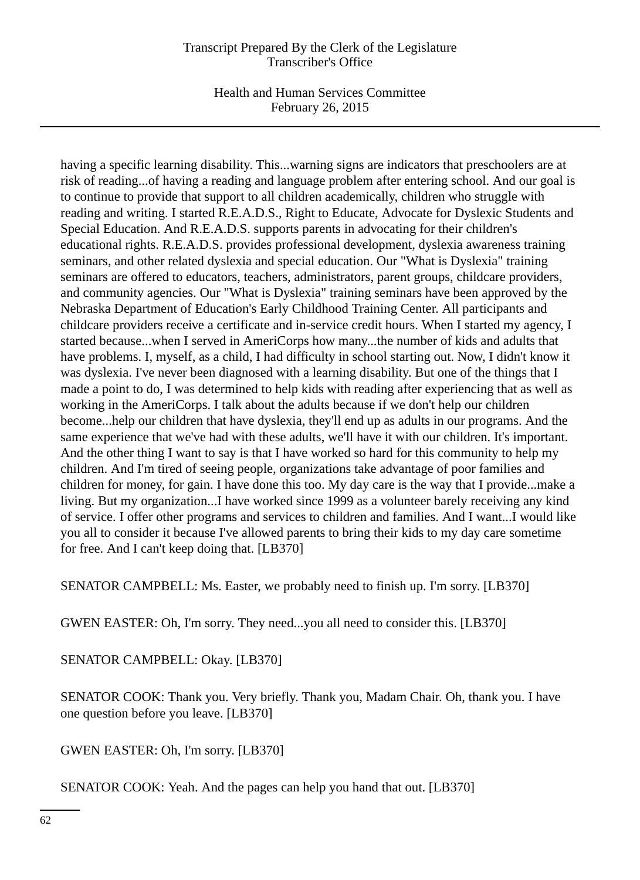having a specific learning disability. This...warning signs are indicators that preschoolers are at risk of reading...of having a reading and language problem after entering school. And our goal is to continue to provide that support to all children academically, children who struggle with reading and writing. I started R.E.A.D.S., Right to Educate, Advocate for Dyslexic Students and Special Education. And R.E.A.D.S. supports parents in advocating for their children's educational rights. R.E.A.D.S. provides professional development, dyslexia awareness training seminars, and other related dyslexia and special education. Our "What is Dyslexia" training seminars are offered to educators, teachers, administrators, parent groups, childcare providers, and community agencies. Our "What is Dyslexia" training seminars have been approved by the Nebraska Department of Education's Early Childhood Training Center. All participants and childcare providers receive a certificate and in-service credit hours. When I started my agency, I started because...when I served in AmeriCorps how many...the number of kids and adults that have problems. I, myself, as a child, I had difficulty in school starting out. Now, I didn't know it was dyslexia. I've never been diagnosed with a learning disability. But one of the things that I made a point to do, I was determined to help kids with reading after experiencing that as well as working in the AmeriCorps. I talk about the adults because if we don't help our children become...help our children that have dyslexia, they'll end up as adults in our programs. And the same experience that we've had with these adults, we'll have it with our children. It's important. And the other thing I want to say is that I have worked so hard for this community to help my children. And I'm tired of seeing people, organizations take advantage of poor families and children for money, for gain. I have done this too. My day care is the way that I provide...make a living. But my organization...I have worked since 1999 as a volunteer barely receiving any kind of service. I offer other programs and services to children and families. And I want...I would like you all to consider it because I've allowed parents to bring their kids to my day care sometime for free. And I can't keep doing that. [LB370]

SENATOR CAMPBELL: Ms. Easter, we probably need to finish up. I'm sorry. [LB370]

GWEN EASTER: Oh, I'm sorry. They need...you all need to consider this. [LB370]

SENATOR CAMPBELL: Okay. [LB370]

SENATOR COOK: Thank you. Very briefly. Thank you, Madam Chair. Oh, thank you. I have one question before you leave. [LB370]

GWEN EASTER: Oh, I'm sorry. [LB370]

SENATOR COOK: Yeah. And the pages can help you hand that out. [LB370]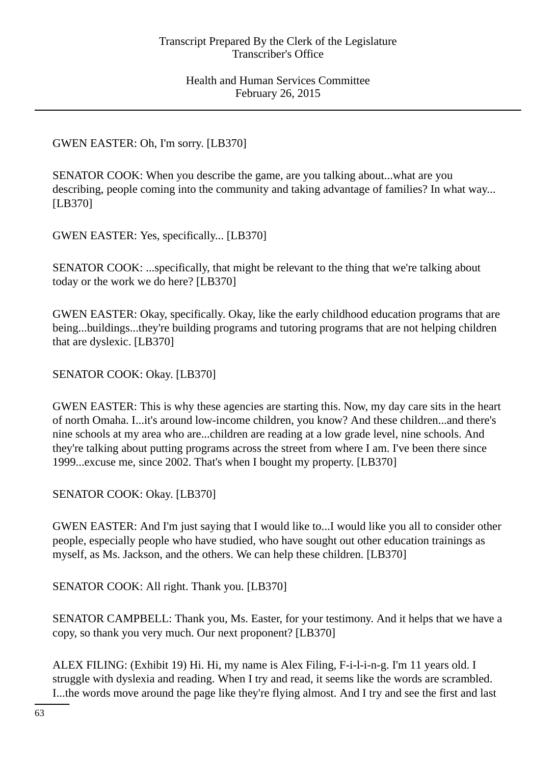GWEN EASTER: Oh, I'm sorry. [LB370]

SENATOR COOK: When you describe the game, are you talking about...what are you describing, people coming into the community and taking advantage of families? In what way... [LB370]

GWEN EASTER: Yes, specifically... [LB370]

SENATOR COOK: ...specifically, that might be relevant to the thing that we're talking about today or the work we do here? [LB370]

GWEN EASTER: Okay, specifically. Okay, like the early childhood education programs that are being...buildings...they're building programs and tutoring programs that are not helping children that are dyslexic. [LB370]

SENATOR COOK: Okay. [LB370]

GWEN EASTER: This is why these agencies are starting this. Now, my day care sits in the heart of north Omaha. I...it's around low-income children, you know? And these children...and there's nine schools at my area who are...children are reading at a low grade level, nine schools. And they're talking about putting programs across the street from where I am. I've been there since 1999...excuse me, since 2002. That's when I bought my property. [LB370]

SENATOR COOK: Okay. [LB370]

GWEN EASTER: And I'm just saying that I would like to...I would like you all to consider other people, especially people who have studied, who have sought out other education trainings as myself, as Ms. Jackson, and the others. We can help these children. [LB370]

SENATOR COOK: All right. Thank you. [LB370]

SENATOR CAMPBELL: Thank you, Ms. Easter, for your testimony. And it helps that we have a copy, so thank you very much. Our next proponent? [LB370]

ALEX FILING: (Exhibit 19) Hi. Hi, my name is Alex Filing, F-i-l-i-n-g. I'm 11 years old. I struggle with dyslexia and reading. When I try and read, it seems like the words are scrambled. I...the words move around the page like they're flying almost. And I try and see the first and last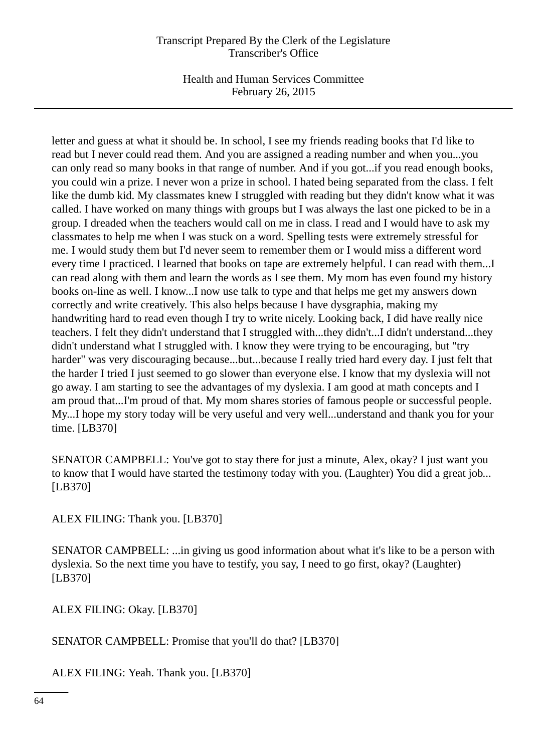letter and guess at what it should be. In school, I see my friends reading books that I'd like to read but I never could read them. And you are assigned a reading number and when you...you can only read so many books in that range of number. And if you got...if you read enough books, you could win a prize. I never won a prize in school. I hated being separated from the class. I felt like the dumb kid. My classmates knew I struggled with reading but they didn't know what it was called. I have worked on many things with groups but I was always the last one picked to be in a group. I dreaded when the teachers would call on me in class. I read and I would have to ask my classmates to help me when I was stuck on a word. Spelling tests were extremely stressful for me. I would study them but I'd never seem to remember them or I would miss a different word every time I practiced. I learned that books on tape are extremely helpful. I can read with them...I can read along with them and learn the words as I see them. My mom has even found my history books on-line as well. I know...I now use talk to type and that helps me get my answers down correctly and write creatively. This also helps because I have dysgraphia, making my handwriting hard to read even though I try to write nicely. Looking back, I did have really nice teachers. I felt they didn't understand that I struggled with...they didn't...I didn't understand...they didn't understand what I struggled with. I know they were trying to be encouraging, but "try harder" was very discouraging because...but...because I really tried hard every day. I just felt that the harder I tried I just seemed to go slower than everyone else. I know that my dyslexia will not go away. I am starting to see the advantages of my dyslexia. I am good at math concepts and I am proud that...I'm proud of that. My mom shares stories of famous people or successful people. My...I hope my story today will be very useful and very well...understand and thank you for your time. [LB370]

SENATOR CAMPBELL: You've got to stay there for just a minute, Alex, okay? I just want you to know that I would have started the testimony today with you. (Laughter) You did a great job... [LB370]

ALEX FILING: Thank you. [LB370]

SENATOR CAMPBELL: ...in giving us good information about what it's like to be a person with dyslexia. So the next time you have to testify, you say, I need to go first, okay? (Laughter) [LB370]

ALEX FILING: Okay. [LB370]

SENATOR CAMPBELL: Promise that you'll do that? [LB370]

ALEX FILING: Yeah. Thank you. [LB370]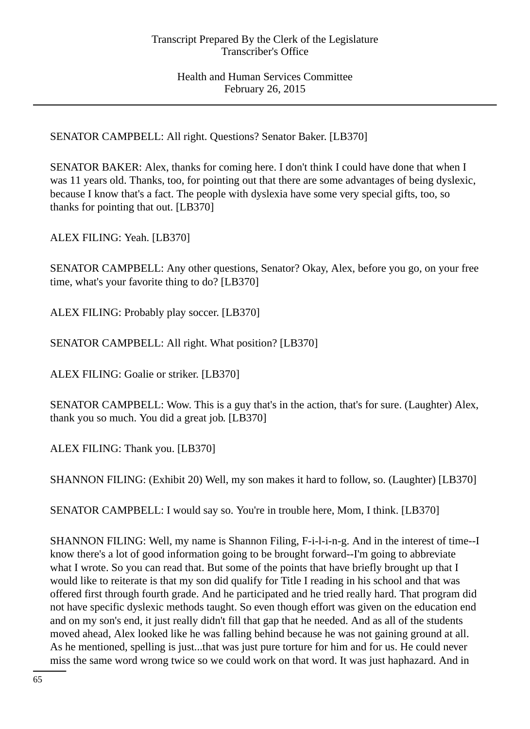SENATOR CAMPBELL: All right. Questions? Senator Baker. [LB370]

SENATOR BAKER: Alex, thanks for coming here. I don't think I could have done that when I was 11 years old. Thanks, too, for pointing out that there are some advantages of being dyslexic, because I know that's a fact. The people with dyslexia have some very special gifts, too, so thanks for pointing that out. [LB370]

ALEX FILING: Yeah. [LB370]

SENATOR CAMPBELL: Any other questions, Senator? Okay, Alex, before you go, on your free time, what's your favorite thing to do? [LB370]

ALEX FILING: Probably play soccer. [LB370]

SENATOR CAMPBELL: All right. What position? [LB370]

ALEX FILING: Goalie or striker. [LB370]

SENATOR CAMPBELL: Wow. This is a guy that's in the action, that's for sure. (Laughter) Alex, thank you so much. You did a great job. [LB370]

ALEX FILING: Thank you. [LB370]

SHANNON FILING: (Exhibit 20) Well, my son makes it hard to follow, so. (Laughter) [LB370]

SENATOR CAMPBELL: I would say so. You're in trouble here, Mom, I think. [LB370]

SHANNON FILING: Well, my name is Shannon Filing, F-i-l-i-n-g. And in the interest of time--I know there's a lot of good information going to be brought forward--I'm going to abbreviate what I wrote. So you can read that. But some of the points that have briefly brought up that I would like to reiterate is that my son did qualify for Title I reading in his school and that was offered first through fourth grade. And he participated and he tried really hard. That program did not have specific dyslexic methods taught. So even though effort was given on the education end and on my son's end, it just really didn't fill that gap that he needed. And as all of the students moved ahead, Alex looked like he was falling behind because he was not gaining ground at all. As he mentioned, spelling is just...that was just pure torture for him and for us. He could never miss the same word wrong twice so we could work on that word. It was just haphazard. And in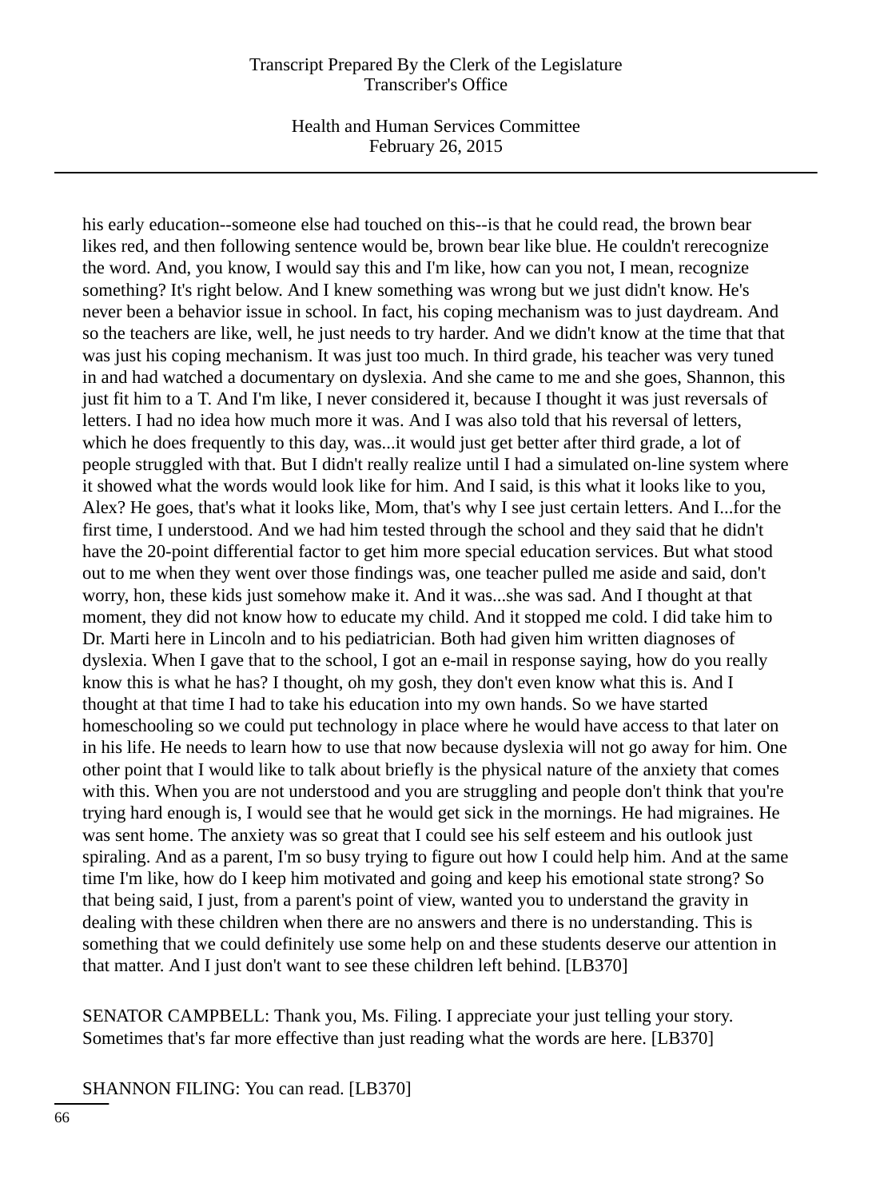his early education--someone else had touched on this--is that he could read, the brown bear likes red, and then following sentence would be, brown bear like blue. He couldn't rerecognize the word. And, you know, I would say this and I'm like, how can you not, I mean, recognize something? It's right below. And I knew something was wrong but we just didn't know. He's never been a behavior issue in school. In fact, his coping mechanism was to just daydream. And so the teachers are like, well, he just needs to try harder. And we didn't know at the time that that was just his coping mechanism. It was just too much. In third grade, his teacher was very tuned in and had watched a documentary on dyslexia. And she came to me and she goes, Shannon, this just fit him to a T. And I'm like, I never considered it, because I thought it was just reversals of letters. I had no idea how much more it was. And I was also told that his reversal of letters, which he does frequently to this day, was...it would just get better after third grade, a lot of people struggled with that. But I didn't really realize until I had a simulated on-line system where it showed what the words would look like for him. And I said, is this what it looks like to you, Alex? He goes, that's what it looks like, Mom, that's why I see just certain letters. And I...for the first time, I understood. And we had him tested through the school and they said that he didn't have the 20-point differential factor to get him more special education services. But what stood out to me when they went over those findings was, one teacher pulled me aside and said, don't worry, hon, these kids just somehow make it. And it was...she was sad. And I thought at that moment, they did not know how to educate my child. And it stopped me cold. I did take him to Dr. Marti here in Lincoln and to his pediatrician. Both had given him written diagnoses of dyslexia. When I gave that to the school, I got an e-mail in response saying, how do you really know this is what he has? I thought, oh my gosh, they don't even know what this is. And I thought at that time I had to take his education into my own hands. So we have started homeschooling so we could put technology in place where he would have access to that later on in his life. He needs to learn how to use that now because dyslexia will not go away for him. One other point that I would like to talk about briefly is the physical nature of the anxiety that comes with this. When you are not understood and you are struggling and people don't think that you're trying hard enough is, I would see that he would get sick in the mornings. He had migraines. He was sent home. The anxiety was so great that I could see his self esteem and his outlook just spiraling. And as a parent, I'm so busy trying to figure out how I could help him. And at the same time I'm like, how do I keep him motivated and going and keep his emotional state strong? So that being said, I just, from a parent's point of view, wanted you to understand the gravity in dealing with these children when there are no answers and there is no understanding. This is something that we could definitely use some help on and these students deserve our attention in that matter. And I just don't want to see these children left behind. [LB370]

SENATOR CAMPBELL: Thank you, Ms. Filing. I appreciate your just telling your story. Sometimes that's far more effective than just reading what the words are here. [LB370]

SHANNON FILING: You can read. [LB370]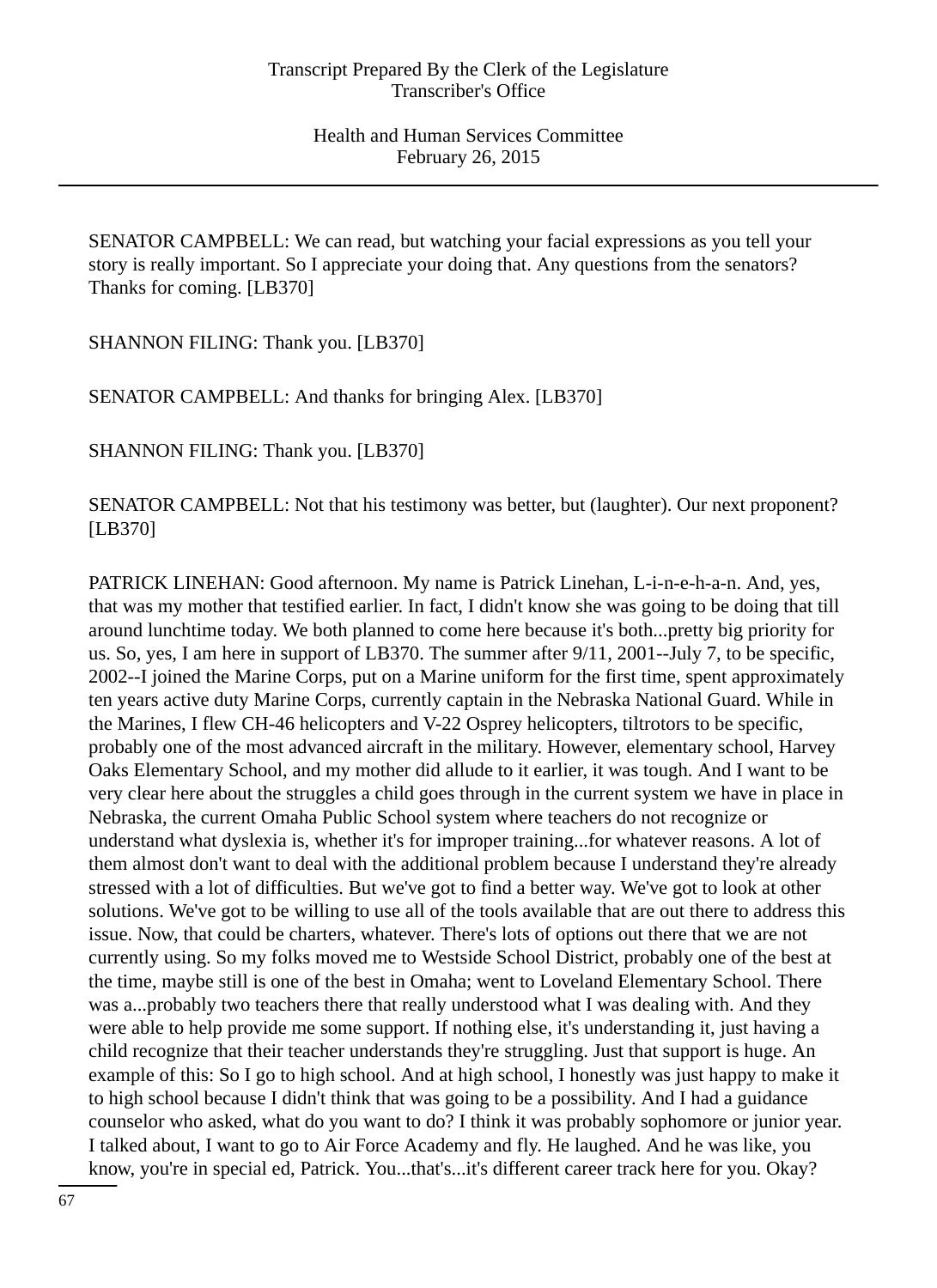SENATOR CAMPBELL: We can read, but watching your facial expressions as you tell your story is really important. So I appreciate your doing that. Any questions from the senators? Thanks for coming. [LB370]

SHANNON FILING: Thank you. [LB370]

SENATOR CAMPBELL: And thanks for bringing Alex. [LB370]

SHANNON FILING: Thank you. [LB370]

SENATOR CAMPBELL: Not that his testimony was better, but (laughter). Our next proponent? [LB370]

PATRICK LINEHAN: Good afternoon. My name is Patrick Linehan, L-i-n-e-h-a-n. And, yes, that was my mother that testified earlier. In fact, I didn't know she was going to be doing that till around lunchtime today. We both planned to come here because it's both...pretty big priority for us. So, yes, I am here in support of LB370. The summer after 9/11, 2001--July 7, to be specific, 2002--I joined the Marine Corps, put on a Marine uniform for the first time, spent approximately ten years active duty Marine Corps, currently captain in the Nebraska National Guard. While in the Marines, I flew CH-46 helicopters and V-22 Osprey helicopters, tiltrotors to be specific, probably one of the most advanced aircraft in the military. However, elementary school, Harvey Oaks Elementary School, and my mother did allude to it earlier, it was tough. And I want to be very clear here about the struggles a child goes through in the current system we have in place in Nebraska, the current Omaha Public School system where teachers do not recognize or understand what dyslexia is, whether it's for improper training...for whatever reasons. A lot of them almost don't want to deal with the additional problem because I understand they're already stressed with a lot of difficulties. But we've got to find a better way. We've got to look at other solutions. We've got to be willing to use all of the tools available that are out there to address this issue. Now, that could be charters, whatever. There's lots of options out there that we are not currently using. So my folks moved me to Westside School District, probably one of the best at the time, maybe still is one of the best in Omaha; went to Loveland Elementary School. There was a...probably two teachers there that really understood what I was dealing with. And they were able to help provide me some support. If nothing else, it's understanding it, just having a child recognize that their teacher understands they're struggling. Just that support is huge. An example of this: So I go to high school. And at high school, I honestly was just happy to make it to high school because I didn't think that was going to be a possibility. And I had a guidance counselor who asked, what do you want to do? I think it was probably sophomore or junior year. I talked about, I want to go to Air Force Academy and fly. He laughed. And he was like, you know, you're in special ed, Patrick. You...that's...it's different career track here for you. Okay?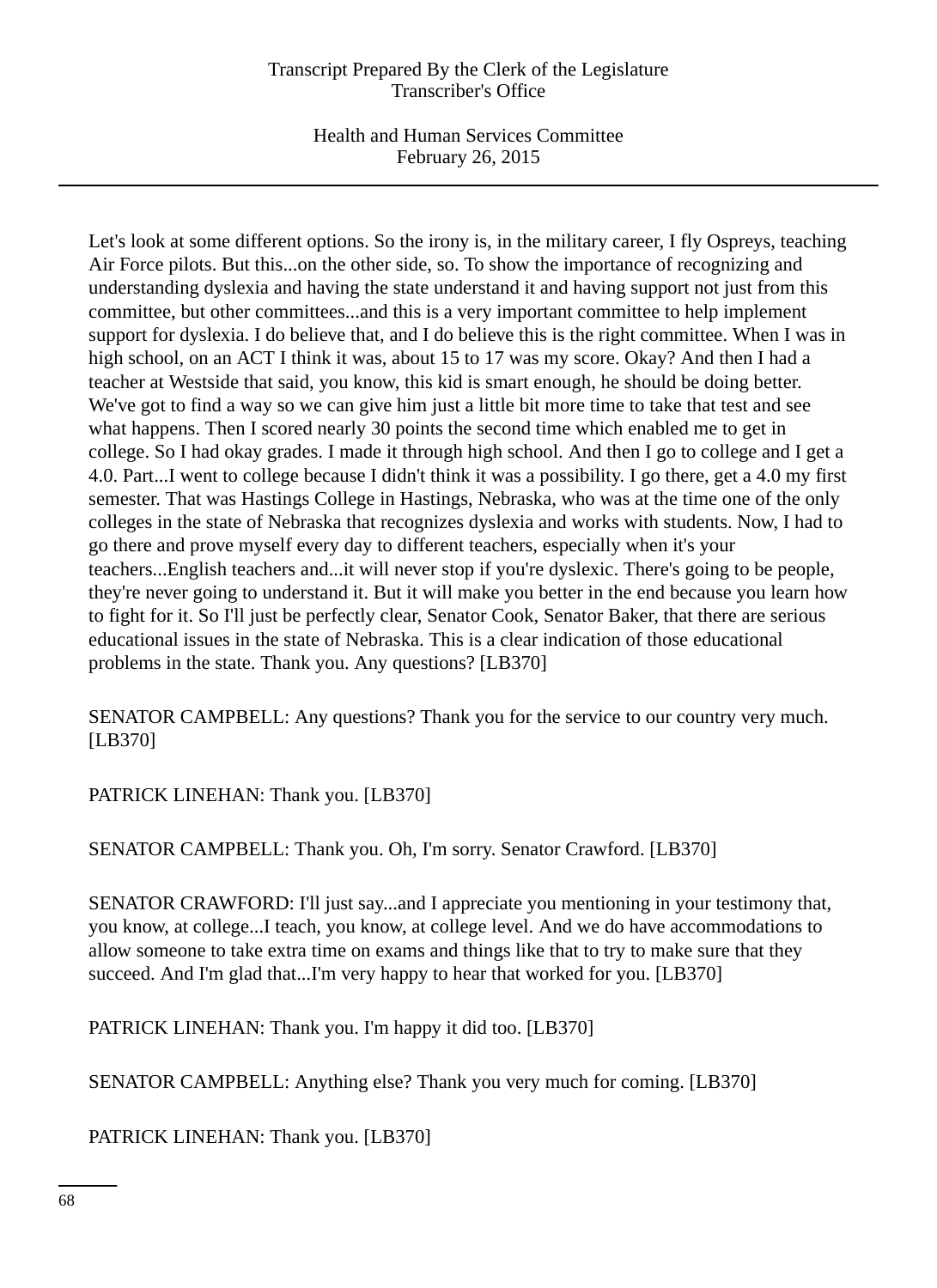Let's look at some different options. So the irony is, in the military career, I fly Ospreys, teaching Air Force pilots. But this...on the other side, so. To show the importance of recognizing and understanding dyslexia and having the state understand it and having support not just from this committee, but other committees...and this is a very important committee to help implement support for dyslexia. I do believe that, and I do believe this is the right committee. When I was in high school, on an ACT I think it was, about 15 to 17 was my score. Okay? And then I had a teacher at Westside that said, you know, this kid is smart enough, he should be doing better. We've got to find a way so we can give him just a little bit more time to take that test and see what happens. Then I scored nearly 30 points the second time which enabled me to get in college. So I had okay grades. I made it through high school. And then I go to college and I get a 4.0. Part...I went to college because I didn't think it was a possibility. I go there, get a 4.0 my first semester. That was Hastings College in Hastings, Nebraska, who was at the time one of the only colleges in the state of Nebraska that recognizes dyslexia and works with students. Now, I had to go there and prove myself every day to different teachers, especially when it's your teachers...English teachers and...it will never stop if you're dyslexic. There's going to be people, they're never going to understand it. But it will make you better in the end because you learn how to fight for it. So I'll just be perfectly clear, Senator Cook, Senator Baker, that there are serious educational issues in the state of Nebraska. This is a clear indication of those educational problems in the state. Thank you. Any questions? [LB370]

SENATOR CAMPBELL: Any questions? Thank you for the service to our country very much. [LB370]

PATRICK LINEHAN: Thank you. [LB370]

SENATOR CAMPBELL: Thank you. Oh, I'm sorry. Senator Crawford. [LB370]

SENATOR CRAWFORD: I'll just say...and I appreciate you mentioning in your testimony that, you know, at college...I teach, you know, at college level. And we do have accommodations to allow someone to take extra time on exams and things like that to try to make sure that they succeed. And I'm glad that...I'm very happy to hear that worked for you. [LB370]

PATRICK LINEHAN: Thank you. I'm happy it did too. [LB370]

SENATOR CAMPBELL: Anything else? Thank you very much for coming. [LB370]

PATRICK LINEHAN: Thank you. [LB370]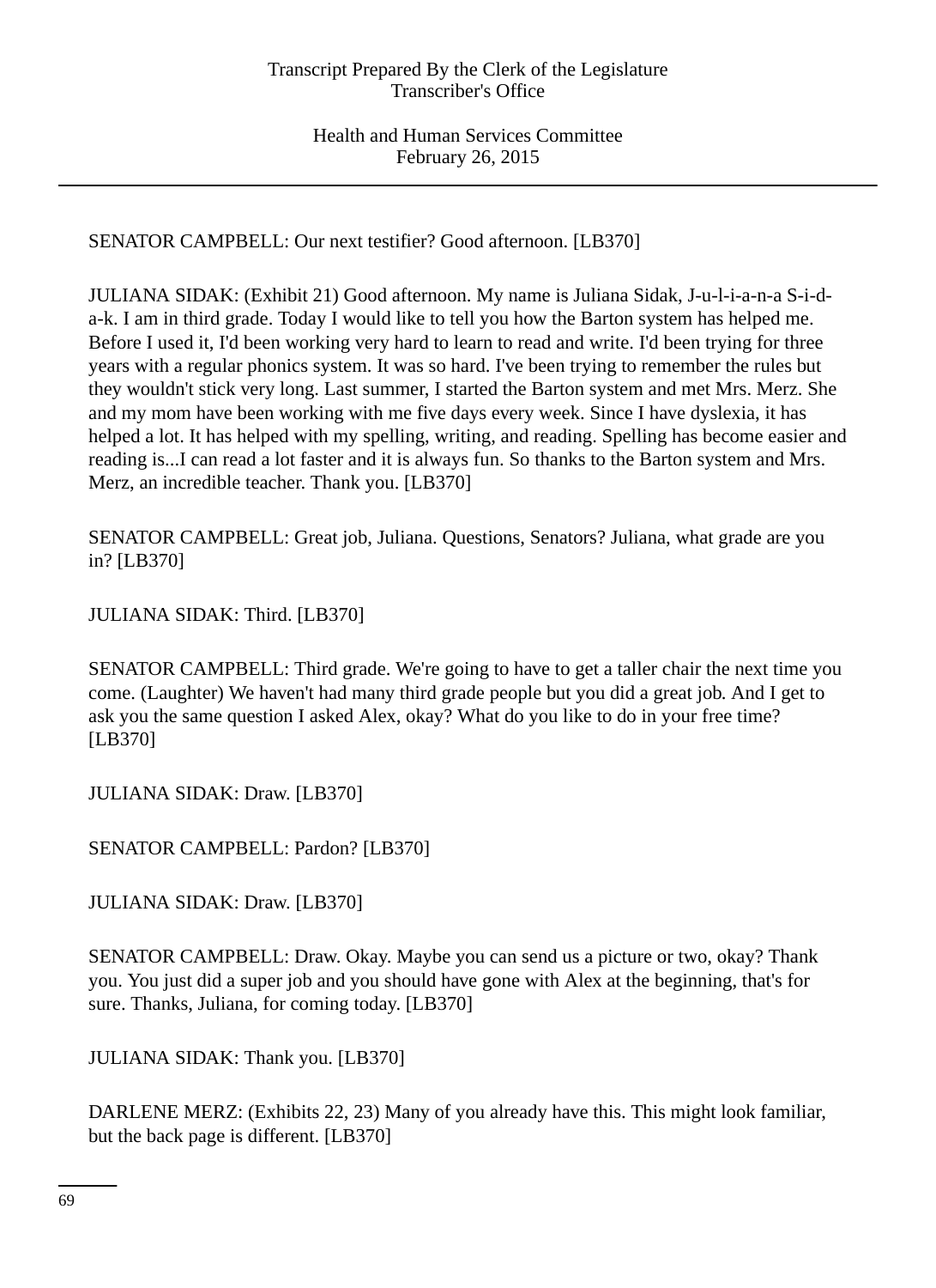SENATOR CAMPBELL: Our next testifier? Good afternoon. [LB370]

JULIANA SIDAK: (Exhibit 21) Good afternoon. My name is Juliana Sidak, J-u-l-i-a-n-a S-i-d-a-k. I am in third grade. Today I would like to tell you how the Barton system has helped me. Before I used it, I'd been working very hard to learn to read and write. I'd been trying for three years with a regular phonics system. It was so hard. I've been trying to remember the rules but they wouldn't stick very long. Last summer, I started the Barton system and met Mrs. Merz. She and my mom have been working with me five days every week. Since I have dyslexia, it has helped a lot. It has helped with my spelling, writing, and reading. Spelling has become easier and reading is...I can read a lot faster and it is always fun. So thanks to the Barton system and Mrs. Merz, an incredible teacher. Thank you. [LB370]

SENATOR CAMPBELL: Great job, Juliana. Questions, Senators? Juliana, what grade are you in? [LB370]

JULIANA SIDAK: Third. [LB370]

SENATOR CAMPBELL: Third grade. We're going to have to get a taller chair the next time you come. (Laughter) We haven't had many third grade people but you did a great job. And I get to ask you the same question I asked Alex, okay? What do you like to do in your free time? [LB370]

JULIANA SIDAK: Draw. [LB370]

SENATOR CAMPBELL: Pardon? [LB370]

JULIANA SIDAK: Draw. [LB370]

SENATOR CAMPBELL: Draw. Okay. Maybe you can send us a picture or two, okay? Thank you. You just did a super job and you should have gone with Alex at the beginning, that's for sure. Thanks, Juliana, for coming today. [LB370]

JULIANA SIDAK: Thank you. [LB370]

DARLENE MERZ: (Exhibits 22, 23) Many of you already have this. This might look familiar, but the back page is different. [LB370]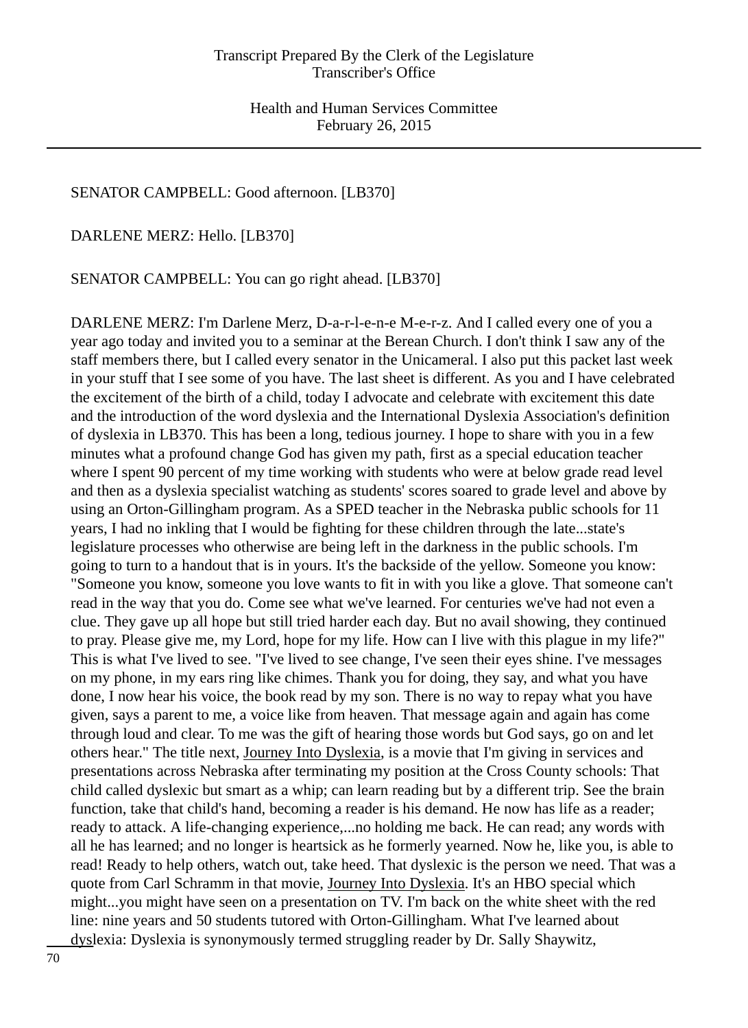SENATOR CAMPBELL: Good afternoon. [LB370]

DARLENE MERZ: Hello. [LB370]

SENATOR CAMPBELL: You can go right ahead. [LB370]

DARLENE MERZ: I'm Darlene Merz, D-a-r-l-e-n-e M-e-r-z. And I called every one of you a year ago today and invited you to a seminar at the Berean Church. I don't think I saw any of the staff members there, but I called every senator in the Unicameral. I also put this packet last week in your stuff that I see some of you have. The last sheet is different. As you and I have celebrated the excitement of the birth of a child, today I advocate and celebrate with excitement this date and the introduction of the word dyslexia and the International Dyslexia Association's definition of dyslexia in LB370. This has been a long, tedious journey. I hope to share with you in a few minutes what a profound change God has given my path, first as a special education teacher where I spent 90 percent of my time working with students who were at below grade read level and then as a dyslexia specialist watching as students' scores soared to grade level and above by using an Orton-Gillingham program. As a SPED teacher in the Nebraska public schools for 11 years, I had no inkling that I would be fighting for these children through the late...state's legislature processes who otherwise are being left in the darkness in the public schools. I'm going to turn to a handout that is in yours. It's the backside of the yellow. Someone you know: "Someone you know, someone you love wants to fit in with you like a glove. That someone can't read in the way that you do. Come see what we've learned. For centuries we've had not even a clue. They gave up all hope but still tried harder each day. But no avail showing, they continued to pray. Please give me, my Lord, hope for my life. How can I live with this plague in my life?" This is what I've lived to see. "I've lived to see change, I've seen their eyes shine. I've messages on my phone, in my ears ring like chimes. Thank you for doing, they say, and what you have done, I now hear his voice, the book read by my son. There is no way to repay what you have given, says a parent to me, a voice like from heaven. That message again and again has come through loud and clear. To me was the gift of hearing those words but God says, go on and let others hear." The title next, Journey Into Dyslexia, is a movie that I'm giving in services and presentations across Nebraska after terminating my position at the Cross County schools: That child called dyslexic but smart as a whip; can learn reading but by a different trip. See the brain function, take that child's hand, becoming a reader is his demand. He now has life as a reader; ready to attack. A life-changing experience,...no holding me back. He can read; any words with all he has learned; and no longer is heartsick as he formerly yearned. Now he, like you, is able to read! Ready to help others, watch out, take heed. That dyslexic is the person we need. That was a quote from Carl Schramm in that movie, Journey Into Dyslexia. It's an HBO special which might...you might have seen on a presentation on TV. I'm back on the white sheet with the red line: nine years and 50 students tutored with Orton-Gillingham. What I've learned about dyslexia: Dyslexia is synonymously termed struggling reader by Dr. Sally Shaywitz,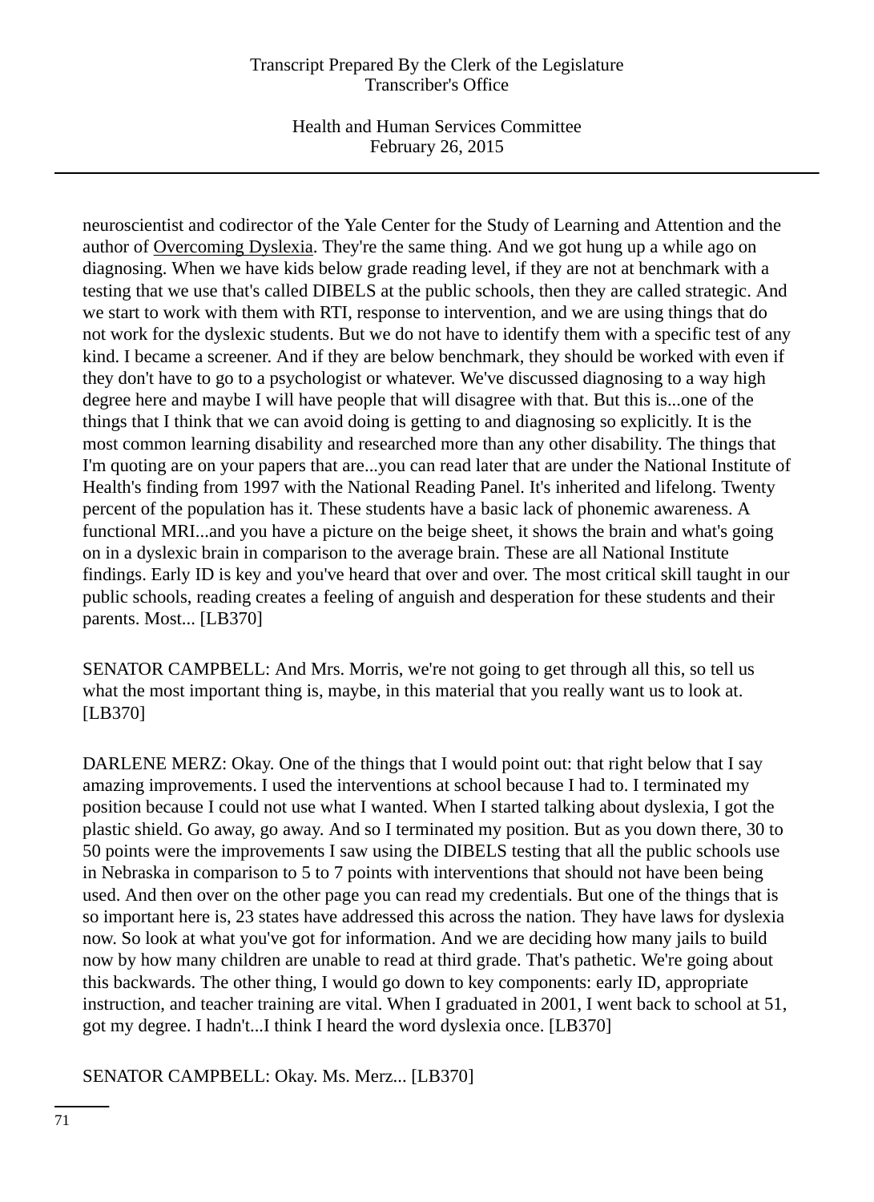neuroscientist and codirector of the Yale Center for the Study of Learning and Attention and the author of Overcoming Dyslexia. They're the same thing. And we got hung up a while ago on diagnosing. When we have kids below grade reading level, if they are not at benchmark with a testing that we use that's called DIBELS at the public schools, then they are called strategic. And we start to work with them with RTI, response to intervention, and we are using things that do not work for the dyslexic students. But we do not have to identify them with a specific test of any kind. I became a screener. And if they are below benchmark, they should be worked with even if they don't have to go to a psychologist or whatever. We've discussed diagnosing to a way high degree here and maybe I will have people that will disagree with that. But this is...one of the things that I think that we can avoid doing is getting to and diagnosing so explicitly. It is the most common learning disability and researched more than any other disability. The things that I'm quoting are on your papers that are...you can read later that are under the National Institute of Health's finding from 1997 with the National Reading Panel. It's inherited and lifelong. Twenty percent of the population has it. These students have a basic lack of phonemic awareness. A functional MRI...and you have a picture on the beige sheet, it shows the brain and what's going on in a dyslexic brain in comparison to the average brain. These are all National Institute findings. Early ID is key and you've heard that over and over. The most critical skill taught in our public schools, reading creates a feeling of anguish and desperation for these students and their parents. Most... [LB370]

SENATOR CAMPBELL: And Mrs. Morris, we're not going to get through all this, so tell us what the most important thing is, maybe, in this material that you really want us to look at. [LB370]

DARLENE MERZ: Okay. One of the things that I would point out: that right below that I say amazing improvements. I used the interventions at school because I had to. I terminated my position because I could not use what I wanted. When I started talking about dyslexia, I got the plastic shield. Go away, go away. And so I terminated my position. But as you down there, 30 to 50 points were the improvements I saw using the DIBELS testing that all the public schools use in Nebraska in comparison to 5 to 7 points with interventions that should not have been being used. And then over on the other page you can read my credentials. But one of the things that is so important here is, 23 states have addressed this across the nation. They have laws for dyslexia now. So look at what you've got for information. And we are deciding how many jails to build now by how many children are unable to read at third grade. That's pathetic. We're going about this backwards. The other thing, I would go down to key components: early ID, appropriate instruction, and teacher training are vital. When I graduated in 2001, I went back to school at 51, got my degree. I hadn't...I think I heard the word dyslexia once. [LB370]

SENATOR CAMPBELL: Okay. Ms. Merz... [LB370]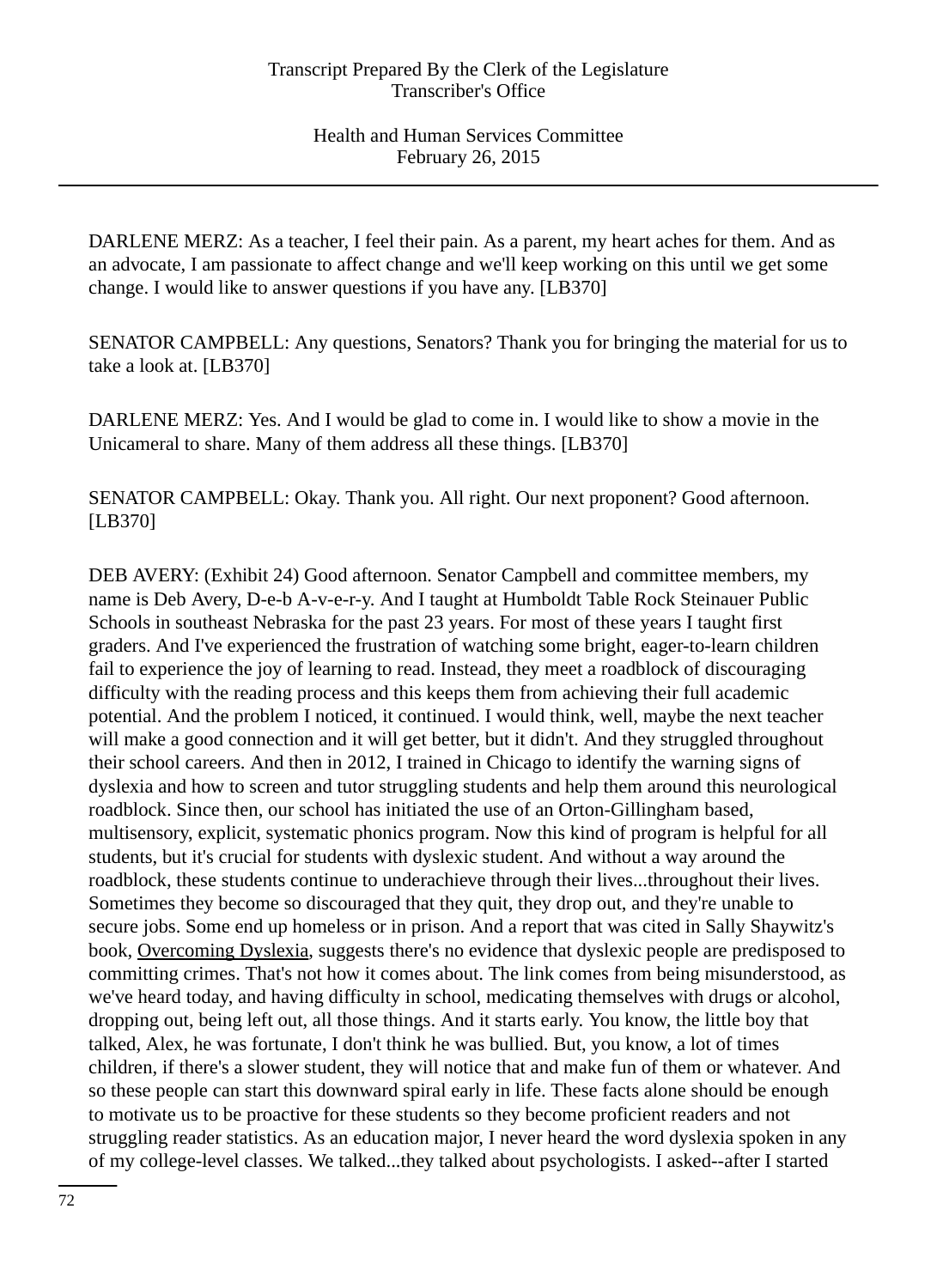DARLENE MERZ: As a teacher, I feel their pain. As a parent, my heart aches for them. And as an advocate, I am passionate to affect change and we'll keep working on this until we get some change. I would like to answer questions if you have any. [LB370]

SENATOR CAMPBELL: Any questions, Senators? Thank you for bringing the material for us to take a look at. [LB370]

DARLENE MERZ: Yes. And I would be glad to come in. I would like to show a movie in the Unicameral to share. Many of them address all these things. [LB370]

SENATOR CAMPBELL: Okay. Thank you. All right. Our next proponent? Good afternoon. [LB370]

DEB AVERY: (Exhibit 24) Good afternoon. Senator Campbell and committee members, my name is Deb Avery, D-e-b A-v-e-r-y. And I taught at Humboldt Table Rock Steinauer Public Schools in southeast Nebraska for the past 23 years. For most of these years I taught first graders. And I've experienced the frustration of watching some bright, eager-to-learn children fail to experience the joy of learning to read. Instead, they meet a roadblock of discouraging difficulty with the reading process and this keeps them from achieving their full academic potential. And the problem I noticed, it continued. I would think, well, maybe the next teacher will make a good connection and it will get better, but it didn't. And they struggled throughout their school careers. And then in 2012, I trained in Chicago to identify the warning signs of dyslexia and how to screen and tutor struggling students and help them around this neurological roadblock. Since then, our school has initiated the use of an Orton-Gillingham based, multisensory, explicit, systematic phonics program. Now this kind of program is helpful for all students, but it's crucial for students with dyslexic student. And without a way around the roadblock, these students continue to underachieve through their lives...throughout their lives. Sometimes they become so discouraged that they quit, they drop out, and they're unable to secure jobs. Some end up homeless or in prison. And a report that was cited in Sally Shaywitz's book, Overcoming Dyslexia, suggests there's no evidence that dyslexic people are predisposed to committing crimes. That's not how it comes about. The link comes from being misunderstood, as we've heard today, and having difficulty in school, medicating themselves with drugs or alcohol, dropping out, being left out, all those things. And it starts early. You know, the little boy that talked, Alex, he was fortunate, I don't think he was bullied. But, you know, a lot of times children, if there's a slower student, they will notice that and make fun of them or whatever. And so these people can start this downward spiral early in life. These facts alone should be enough to motivate us to be proactive for these students so they become proficient readers and not struggling reader statistics. As an education major, I never heard the word dyslexia spoken in any of my college-level classes. We talked...they talked about psychologists. I asked--after I started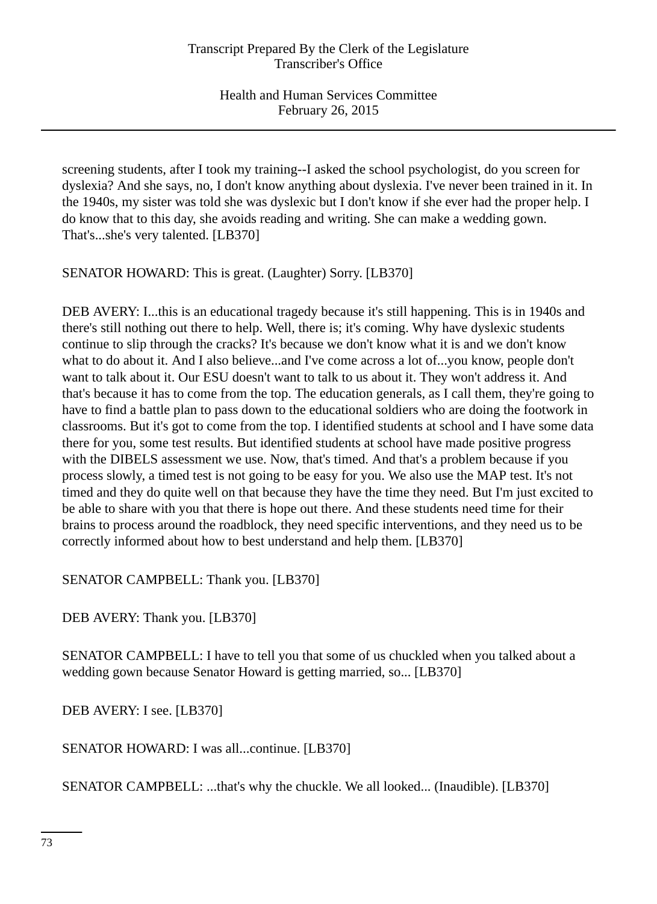screening students, after I took my training--I asked the school psychologist, do you screen for dyslexia? And she says, no, I don't know anything about dyslexia. I've never been trained in it. In the 1940s, my sister was told she was dyslexic but I don't know if she ever had the proper help. I do know that to this day, she avoids reading and writing. She can make a wedding gown. That's...she's very talented. [LB370]

SENATOR HOWARD: This is great. (Laughter) Sorry. [LB370]

DEB AVERY: I...this is an educational tragedy because it's still happening. This is in 1940s and there's still nothing out there to help. Well, there is; it's coming. Why have dyslexic students continue to slip through the cracks? It's because we don't know what it is and we don't know what to do about it. And I also believe...and I've come across a lot of...you know, people don't want to talk about it. Our ESU doesn't want to talk to us about it. They won't address it. And that's because it has to come from the top. The education generals, as I call them, they're going to have to find a battle plan to pass down to the educational soldiers who are doing the footwork in classrooms. But it's got to come from the top. I identified students at school and I have some data there for you, some test results. But identified students at school have made positive progress with the DIBELS assessment we use. Now, that's timed. And that's a problem because if you process slowly, a timed test is not going to be easy for you. We also use the MAP test. It's not timed and they do quite well on that because they have the time they need. But I'm just excited to be able to share with you that there is hope out there. And these students need time for their brains to process around the roadblock, they need specific interventions, and they need us to be correctly informed about how to best understand and help them. [LB370]

SENATOR CAMPBELL: Thank you. [LB370]

DEB AVERY: Thank you. [LB370]

SENATOR CAMPBELL: I have to tell you that some of us chuckled when you talked about a wedding gown because Senator Howard is getting married, so... [LB370]

DEB AVERY: I see. [LB370]

SENATOR HOWARD: I was all...continue. [LB370]

SENATOR CAMPBELL: ...that's why the chuckle. We all looked... (Inaudible). [LB370]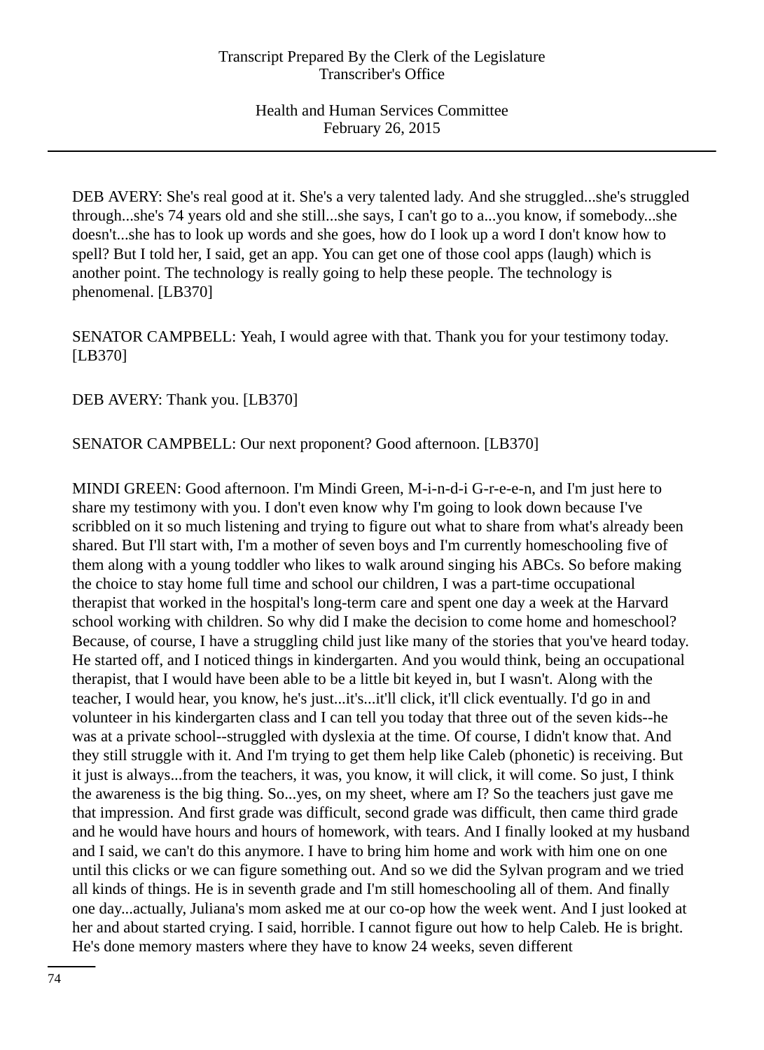DEB AVERY: She's real good at it. She's a very talented lady. And she struggled...she's struggled through...she's 74 years old and she still...she says, I can't go to a...you know, if somebody...she doesn't...she has to look up words and she goes, how do I look up a word I don't know how to spell? But I told her, I said, get an app. You can get one of those cool apps (laugh) which is another point. The technology is really going to help these people. The technology is phenomenal. [LB370]

SENATOR CAMPBELL: Yeah, I would agree with that. Thank you for your testimony today. [LB370]

DEB AVERY: Thank you. [LB370]

SENATOR CAMPBELL: Our next proponent? Good afternoon. [LB370]

MINDI GREEN: Good afternoon. I'm Mindi Green, M-i-n-d-i G-r-e-e-n, and I'm just here to share my testimony with you. I don't even know why I'm going to look down because I've scribbled on it so much listening and trying to figure out what to share from what's already been shared. But I'll start with, I'm a mother of seven boys and I'm currently homeschooling five of them along with a young toddler who likes to walk around singing his ABCs. So before making the choice to stay home full time and school our children, I was a part-time occupational therapist that worked in the hospital's long-term care and spent one day a week at the Harvard school working with children. So why did I make the decision to come home and homeschool? Because, of course, I have a struggling child just like many of the stories that you've heard today. He started off, and I noticed things in kindergarten. And you would think, being an occupational therapist, that I would have been able to be a little bit keyed in, but I wasn't. Along with the teacher, I would hear, you know, he's just...it's...it'll click, it'll click eventually. I'd go in and volunteer in his kindergarten class and I can tell you today that three out of the seven kids--he was at a private school--struggled with dyslexia at the time. Of course, I didn't know that. And they still struggle with it. And I'm trying to get them help like Caleb (phonetic) is receiving. But it just is always...from the teachers, it was, you know, it will click, it will come. So just, I think the awareness is the big thing. So...yes, on my sheet, where am I? So the teachers just gave me that impression. And first grade was difficult, second grade was difficult, then came third grade and he would have hours and hours of homework, with tears. And I finally looked at my husband and I said, we can't do this anymore. I have to bring him home and work with him one on one until this clicks or we can figure something out. And so we did the Sylvan program and we tried all kinds of things. He is in seventh grade and I'm still homeschooling all of them. And finally one day...actually, Juliana's mom asked me at our co-op how the week went. And I just looked at her and about started crying. I said, horrible. I cannot figure out how to help Caleb. He is bright. He's done memory masters where they have to know 24 weeks, seven different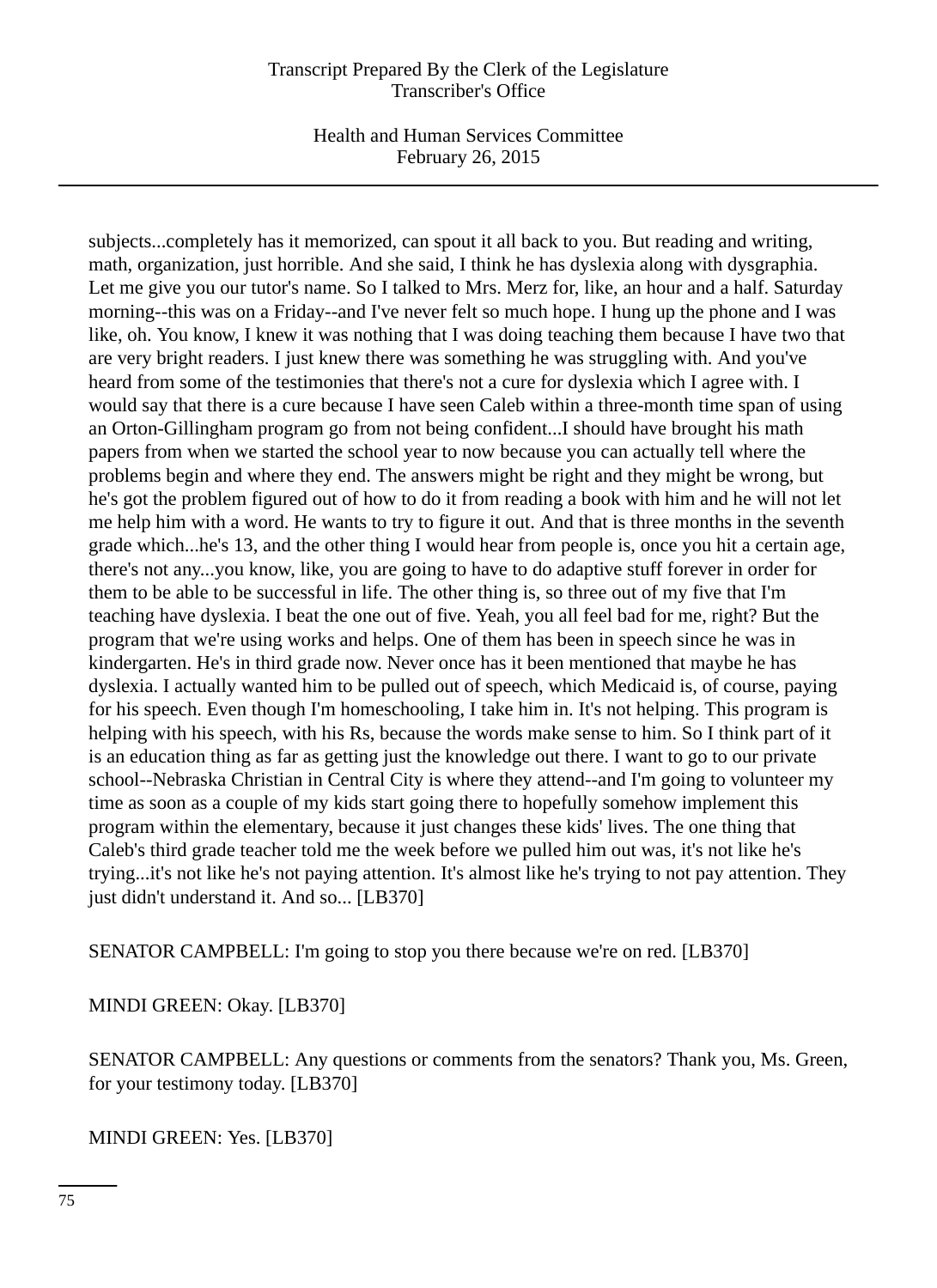subjects...completely has it memorized, can spout it all back to you. But reading and writing, math, organization, just horrible. And she said, I think he has dyslexia along with dysgraphia. Let me give you our tutor's name. So I talked to Mrs. Merz for, like, an hour and a half. Saturday morning--this was on a Friday--and I've never felt so much hope. I hung up the phone and I was like, oh. You know, I knew it was nothing that I was doing teaching them because I have two that are very bright readers. I just knew there was something he was struggling with. And you've heard from some of the testimonies that there's not a cure for dyslexia which I agree with. I would say that there is a cure because I have seen Caleb within a three-month time span of using an Orton-Gillingham program go from not being confident...I should have brought his math papers from when we started the school year to now because you can actually tell where the problems begin and where they end. The answers might be right and they might be wrong, but he's got the problem figured out of how to do it from reading a book with him and he will not let me help him with a word. He wants to try to figure it out. And that is three months in the seventh grade which...he's 13, and the other thing I would hear from people is, once you hit a certain age, there's not any...you know, like, you are going to have to do adaptive stuff forever in order for them to be able to be successful in life. The other thing is, so three out of my five that I'm teaching have dyslexia. I beat the one out of five. Yeah, you all feel bad for me, right? But the program that we're using works and helps. One of them has been in speech since he was in kindergarten. He's in third grade now. Never once has it been mentioned that maybe he has dyslexia. I actually wanted him to be pulled out of speech, which Medicaid is, of course, paying for his speech. Even though I'm homeschooling, I take him in. It's not helping. This program is helping with his speech, with his Rs, because the words make sense to him. So I think part of it is an education thing as far as getting just the knowledge out there. I want to go to our private school--Nebraska Christian in Central City is where they attend--and I'm going to volunteer my time as soon as a couple of my kids start going there to hopefully somehow implement this program within the elementary, because it just changes these kids' lives. The one thing that Caleb's third grade teacher told me the week before we pulled him out was, it's not like he's trying...it's not like he's not paying attention. It's almost like he's trying to not pay attention. They just didn't understand it. And so... [LB370]

SENATOR CAMPBELL: I'm going to stop you there because we're on red. [LB370]

MINDI GREEN: Okay. [LB370]

SENATOR CAMPBELL: Any questions or comments from the senators? Thank you, Ms. Green, for your testimony today. [LB370]

MINDI GREEN: Yes. [LB370]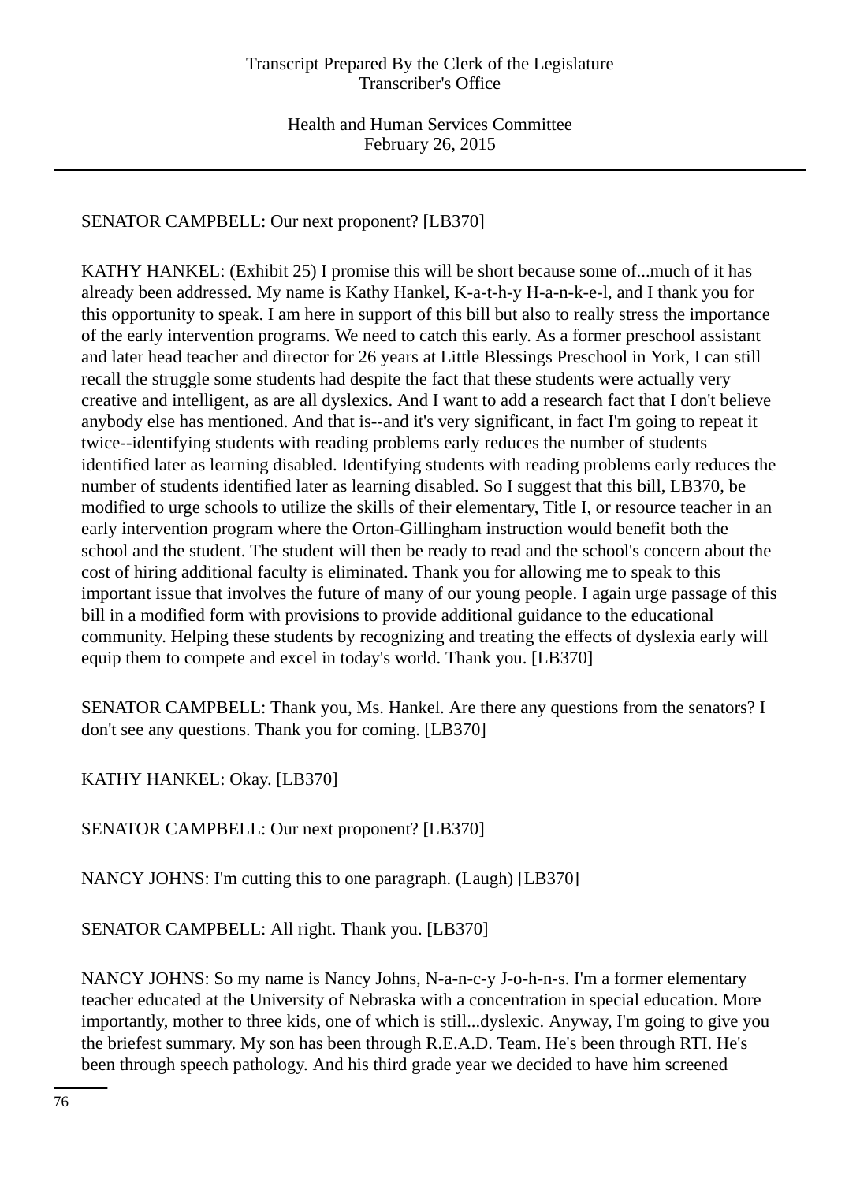SENATOR CAMPBELL: Our next proponent? [LB370]

KATHY HANKEL: (Exhibit 25) I promise this will be short because some of...much of it has already been addressed. My name is Kathy Hankel, K-a-t-h-y H-a-n-k-e-l, and I thank you for this opportunity to speak. I am here in support of this bill but also to really stress the importance of the early intervention programs. We need to catch this early. As a former preschool assistant and later head teacher and director for 26 years at Little Blessings Preschool in York, I can still recall the struggle some students had despite the fact that these students were actually very creative and intelligent, as are all dyslexics. And I want to add a research fact that I don't believe anybody else has mentioned. And that is--and it's very significant, in fact I'm going to repeat it twice--identifying students with reading problems early reduces the number of students identified later as learning disabled. Identifying students with reading problems early reduces the number of students identified later as learning disabled. So I suggest that this bill, LB370, be modified to urge schools to utilize the skills of their elementary, Title I, or resource teacher in an early intervention program where the Orton-Gillingham instruction would benefit both the school and the student. The student will then be ready to read and the school's concern about the cost of hiring additional faculty is eliminated. Thank you for allowing me to speak to this important issue that involves the future of many of our young people. I again urge passage of this bill in a modified form with provisions to provide additional guidance to the educational community. Helping these students by recognizing and treating the effects of dyslexia early will equip them to compete and excel in today's world. Thank you. [LB370]

SENATOR CAMPBELL: Thank you, Ms. Hankel. Are there any questions from the senators? I don't see any questions. Thank you for coming. [LB370]

KATHY HANKEL: Okay. [LB370]

SENATOR CAMPBELL: Our next proponent? [LB370]

NANCY JOHNS: I'm cutting this to one paragraph. (Laugh) [LB370]

SENATOR CAMPBELL: All right. Thank you. [LB370]

NANCY JOHNS: So my name is Nancy Johns, N-a-n-c-y J-o-h-n-s. I'm a former elementary teacher educated at the University of Nebraska with a concentration in special education. More importantly, mother to three kids, one of which is still...dyslexic. Anyway, I'm going to give you the briefest summary. My son has been through R.E.A.D. Team. He's been through RTI. He's been through speech pathology. And his third grade year we decided to have him screened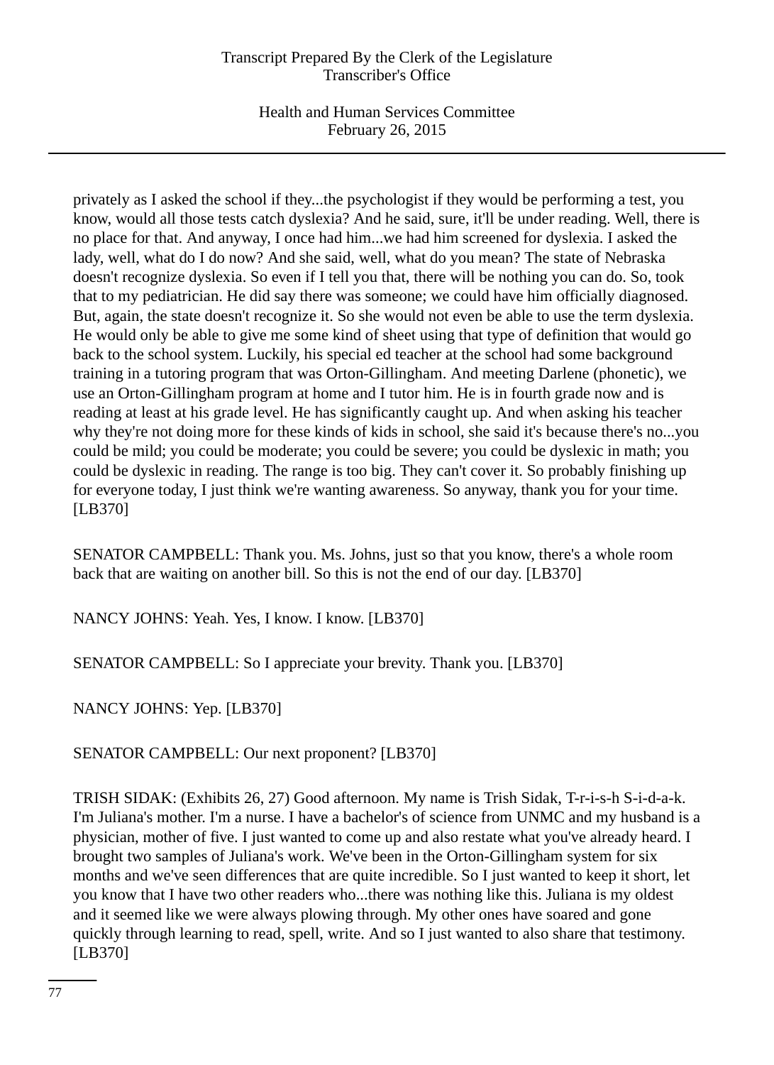privately as I asked the school if they...the psychologist if they would be performing a test, you know, would all those tests catch dyslexia? And he said, sure, it'll be under reading. Well, there is no place for that. And anyway, I once had him...we had him screened for dyslexia. I asked the lady, well, what do I do now? And she said, well, what do you mean? The state of Nebraska doesn't recognize dyslexia. So even if I tell you that, there will be nothing you can do. So, took that to my pediatrician. He did say there was someone; we could have him officially diagnosed. But, again, the state doesn't recognize it. So she would not even be able to use the term dyslexia. He would only be able to give me some kind of sheet using that type of definition that would go back to the school system. Luckily, his special ed teacher at the school had some background training in a tutoring program that was Orton-Gillingham. And meeting Darlene (phonetic), we use an Orton-Gillingham program at home and I tutor him. He is in fourth grade now and is reading at least at his grade level. He has significantly caught up. And when asking his teacher why they're not doing more for these kinds of kids in school, she said it's because there's no...you could be mild; you could be moderate; you could be severe; you could be dyslexic in math; you could be dyslexic in reading. The range is too big. They can't cover it. So probably finishing up for everyone today, I just think we're wanting awareness. So anyway, thank you for your time. [LB370]

SENATOR CAMPBELL: Thank you. Ms. Johns, just so that you know, there's a whole room back that are waiting on another bill. So this is not the end of our day. [LB370]

NANCY JOHNS: Yeah. Yes, I know. I know. [LB370]

SENATOR CAMPBELL: So I appreciate your brevity. Thank you. [LB370]

NANCY JOHNS: Yep. [LB370]

SENATOR CAMPBELL: Our next proponent? [LB370]

TRISH SIDAK: (Exhibits 26, 27) Good afternoon. My name is Trish Sidak, T-r-i-s-h S-i-d-a-k. I'm Juliana's mother. I'm a nurse. I have a bachelor's of science from UNMC and my husband is a physician, mother of five. I just wanted to come up and also restate what you've already heard. I brought two samples of Juliana's work. We've been in the Orton-Gillingham system for six months and we've seen differences that are quite incredible. So I just wanted to keep it short, let you know that I have two other readers who...there was nothing like this. Juliana is my oldest and it seemed like we were always plowing through. My other ones have soared and gone quickly through learning to read, spell, write. And so I just wanted to also share that testimony. [LB370]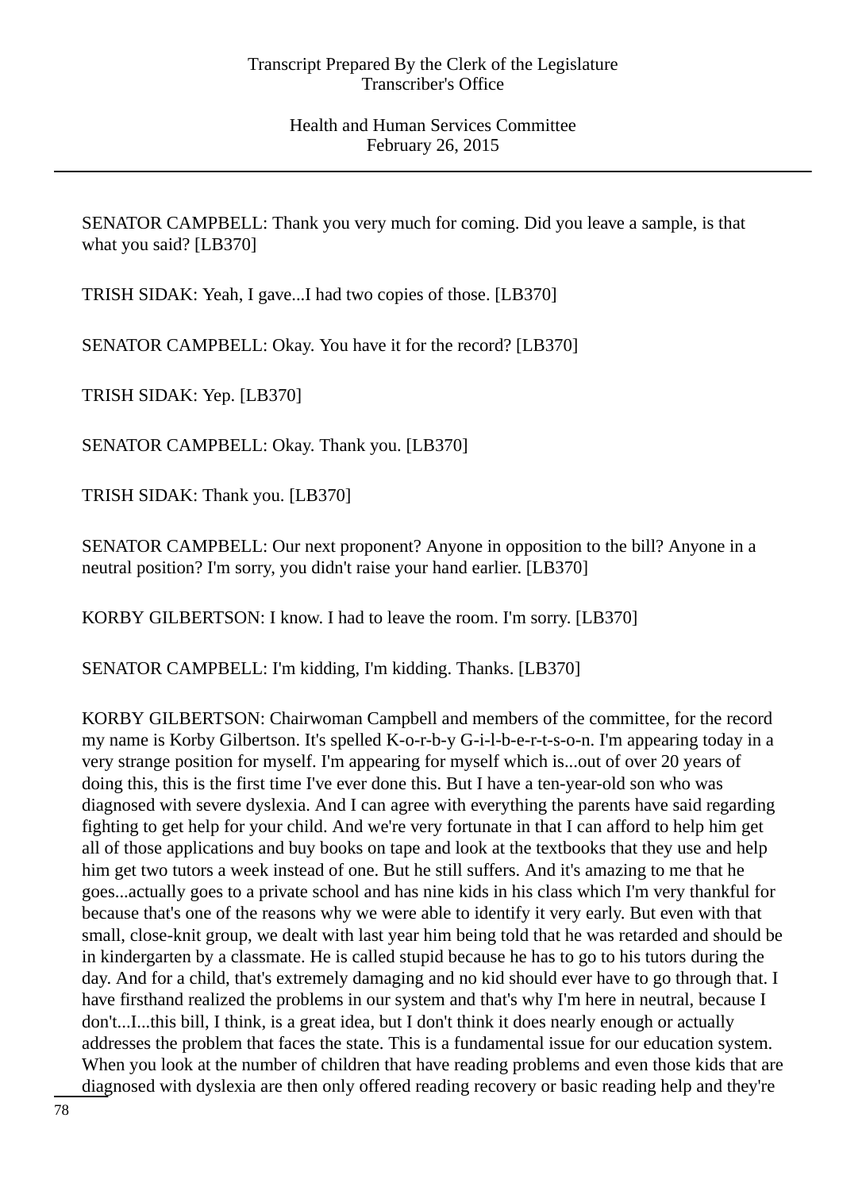SENATOR CAMPBELL: Thank you very much for coming. Did you leave a sample, is that what you said? [LB370]

TRISH SIDAK: Yeah, I gave...I had two copies of those. [LB370]

SENATOR CAMPBELL: Okay. You have it for the record? [LB370]

TRISH SIDAK: Yep. [LB370]

SENATOR CAMPBELL: Okay. Thank you. [LB370]

TRISH SIDAK: Thank you. [LB370]

SENATOR CAMPBELL: Our next proponent? Anyone in opposition to the bill? Anyone in a neutral position? I'm sorry, you didn't raise your hand earlier. [LB370]

KORBY GILBERTSON: I know. I had to leave the room. I'm sorry. [LB370]

SENATOR CAMPBELL: I'm kidding, I'm kidding. Thanks. [LB370]

KORBY GILBERTSON: Chairwoman Campbell and members of the committee, for the record my name is Korby Gilbertson. It's spelled K-o-r-b-y G-i-l-b-e-r-t-s-o-n. I'm appearing today in a very strange position for myself. I'm appearing for myself which is...out of over 20 years of doing this, this is the first time I've ever done this. But I have a ten-year-old son who was diagnosed with severe dyslexia. And I can agree with everything the parents have said regarding fighting to get help for your child. And we're very fortunate in that I can afford to help him get all of those applications and buy books on tape and look at the textbooks that they use and help him get two tutors a week instead of one. But he still suffers. And it's amazing to me that he goes...actually goes to a private school and has nine kids in his class which I'm very thankful for because that's one of the reasons why we were able to identify it very early. But even with that small, close-knit group, we dealt with last year him being told that he was retarded and should be in kindergarten by a classmate. He is called stupid because he has to go to his tutors during the day. And for a child, that's extremely damaging and no kid should ever have to go through that. I have firsthand realized the problems in our system and that's why I'm here in neutral, because I don't...I...this bill, I think, is a great idea, but I don't think it does nearly enough or actually addresses the problem that faces the state. This is a fundamental issue for our education system. When you look at the number of children that have reading problems and even those kids that are diagnosed with dyslexia are then only offered reading recovery or basic reading help and they're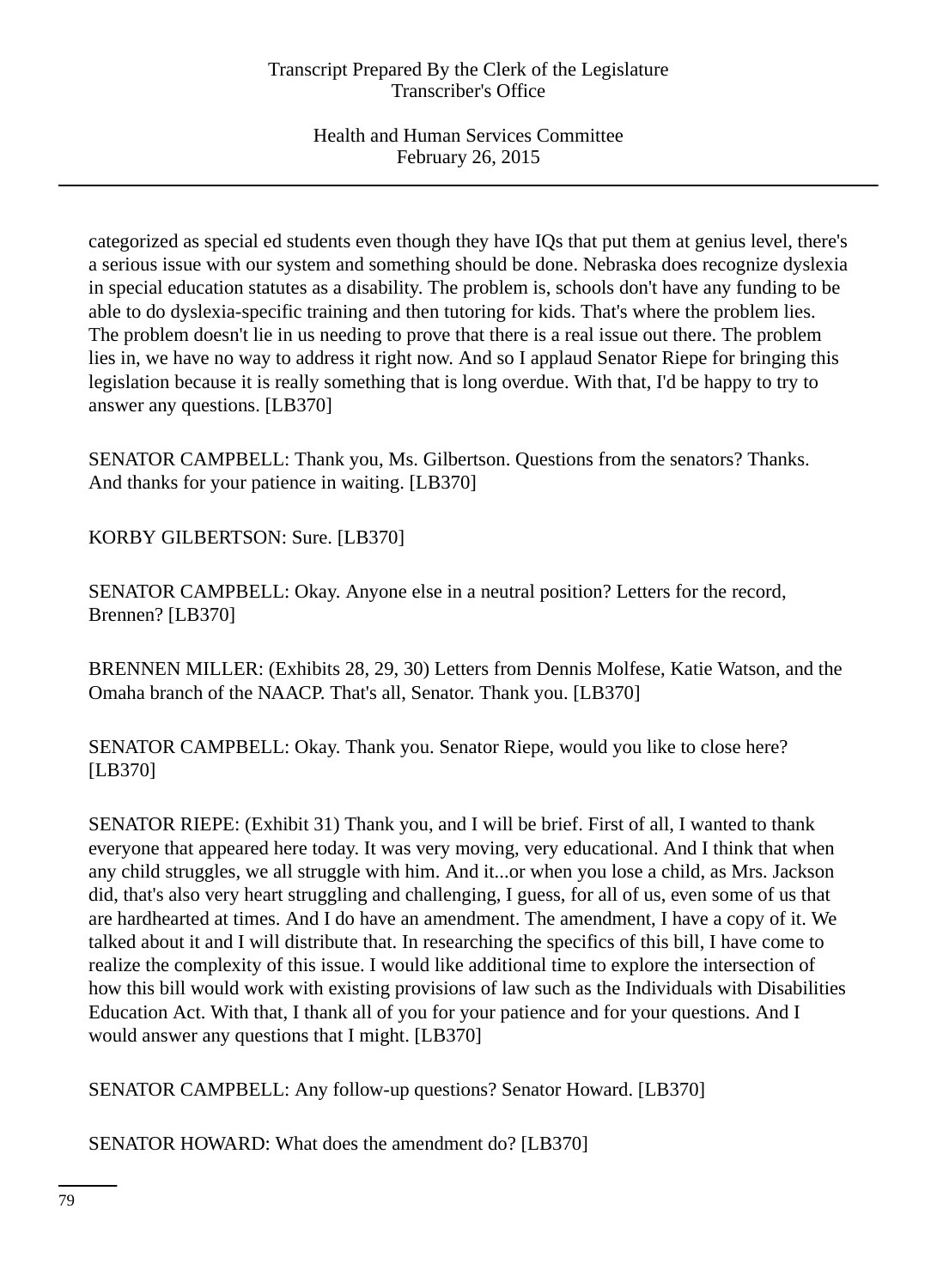categorized as special ed students even though they have IQs that put them at genius level, there's a serious issue with our system and something should be done. Nebraska does recognize dyslexia in special education statutes as a disability. The problem is, schools don't have any funding to be able to do dyslexia-specific training and then tutoring for kids. That's where the problem lies. The problem doesn't lie in us needing to prove that there is a real issue out there. The problem lies in, we have no way to address it right now. And so I applaud Senator Riepe for bringing this legislation because it is really something that is long overdue. With that, I'd be happy to try to answer any questions. [LB370]

SENATOR CAMPBELL: Thank you, Ms. Gilbertson. Questions from the senators? Thanks. And thanks for your patience in waiting. [LB370]

KORBY GILBERTSON: Sure. [LB370]

SENATOR CAMPBELL: Okay. Anyone else in a neutral position? Letters for the record, Brennen? [LB370]

BRENNEN MILLER: (Exhibits 28, 29, 30) Letters from Dennis Molfese, Katie Watson, and the Omaha branch of the NAACP. That's all, Senator. Thank you. [LB370]

SENATOR CAMPBELL: Okay. Thank you. Senator Riepe, would you like to close here? [LB370]

SENATOR RIEPE: (Exhibit 31) Thank you, and I will be brief. First of all, I wanted to thank everyone that appeared here today. It was very moving, very educational. And I think that when any child struggles, we all struggle with him. And it...or when you lose a child, as Mrs. Jackson did, that's also very heart struggling and challenging, I guess, for all of us, even some of us that are hardhearted at times. And I do have an amendment. The amendment, I have a copy of it. We talked about it and I will distribute that. In researching the specifics of this bill, I have come to realize the complexity of this issue. I would like additional time to explore the intersection of how this bill would work with existing provisions of law such as the Individuals with Disabilities Education Act. With that, I thank all of you for your patience and for your questions. And I would answer any questions that I might. [LB370]

SENATOR CAMPBELL: Any follow-up questions? Senator Howard. [LB370]

SENATOR HOWARD: What does the amendment do? [LB370]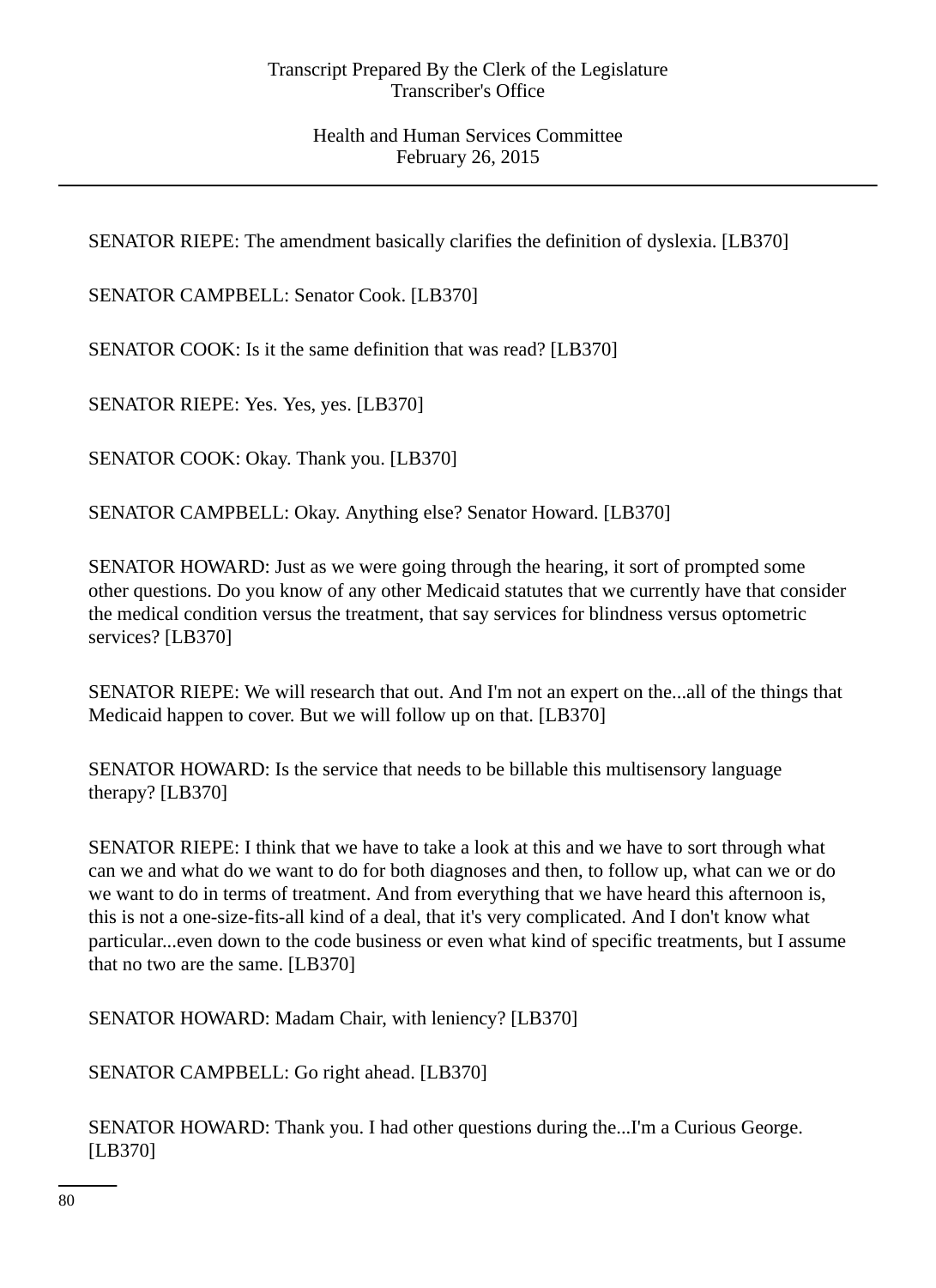SENATOR RIEPE: The amendment basically clarifies the definition of dyslexia. [LB370]

SENATOR CAMPBELL: Senator Cook. [LB370]

SENATOR COOK: Is it the same definition that was read? [LB370]

SENATOR RIEPE: Yes. Yes, yes. [LB370]

SENATOR COOK: Okay. Thank you. [LB370]

SENATOR CAMPBELL: Okay. Anything else? Senator Howard. [LB370]

SENATOR HOWARD: Just as we were going through the hearing, it sort of prompted some other questions. Do you know of any other Medicaid statutes that we currently have that consider the medical condition versus the treatment, that say services for blindness versus optometric services? [LB370]

SENATOR RIEPE: We will research that out. And I'm not an expert on the...all of the things that Medicaid happen to cover. But we will follow up on that. [LB370]

SENATOR HOWARD: Is the service that needs to be billable this multisensory language therapy? [LB370]

SENATOR RIEPE: I think that we have to take a look at this and we have to sort through what can we and what do we want to do for both diagnoses and then, to follow up, what can we or do we want to do in terms of treatment. And from everything that we have heard this afternoon is, this is not a one-size-fits-all kind of a deal, that it's very complicated. And I don't know what particular...even down to the code business or even what kind of specific treatments, but I assume that no two are the same. [LB370]

SENATOR HOWARD: Madam Chair, with leniency? [LB370]

SENATOR CAMPBELL: Go right ahead. [LB370]

SENATOR HOWARD: Thank you. I had other questions during the...I'm a Curious George. [LB370]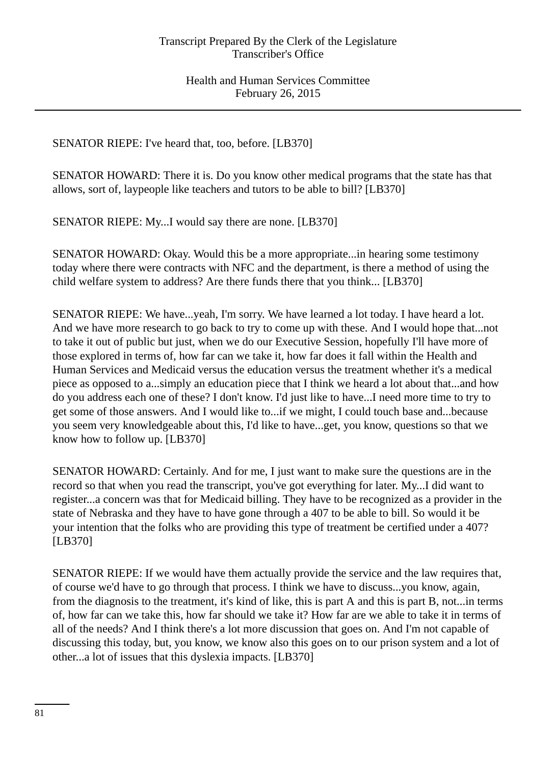SENATOR RIEPE: I've heard that, too, before. [LB370]

SENATOR HOWARD: There it is. Do you know other medical programs that the state has that allows, sort of, laypeople like teachers and tutors to be able to bill? [LB370]

SENATOR RIEPE: My...I would say there are none. [LB370]

SENATOR HOWARD: Okay. Would this be a more appropriate...in hearing some testimony today where there were contracts with NFC and the department, is there a method of using the child welfare system to address? Are there funds there that you think... [LB370]

SENATOR RIEPE: We have...yeah, I'm sorry. We have learned a lot today. I have heard a lot. And we have more research to go back to try to come up with these. And I would hope that...not to take it out of public but just, when we do our Executive Session, hopefully I'll have more of those explored in terms of, how far can we take it, how far does it fall within the Health and Human Services and Medicaid versus the education versus the treatment whether it's a medical piece as opposed to a...simply an education piece that I think we heard a lot about that...and how do you address each one of these? I don't know. I'd just like to have...I need more time to try to get some of those answers. And I would like to...if we might, I could touch base and...because you seem very knowledgeable about this, I'd like to have...get, you know, questions so that we know how to follow up. [LB370]

SENATOR HOWARD: Certainly. And for me, I just want to make sure the questions are in the record so that when you read the transcript, you've got everything for later. My...I did want to register...a concern was that for Medicaid billing. They have to be recognized as a provider in the state of Nebraska and they have to have gone through a 407 to be able to bill. So would it be your intention that the folks who are providing this type of treatment be certified under a 407? [LB370]

SENATOR RIEPE: If we would have them actually provide the service and the law requires that, of course we'd have to go through that process. I think we have to discuss...you know, again, from the diagnosis to the treatment, it's kind of like, this is part A and this is part B, not...in terms of, how far can we take this, how far should we take it? How far are we able to take it in terms of all of the needs? And I think there's a lot more discussion that goes on. And I'm not capable of discussing this today, but, you know, we know also this goes on to our prison system and a lot of other...a lot of issues that this dyslexia impacts. [LB370]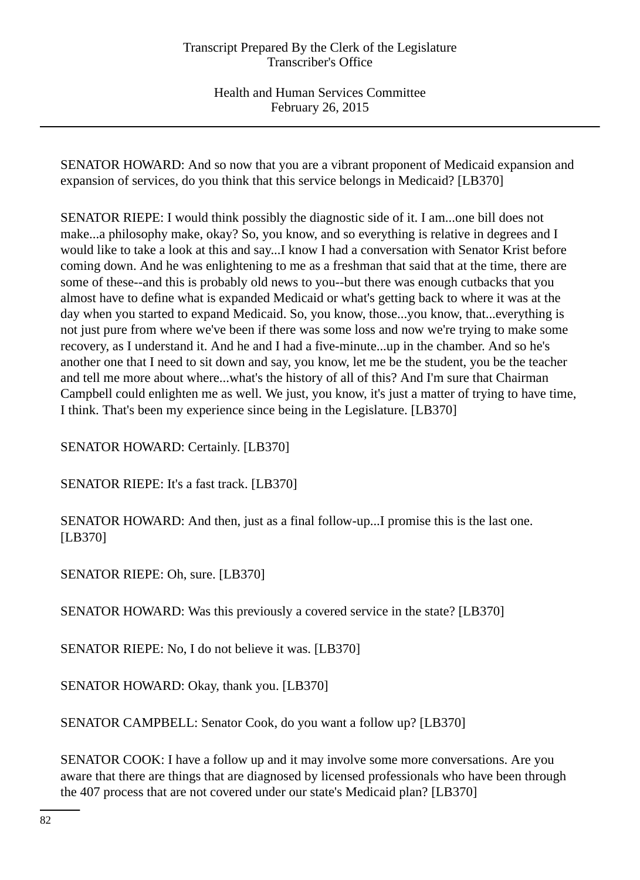SENATOR HOWARD: And so now that you are a vibrant proponent of Medicaid expansion and expansion of services, do you think that this service belongs in Medicaid? [LB370]

SENATOR RIEPE: I would think possibly the diagnostic side of it. I am...one bill does not make...a philosophy make, okay? So, you know, and so everything is relative in degrees and I would like to take a look at this and say...I know I had a conversation with Senator Krist before coming down. And he was enlightening to me as a freshman that said that at the time, there are some of these--and this is probably old news to you--but there was enough cutbacks that you almost have to define what is expanded Medicaid or what's getting back to where it was at the day when you started to expand Medicaid. So, you know, those...you know, that...everything is not just pure from where we've been if there was some loss and now we're trying to make some recovery, as I understand it. And he and I had a five-minute...up in the chamber. And so he's another one that I need to sit down and say, you know, let me be the student, you be the teacher and tell me more about where...what's the history of all of this? And I'm sure that Chairman Campbell could enlighten me as well. We just, you know, it's just a matter of trying to have time, I think. That's been my experience since being in the Legislature. [LB370]

SENATOR HOWARD: Certainly. [LB370]

SENATOR RIEPE: It's a fast track. [LB370]

SENATOR HOWARD: And then, just as a final follow-up...I promise this is the last one. [LB370]

SENATOR RIEPE: Oh, sure. [LB370]

SENATOR HOWARD: Was this previously a covered service in the state? [LB370]

SENATOR RIEPE: No, I do not believe it was. [LB370]

SENATOR HOWARD: Okay, thank you. [LB370]

SENATOR CAMPBELL: Senator Cook, do you want a follow up? [LB370]

SENATOR COOK: I have a follow up and it may involve some more conversations. Are you aware that there are things that are diagnosed by licensed professionals who have been through the 407 process that are not covered under our state's Medicaid plan? [LB370]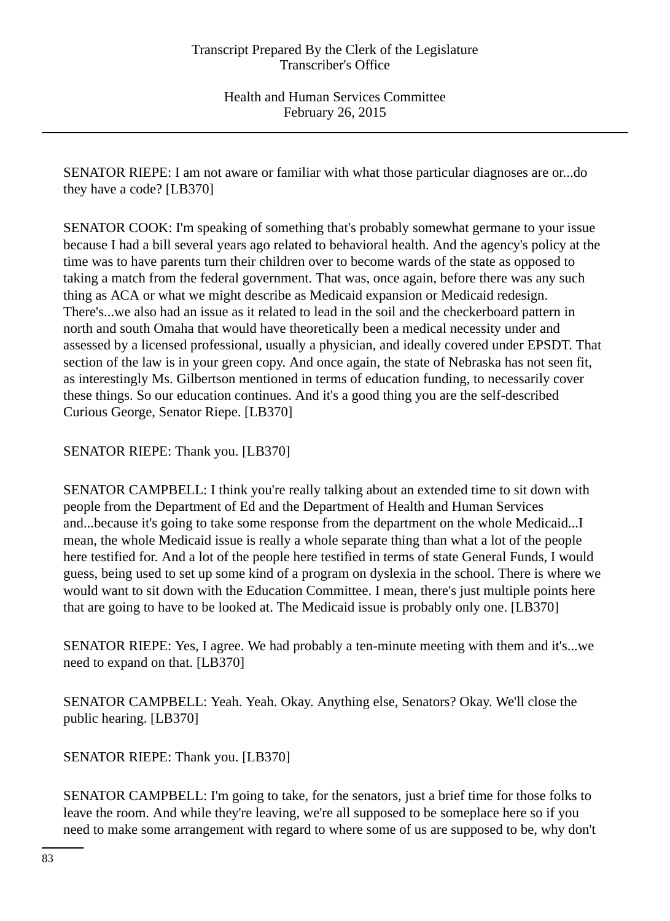SENATOR RIEPE: I am not aware or familiar with what those particular diagnoses are or...do they have a code? [LB370]

SENATOR COOK: I'm speaking of something that's probably somewhat germane to your issue because I had a bill several years ago related to behavioral health. And the agency's policy at the time was to have parents turn their children over to become wards of the state as opposed to taking a match from the federal government. That was, once again, before there was any such thing as ACA or what we might describe as Medicaid expansion or Medicaid redesign. There's...we also had an issue as it related to lead in the soil and the checkerboard pattern in north and south Omaha that would have theoretically been a medical necessity under and assessed by a licensed professional, usually a physician, and ideally covered under EPSDT. That section of the law is in your green copy. And once again, the state of Nebraska has not seen fit, as interestingly Ms. Gilbertson mentioned in terms of education funding, to necessarily cover these things. So our education continues. And it's a good thing you are the self-described Curious George, Senator Riepe. [LB370]

SENATOR RIEPE: Thank you. [LB370]

SENATOR CAMPBELL: I think you're really talking about an extended time to sit down with people from the Department of Ed and the Department of Health and Human Services and...because it's going to take some response from the department on the whole Medicaid...I mean, the whole Medicaid issue is really a whole separate thing than what a lot of the people here testified for. And a lot of the people here testified in terms of state General Funds, I would guess, being used to set up some kind of a program on dyslexia in the school. There is where we would want to sit down with the Education Committee. I mean, there's just multiple points here that are going to have to be looked at. The Medicaid issue is probably only one. [LB370]

SENATOR RIEPE: Yes, I agree. We had probably a ten-minute meeting with them and it's...we need to expand on that. [LB370]

SENATOR CAMPBELL: Yeah. Yeah. Okay. Anything else, Senators? Okay. We'll close the public hearing. [LB370]

SENATOR RIEPE: Thank you. [LB370]

SENATOR CAMPBELL: I'm going to take, for the senators, just a brief time for those folks to leave the room. And while they're leaving, we're all supposed to be someplace here so if you need to make some arrangement with regard to where some of us are supposed to be, why don't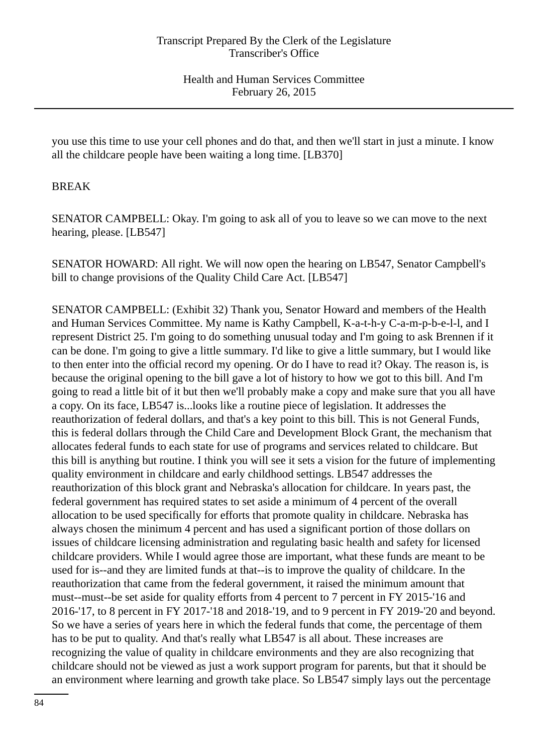you use this time to use your cell phones and do that, and then we'll start in just a minute. I know all the childcare people have been waiting a long time. [LB370]

BREAK

SENATOR CAMPBELL: Okay. I'm going to ask all of you to leave so we can move to the next hearing, please. [LB547]

SENATOR HOWARD: All right. We will now open the hearing on LB547, Senator Campbell's bill to change provisions of the Quality Child Care Act. [LB547]

SENATOR CAMPBELL: (Exhibit 32) Thank you, Senator Howard and members of the Health and Human Services Committee. My name is Kathy Campbell, K-a-t-h-y C-a-m-p-b-e-l-l, and I represent District 25. I'm going to do something unusual today and I'm going to ask Brennen if it can be done. I'm going to give a little summary. I'd like to give a little summary, but I would like to then enter into the official record my opening. Or do I have to read it? Okay. The reason is, is because the original opening to the bill gave a lot of history to how we got to this bill. And I'm going to read a little bit of it but then we'll probably make a copy and make sure that you all have a copy. On its face, LB547 is...looks like a routine piece of legislation. It addresses the reauthorization of federal dollars, and that's a key point to this bill. This is not General Funds, this is federal dollars through the Child Care and Development Block Grant, the mechanism that allocates federal funds to each state for use of programs and services related to childcare. But this bill is anything but routine. I think you will see it sets a vision for the future of implementing quality environment in childcare and early childhood settings. LB547 addresses the reauthorization of this block grant and Nebraska's allocation for childcare. In years past, the federal government has required states to set aside a minimum of 4 percent of the overall allocation to be used specifically for efforts that promote quality in childcare. Nebraska has always chosen the minimum 4 percent and has used a significant portion of those dollars on issues of childcare licensing administration and regulating basic health and safety for licensed childcare providers. While I would agree those are important, what these funds are meant to be used for is--and they are limited funds at that--is to improve the quality of childcare. In the reauthorization that came from the federal government, it raised the minimum amount that must--must--be set aside for quality efforts from 4 percent to 7 percent in FY 2015-'16 and 2016-'17, to 8 percent in FY 2017-'18 and 2018-'19, and to 9 percent in FY 2019-'20 and beyond. So we have a series of years here in which the federal funds that come, the percentage of them has to be put to quality. And that's really what LB547 is all about. These increases are recognizing the value of quality in childcare environments and they are also recognizing that childcare should not be viewed as just a work support program for parents, but that it should be an environment where learning and growth take place. So LB547 simply lays out the percentage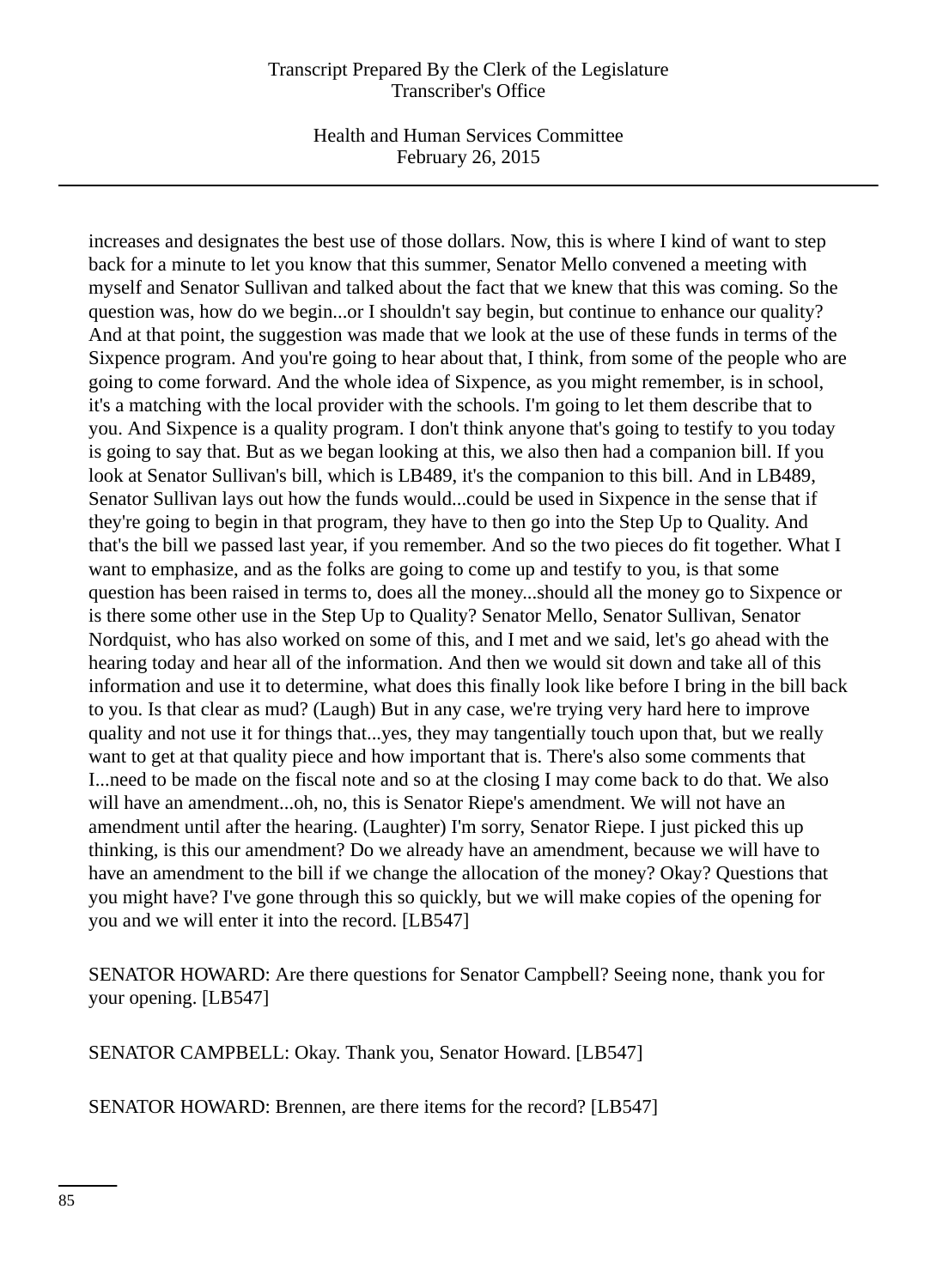increases and designates the best use of those dollars. Now, this is where I kind of want to step back for a minute to let you know that this summer, Senator Mello convened a meeting with myself and Senator Sullivan and talked about the fact that we knew that this was coming. So the question was, how do we begin...or I shouldn't say begin, but continue to enhance our quality? And at that point, the suggestion was made that we look at the use of these funds in terms of the Sixpence program. And you're going to hear about that, I think, from some of the people who are going to come forward. And the whole idea of Sixpence, as you might remember, is in school, it's a matching with the local provider with the schools. I'm going to let them describe that to you. And Sixpence is a quality program. I don't think anyone that's going to testify to you today is going to say that. But as we began looking at this, we also then had a companion bill. If you look at Senator Sullivan's bill, which is LB489, it's the companion to this bill. And in LB489, Senator Sullivan lays out how the funds would...could be used in Sixpence in the sense that if they're going to begin in that program, they have to then go into the Step Up to Quality. And that's the bill we passed last year, if you remember. And so the two pieces do fit together. What I want to emphasize, and as the folks are going to come up and testify to you, is that some question has been raised in terms to, does all the money...should all the money go to Sixpence or is there some other use in the Step Up to Quality? Senator Mello, Senator Sullivan, Senator Nordquist, who has also worked on some of this, and I met and we said, let's go ahead with the hearing today and hear all of the information. And then we would sit down and take all of this information and use it to determine, what does this finally look like before I bring in the bill back to you. Is that clear as mud? (Laugh) But in any case, we're trying very hard here to improve quality and not use it for things that...yes, they may tangentially touch upon that, but we really want to get at that quality piece and how important that is. There's also some comments that I...need to be made on the fiscal note and so at the closing I may come back to do that. We also will have an amendment...oh, no, this is Senator Riepe's amendment. We will not have an amendment until after the hearing. (Laughter) I'm sorry, Senator Riepe. I just picked this up thinking, is this our amendment? Do we already have an amendment, because we will have to have an amendment to the bill if we change the allocation of the money? Okay? Questions that you might have? I've gone through this so quickly, but we will make copies of the opening for you and we will enter it into the record. [LB547]

SENATOR HOWARD: Are there questions for Senator Campbell? Seeing none, thank you for your opening. [LB547]

SENATOR CAMPBELL: Okay. Thank you, Senator Howard. [LB547]

SENATOR HOWARD: Brennen, are there items for the record? [LB547]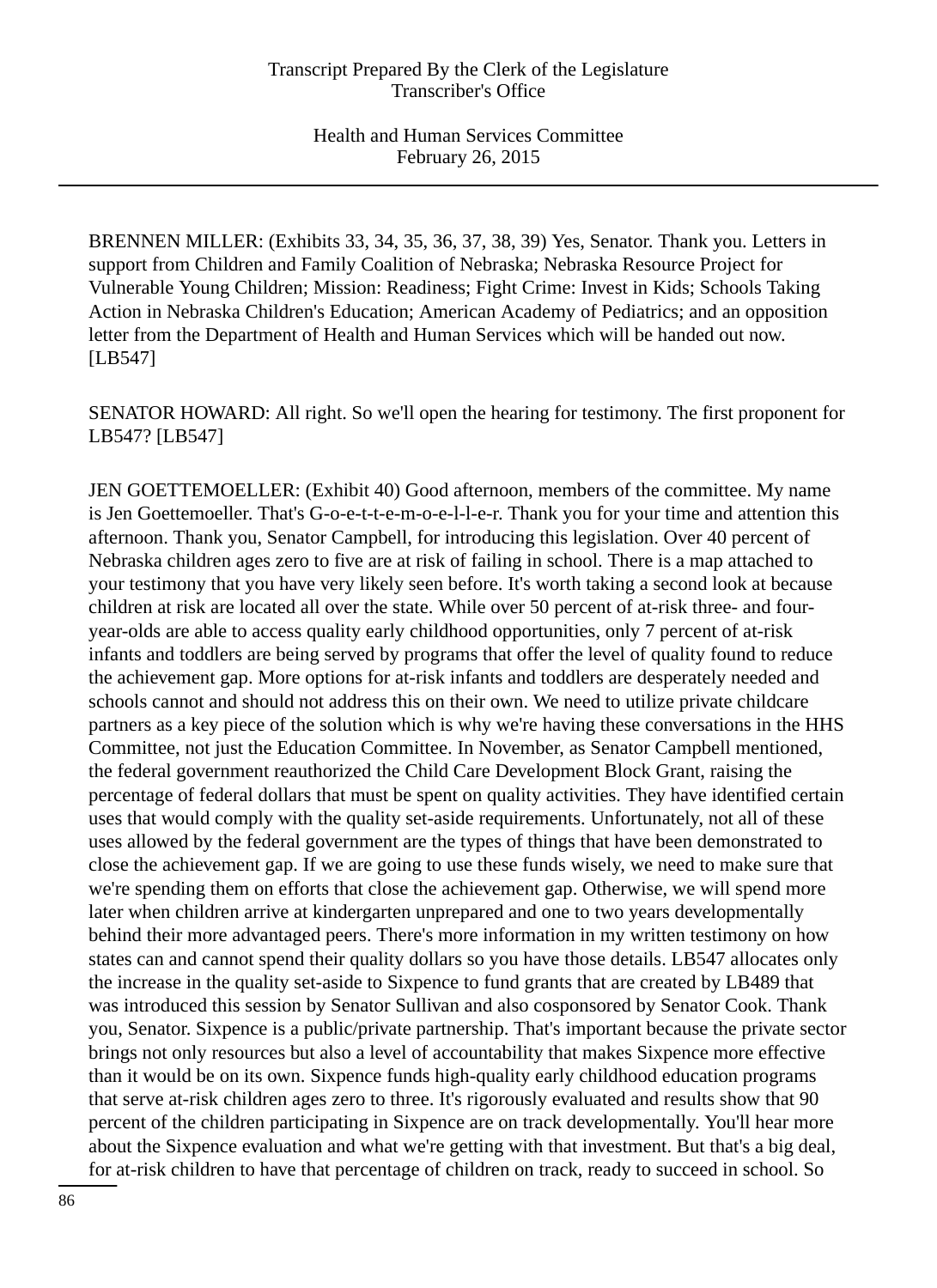BRENNEN MILLER: (Exhibits 33, 34, 35, 36, 37, 38, 39) Yes, Senator. Thank you. Letters in support from Children and Family Coalition of Nebraska; Nebraska Resource Project for Vulnerable Young Children; Mission: Readiness; Fight Crime: Invest in Kids; Schools Taking Action in Nebraska Children's Education; American Academy of Pediatrics; and an opposition letter from the Department of Health and Human Services which will be handed out now. [LB547]

SENATOR HOWARD: All right. So we'll open the hearing for testimony. The first proponent for LB547? [LB547]

JEN GOETTEMOELLER: (Exhibit 40) Good afternoon, members of the committee. My name is Jen Goettemoeller. That's G-o-e-t-t-e-m-o-e-l-l-e-r. Thank you for your time and attention this afternoon. Thank you, Senator Campbell, for introducing this legislation. Over 40 percent of Nebraska children ages zero to five are at risk of failing in school. There is a map attached to your testimony that you have very likely seen before. It's worth taking a second look at because children at risk are located all over the state. While over 50 percent of at-risk three- and four-year-olds are able to access quality early childhood opportunities, only 7 percent of at-risk infants and toddlers are being served by programs that offer the level of quality found to reduce the achievement gap. More options for at-risk infants and toddlers are desperately needed and schools cannot and should not address this on their own. We need to utilize private childcare partners as a key piece of the solution which is why we're having these conversations in the HHS Committee, not just the Education Committee. In November, as Senator Campbell mentioned, the federal government reauthorized the Child Care Development Block Grant, raising the percentage of federal dollars that must be spent on quality activities. They have identified certain uses that would comply with the quality set-aside requirements. Unfortunately, not all of these uses allowed by the federal government are the types of things that have been demonstrated to close the achievement gap. If we are going to use these funds wisely, we need to make sure that we're spending them on efforts that close the achievement gap. Otherwise, we will spend more later when children arrive at kindergarten unprepared and one to two years developmentally behind their more advantaged peers. There's more information in my written testimony on how states can and cannot spend their quality dollars so you have those details. LB547 allocates only the increase in the quality set-aside to Sixpence to fund grants that are created by LB489 that was introduced this session by Senator Sullivan and also cosponsored by Senator Cook. Thank you, Senator. Sixpence is a public/private partnership. That's important because the private sector brings not only resources but also a level of accountability that makes Sixpence more effective than it would be on its own. Sixpence funds high-quality early childhood education programs that serve at-risk children ages zero to three. It's rigorously evaluated and results show that 90 percent of the children participating in Sixpence are on track developmentally. You'll hear more about the Sixpence evaluation and what we're getting with that investment. But that's a big deal, for at-risk children to have that percentage of children on track, ready to succeed in school. So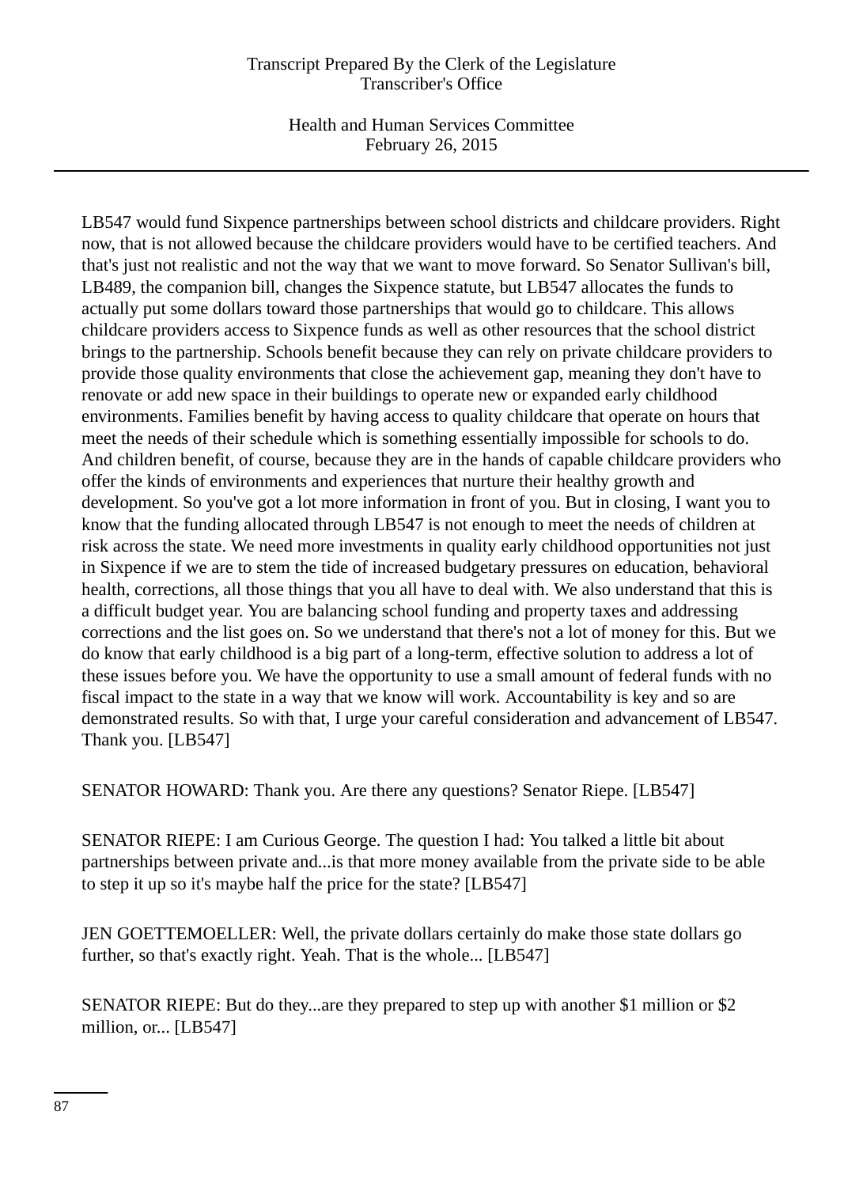LB547 would fund Sixpence partnerships between school districts and childcare providers. Right now, that is not allowed because the childcare providers would have to be certified teachers. And that's just not realistic and not the way that we want to move forward. So Senator Sullivan's bill, LB489, the companion bill, changes the Sixpence statute, but LB547 allocates the funds to actually put some dollars toward those partnerships that would go to childcare. This allows childcare providers access to Sixpence funds as well as other resources that the school district brings to the partnership. Schools benefit because they can rely on private childcare providers to provide those quality environments that close the achievement gap, meaning they don't have to renovate or add new space in their buildings to operate new or expanded early childhood environments. Families benefit by having access to quality childcare that operate on hours that meet the needs of their schedule which is something essentially impossible for schools to do. And children benefit, of course, because they are in the hands of capable childcare providers who offer the kinds of environments and experiences that nurture their healthy growth and development. So you've got a lot more information in front of you. But in closing, I want you to know that the funding allocated through LB547 is not enough to meet the needs of children at risk across the state. We need more investments in quality early childhood opportunities not just in Sixpence if we are to stem the tide of increased budgetary pressures on education, behavioral health, corrections, all those things that you all have to deal with. We also understand that this is a difficult budget year. You are balancing school funding and property taxes and addressing corrections and the list goes on. So we understand that there's not a lot of money for this. But we do know that early childhood is a big part of a long-term, effective solution to address a lot of these issues before you. We have the opportunity to use a small amount of federal funds with no fiscal impact to the state in a way that we know will work. Accountability is key and so are demonstrated results. So with that, I urge your careful consideration and advancement of LB547. Thank you. [LB547]

SENATOR HOWARD: Thank you. Are there any questions? Senator Riepe. [LB547]

SENATOR RIEPE: I am Curious George. The question I had: You talked a little bit about partnerships between private and...is that more money available from the private side to be able to step it up so it's maybe half the price for the state? [LB547]

JEN GOETTEMOELLER: Well, the private dollars certainly do make those state dollars go further, so that's exactly right. Yeah. That is the whole... [LB547]

SENATOR RIEPE: But do they...are they prepared to step up with another $1 million or $2 million, or... [LB547]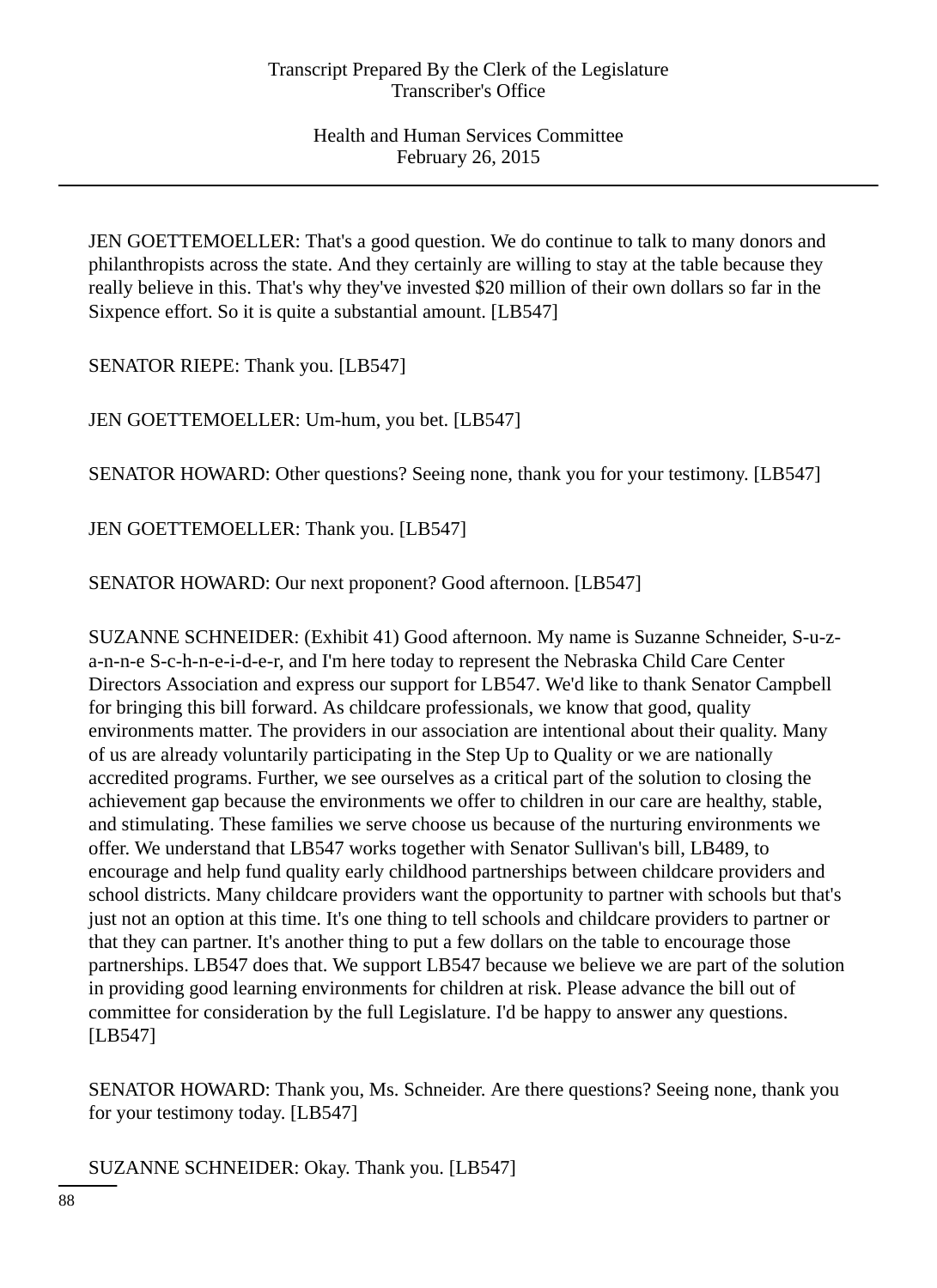JEN GOETTEMOELLER: That's a good question. We do continue to talk to many donors and philanthropists across the state. And they certainly are willing to stay at the table because they really believe in this. That's why they've invested $20 million of their own dollars so far in the Sixpence effort. So it is quite a substantial amount. [LB547]

SENATOR RIEPE: Thank you. [LB547]

JEN GOETTEMOELLER: Um-hum, you bet. [LB547]

SENATOR HOWARD: Other questions? Seeing none, thank you for your testimony. [LB547]

JEN GOETTEMOELLER: Thank you. [LB547]

SENATOR HOWARD: Our next proponent? Good afternoon. [LB547]

SUZANNE SCHNEIDER: (Exhibit 41) Good afternoon. My name is Suzanne Schneider, S-u-z-a-n-n-e S-c-h-n-e-i-d-e-r, and I'm here today to represent the Nebraska Child Care Center Directors Association and express our support for LB547. We'd like to thank Senator Campbell for bringing this bill forward. As childcare professionals, we know that good, quality environments matter. The providers in our association are intentional about their quality. Many of us are already voluntarily participating in the Step Up to Quality or we are nationally accredited programs. Further, we see ourselves as a critical part of the solution to closing the achievement gap because the environments we offer to children in our care are healthy, stable, and stimulating. These families we serve choose us because of the nurturing environments we offer. We understand that LB547 works together with Senator Sullivan's bill, LB489, to encourage and help fund quality early childhood partnerships between childcare providers and school districts. Many childcare providers want the opportunity to partner with schools but that's just not an option at this time. It's one thing to tell schools and childcare providers to partner or that they can partner. It's another thing to put a few dollars on the table to encourage those partnerships. LB547 does that. We support LB547 because we believe we are part of the solution in providing good learning environments for children at risk. Please advance the bill out of committee for consideration by the full Legislature. I'd be happy to answer any questions. [LB547]

SENATOR HOWARD: Thank you, Ms. Schneider. Are there questions? Seeing none, thank you for your testimony today. [LB547]

SUZANNE SCHNEIDER: Okay. Thank you. [LB547]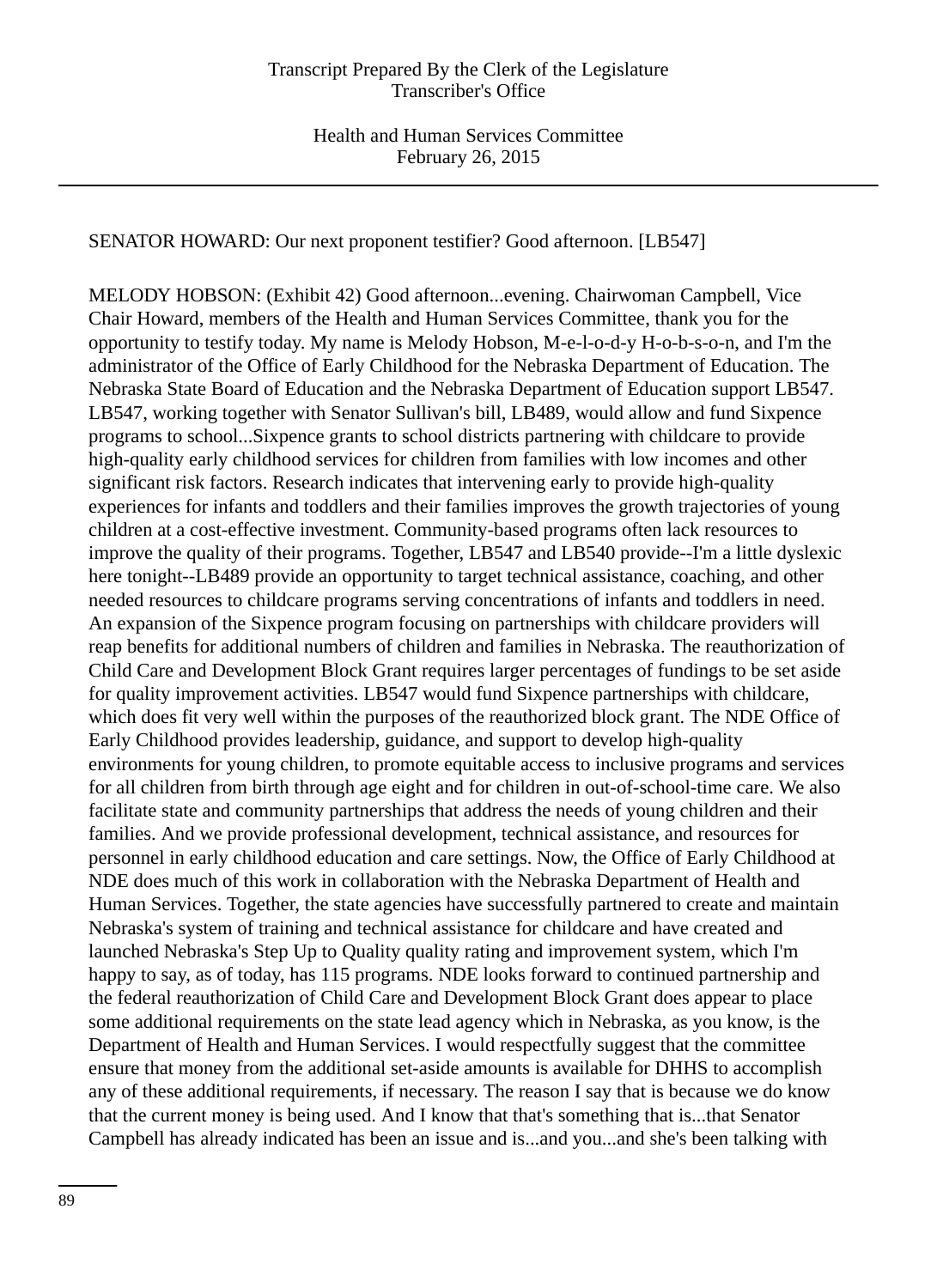SENATOR HOWARD: Our next proponent testifier? Good afternoon. [LB547]

MELODY HOBSON: (Exhibit 42) Good afternoon...evening. Chairwoman Campbell, Vice Chair Howard, members of the Health and Human Services Committee, thank you for the opportunity to testify today. My name is Melody Hobson, M-e-l-o-d-y H-o-b-s-o-n, and I'm the administrator of the Office of Early Childhood for the Nebraska Department of Education. The Nebraska State Board of Education and the Nebraska Department of Education support LB547. LB547, working together with Senator Sullivan's bill, LB489, would allow and fund Sixpence programs to school...Sixpence grants to school districts partnering with childcare to provide high-quality early childhood services for children from families with low incomes and other significant risk factors. Research indicates that intervening early to provide high-quality experiences for infants and toddlers and their families improves the growth trajectories of young children at a cost-effective investment. Community-based programs often lack resources to improve the quality of their programs. Together, LB547 and LB540 provide--I'm a little dyslexic here tonight--LB489 provide an opportunity to target technical assistance, coaching, and other needed resources to childcare programs serving concentrations of infants and toddlers in need. An expansion of the Sixpence program focusing on partnerships with childcare providers will reap benefits for additional numbers of children and families in Nebraska. The reauthorization of Child Care and Development Block Grant requires larger percentages of fundings to be set aside for quality improvement activities. LB547 would fund Sixpence partnerships with childcare, which does fit very well within the purposes of the reauthorized block grant. The NDE Office of Early Childhood provides leadership, guidance, and support to develop high-quality environments for young children, to promote equitable access to inclusive programs and services for all children from birth through age eight and for children in out-of-school-time care. We also facilitate state and community partnerships that address the needs of young children and their families. And we provide professional development, technical assistance, and resources for personnel in early childhood education and care settings. Now, the Office of Early Childhood at NDE does much of this work in collaboration with the Nebraska Department of Health and Human Services. Together, the state agencies have successfully partnered to create and maintain Nebraska's system of training and technical assistance for childcare and have created and launched Nebraska's Step Up to Quality quality rating and improvement system, which I'm happy to say, as of today, has 115 programs. NDE looks forward to continued partnership and the federal reauthorization of Child Care and Development Block Grant does appear to place some additional requirements on the state lead agency which in Nebraska, as you know, is the Department of Health and Human Services. I would respectfully suggest that the committee ensure that money from the additional set-aside amounts is available for DHHS to accomplish any of these additional requirements, if necessary. The reason I say that is because we do know that the current money is being used. And I know that that's something that is...that Senator Campbell has already indicated has been an issue and is...and you...and she's been talking with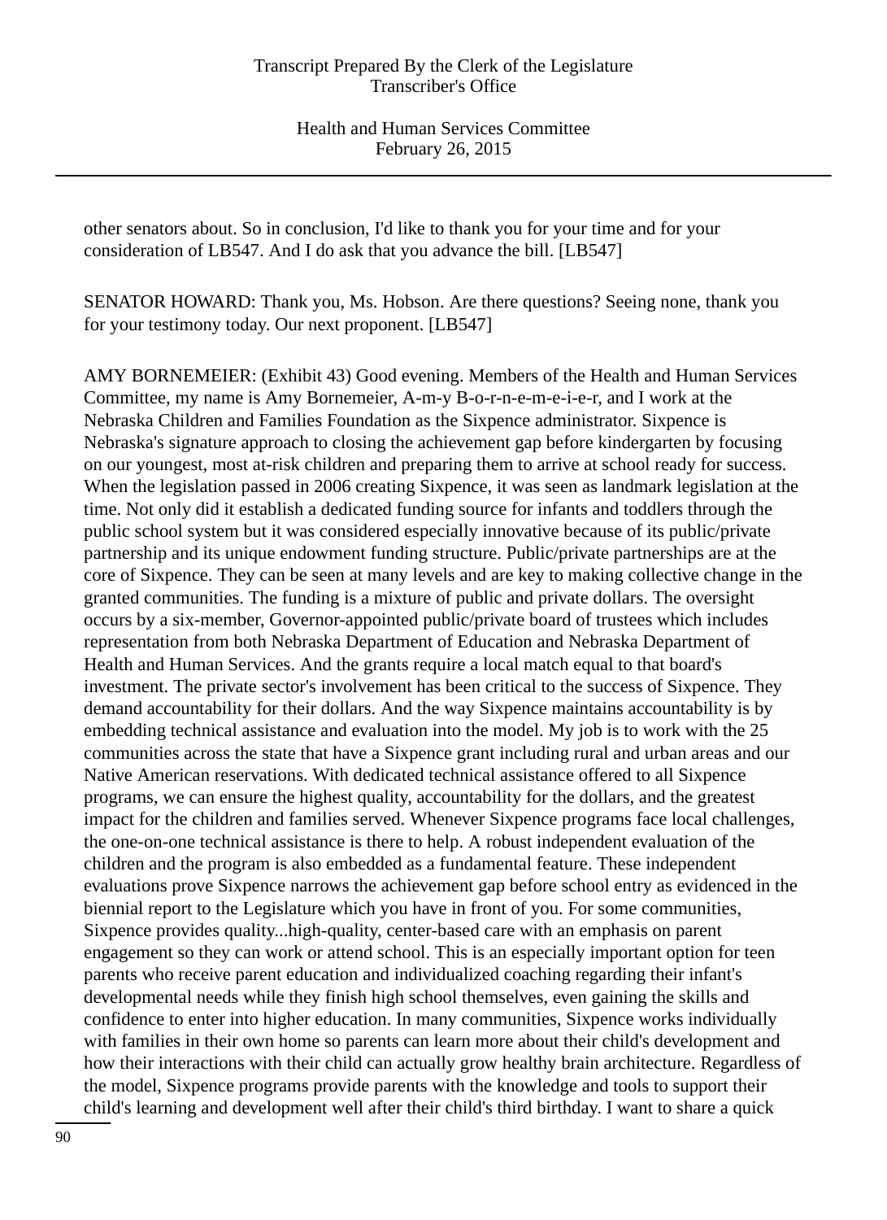other senators about. So in conclusion, I'd like to thank you for your time and for your consideration of LB547. And I do ask that you advance the bill. [LB547]

SENATOR HOWARD: Thank you, Ms. Hobson. Are there questions? Seeing none, thank you for your testimony today. Our next proponent. [LB547]

AMY BORNEMEIER: (Exhibit 43) Good evening. Members of the Health and Human Services Committee, my name is Amy Bornemeier, A-m-y B-o-r-n-e-m-e-i-e-r, and I work at the Nebraska Children and Families Foundation as the Sixpence administrator. Sixpence is Nebraska's signature approach to closing the achievement gap before kindergarten by focusing on our youngest, most at-risk children and preparing them to arrive at school ready for success. When the legislation passed in 2006 creating Sixpence, it was seen as landmark legislation at the time. Not only did it establish a dedicated funding source for infants and toddlers through the public school system but it was considered especially innovative because of its public/private partnership and its unique endowment funding structure. Public/private partnerships are at the core of Sixpence. They can be seen at many levels and are key to making collective change in the granted communities. The funding is a mixture of public and private dollars. The oversight occurs by a six-member, Governor-appointed public/private board of trustees which includes representation from both Nebraska Department of Education and Nebraska Department of Health and Human Services. And the grants require a local match equal to that board's investment. The private sector's involvement has been critical to the success of Sixpence. They demand accountability for their dollars. And the way Sixpence maintains accountability is by embedding technical assistance and evaluation into the model. My job is to work with the 25 communities across the state that have a Sixpence grant including rural and urban areas and our Native American reservations. With dedicated technical assistance offered to all Sixpence programs, we can ensure the highest quality, accountability for the dollars, and the greatest impact for the children and families served. Whenever Sixpence programs face local challenges, the one-on-one technical assistance is there to help. A robust independent evaluation of the children and the program is also embedded as a fundamental feature. These independent evaluations prove Sixpence narrows the achievement gap before school entry as evidenced in the biennial report to the Legislature which you have in front of you. For some communities, Sixpence provides quality...high-quality, center-based care with an emphasis on parent engagement so they can work or attend school. This is an especially important option for teen parents who receive parent education and individualized coaching regarding their infant's developmental needs while they finish high school themselves, even gaining the skills and confidence to enter into higher education. In many communities, Sixpence works individually with families in their own home so parents can learn more about their child's development and how their interactions with their child can actually grow healthy brain architecture. Regardless of the model, Sixpence programs provide parents with the knowledge and tools to support their child's learning and development well after their child's third birthday. I want to share a quick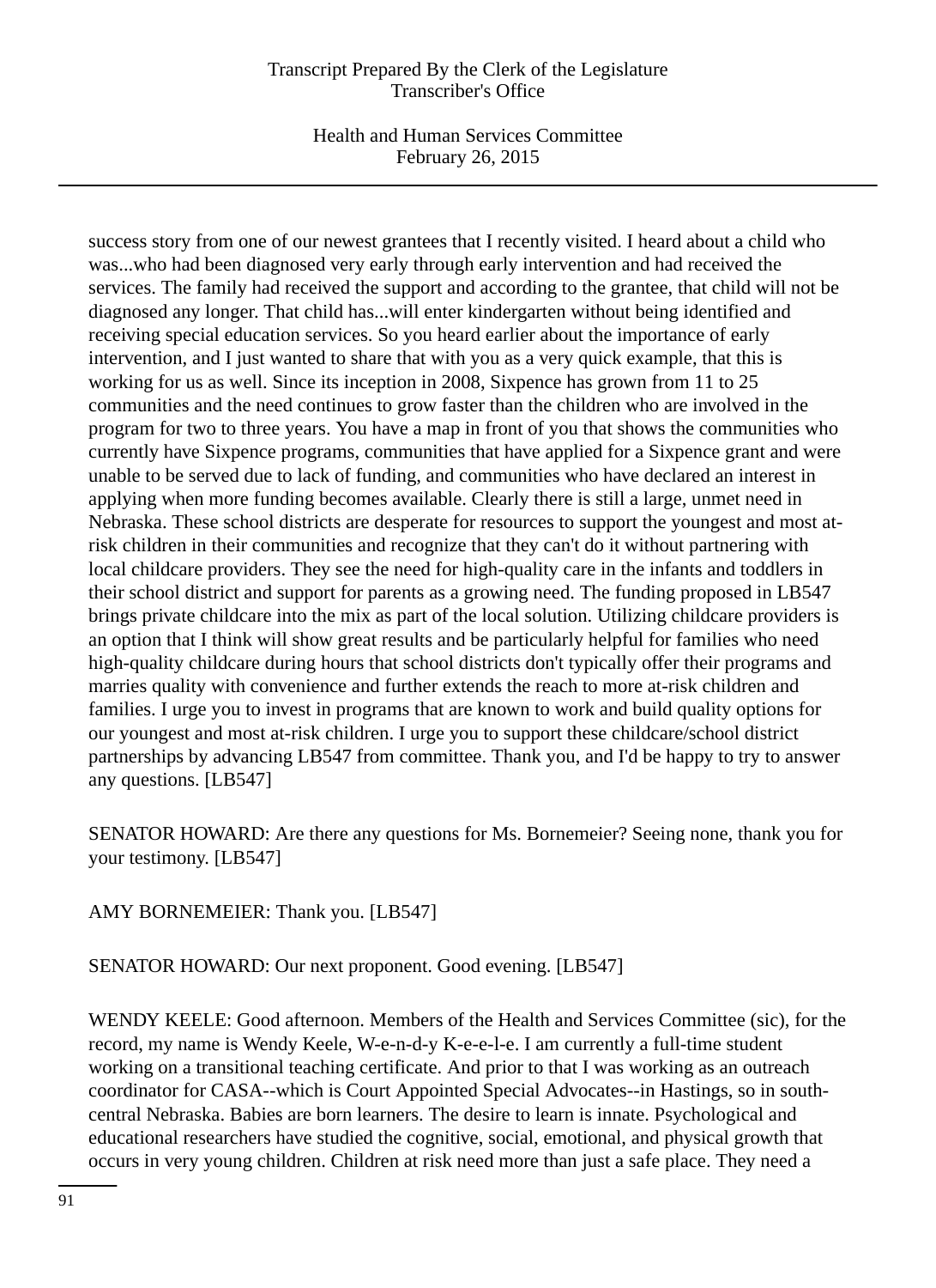success story from one of our newest grantees that I recently visited. I heard about a child who was...who had been diagnosed very early through early intervention and had received the services. The family had received the support and according to the grantee, that child will not be diagnosed any longer. That child has...will enter kindergarten without being identified and receiving special education services. So you heard earlier about the importance of early intervention, and I just wanted to share that with you as a very quick example, that this is working for us as well. Since its inception in 2008, Sixpence has grown from 11 to 25 communities and the need continues to grow faster than the children who are involved in the program for two to three years. You have a map in front of you that shows the communities who currently have Sixpence programs, communities that have applied for a Sixpence grant and were unable to be served due to lack of funding, and communities who have declared an interest in applying when more funding becomes available. Clearly there is still a large, unmet need in Nebraska. These school districts are desperate for resources to support the youngest and most at-risk children in their communities and recognize that they can't do it without partnering with local childcare providers. They see the need for high-quality care in the infants and toddlers in their school district and support for parents as a growing need. The funding proposed in LB547 brings private childcare into the mix as part of the local solution. Utilizing childcare providers is an option that I think will show great results and be particularly helpful for families who need high-quality childcare during hours that school districts don't typically offer their programs and marries quality with convenience and further extends the reach to more at-risk children and families. I urge you to invest in programs that are known to work and build quality options for our youngest and most at-risk children. I urge you to support these childcare/school district partnerships by advancing LB547 from committee. Thank you, and I'd be happy to try to answer any questions. [LB547]

SENATOR HOWARD: Are there any questions for Ms. Bornemeier? Seeing none, thank you for your testimony. [LB547]

AMY BORNEMEIER: Thank you. [LB547]

SENATOR HOWARD: Our next proponent. Good evening. [LB547]

WENDY KEELE: Good afternoon. Members of the Health and Services Committee (sic), for the record, my name is Wendy Keele, W-e-n-d-y K-e-e-l-e. I am currently a full-time student working on a transitional teaching certificate. And prior to that I was working as an outreach coordinator for CASA--which is Court Appointed Special Advocates--in Hastings, so in south-central Nebraska. Babies are born learners. The desire to learn is innate. Psychological and educational researchers have studied the cognitive, social, emotional, and physical growth that occurs in very young children. Children at risk need more than just a safe place. They need a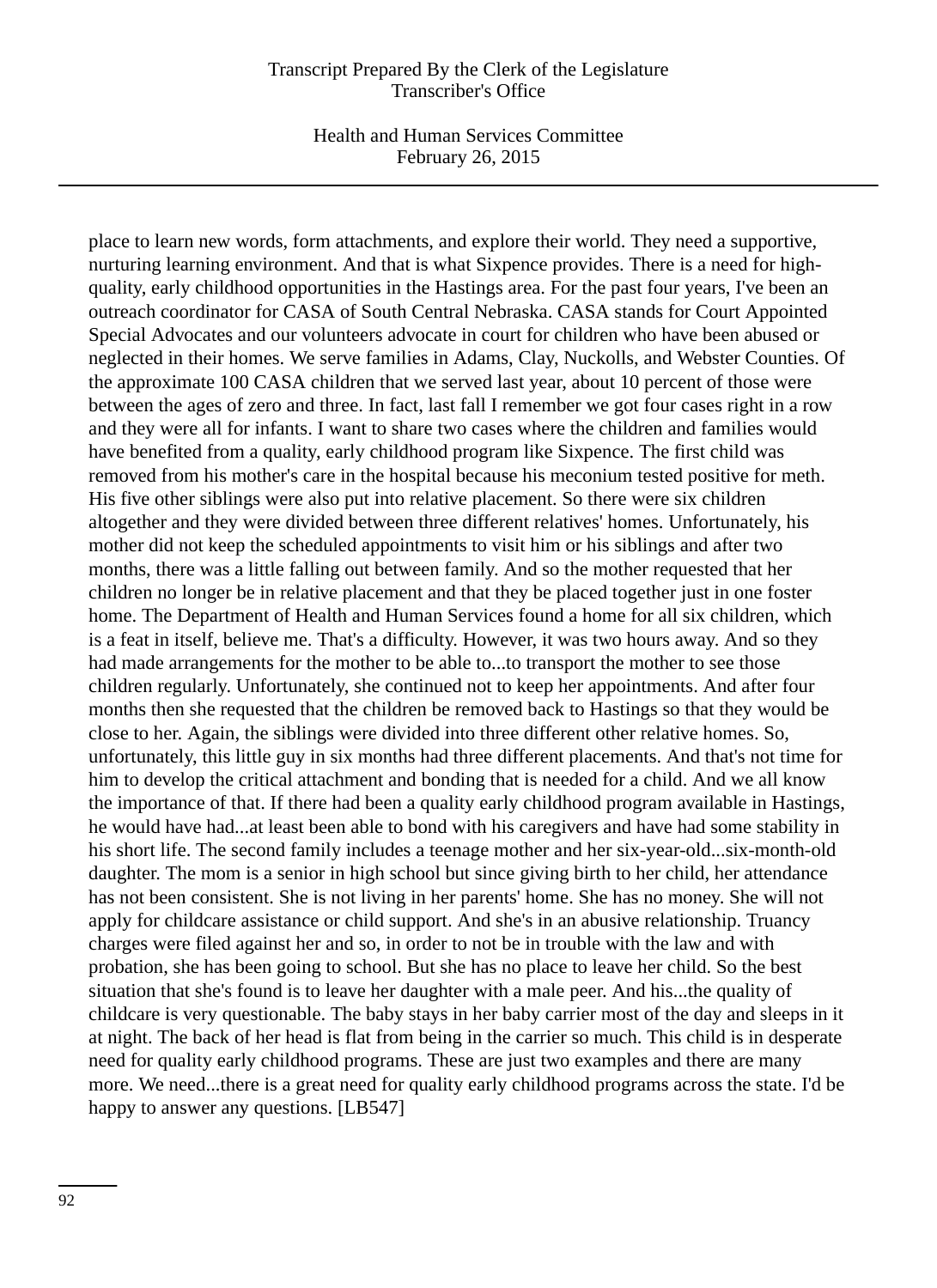place to learn new words, form attachments, and explore their world. They need a supportive, nurturing learning environment. And that is what Sixpence provides. There is a need for high-quality, early childhood opportunities in the Hastings area. For the past four years, I've been an outreach coordinator for CASA of South Central Nebraska. CASA stands for Court Appointed Special Advocates and our volunteers advocate in court for children who have been abused or neglected in their homes. We serve families in Adams, Clay, Nuckolls, and Webster Counties. Of the approximate 100 CASA children that we served last year, about 10 percent of those were between the ages of zero and three. In fact, last fall I remember we got four cases right in a row and they were all for infants. I want to share two cases where the children and families would have benefited from a quality, early childhood program like Sixpence. The first child was removed from his mother's care in the hospital because his meconium tested positive for meth. His five other siblings were also put into relative placement. So there were six children altogether and they were divided between three different relatives' homes. Unfortunately, his mother did not keep the scheduled appointments to visit him or his siblings and after two months, there was a little falling out between family. And so the mother requested that her children no longer be in relative placement and that they be placed together just in one foster home. The Department of Health and Human Services found a home for all six children, which is a feat in itself, believe me. That's a difficulty. However, it was two hours away. And so they had made arrangements for the mother to be able to...to transport the mother to see those children regularly. Unfortunately, she continued not to keep her appointments. And after four months then she requested that the children be removed back to Hastings so that they would be close to her. Again, the siblings were divided into three different other relative homes. So, unfortunately, this little guy in six months had three different placements. And that's not time for him to develop the critical attachment and bonding that is needed for a child. And we all know the importance of that. If there had been a quality early childhood program available in Hastings, he would have had...at least been able to bond with his caregivers and have had some stability in his short life. The second family includes a teenage mother and her six-year-old...six-month-old daughter. The mom is a senior in high school but since giving birth to her child, her attendance has not been consistent. She is not living in her parents' home. She has no money. She will not apply for childcare assistance or child support. And she's in an abusive relationship. Truancy charges were filed against her and so, in order to not be in trouble with the law and with probation, she has been going to school. But she has no place to leave her child. So the best situation that she's found is to leave her daughter with a male peer. And his...the quality of childcare is very questionable. The baby stays in her baby carrier most of the day and sleeps in it at night. The back of her head is flat from being in the carrier so much. This child is in desperate need for quality early childhood programs. These are just two examples and there are many more. We need...there is a great need for quality early childhood programs across the state. I'd be happy to answer any questions. [LB547]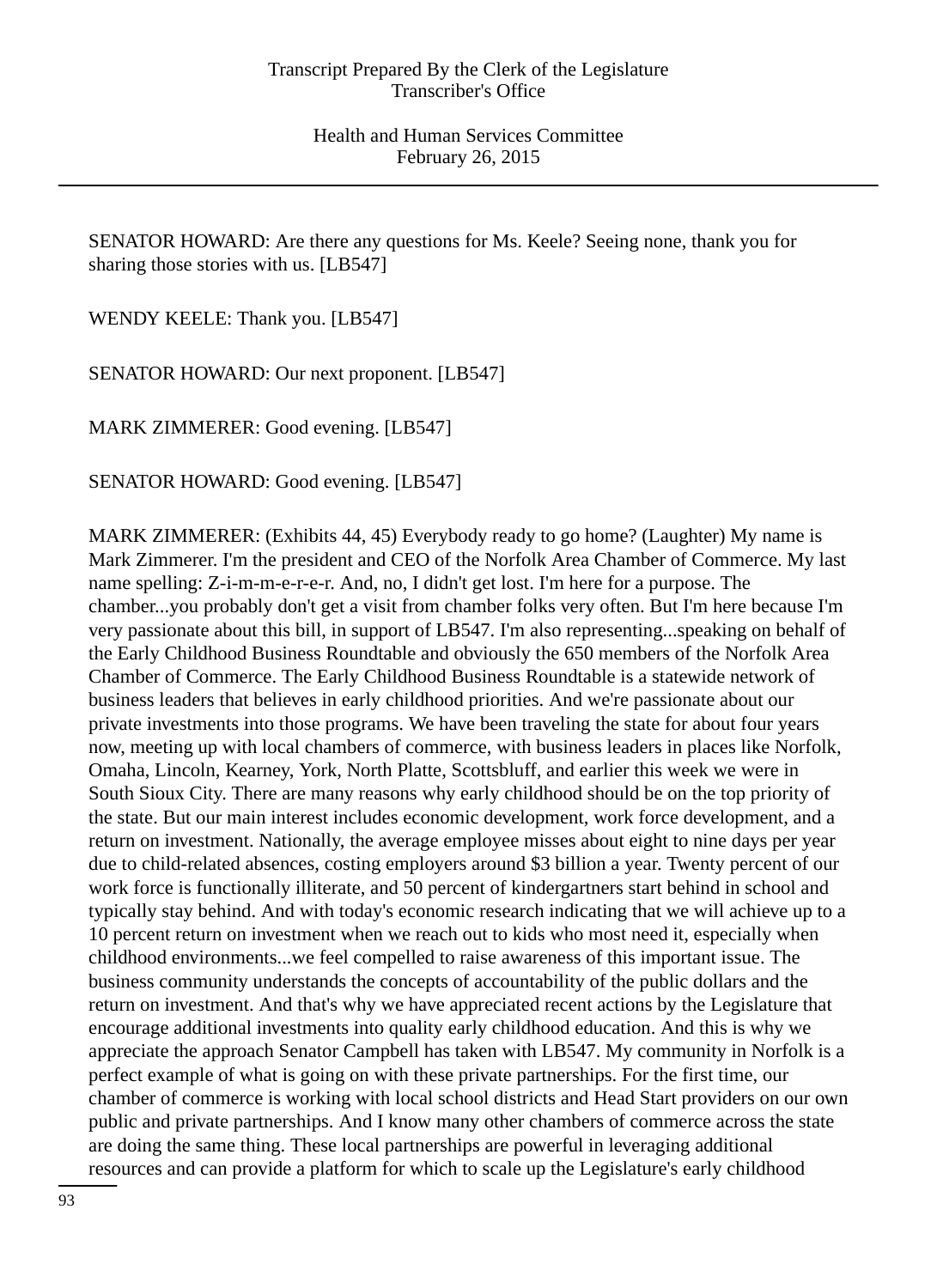SENATOR HOWARD: Are there any questions for Ms. Keele? Seeing none, thank you for sharing those stories with us. [LB547]

WENDY KEELE: Thank you. [LB547]

SENATOR HOWARD: Our next proponent. [LB547]

MARK ZIMMERER: Good evening. [LB547]

SENATOR HOWARD: Good evening. [LB547]

MARK ZIMMERER: (Exhibits 44, 45) Everybody ready to go home? (Laughter) My name is Mark Zimmerer. I'm the president and CEO of the Norfolk Area Chamber of Commerce. My last name spelling: Z-i-m-m-e-r-e-r. And, no, I didn't get lost. I'm here for a purpose. The chamber...you probably don't get a visit from chamber folks very often. But I'm here because I'm very passionate about this bill, in support of LB547. I'm also representing...speaking on behalf of the Early Childhood Business Roundtable and obviously the 650 members of the Norfolk Area Chamber of Commerce. The Early Childhood Business Roundtable is a statewide network of business leaders that believes in early childhood priorities. And we're passionate about our private investments into those programs. We have been traveling the state for about four years now, meeting up with local chambers of commerce, with business leaders in places like Norfolk, Omaha, Lincoln, Kearney, York, North Platte, Scottsbluff, and earlier this week we were in South Sioux City. There are many reasons why early childhood should be on the top priority of the state. But our main interest includes economic development, work force development, and a return on investment. Nationally, the average employee misses about eight to nine days per year due to child-related absences, costing employers around $3 billion a year. Twenty percent of our work force is functionally illiterate, and 50 percent of kindergartners start behind in school and typically stay behind. And with today's economic research indicating that we will achieve up to a 10 percent return on investment when we reach out to kids who most need it, especially when childhood environments...we feel compelled to raise awareness of this important issue. The business community understands the concepts of accountability of the public dollars and the return on investment. And that's why we have appreciated recent actions by the Legislature that encourage additional investments into quality early childhood education. And this is why we appreciate the approach Senator Campbell has taken with LB547. My community in Norfolk is a perfect example of what is going on with these private partnerships. For the first time, our chamber of commerce is working with local school districts and Head Start providers on our own public and private partnerships. And I know many other chambers of commerce across the state are doing the same thing. These local partnerships are powerful in leveraging additional resources and can provide a platform for which to scale up the Legislature's early childhood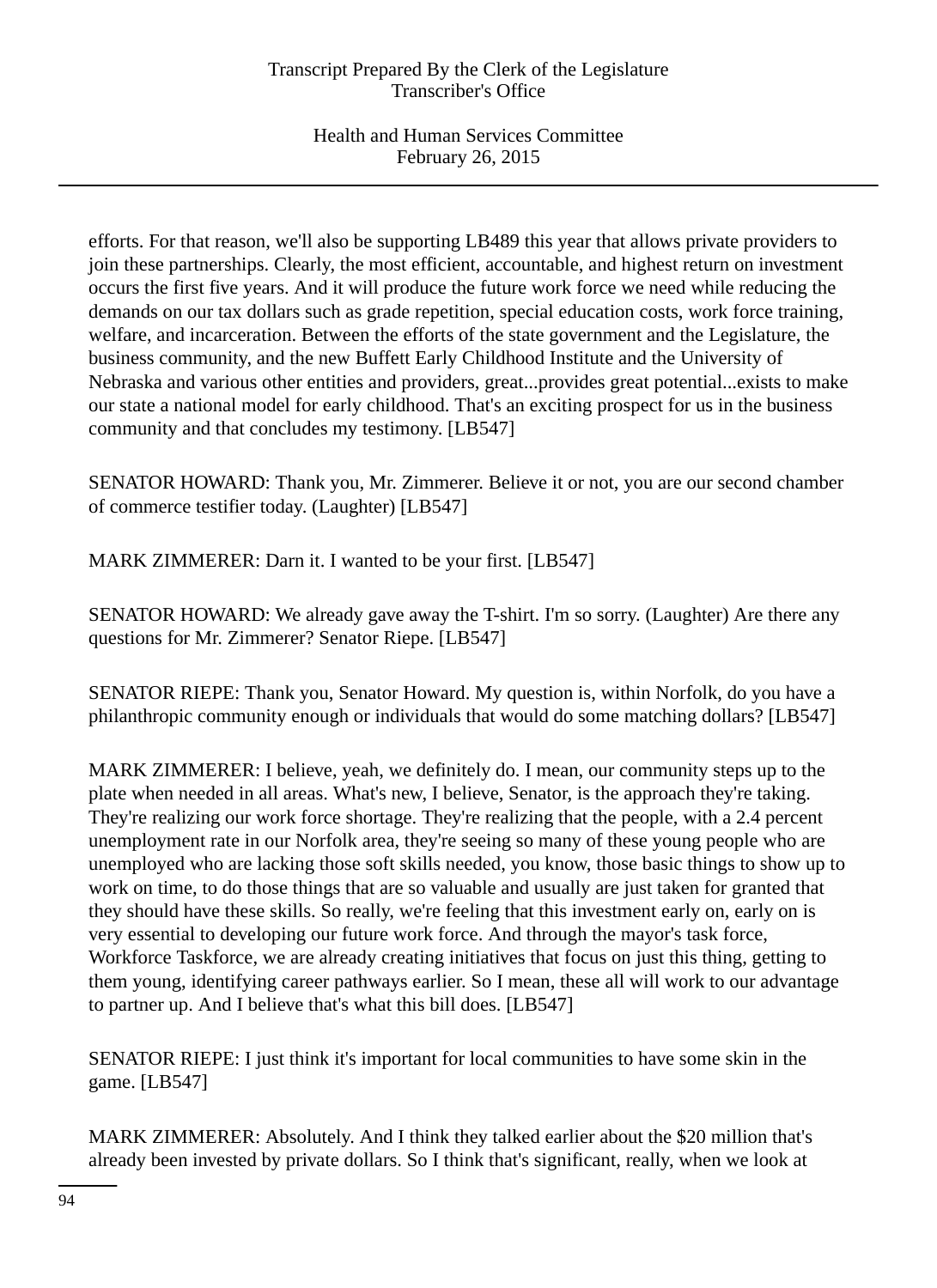efforts. For that reason, we'll also be supporting LB489 this year that allows private providers to join these partnerships. Clearly, the most efficient, accountable, and highest return on investment occurs the first five years. And it will produce the future work force we need while reducing the demands on our tax dollars such as grade repetition, special education costs, work force training, welfare, and incarceration. Between the efforts of the state government and the Legislature, the business community, and the new Buffett Early Childhood Institute and the University of Nebraska and various other entities and providers, great...provides great potential...exists to make our state a national model for early childhood. That's an exciting prospect for us in the business community and that concludes my testimony. [LB547]

SENATOR HOWARD: Thank you, Mr. Zimmerer. Believe it or not, you are our second chamber of commerce testifier today. (Laughter) [LB547]

MARK ZIMMERER: Darn it. I wanted to be your first. [LB547]

SENATOR HOWARD: We already gave away the T-shirt. I'm so sorry. (Laughter) Are there any questions for Mr. Zimmerer? Senator Riepe. [LB547]

SENATOR RIEPE: Thank you, Senator Howard. My question is, within Norfolk, do you have a philanthropic community enough or individuals that would do some matching dollars? [LB547]

MARK ZIMMERER: I believe, yeah, we definitely do. I mean, our community steps up to the plate when needed in all areas. What's new, I believe, Senator, is the approach they're taking. They're realizing our work force shortage. They're realizing that the people, with a 2.4 percent unemployment rate in our Norfolk area, they're seeing so many of these young people who are unemployed who are lacking those soft skills needed, you know, those basic things to show up to work on time, to do those things that are so valuable and usually are just taken for granted that they should have these skills. So really, we're feeling that this investment early on, early on is very essential to developing our future work force. And through the mayor's task force, Workforce Taskforce, we are already creating initiatives that focus on just this thing, getting to them young, identifying career pathways earlier. So I mean, these all will work to our advantage to partner up. And I believe that's what this bill does. [LB547]

SENATOR RIEPE: I just think it's important for local communities to have some skin in the game. [LB547]

MARK ZIMMERER: Absolutely. And I think they talked earlier about the $20 million that's already been invested by private dollars. So I think that's significant, really, when we look at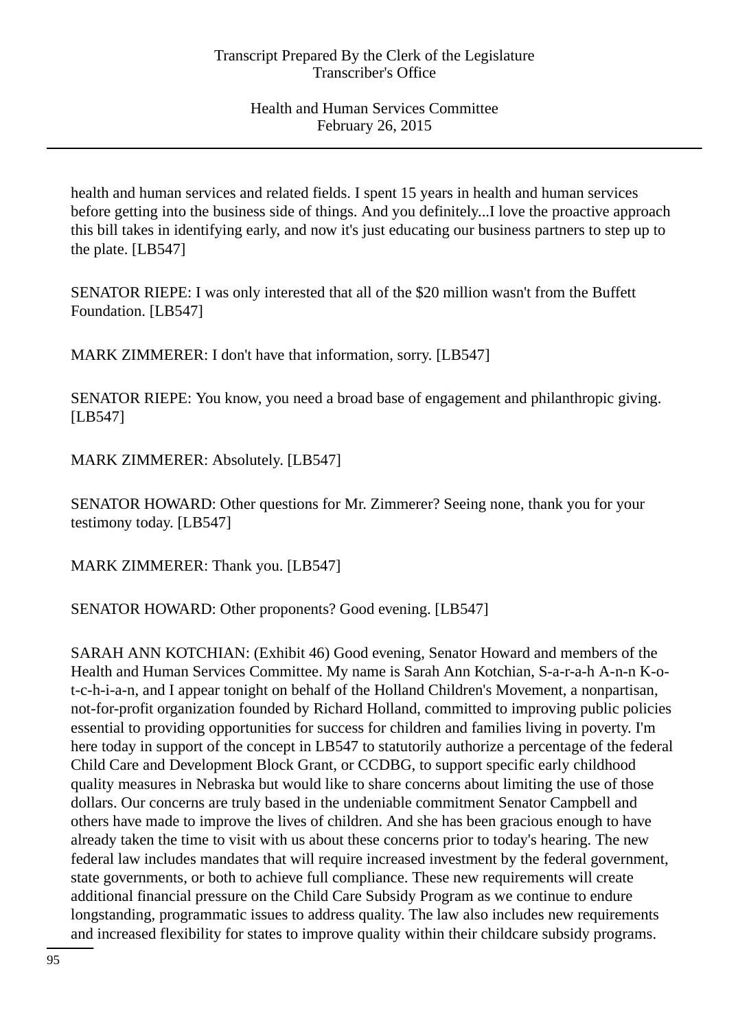health and human services and related fields. I spent 15 years in health and human services before getting into the business side of things. And you definitely...I love the proactive approach this bill takes in identifying early, and now it's just educating our business partners to step up to the plate. [LB547]

SENATOR RIEPE: I was only interested that all of the $20 million wasn't from the Buffett Foundation. [LB547]

MARK ZIMMERER: I don't have that information, sorry. [LB547]

SENATOR RIEPE: You know, you need a broad base of engagement and philanthropic giving. [LB547]

MARK ZIMMERER: Absolutely. [LB547]

SENATOR HOWARD: Other questions for Mr. Zimmerer? Seeing none, thank you for your testimony today. [LB547]

MARK ZIMMERER: Thank you. [LB547]

SENATOR HOWARD: Other proponents? Good evening. [LB547]

SARAH ANN KOTCHIAN: (Exhibit 46) Good evening, Senator Howard and members of the Health and Human Services Committee. My name is Sarah Ann Kotchian, S-a-r-a-h A-n-n K-o-t-c-h-i-a-n, and I appear tonight on behalf of the Holland Children's Movement, a nonpartisan, not-for-profit organization founded by Richard Holland, committed to improving public policies essential to providing opportunities for success for children and families living in poverty. I'm here today in support of the concept in LB547 to statutorily authorize a percentage of the federal Child Care and Development Block Grant, or CCDBG, to support specific early childhood quality measures in Nebraska but would like to share concerns about limiting the use of those dollars. Our concerns are truly based in the undeniable commitment Senator Campbell and others have made to improve the lives of children. And she has been gracious enough to have already taken the time to visit with us about these concerns prior to today's hearing. The new federal law includes mandates that will require increased investment by the federal government, state governments, or both to achieve full compliance. These new requirements will create additional financial pressure on the Child Care Subsidy Program as we continue to endure longstanding, programmatic issues to address quality. The law also includes new requirements and increased flexibility for states to improve quality within their childcare subsidy programs.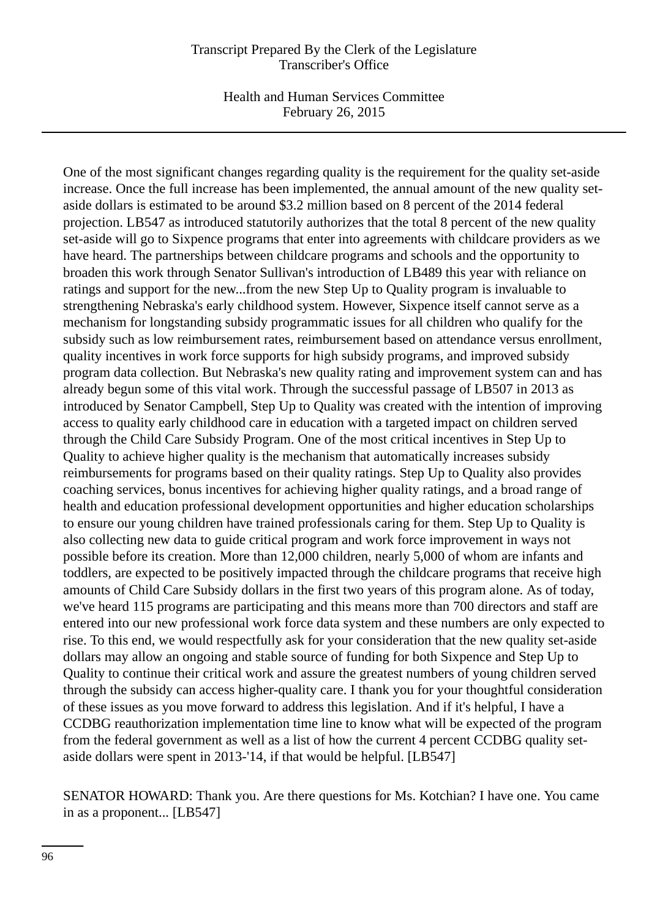One of the most significant changes regarding quality is the requirement for the quality set-aside increase. Once the full increase has been implemented, the annual amount of the new quality set-aside dollars is estimated to be around $3.2 million based on 8 percent of the 2014 federal projection. LB547 as introduced statutorily authorizes that the total 8 percent of the new quality set-aside will go to Sixpence programs that enter into agreements with childcare providers as we have heard. The partnerships between childcare programs and schools and the opportunity to broaden this work through Senator Sullivan's introduction of LB489 this year with reliance on ratings and support for the new...from the new Step Up to Quality program is invaluable to strengthening Nebraska's early childhood system. However, Sixpence itself cannot serve as a mechanism for longstanding subsidy programmatic issues for all children who qualify for the subsidy such as low reimbursement rates, reimbursement based on attendance versus enrollment, quality incentives in work force supports for high subsidy programs, and improved subsidy program data collection. But Nebraska's new quality rating and improvement system can and has already begun some of this vital work. Through the successful passage of LB507 in 2013 as introduced by Senator Campbell, Step Up to Quality was created with the intention of improving access to quality early childhood care in education with a targeted impact on children served through the Child Care Subsidy Program. One of the most critical incentives in Step Up to Quality to achieve higher quality is the mechanism that automatically increases subsidy reimbursements for programs based on their quality ratings. Step Up to Quality also provides coaching services, bonus incentives for achieving higher quality ratings, and a broad range of health and education professional development opportunities and higher education scholarships to ensure our young children have trained professionals caring for them. Step Up to Quality is also collecting new data to guide critical program and work force improvement in ways not possible before its creation. More than 12,000 children, nearly 5,000 of whom are infants and toddlers, are expected to be positively impacted through the childcare programs that receive high amounts of Child Care Subsidy dollars in the first two years of this program alone. As of today, we've heard 115 programs are participating and this means more than 700 directors and staff are entered into our new professional work force data system and these numbers are only expected to rise. To this end, we would respectfully ask for your consideration that the new quality set-aside dollars may allow an ongoing and stable source of funding for both Sixpence and Step Up to Quality to continue their critical work and assure the greatest numbers of young children served through the subsidy can access higher-quality care. I thank you for your thoughtful consideration of these issues as you move forward to address this legislation. And if it's helpful, I have a CCDBG reauthorization implementation time line to know what will be expected of the program from the federal government as well as a list of how the current 4 percent CCDBG quality set-aside dollars were spent in 2013-'14, if that would be helpful. [LB547]

SENATOR HOWARD: Thank you. Are there questions for Ms. Kotchian? I have one. You came in as a proponent... [LB547]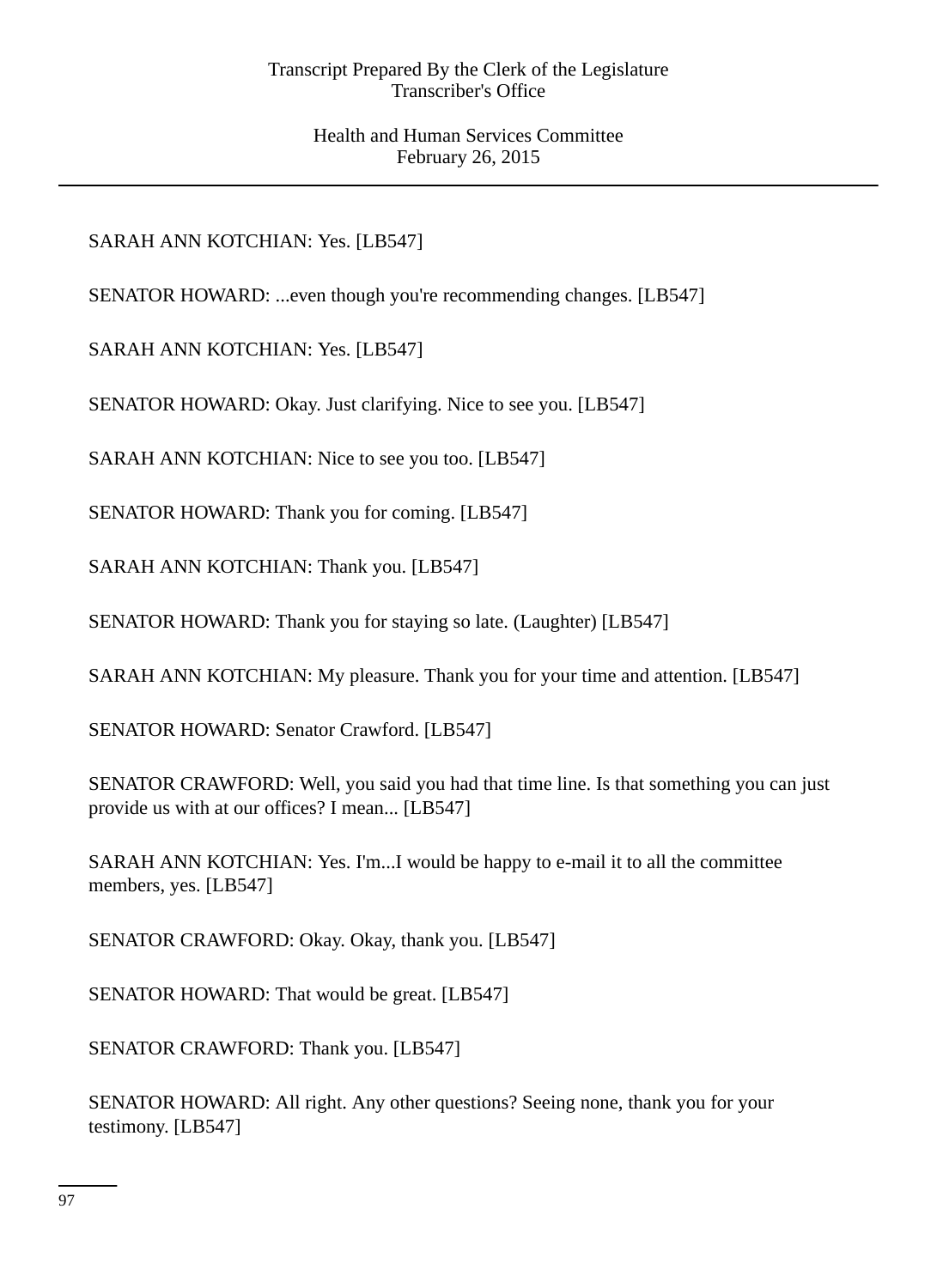SARAH ANN KOTCHIAN: Yes. [LB547]

SENATOR HOWARD: ...even though you're recommending changes. [LB547]

SARAH ANN KOTCHIAN: Yes. [LB547]

SENATOR HOWARD: Okay. Just clarifying. Nice to see you. [LB547]

SARAH ANN KOTCHIAN: Nice to see you too. [LB547]

SENATOR HOWARD: Thank you for coming. [LB547]

SARAH ANN KOTCHIAN: Thank you. [LB547]

SENATOR HOWARD: Thank you for staying so late. (Laughter) [LB547]

SARAH ANN KOTCHIAN: My pleasure. Thank you for your time and attention. [LB547]

SENATOR HOWARD: Senator Crawford. [LB547]

SENATOR CRAWFORD: Well, you said you had that time line. Is that something you can just provide us with at our offices? I mean... [LB547]

SARAH ANN KOTCHIAN: Yes. I'm...I would be happy to e-mail it to all the committee members, yes. [LB547]

SENATOR CRAWFORD: Okay. Okay, thank you. [LB547]

SENATOR HOWARD: That would be great. [LB547]

SENATOR CRAWFORD: Thank you. [LB547]

SENATOR HOWARD: All right. Any other questions? Seeing none, thank you for your testimony. [LB547]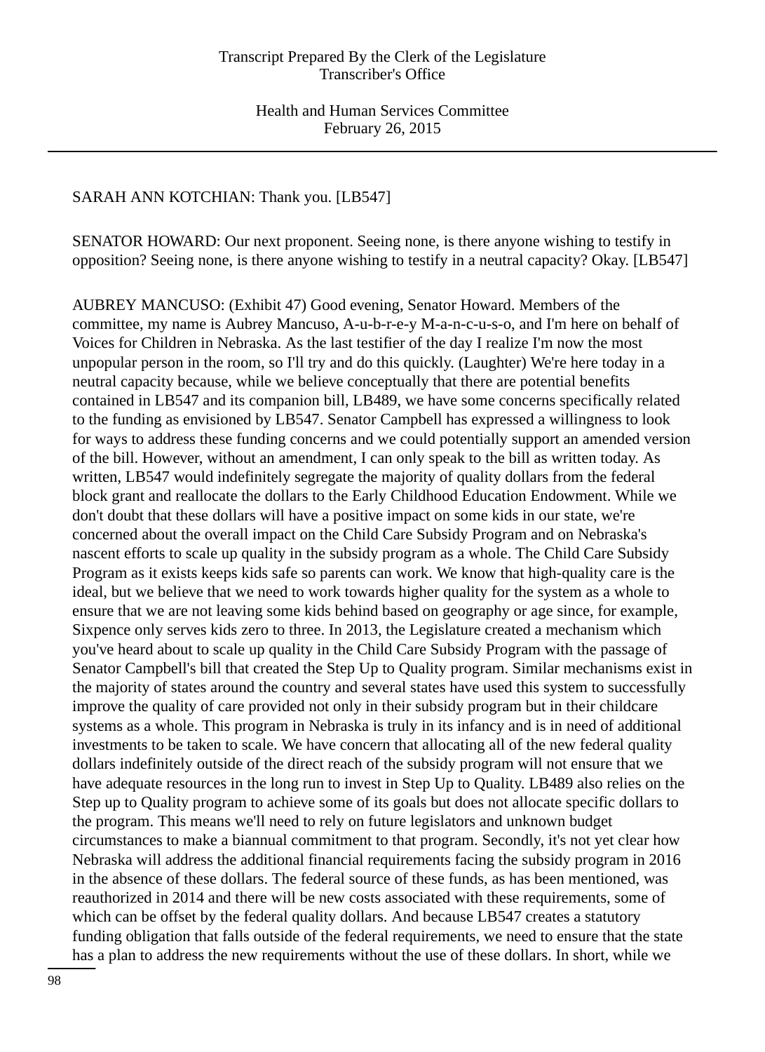SARAH ANN KOTCHIAN: Thank you. [LB547]

SENATOR HOWARD: Our next proponent. Seeing none, is there anyone wishing to testify in opposition? Seeing none, is there anyone wishing to testify in a neutral capacity? Okay. [LB547]

AUBREY MANCUSO: (Exhibit 47) Good evening, Senator Howard. Members of the committee, my name is Aubrey Mancuso, A-u-b-r-e-y M-a-n-c-u-s-o, and I'm here on behalf of Voices for Children in Nebraska. As the last testifier of the day I realize I'm now the most unpopular person in the room, so I'll try and do this quickly. (Laughter) We're here today in a neutral capacity because, while we believe conceptually that there are potential benefits contained in LB547 and its companion bill, LB489, we have some concerns specifically related to the funding as envisioned by LB547. Senator Campbell has expressed a willingness to look for ways to address these funding concerns and we could potentially support an amended version of the bill. However, without an amendment, I can only speak to the bill as written today. As written, LB547 would indefinitely segregate the majority of quality dollars from the federal block grant and reallocate the dollars to the Early Childhood Education Endowment. While we don't doubt that these dollars will have a positive impact on some kids in our state, we're concerned about the overall impact on the Child Care Subsidy Program and on Nebraska's nascent efforts to scale up quality in the subsidy program as a whole. The Child Care Subsidy Program as it exists keeps kids safe so parents can work. We know that high-quality care is the ideal, but we believe that we need to work towards higher quality for the system as a whole to ensure that we are not leaving some kids behind based on geography or age since, for example, Sixpence only serves kids zero to three. In 2013, the Legislature created a mechanism which you've heard about to scale up quality in the Child Care Subsidy Program with the passage of Senator Campbell's bill that created the Step Up to Quality program. Similar mechanisms exist in the majority of states around the country and several states have used this system to successfully improve the quality of care provided not only in their subsidy program but in their childcare systems as a whole. This program in Nebraska is truly in its infancy and is in need of additional investments to be taken to scale. We have concern that allocating all of the new federal quality dollars indefinitely outside of the direct reach of the subsidy program will not ensure that we have adequate resources in the long run to invest in Step Up to Quality. LB489 also relies on the Step up to Quality program to achieve some of its goals but does not allocate specific dollars to the program. This means we'll need to rely on future legislators and unknown budget circumstances to make a biannual commitment to that program. Secondly, it's not yet clear how Nebraska will address the additional financial requirements facing the subsidy program in 2016 in the absence of these dollars. The federal source of these funds, as has been mentioned, was reauthorized in 2014 and there will be new costs associated with these requirements, some of which can be offset by the federal quality dollars. And because LB547 creates a statutory funding obligation that falls outside of the federal requirements, we need to ensure that the state has a plan to address the new requirements without the use of these dollars. In short, while we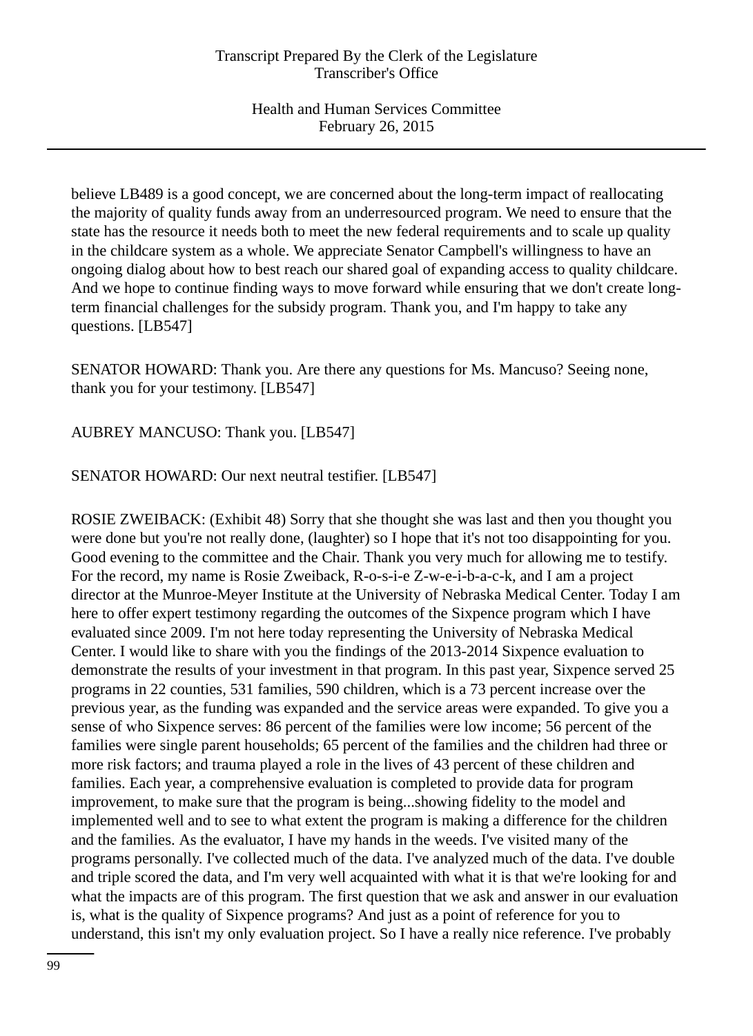believe LB489 is a good concept, we are concerned about the long-term impact of reallocating the majority of quality funds away from an underresourced program. We need to ensure that the state has the resource it needs both to meet the new federal requirements and to scale up quality in the childcare system as a whole. We appreciate Senator Campbell's willingness to have an ongoing dialog about how to best reach our shared goal of expanding access to quality childcare. And we hope to continue finding ways to move forward while ensuring that we don't create long-term financial challenges for the subsidy program. Thank you, and I'm happy to take any questions. [LB547]

SENATOR HOWARD: Thank you. Are there any questions for Ms. Mancuso? Seeing none, thank you for your testimony. [LB547]

AUBREY MANCUSO: Thank you. [LB547]

SENATOR HOWARD: Our next neutral testifier. [LB547]

ROSIE ZWEIBACK: (Exhibit 48) Sorry that she thought she was last and then you thought you were done but you're not really done, (laughter) so I hope that it's not too disappointing for you. Good evening to the committee and the Chair. Thank you very much for allowing me to testify. For the record, my name is Rosie Zweiback, R-o-s-i-e Z-w-e-i-b-a-c-k, and I am a project director at the Munroe-Meyer Institute at the University of Nebraska Medical Center. Today I am here to offer expert testimony regarding the outcomes of the Sixpence program which I have evaluated since 2009. I'm not here today representing the University of Nebraska Medical Center. I would like to share with you the findings of the 2013-2014 Sixpence evaluation to demonstrate the results of your investment in that program. In this past year, Sixpence served 25 programs in 22 counties, 531 families, 590 children, which is a 73 percent increase over the previous year, as the funding was expanded and the service areas were expanded. To give you a sense of who Sixpence serves: 86 percent of the families were low income; 56 percent of the families were single parent households; 65 percent of the families and the children had three or more risk factors; and trauma played a role in the lives of 43 percent of these children and families. Each year, a comprehensive evaluation is completed to provide data for program improvement, to make sure that the program is being...showing fidelity to the model and implemented well and to see to what extent the program is making a difference for the children and the families. As the evaluator, I have my hands in the weeds. I've visited many of the programs personally. I've collected much of the data. I've analyzed much of the data. I've double and triple scored the data, and I'm very well acquainted with what it is that we're looking for and what the impacts are of this program. The first question that we ask and answer in our evaluation is, what is the quality of Sixpence programs? And just as a point of reference for you to understand, this isn't my only evaluation project. So I have a really nice reference. I've probably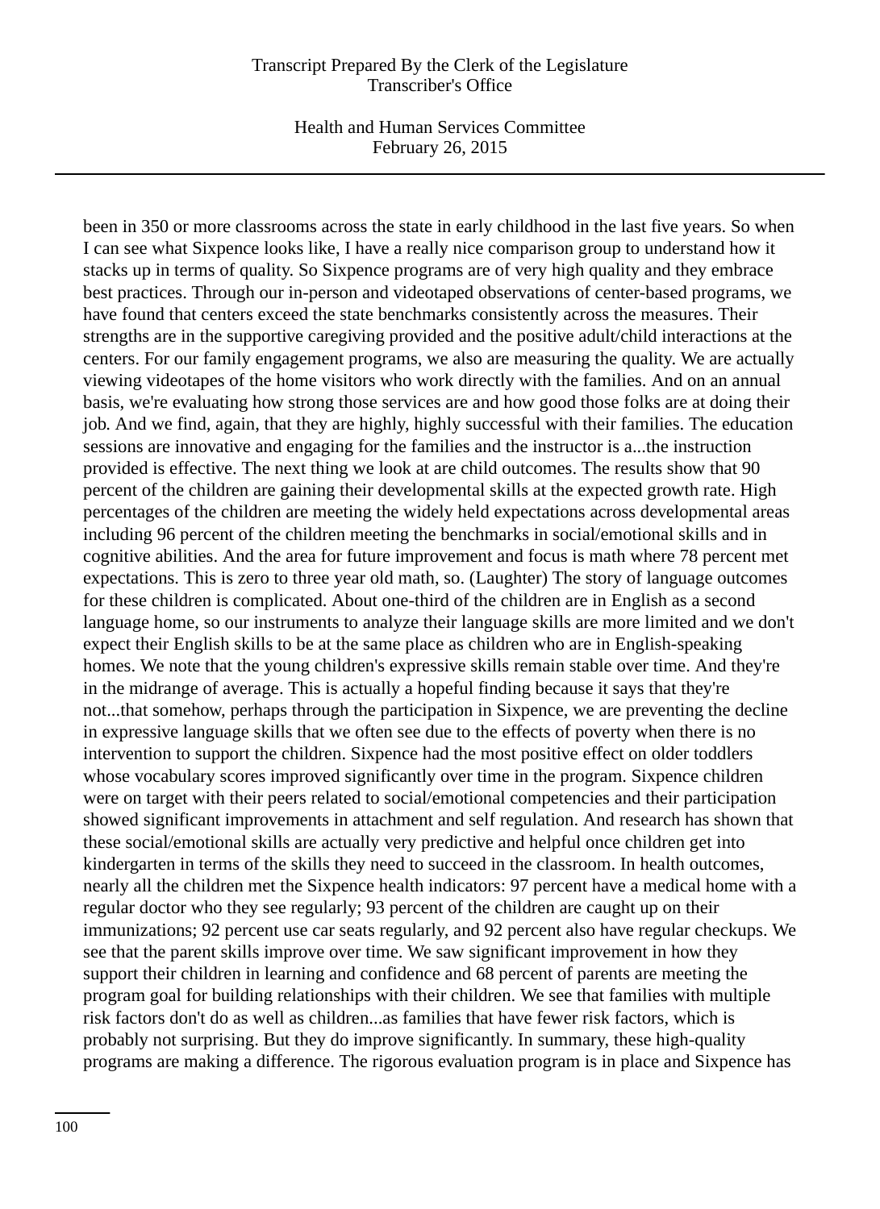been in 350 or more classrooms across the state in early childhood in the last five years. So when I can see what Sixpence looks like, I have a really nice comparison group to understand how it stacks up in terms of quality. So Sixpence programs are of very high quality and they embrace best practices. Through our in-person and videotaped observations of center-based programs, we have found that centers exceed the state benchmarks consistently across the measures. Their strengths are in the supportive caregiving provided and the positive adult/child interactions at the centers. For our family engagement programs, we also are measuring the quality. We are actually viewing videotapes of the home visitors who work directly with the families. And on an annual basis, we're evaluating how strong those services are and how good those folks are at doing their job. And we find, again, that they are highly, highly successful with their families. The education sessions are innovative and engaging for the families and the instructor is a...the instruction provided is effective. The next thing we look at are child outcomes. The results show that 90 percent of the children are gaining their developmental skills at the expected growth rate. High percentages of the children are meeting the widely held expectations across developmental areas including 96 percent of the children meeting the benchmarks in social/emotional skills and in cognitive abilities. And the area for future improvement and focus is math where 78 percent met expectations. This is zero to three year old math, so. (Laughter) The story of language outcomes for these children is complicated. About one-third of the children are in English as a second language home, so our instruments to analyze their language skills are more limited and we don't expect their English skills to be at the same place as children who are in English-speaking homes. We note that the young children's expressive skills remain stable over time. And they're in the midrange of average. This is actually a hopeful finding because it says that they're not...that somehow, perhaps through the participation in Sixpence, we are preventing the decline in expressive language skills that we often see due to the effects of poverty when there is no intervention to support the children. Sixpence had the most positive effect on older toddlers whose vocabulary scores improved significantly over time in the program. Sixpence children were on target with their peers related to social/emotional competencies and their participation showed significant improvements in attachment and self regulation. And research has shown that these social/emotional skills are actually very predictive and helpful once children get into kindergarten in terms of the skills they need to succeed in the classroom. In health outcomes, nearly all the children met the Sixpence health indicators: 97 percent have a medical home with a regular doctor who they see regularly; 93 percent of the children are caught up on their immunizations; 92 percent use car seats regularly, and 92 percent also have regular checkups. We see that the parent skills improve over time. We saw significant improvement in how they support their children in learning and confidence and 68 percent of parents are meeting the program goal for building relationships with their children. We see that families with multiple risk factors don't do as well as children...as families that have fewer risk factors, which is probably not surprising. But they do improve significantly. In summary, these high-quality programs are making a difference. The rigorous evaluation program is in place and Sixpence has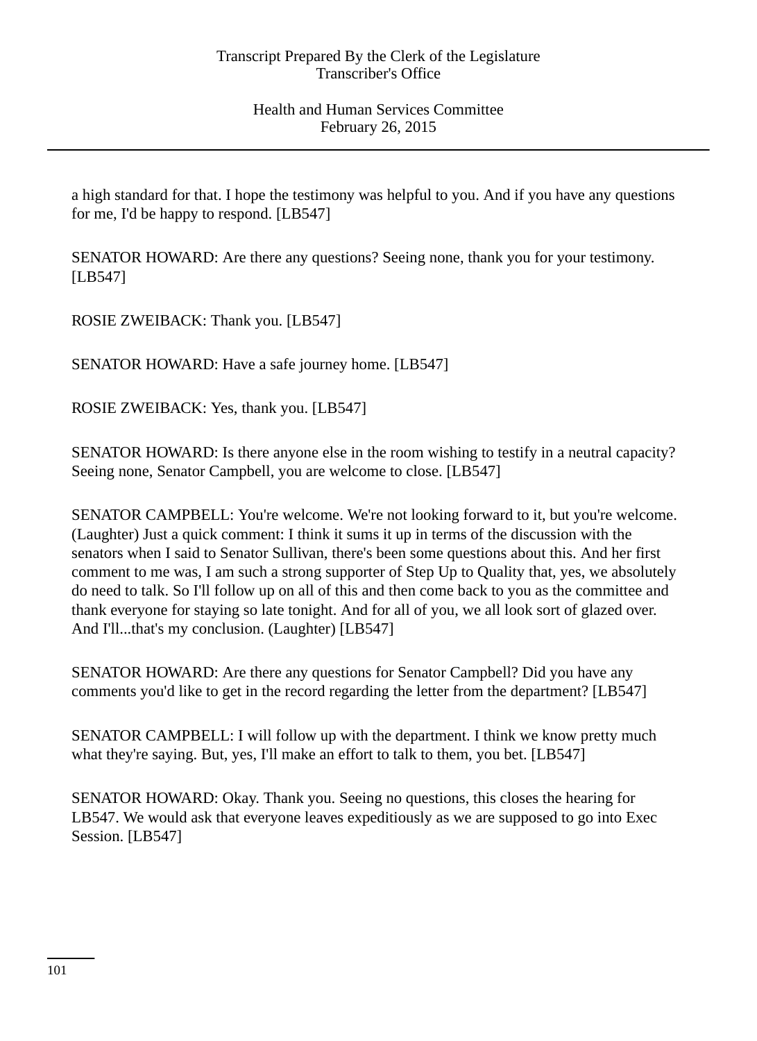a high standard for that. I hope the testimony was helpful to you. And if you have any questions for me, I'd be happy to respond. [LB547]

SENATOR HOWARD: Are there any questions? Seeing none, thank you for your testimony. [LB547]

ROSIE ZWEIBACK: Thank you. [LB547]

SENATOR HOWARD: Have a safe journey home. [LB547]

ROSIE ZWEIBACK: Yes, thank you. [LB547]

SENATOR HOWARD: Is there anyone else in the room wishing to testify in a neutral capacity? Seeing none, Senator Campbell, you are welcome to close. [LB547]

SENATOR CAMPBELL: You're welcome. We're not looking forward to it, but you're welcome. (Laughter) Just a quick comment: I think it sums it up in terms of the discussion with the senators when I said to Senator Sullivan, there's been some questions about this. And her first comment to me was, I am such a strong supporter of Step Up to Quality that, yes, we absolutely do need to talk. So I'll follow up on all of this and then come back to you as the committee and thank everyone for staying so late tonight. And for all of you, we all look sort of glazed over. And I'll...that's my conclusion. (Laughter) [LB547]

SENATOR HOWARD: Are there any questions for Senator Campbell? Did you have any comments you'd like to get in the record regarding the letter from the department? [LB547]

SENATOR CAMPBELL: I will follow up with the department. I think we know pretty much what they're saying. But, yes, I'll make an effort to talk to them, you bet. [LB547]

SENATOR HOWARD: Okay. Thank you. Seeing no questions, this closes the hearing for LB547. We would ask that everyone leaves expeditiously as we are supposed to go into Exec Session. [LB547]